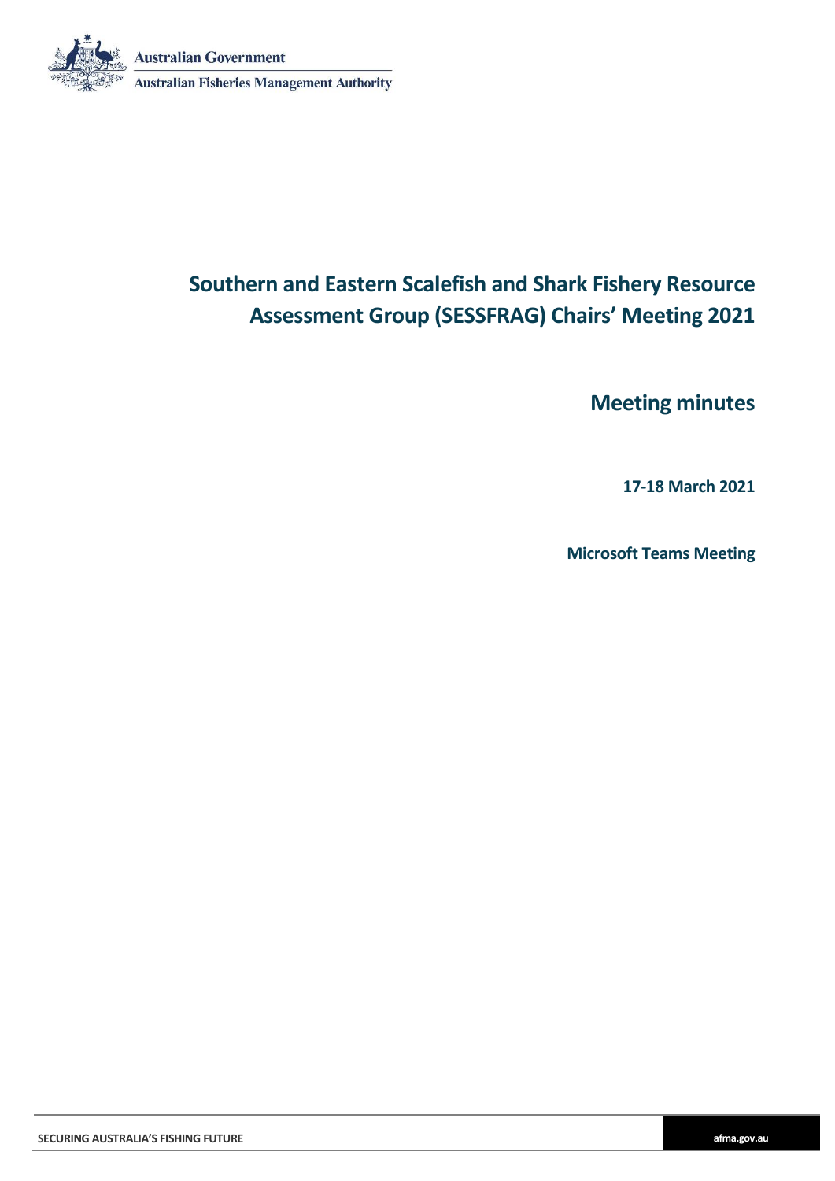Australian Government

Australian Fisheries Management Authority

# Southern and Eastern Scalefish and Shark Fishery Resource Assessment Group (SESSFRAG) Chairs' Meeting 2021

## Meeting minutes

**17-18 March 2021**

**Microsoft Teams Meeting**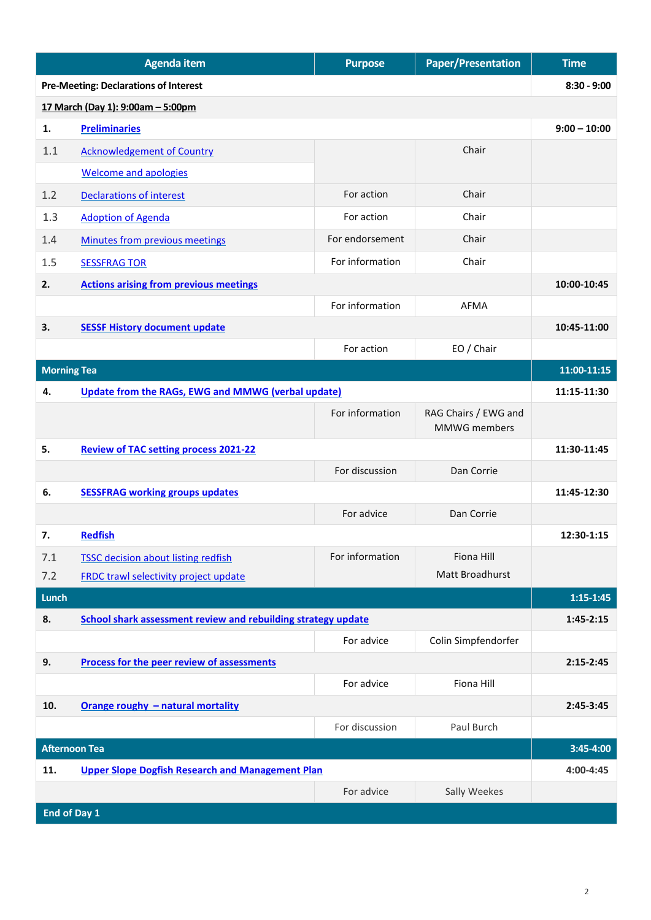| Agenda item | | Purpose | Paper/Presentation | Time |
|---|---|---|---|---|
| **Pre-Meeting: Declarations of Interest** | | | | **8:30 - 9:00** |
| **17 March (Day 1): 9:00am – 5:00pm** | | | | |
| **1.** | **Preliminaries** | | | **9:00 – 10:00** |
| 1.1 | Acknowledgement of Country | | Chair | |
| | Welcome and apologies | | | |
| 1.2 | Declarations of interest | For action | Chair | |
| 1.3 | Adoption of Agenda | For action | Chair | |
| 1.4 | Minutes from previous meetings | For endorsement | Chair | |
| 1.5 | SESSFRAG TOR | For information | Chair | |
| **2.** | **Actions arising from previous meetings** | | | **10:00-10:45** |
| | | For information | AFMA | |
| **3.** | **SESSF History document update** | | | **10:45-11:00** |
| | | For action | EO / Chair | |
| **Morning Tea** | | | | **11:00-11:15** |
| **4.** | **Update from the RAGs, EWG and MMWG (verbal update)** | | | **11:15-11:30** |
| | | For information | RAG Chairs / EWG and MMWG members | |
| **5.** | **Review of TAC setting process 2021-22** | | | **11:30-11:45** |
| | | For discussion | Dan Corrie | |
| **6.** | **SESSFRAG working groups updates** | | | **11:45-12:30** |
| | | For advice | Dan Corrie | |
| **7.** | **Redfish** | | | **12:30-1:15** |
| 7.1 | TSSC decision about listing redfish | For information | Fiona Hill | |
| 7.2 | FRDC trawl selectivity project update | | Matt Broadhurst | |
| **Lunch** | | | | **1:15-1:45** |
| **8.** | **School shark assessment review and rebuilding strategy update** | | | **1:45-2:15** |
| | | For advice | Colin Simpfendorfer | |
| **9.** | **Process for the peer review of assessments** | | | **2:15-2:45** |
| | | For advice | Fiona Hill | |
| **10.** | **Orange roughy – natural mortality** | | | **2:45-3:45** |
| | | For discussion | Paul Burch | |
| **Afternoon Tea** | | | | **3:45-4:00** |
| **11.** | **Upper Slope Dogfish Research and Management Plan** | | | **4:00-4:45** |
| | | For advice | Sally Weekes | |
| **End of Day 1** | | | | |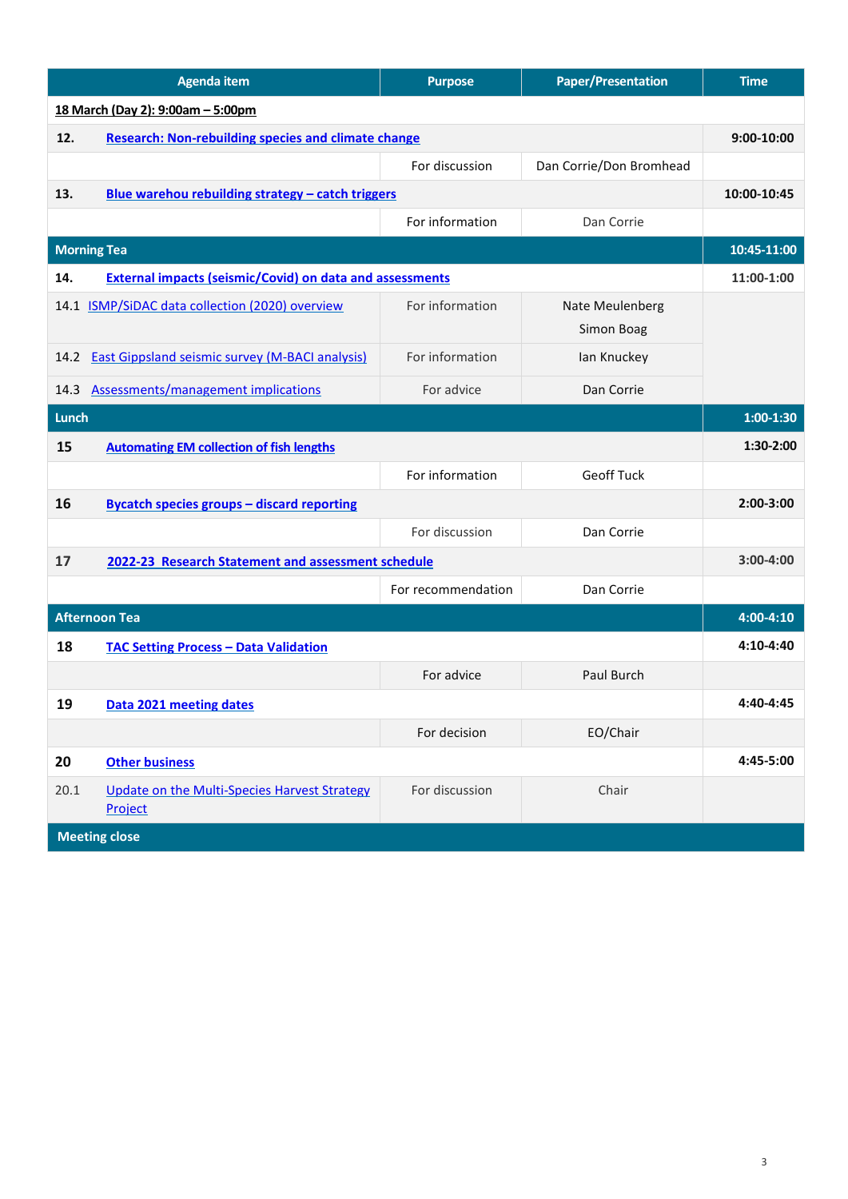| Agenda item | Purpose | Paper/Presentation | Time |
|---|---|---|---|
| **18 March (Day 2): 9:00am – 5:00pm** | | | |
| **12. Research: Non-rebuilding species and climate change** | | | **9:00-10:00** |
| | For discussion | Dan Corrie/Don Bromhead | |
| **13. Blue warehou rebuilding strategy – catch triggers** | | | **10:00-10:45** |
| | For information | Dan Corrie | |
| **Morning Tea** | | | **10:45-11:00** |
| **14. External impacts (seismic/Covid) on data and assessments** | | | **11:00-1:00** |
| 14.1 ISMP/SiDAC data collection (2020) overview | For information | Nate Meulenberg<br>Simon Boag | |
| 14.2 East Gippsland seismic survey (M-BACI analysis) | For information | Ian Knuckey | |
| 14.3 Assessments/management implications | For advice | Dan Corrie | |
| **Lunch** | | | **1:00-1:30** |
| **15 Automating EM collection of fish lengths** | | | **1:30-2:00** |
| | For information | Geoff Tuck | |
| **16 Bycatch species groups – discard reporting** | | | **2:00-3:00** |
| | For discussion | Dan Corrie | |
| **17 2022-23 Research Statement and assessment schedule** | | | **3:00-4:00** |
| | For recommendation | Dan Corrie | |
| **Afternoon Tea** | | | **4:00-4:10** |
| **18 TAC Setting Process – Data Validation** | | | **4:10-4:40** |
| | For advice | Paul Burch | |
| **19 Data 2021 meeting dates** | | | **4:40-4:45** |
| | For decision | EO/Chair | |
| **20 Other business** | | | **4:45-5:00** |
| 20.1 Update on the Multi-Species Harvest Strategy Project | For discussion | Chair | |
| **Meeting close** | | | |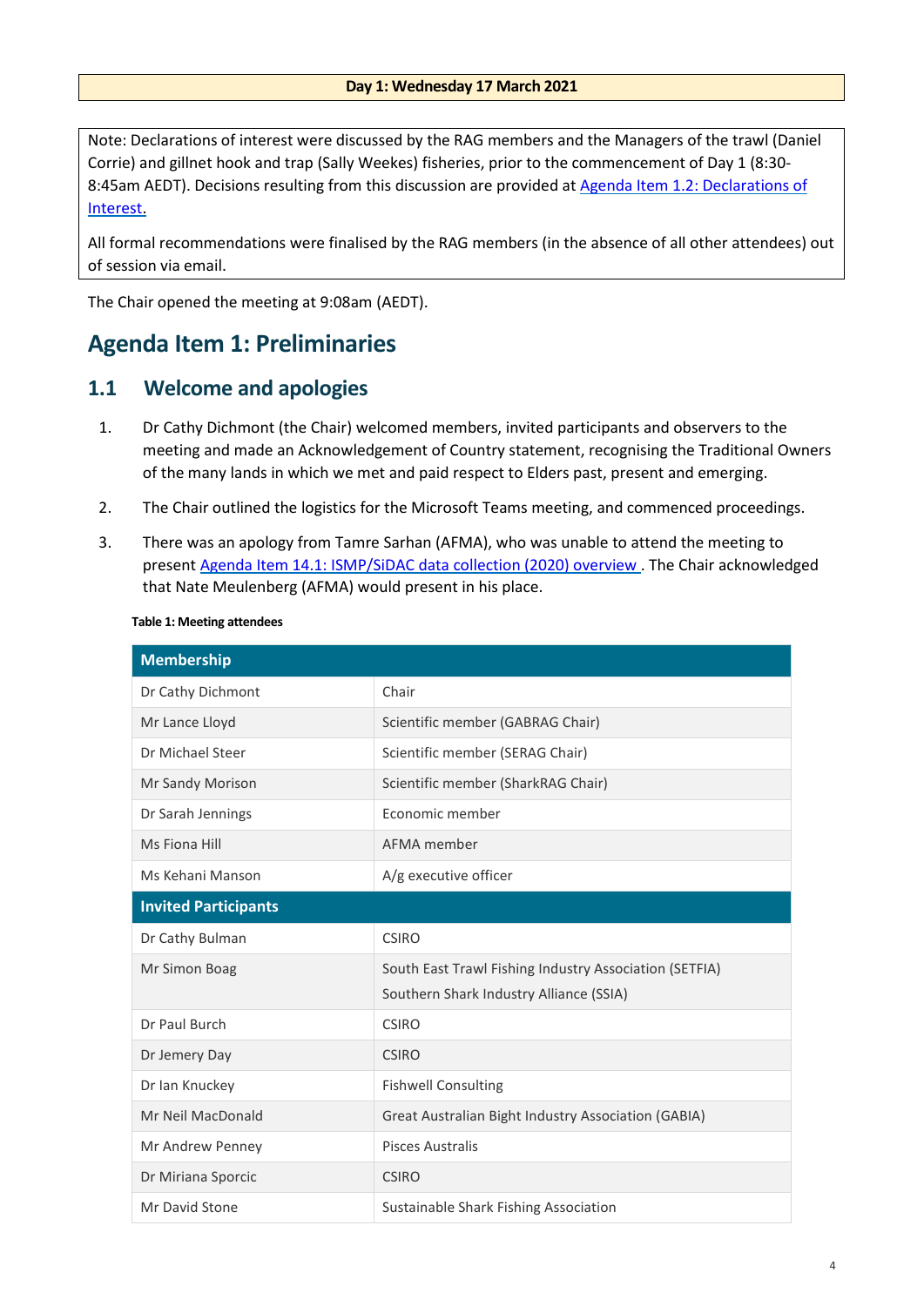**Day 1: Wednesday 17 March 2021**

Note: Declarations of interest were discussed by the RAG members and the Managers of the trawl (Daniel Corrie) and gillnet hook and trap (Sally Weekes) fisheries, prior to the commencement of Day 1 (8:30-8:45am AEDT). Decisions resulting from this discussion are provided at Agenda Item 1.2: Declarations of Interest.

All formal recommendations were finalised by the RAG members (in the absence of all other attendees) out of session via email.

The Chair opened the meeting at 9:08am (AEDT).

# Agenda Item 1: Preliminaries

## 1.1 Welcome and apologies

1. Dr Cathy Dichmont (the Chair) welcomed members, invited participants and observers to the meeting and made an Acknowledgement of Country statement, recognising the Traditional Owners of the many lands in which we met and paid respect to Elders past, present and emerging.
2. The Chair outlined the logistics for the Microsoft Teams meeting, and commenced proceedings.
3. There was an apology from Tamre Sarhan (AFMA), who was unable to attend the meeting to present Agenda Item 14.1: ISMP/SiDAC data collection (2020) overview. The Chair acknowledged that Nate Meulenberg (AFMA) would present in his place.

**Table 1: Meeting attendees**

| **Membership** | |
|---|---|
| Dr Cathy Dichmont | Chair |
| Mr Lance Lloyd | Scientific member (GABRAG Chair) |
| Dr Michael Steer | Scientific member (SERAG Chair) |
| Mr Sandy Morison | Scientific member (SharkRAG Chair) |
| Dr Sarah Jennings | Economic member |
| Ms Fiona Hill | AFMA member |
| Ms Kehani Manson | A/g executive officer |
| **Invited Participants** | |
| Dr Cathy Bulman | CSIRO |
| Mr Simon Boag | South East Trawl Fishing Industry Association (SETFIA)<br>Southern Shark Industry Alliance (SSIA) |
| Dr Paul Burch | CSIRO |
| Dr Jemery Day | CSIRO |
| Dr Ian Knuckey | Fishwell Consulting |
| Mr Neil MacDonald | Great Australian Bight Industry Association (GABIA) |
| Mr Andrew Penney | Pisces Australis |
| Dr Miriana Sporcic | CSIRO |
| Mr David Stone | Sustainable Shark Fishing Association |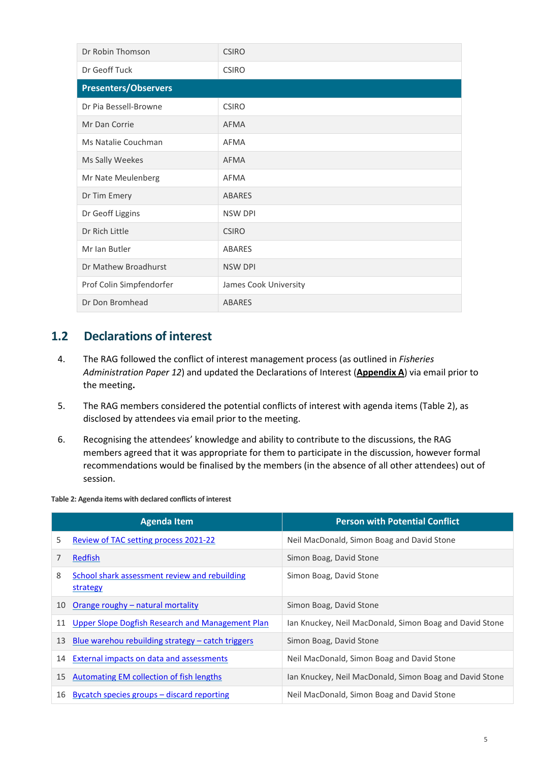| | |
|---|---|
| Dr Robin Thomson | CSIRO |
| Dr Geoff Tuck | CSIRO |
| **Presenters/Observers** | |
| Dr Pia Bessell-Browne | CSIRO |
| Mr Dan Corrie | AFMA |
| Ms Natalie Couchman | AFMA |
| Ms Sally Weekes | AFMA |
| Mr Nate Meulenberg | AFMA |
| Dr Tim Emery | ABARES |
| Dr Geoff Liggins | NSW DPI |
| Dr Rich Little | CSIRO |
| Mr Ian Butler | ABARES |
| Dr Mathew Broadhurst | NSW DPI |
| Prof Colin Simpfendorfer | James Cook University |
| Dr Don Bromhead | ABARES |

## 1.2 Declarations of interest

4. The RAG followed the conflict of interest management process (as outlined in *Fisheries Administration Paper 12*) and updated the Declarations of Interest (**Appendix A**) via email prior to the meeting**.**

5. The RAG members considered the potential conflicts of interest with agenda items (Table 2), as disclosed by attendees via email prior to the meeting.

6. Recognising the attendees' knowledge and ability to contribute to the discussions, the RAG members agreed that it was appropriate for them to participate in the discussion, however formal recommendations would be finalised by the members (in the absence of all other attendees) out of session.

**Table 2: Agenda items with declared conflicts of interest**

| Agenda Item | | Person with Potential Conflict |
|---|---|---|
| 5 | Review of TAC setting process 2021-22 | Neil MacDonald, Simon Boag and David Stone |
| 7 | Redfish | Simon Boag, David Stone |
| 8 | School shark assessment review and rebuilding strategy | Simon Boag, David Stone |
| 10 | Orange roughy – natural mortality | Simon Boag, David Stone |
| 11 | Upper Slope Dogfish Research and Management Plan | Ian Knuckey, Neil MacDonald, Simon Boag and David Stone |
| 13 | Blue warehou rebuilding strategy – catch triggers | Simon Boag, David Stone |
| 14 | External impacts on data and assessments | Neil MacDonald, Simon Boag and David Stone |
| 15 | Automating EM collection of fish lengths | Ian Knuckey, Neil MacDonald, Simon Boag and David Stone |
| 16 | Bycatch species groups – discard reporting | Neil MacDonald, Simon Boag and David Stone |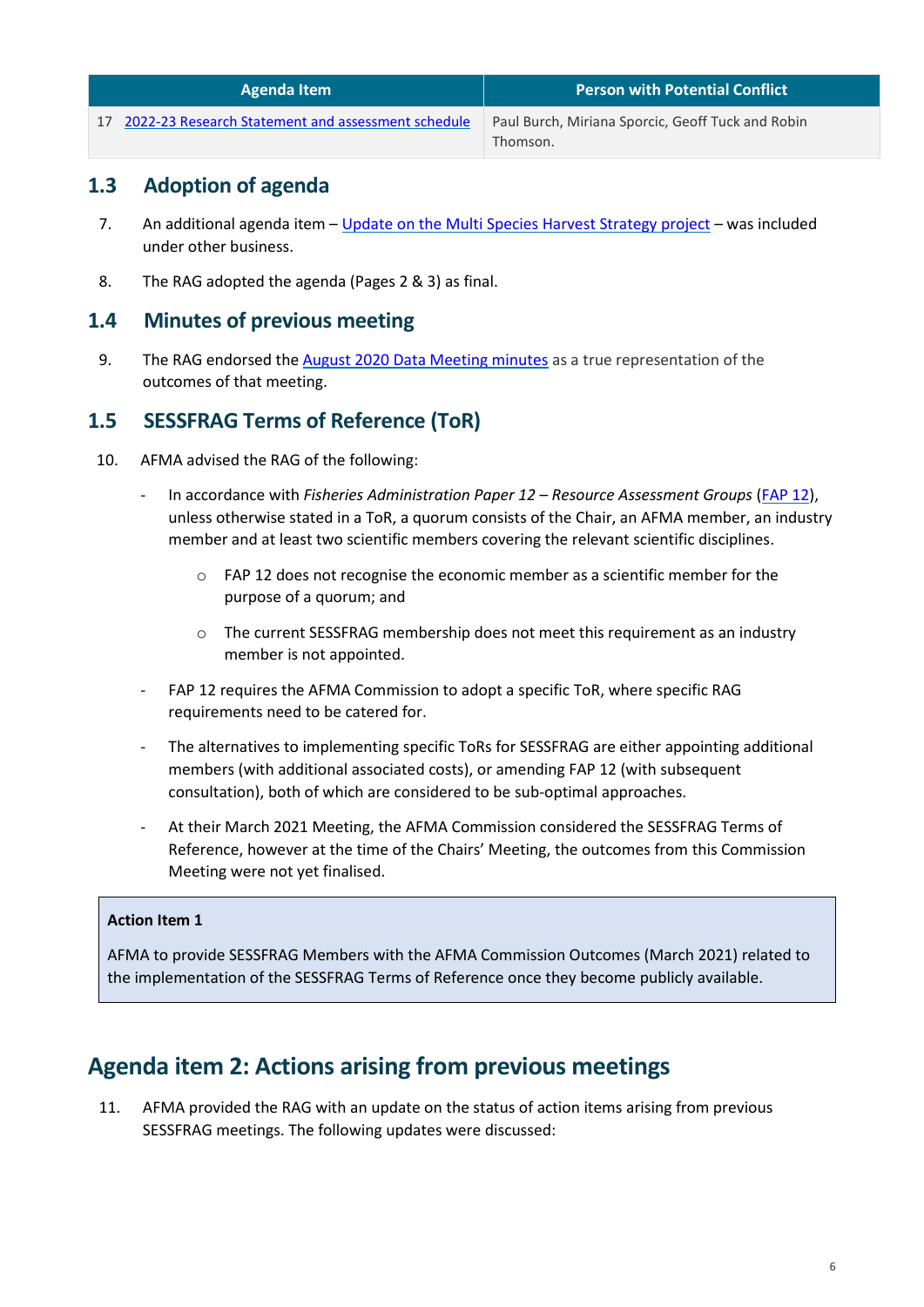| Agenda Item | Person with Potential Conflict |
|---|---|
| 17 2022-23 Research Statement and assessment schedule | Paul Burch, Miriana Sporcic, Geoff Tuck and Robin Thomson. |

## 1.3 Adoption of agenda

7. An additional agenda item – Update on the Multi Species Harvest Strategy project – was included under other business.

8. The RAG adopted the agenda (Pages 2 & 3) as final.

## 1.4 Minutes of previous meeting

9. The RAG endorsed the August 2020 Data Meeting minutes as a true representation of the outcomes of that meeting.

## 1.5 SESSFRAG Terms of Reference (ToR)

10. AFMA advised the RAG of the following:

    - In accordance with *Fisheries Administration Paper 12 – Resource Assessment Groups* (FAP 12), unless otherwise stated in a ToR, a quorum consists of the Chair, an AFMA member, an industry member and at least two scientific members covering the relevant scientific disciplines.
        - FAP 12 does not recognise the economic member as a scientific member for the purpose of a quorum; and
        - The current SESSFRAG membership does not meet this requirement as an industry member is not appointed.
    - FAP 12 requires the AFMA Commission to adopt a specific ToR, where specific RAG requirements need to be catered for.
    - The alternatives to implementing specific ToRs for SESSFRAG are either appointing additional members (with additional associated costs), or amending FAP 12 (with subsequent consultation), both of which are considered to be sub-optimal approaches.
    - At their March 2021 Meeting, the AFMA Commission considered the SESSFRAG Terms of Reference, however at the time of the Chairs' Meeting, the outcomes from this Commission Meeting were not yet finalised.

**Action Item 1**

AFMA to provide SESSFRAG Members with the AFMA Commission Outcomes (March 2021) related to the implementation of the SESSFRAG Terms of Reference once they become publicly available.

# Agenda item 2: Actions arising from previous meetings

11. AFMA provided the RAG with an update on the status of action items arising from previous SESSFRAG meetings. The following updates were discussed: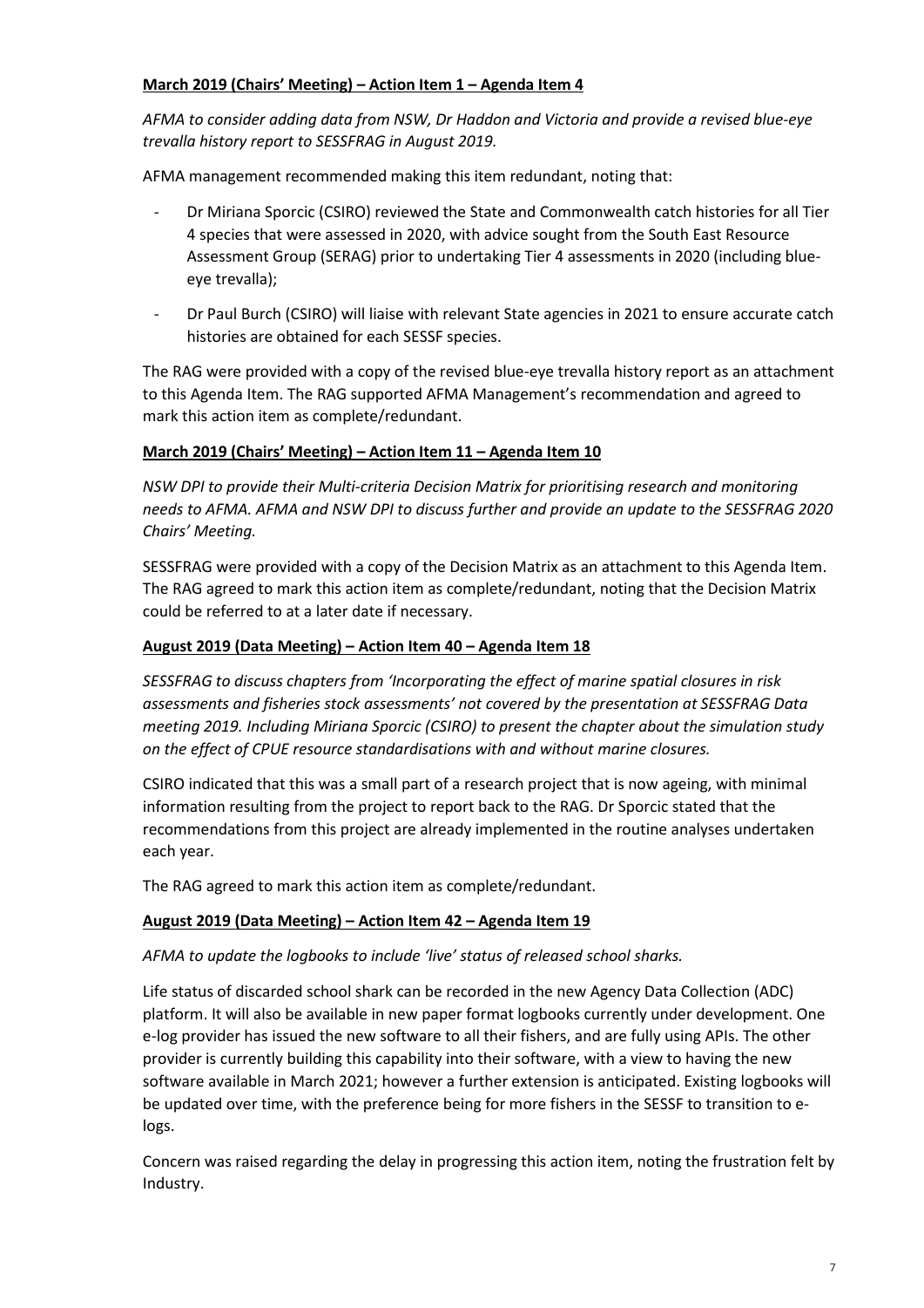**March 2019 (Chairs' Meeting) – Action Item 1 – Agenda Item 4**

*AFMA to consider adding data from NSW, Dr Haddon and Victoria and provide a revised blue-eye trevalla history report to SESSFRAG in August 2019.*

AFMA management recommended making this item redundant, noting that:

- Dr Miriana Sporcic (CSIRO) reviewed the State and Commonwealth catch histories for all Tier 4 species that were assessed in 2020, with advice sought from the South East Resource Assessment Group (SERAG) prior to undertaking Tier 4 assessments in 2020 (including blue-eye trevalla);
- Dr Paul Burch (CSIRO) will liaise with relevant State agencies in 2021 to ensure accurate catch histories are obtained for each SESSF species.

The RAG were provided with a copy of the revised blue-eye trevalla history report as an attachment to this Agenda Item. The RAG supported AFMA Management's recommendation and agreed to mark this action item as complete/redundant.

**March 2019 (Chairs' Meeting) – Action Item 11 – Agenda Item 10**

*NSW DPI to provide their Multi-criteria Decision Matrix for prioritising research and monitoring needs to AFMA. AFMA and NSW DPI to discuss further and provide an update to the SESSFRAG 2020 Chairs' Meeting.*

SESSFRAG were provided with a copy of the Decision Matrix as an attachment to this Agenda Item. The RAG agreed to mark this action item as complete/redundant, noting that the Decision Matrix could be referred to at a later date if necessary.

**August 2019 (Data Meeting) – Action Item 40 – Agenda Item 18**

*SESSFRAG to discuss chapters from 'Incorporating the effect of marine spatial closures in risk assessments and fisheries stock assessments' not covered by the presentation at SESSFRAG Data meeting 2019. Including Miriana Sporcic (CSIRO) to present the chapter about the simulation study on the effect of CPUE resource standardisations with and without marine closures.*

CSIRO indicated that this was a small part of a research project that is now ageing, with minimal information resulting from the project to report back to the RAG. Dr Sporcic stated that the recommendations from this project are already implemented in the routine analyses undertaken each year.

The RAG agreed to mark this action item as complete/redundant.

**August 2019 (Data Meeting) – Action Item 42 – Agenda Item 19**

*AFMA to update the logbooks to include 'live' status of released school sharks.*

Life status of discarded school shark can be recorded in the new Agency Data Collection (ADC) platform. It will also be available in new paper format logbooks currently under development. One e-log provider has issued the new software to all their fishers, and are fully using APIs. The other provider is currently building this capability into their software, with a view to having the new software available in March 2021; however a further extension is anticipated. Existing logbooks will be updated over time, with the preference being for more fishers in the SESSF to transition to e-logs.

Concern was raised regarding the delay in progressing this action item, noting the frustration felt by Industry.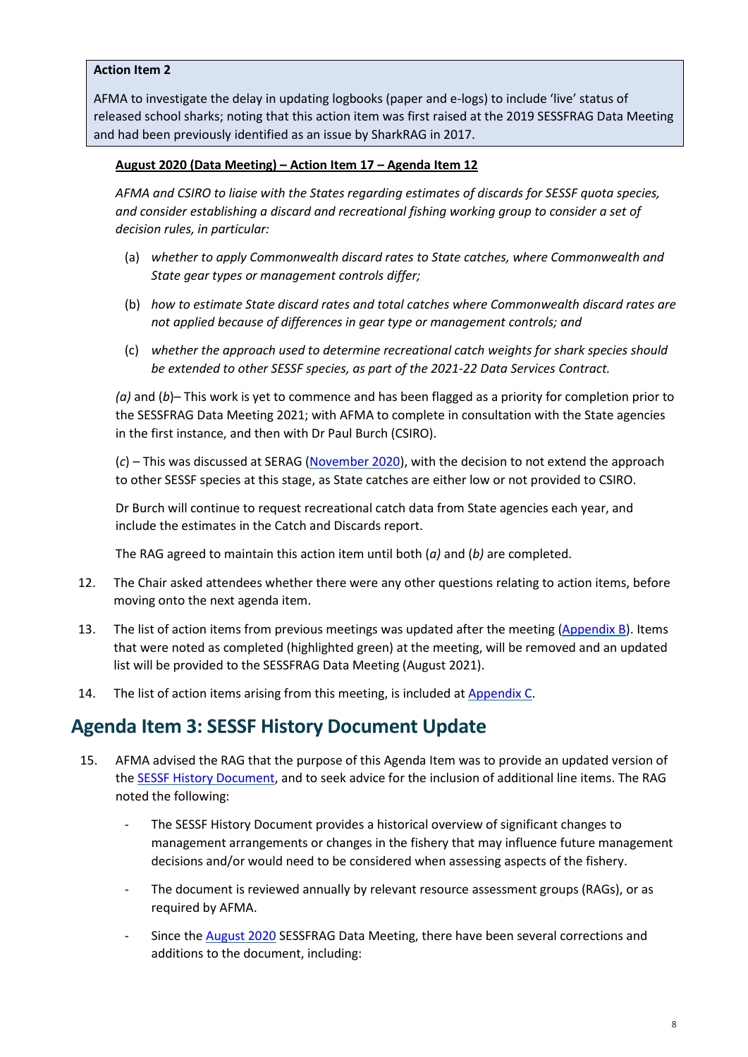> **Action Item 2**
>
> AFMA to investigate the delay in updating logbooks (paper and e-logs) to include 'live' status of released school sharks; noting that this action item was first raised at the 2019 SESSFRAG Data Meeting and had been previously identified as an issue by SharkRAG in 2017.

<u>**August 2020 (Data Meeting) – Action Item 17 – Agenda Item 12**</u>

*AFMA and CSIRO to liaise with the States regarding estimates of discards for SESSF quota species, and consider establishing a discard and recreational fishing working group to consider a set of decision rules, in particular:*

(a) *whether to apply Commonwealth discard rates to State catches, where Commonwealth and State gear types or management controls differ;*

(b) *how to estimate State discard rates and total catches where Commonwealth discard rates are not applied because of differences in gear type or management controls; and*

(c) *whether the approach used to determine recreational catch weights for shark species should be extended to other SESSF species, as part of the 2021-22 Data Services Contract.*

*(a)* and (*b*)– This work is yet to commence and has been flagged as a priority for completion prior to the SESSFRAG Data Meeting 2021; with AFMA to complete in consultation with the State agencies in the first instance, and then with Dr Paul Burch (CSIRO).

(*c*) – This was discussed at SERAG (November 2020), with the decision to not extend the approach to other SESSF species at this stage, as State catches are either low or not provided to CSIRO.

Dr Burch will continue to request recreational catch data from State agencies each year, and include the estimates in the Catch and Discards report.

The RAG agreed to maintain this action item until both (*a)* and (*b)* are completed.

12. The Chair asked attendees whether there were any other questions relating to action items, before moving onto the next agenda item.

13. The list of action items from previous meetings was updated after the meeting (Appendix B). Items that were noted as completed (highlighted green) at the meeting, will be removed and an updated list will be provided to the SESSFRAG Data Meeting (August 2021).

14. The list of action items arising from this meeting, is included at Appendix C.

## Agenda Item 3: SESSF History Document Update

15. AFMA advised the RAG that the purpose of this Agenda Item was to provide an updated version of the SESSF History Document, and to seek advice for the inclusion of additional line items. The RAG noted the following:

    - The SESSF History Document provides a historical overview of significant changes to management arrangements or changes in the fishery that may influence future management decisions and/or would need to be considered when assessing aspects of the fishery.
    - The document is reviewed annually by relevant resource assessment groups (RAGs), or as required by AFMA.
    - Since the August 2020 SESSFRAG Data Meeting, there have been several corrections and additions to the document, including: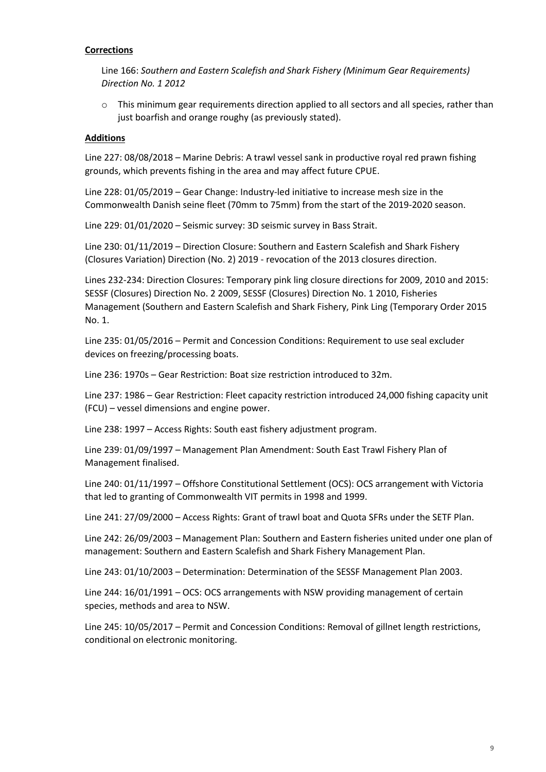**Corrections**

Line 166: *Southern and Eastern Scalefish and Shark Fishery (Minimum Gear Requirements) Direction No. 1 2012*

- This minimum gear requirements direction applied to all sectors and all species, rather than just boarfish and orange roughy (as previously stated).

**Additions**

Line 227: 08/08/2018 – Marine Debris: A trawl vessel sank in productive royal red prawn fishing grounds, which prevents fishing in the area and may affect future CPUE.

Line 228: 01/05/2019 – Gear Change: Industry-led initiative to increase mesh size in the Commonwealth Danish seine fleet (70mm to 75mm) from the start of the 2019-2020 season.

Line 229: 01/01/2020 – Seismic survey: 3D seismic survey in Bass Strait.

Line 230: 01/11/2019 – Direction Closure: Southern and Eastern Scalefish and Shark Fishery (Closures Variation) Direction (No. 2) 2019 - revocation of the 2013 closures direction.

Lines 232-234: Direction Closures: Temporary pink ling closure directions for 2009, 2010 and 2015: SESSF (Closures) Direction No. 2 2009, SESSF (Closures) Direction No. 1 2010, Fisheries Management (Southern and Eastern Scalefish and Shark Fishery, Pink Ling (Temporary Order 2015 No. 1.

Line 235: 01/05/2016 – Permit and Concession Conditions: Requirement to use seal excluder devices on freezing/processing boats.

Line 236: 1970s – Gear Restriction: Boat size restriction introduced to 32m.

Line 237: 1986 – Gear Restriction: Fleet capacity restriction introduced 24,000 fishing capacity unit (FCU) – vessel dimensions and engine power.

Line 238: 1997 – Access Rights: South east fishery adjustment program.

Line 239: 01/09/1997 – Management Plan Amendment: South East Trawl Fishery Plan of Management finalised.

Line 240: 01/11/1997 – Offshore Constitutional Settlement (OCS): OCS arrangement with Victoria that led to granting of Commonwealth VIT permits in 1998 and 1999.

Line 241: 27/09/2000 – Access Rights: Grant of trawl boat and Quota SFRs under the SETF Plan.

Line 242: 26/09/2003 – Management Plan: Southern and Eastern fisheries united under one plan of management: Southern and Eastern Scalefish and Shark Fishery Management Plan.

Line 243: 01/10/2003 – Determination: Determination of the SESSF Management Plan 2003.

Line 244: 16/01/1991 – OCS: OCS arrangements with NSW providing management of certain species, methods and area to NSW.

Line 245: 10/05/2017 – Permit and Concession Conditions: Removal of gillnet length restrictions, conditional on electronic monitoring.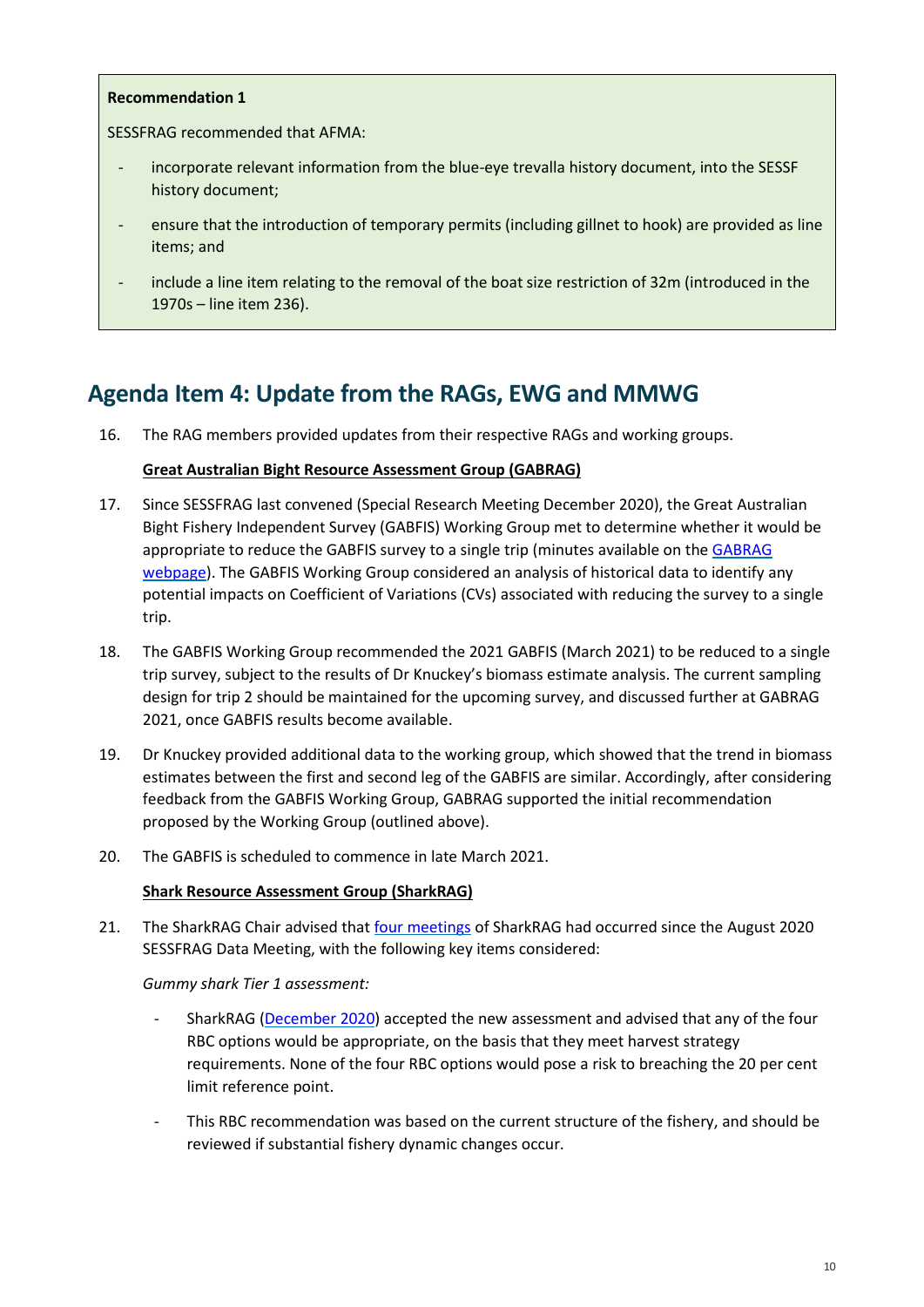**Recommendation 1**

SESSFRAG recommended that AFMA:

- incorporate relevant information from the blue-eye trevalla history document, into the SESSF history document;
- ensure that the introduction of temporary permits (including gillnet to hook) are provided as line items; and
- include a line item relating to the removal of the boat size restriction of 32m (introduced in the 1970s – line item 236).

## Agenda Item 4: Update from the RAGs, EWG and MMWG

16. The RAG members provided updates from their respective RAGs and working groups.

    **Great Australian Bight Resource Assessment Group (GABRAG)**

17. Since SESSFRAG last convened (Special Research Meeting December 2020), the Great Australian Bight Fishery Independent Survey (GABFIS) Working Group met to determine whether it would be appropriate to reduce the GABFIS survey to a single trip (minutes available on the GABRAG webpage). The GABFIS Working Group considered an analysis of historical data to identify any potential impacts on Coefficient of Variations (CVs) associated with reducing the survey to a single trip.

18. The GABFIS Working Group recommended the 2021 GABFIS (March 2021) to be reduced to a single trip survey, subject to the results of Dr Knuckey's biomass estimate analysis. The current sampling design for trip 2 should be maintained for the upcoming survey, and discussed further at GABRAG 2021, once GABFIS results become available.

19. Dr Knuckey provided additional data to the working group, which showed that the trend in biomass estimates between the first and second leg of the GABFIS are similar. Accordingly, after considering feedback from the GABFIS Working Group, GABRAG supported the initial recommendation proposed by the Working Group (outlined above).

20. The GABFIS is scheduled to commence in late March 2021.

    **Shark Resource Assessment Group (SharkRAG)**

21. The SharkRAG Chair advised that four meetings of SharkRAG had occurred since the August 2020 SESSFRAG Data Meeting, with the following key items considered:

    *Gummy shark Tier 1 assessment:*

    - SharkRAG (December 2020) accepted the new assessment and advised that any of the four RBC options would be appropriate, on the basis that they meet harvest strategy requirements. None of the four RBC options would pose a risk to breaching the 20 per cent limit reference point.
    - This RBC recommendation was based on the current structure of the fishery, and should be reviewed if substantial fishery dynamic changes occur.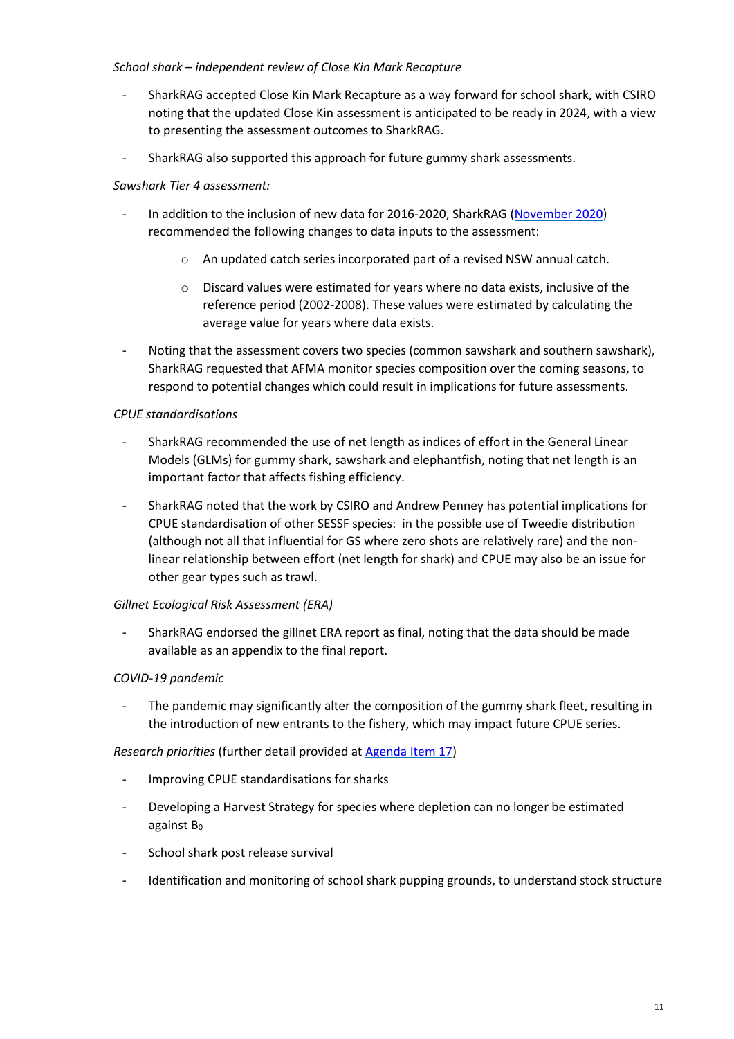*School shark – independent review of Close Kin Mark Recapture*

- SharkRAG accepted Close Kin Mark Recapture as a way forward for school shark, with CSIRO noting that the updated Close Kin assessment is anticipated to be ready in 2024, with a view to presenting the assessment outcomes to SharkRAG.
- SharkRAG also supported this approach for future gummy shark assessments.

*Sawshark Tier 4 assessment:*

- In addition to the inclusion of new data for 2016-2020, SharkRAG (November 2020) recommended the following changes to data inputs to the assessment:
  - An updated catch series incorporated part of a revised NSW annual catch.
  - Discard values were estimated for years where no data exists, inclusive of the reference period (2002-2008). These values were estimated by calculating the average value for years where data exists.
- Noting that the assessment covers two species (common sawshark and southern sawshark), SharkRAG requested that AFMA monitor species composition over the coming seasons, to respond to potential changes which could result in implications for future assessments.

*CPUE standardisations*

- SharkRAG recommended the use of net length as indices of effort in the General Linear Models (GLMs) for gummy shark, sawshark and elephantfish, noting that net length is an important factor that affects fishing efficiency.
- SharkRAG noted that the work by CSIRO and Andrew Penney has potential implications for CPUE standardisation of other SESSF species: in the possible use of Tweedie distribution (although not all that influential for GS where zero shots are relatively rare) and the non-linear relationship between effort (net length for shark) and CPUE may also be an issue for other gear types such as trawl.

*Gillnet Ecological Risk Assessment (ERA)*

- SharkRAG endorsed the gillnet ERA report as final, noting that the data should be made available as an appendix to the final report.

*COVID-19 pandemic*

- The pandemic may significantly alter the composition of the gummy shark fleet, resulting in the introduction of new entrants to the fishery, which may impact future CPUE series.

*Research priorities* (further detail provided at Agenda Item 17)

- Improving CPUE standardisations for sharks
- Developing a Harvest Strategy for species where depletion can no longer be estimated against $B_0$
- School shark post release survival
- Identification and monitoring of school shark pupping grounds, to understand stock structure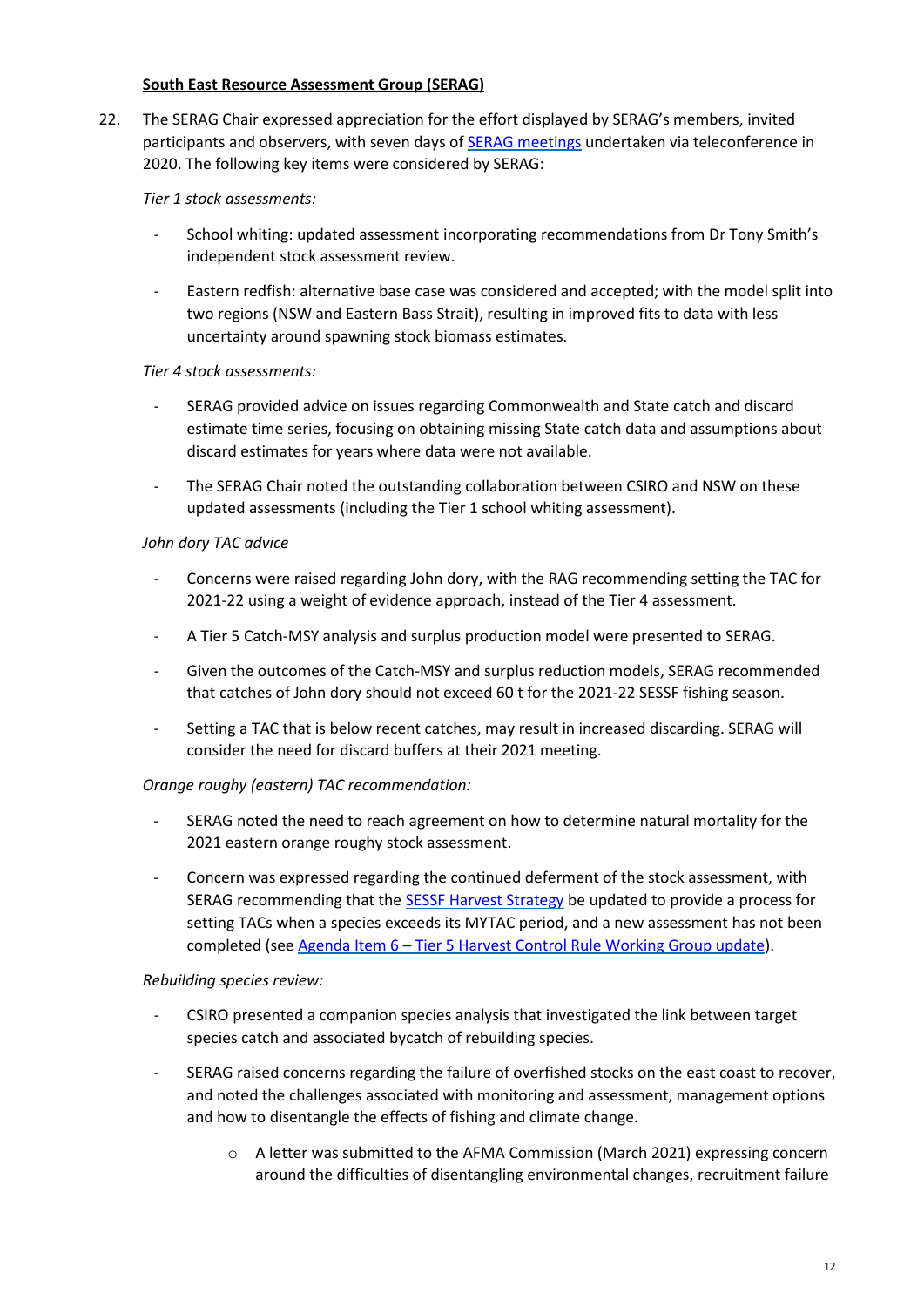**South East Resource Assessment Group (SERAG)**

22. The SERAG Chair expressed appreciation for the effort displayed by SERAG's members, invited participants and observers, with seven days of SERAG meetings undertaken via teleconference in 2020. The following key items were considered by SERAG:

*Tier 1 stock assessments:*

- School whiting: updated assessment incorporating recommendations from Dr Tony Smith's independent stock assessment review.
- Eastern redfish: alternative base case was considered and accepted; with the model split into two regions (NSW and Eastern Bass Strait), resulting in improved fits to data with less uncertainty around spawning stock biomass estimates.

*Tier 4 stock assessments:*

- SERAG provided advice on issues regarding Commonwealth and State catch and discard estimate time series, focusing on obtaining missing State catch data and assumptions about discard estimates for years where data were not available.
- The SERAG Chair noted the outstanding collaboration between CSIRO and NSW on these updated assessments (including the Tier 1 school whiting assessment).

*John dory TAC advice*

- Concerns were raised regarding John dory, with the RAG recommending setting the TAC for 2021-22 using a weight of evidence approach, instead of the Tier 4 assessment.
- A Tier 5 Catch-MSY analysis and surplus production model were presented to SERAG.
- Given the outcomes of the Catch-MSY and surplus reduction models, SERAG recommended that catches of John dory should not exceed 60 t for the 2021-22 SESSF fishing season.
- Setting a TAC that is below recent catches, may result in increased discarding. SERAG will consider the need for discard buffers at their 2021 meeting.

*Orange roughy (eastern) TAC recommendation:*

- SERAG noted the need to reach agreement on how to determine natural mortality for the 2021 eastern orange roughy stock assessment.
- Concern was expressed regarding the continued deferment of the stock assessment, with SERAG recommending that the SESSF Harvest Strategy be updated to provide a process for setting TACs when a species exceeds its MYTAC period, and a new assessment has not been completed (see Agenda Item 6 – Tier 5 Harvest Control Rule Working Group update).

*Rebuilding species review:*

- CSIRO presented a companion species analysis that investigated the link between target species catch and associated bycatch of rebuilding species.
- SERAG raised concerns regarding the failure of overfished stocks on the east coast to recover, and noted the challenges associated with monitoring and assessment, management options and how to disentangle the effects of fishing and climate change.
    - A letter was submitted to the AFMA Commission (March 2021) expressing concern around the difficulties of disentangling environmental changes, recruitment failure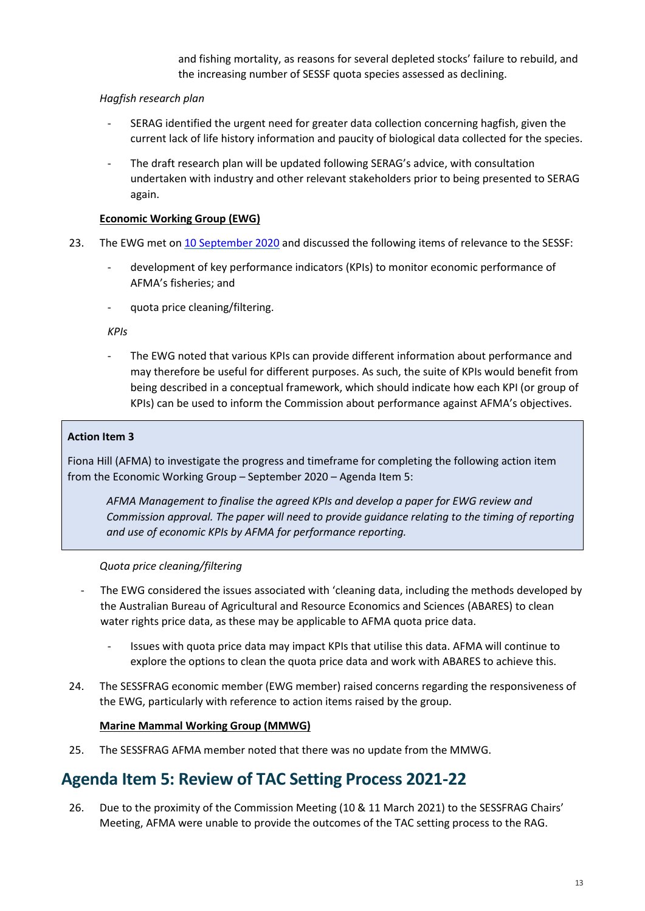and fishing mortality, as reasons for several depleted stocks' failure to rebuild, and the increasing number of SESSF quota species assessed as declining.

*Hagfish research plan*

- SERAG identified the urgent need for greater data collection concerning hagfish, given the current lack of life history information and paucity of biological data collected for the species.
- The draft research plan will be updated following SERAG's advice, with consultation undertaken with industry and other relevant stakeholders prior to being presented to SERAG again.

**Economic Working Group (EWG)**

23. The EWG met on 10 September 2020 and discussed the following items of relevance to the SESSF:
    - development of key performance indicators (KPIs) to monitor economic performance of AFMA's fisheries; and
    - quota price cleaning/filtering.

    *KPIs*

    - The EWG noted that various KPIs can provide different information about performance and may therefore be useful for different purposes. As such, the suite of KPIs would benefit from being described in a conceptual framework, which should indicate how each KPI (or group of KPIs) can be used to inform the Commission about performance against AFMA's objectives.

> **Action Item 3**
>
> Fiona Hill (AFMA) to investigate the progress and timeframe for completing the following action item from the Economic Working Group – September 2020 – Agenda Item 5:
>
> *AFMA Management to finalise the agreed KPIs and develop a paper for EWG review and Commission approval. The paper will need to provide guidance relating to the timing of reporting and use of economic KPIs by AFMA for performance reporting.*

*Quota price cleaning/filtering*

- The EWG considered the issues associated with 'cleaning data, including the methods developed by the Australian Bureau of Agricultural and Resource Economics and Sciences (ABARES) to clean water rights price data, as these may be applicable to AFMA quota price data.
    - Issues with quota price data may impact KPIs that utilise this data. AFMA will continue to explore the options to clean the quota price data and work with ABARES to achieve this.

24. The SESSFRAG economic member (EWG member) raised concerns regarding the responsiveness of the EWG, particularly with reference to action items raised by the group.

**Marine Mammal Working Group (MMWG)**

25. The SESSFRAG AFMA member noted that there was no update from the MMWG.

## Agenda Item 5: Review of TAC Setting Process 2021-22

26. Due to the proximity of the Commission Meeting (10 & 11 March 2021) to the SESSFRAG Chairs' Meeting, AFMA were unable to provide the outcomes of the TAC setting process to the RAG.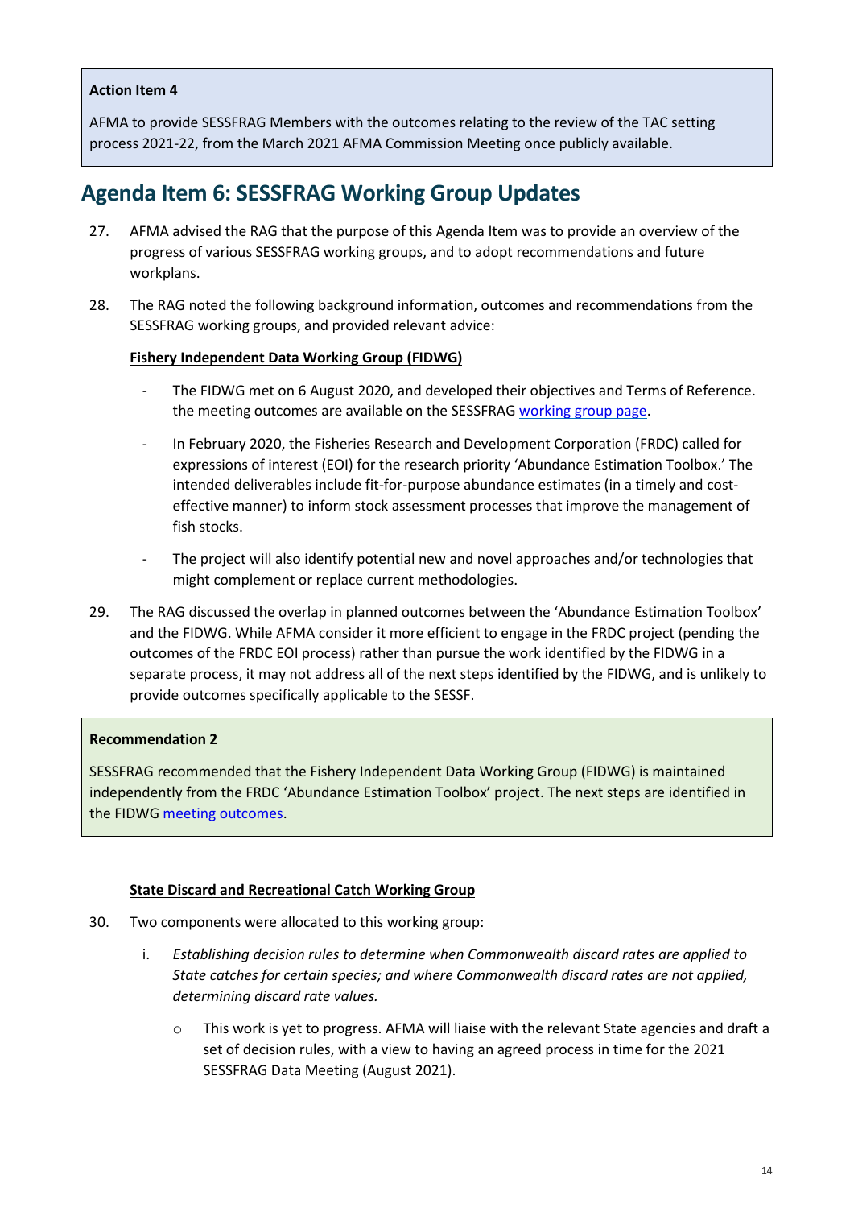**Action Item 4**

AFMA to provide SESSFRAG Members with the outcomes relating to the review of the TAC setting process 2021-22, from the March 2021 AFMA Commission Meeting once publicly available.

## Agenda Item 6: SESSFRAG Working Group Updates

27. AFMA advised the RAG that the purpose of this Agenda Item was to provide an overview of the progress of various SESSFRAG working groups, and to adopt recommendations and future workplans.

28. The RAG noted the following background information, outcomes and recommendations from the SESSFRAG working groups, and provided relevant advice:

    **Fishery Independent Data Working Group (FIDWG)**

    - The FIDWG met on 6 August 2020, and developed their objectives and Terms of Reference. the meeting outcomes are available on the SESSFRAG working group page.
    - In February 2020, the Fisheries Research and Development Corporation (FRDC) called for expressions of interest (EOI) for the research priority 'Abundance Estimation Toolbox.' The intended deliverables include fit-for-purpose abundance estimates (in a timely and cost-effective manner) to inform stock assessment processes that improve the management of fish stocks.
    - The project will also identify potential new and novel approaches and/or technologies that might complement or replace current methodologies.

29. The RAG discussed the overlap in planned outcomes between the 'Abundance Estimation Toolbox' and the FIDWG. While AFMA consider it more efficient to engage in the FRDC project (pending the outcomes of the FRDC EOI process) rather than pursue the work identified by the FIDWG in a separate process, it may not address all of the next steps identified by the FIDWG, and is unlikely to provide outcomes specifically applicable to the SESSF.

**Recommendation 2**

SESSFRAG recommended that the Fishery Independent Data Working Group (FIDWG) is maintained independently from the FRDC 'Abundance Estimation Toolbox' project. The next steps are identified in the FIDWG meeting outcomes.

**State Discard and Recreational Catch Working Group**

30. Two components were allocated to this working group:

    i. *Establishing decision rules to determine when Commonwealth discard rates are applied to State catches for certain species; and where Commonwealth discard rates are not applied, determining discard rate values.*

       - This work is yet to progress. AFMA will liaise with the relevant State agencies and draft a set of decision rules, with a view to having an agreed process in time for the 2021 SESSFRAG Data Meeting (August 2021).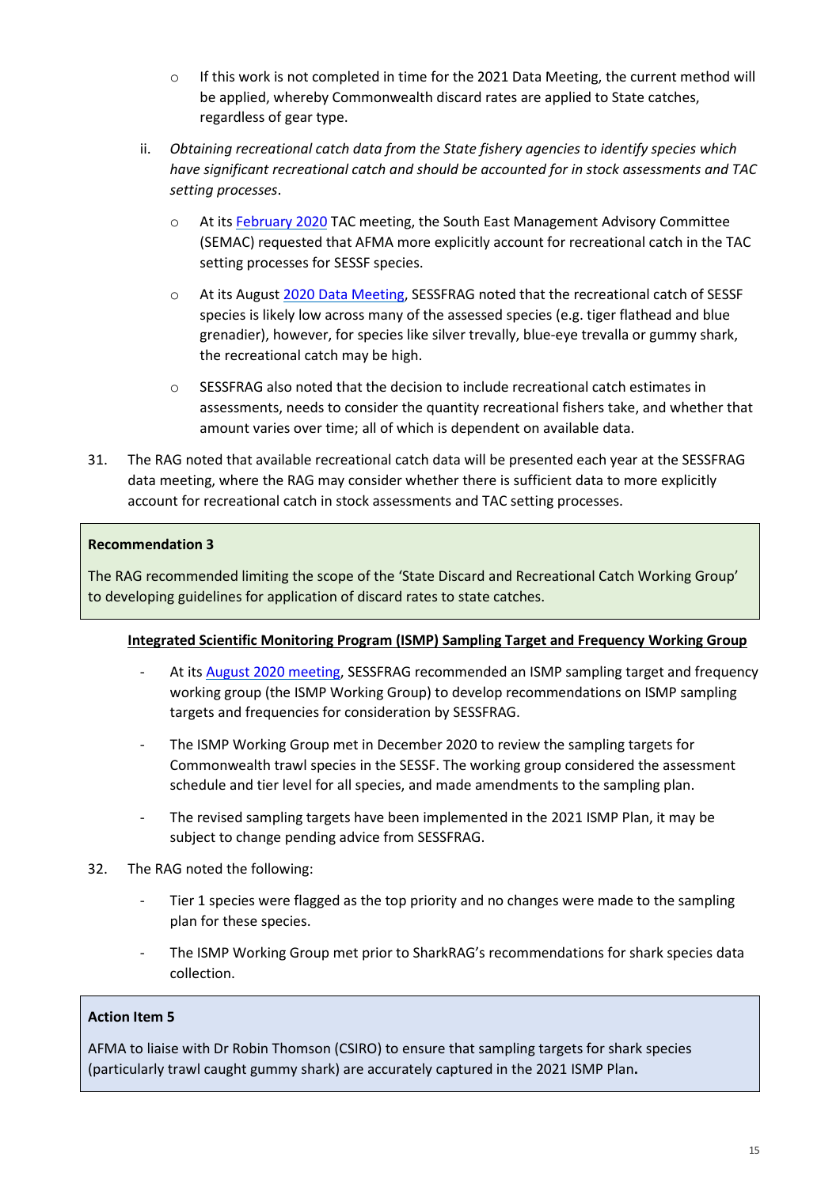- If this work is not completed in time for the 2021 Data Meeting, the current method will be applied, whereby Commonwealth discard rates are applied to State catches, regardless of gear type.

ii. *Obtaining recreational catch data from the State fishery agencies to identify species which have significant recreational catch and should be accounted for in stock assessments and TAC setting processes*.

  - At its February 2020 TAC meeting, the South East Management Advisory Committee (SEMAC) requested that AFMA more explicitly account for recreational catch in the TAC setting processes for SESSF species.
  - At its August 2020 Data Meeting, SESSFRAG noted that the recreational catch of SESSF species is likely low across many of the assessed species (e.g. tiger flathead and blue grenadier), however, for species like silver trevally, blue-eye trevalla or gummy shark, the recreational catch may be high.
  - SESSFRAG also noted that the decision to include recreational catch estimates in assessments, needs to consider the quantity recreational fishers take, and whether that amount varies over time; all of which is dependent on available data.

31. The RAG noted that available recreational catch data will be presented each year at the SESSFRAG data meeting, where the RAG may consider whether there is sufficient data to more explicitly account for recreational catch in stock assessments and TAC setting processes.

**Recommendation 3**

The RAG recommended limiting the scope of the 'State Discard and Recreational Catch Working Group' to developing guidelines for application of discard rates to state catches.

**Integrated Scientific Monitoring Program (ISMP) Sampling Target and Frequency Working Group**

- At its August 2020 meeting, SESSFRAG recommended an ISMP sampling target and frequency working group (the ISMP Working Group) to develop recommendations on ISMP sampling targets and frequencies for consideration by SESSFRAG.
- The ISMP Working Group met in December 2020 to review the sampling targets for Commonwealth trawl species in the SESSF. The working group considered the assessment schedule and tier level for all species, and made amendments to the sampling plan.
- The revised sampling targets have been implemented in the 2021 ISMP Plan, it may be subject to change pending advice from SESSFRAG.

32. The RAG noted the following:

- Tier 1 species were flagged as the top priority and no changes were made to the sampling plan for these species.
- The ISMP Working Group met prior to SharkRAG's recommendations for shark species data collection.

**Action Item 5**

AFMA to liaise with Dr Robin Thomson (CSIRO) to ensure that sampling targets for shark species (particularly trawl caught gummy shark) are accurately captured in the 2021 ISMP Plan**.**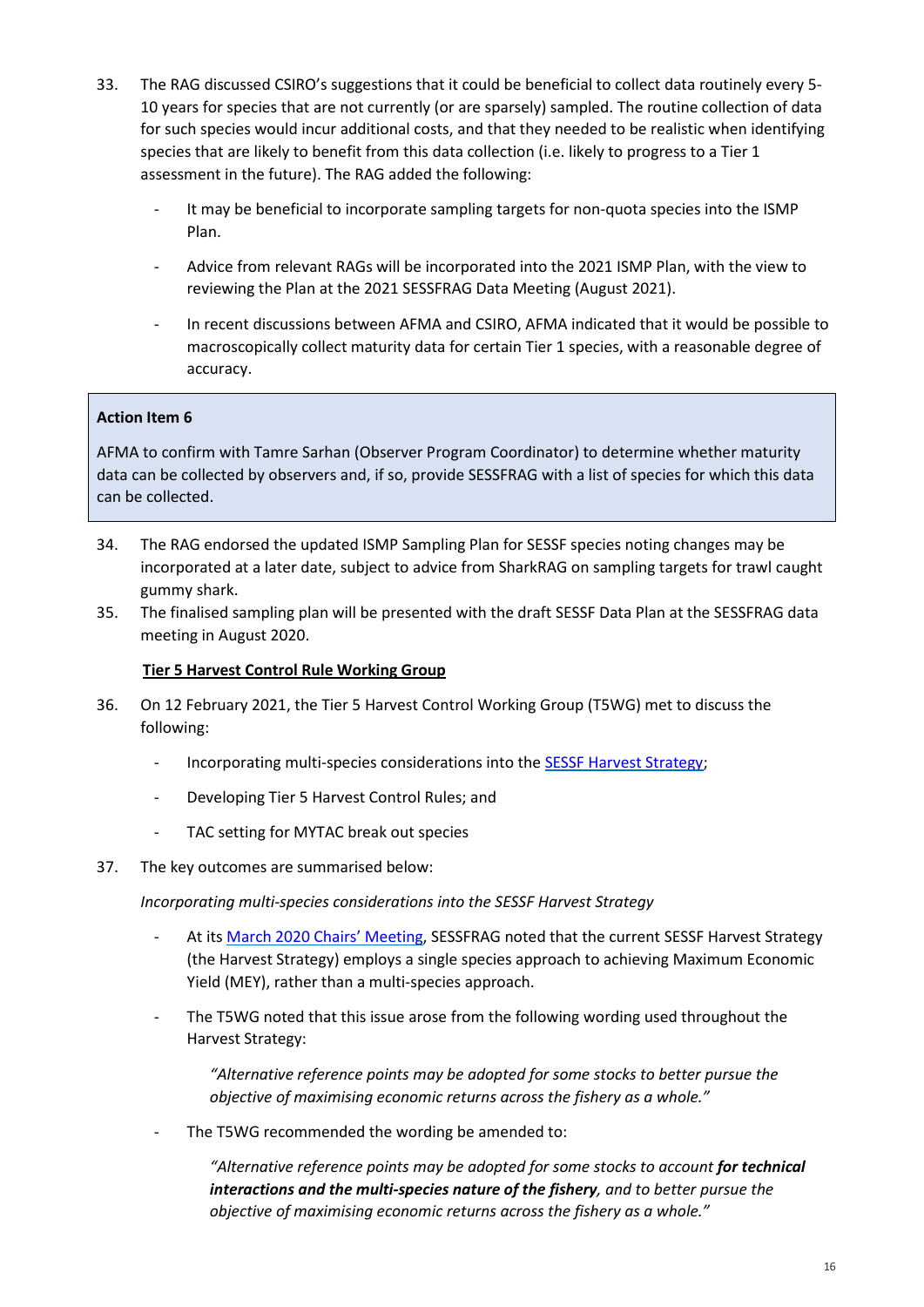33. The RAG discussed CSIRO's suggestions that it could be beneficial to collect data routinely every 5-10 years for species that are not currently (or are sparsely) sampled. The routine collection of data for such species would incur additional costs, and that they needed to be realistic when identifying species that are likely to benefit from this data collection (i.e. likely to progress to a Tier 1 assessment in the future). The RAG added the following:

    - It may be beneficial to incorporate sampling targets for non-quota species into the ISMP Plan.
    - Advice from relevant RAGs will be incorporated into the 2021 ISMP Plan, with the view to reviewing the Plan at the 2021 SESSFRAG Data Meeting (August 2021).
    - In recent discussions between AFMA and CSIRO, AFMA indicated that it would be possible to macroscopically collect maturity data for certain Tier 1 species, with a reasonable degree of accuracy.

> **Action Item 6**
>
> AFMA to confirm with Tamre Sarhan (Observer Program Coordinator) to determine whether maturity data can be collected by observers and, if so, provide SESSFRAG with a list of species for which this data can be collected.

34. The RAG endorsed the updated ISMP Sampling Plan for SESSF species noting changes may be incorporated at a later date, subject to advice from SharkRAG on sampling targets for trawl caught gummy shark.
35. The finalised sampling plan will be presented with the draft SESSF Data Plan at the SESSFRAG data meeting in August 2020.

**<u>Tier 5 Harvest Control Rule Working Group</u>**

36. On 12 February 2021, the Tier 5 Harvest Control Working Group (T5WG) met to discuss the following:

    - Incorporating multi-species considerations into the SESSF Harvest Strategy;
    - Developing Tier 5 Harvest Control Rules; and
    - TAC setting for MYTAC break out species

37. The key outcomes are summarised below:

    *Incorporating multi-species considerations into the SESSF Harvest Strategy*

    - At its March 2020 Chairs' Meeting, SESSFRAG noted that the current SESSF Harvest Strategy (the Harvest Strategy) employs a single species approach to achieving Maximum Economic Yield (MEY), rather than a multi-species approach.
    - The T5WG noted that this issue arose from the following wording used throughout the Harvest Strategy:

        *"Alternative reference points may be adopted for some stocks to better pursue the objective of maximising economic returns across the fishery as a whole."*

    - The T5WG recommended the wording be amended to:

        *"Alternative reference points may be adopted for some stocks to account **for technical interactions and the multi-species nature of the fishery**, and to better pursue the objective of maximising economic returns across the fishery as a whole."*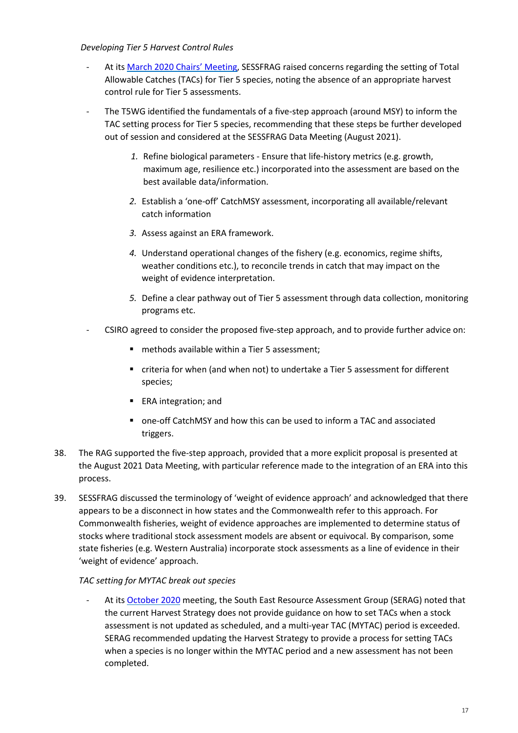*Developing Tier 5 Harvest Control Rules*

- At its March 2020 Chairs' Meeting, SESSFRAG raised concerns regarding the setting of Total Allowable Catches (TACs) for Tier 5 species, noting the absence of an appropriate harvest control rule for Tier 5 assessments.
- The T5WG identified the fundamentals of a five-step approach (around MSY) to inform the TAC setting process for Tier 5 species, recommending that these steps be further developed out of session and considered at the SESSFRAG Data Meeting (August 2021).
    1. Refine biological parameters - Ensure that life-history metrics (e.g. growth, maximum age, resilience etc.) incorporated into the assessment are based on the best available data/information.
    2. Establish a 'one-off' CatchMSY assessment, incorporating all available/relevant catch information
    3. Assess against an ERA framework.
    4. Understand operational changes of the fishery (e.g. economics, regime shifts, weather conditions etc.), to reconcile trends in catch that may impact on the weight of evidence interpretation.
    5. Define a clear pathway out of Tier 5 assessment through data collection, monitoring programs etc.
- CSIRO agreed to consider the proposed five-step approach, and to provide further advice on:
    - methods available within a Tier 5 assessment;
    - criteria for when (and when not) to undertake a Tier 5 assessment for different species;
    - ERA integration; and
    - one-off CatchMSY and how this can be used to inform a TAC and associated triggers.

38. The RAG supported the five-step approach, provided that a more explicit proposal is presented at the August 2021 Data Meeting, with particular reference made to the integration of an ERA into this process.

39. SESSFRAG discussed the terminology of 'weight of evidence approach' and acknowledged that there appears to be a disconnect in how states and the Commonwealth refer to this approach. For Commonwealth fisheries, weight of evidence approaches are implemented to determine status of stocks where traditional stock assessment models are absent or equivocal. By comparison, some state fisheries (e.g. Western Australia) incorporate stock assessments as a line of evidence in their 'weight of evidence' approach.

*TAC setting for MYTAC break out species*

- At its October 2020 meeting, the South East Resource Assessment Group (SERAG) noted that the current Harvest Strategy does not provide guidance on how to set TACs when a stock assessment is not updated as scheduled, and a multi-year TAC (MYTAC) period is exceeded. SERAG recommended updating the Harvest Strategy to provide a process for setting TACs when a species is no longer within the MYTAC period and a new assessment has not been completed.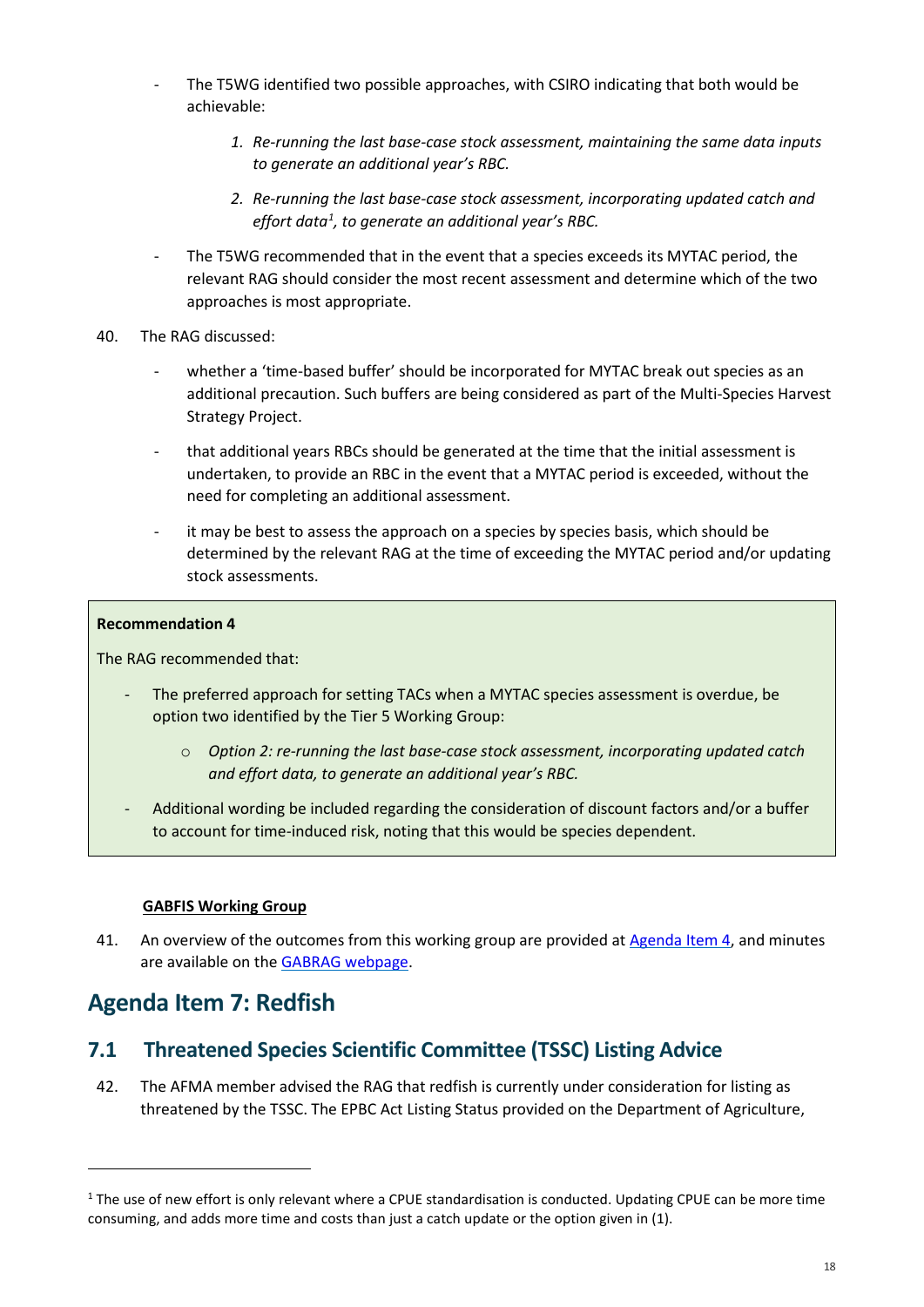- The T5WG identified two possible approaches, with CSIRO indicating that both would be achievable:

    1. *Re-running the last base-case stock assessment, maintaining the same data inputs to generate an additional year's RBC.*

    2. *Re-running the last base-case stock assessment, incorporating updated catch and effort data[1], to generate an additional year's RBC.*

- The T5WG recommended that in the event that a species exceeds its MYTAC period, the relevant RAG should consider the most recent assessment and determine which of the two approaches is most appropriate.

40. The RAG discussed:

    - whether a 'time-based buffer' should be incorporated for MYTAC break out species as an additional precaution. Such buffers are being considered as part of the Multi-Species Harvest Strategy Project.

    - that additional years RBCs should be generated at the time that the initial assessment is undertaken, to provide an RBC in the event that a MYTAC period is exceeded, without the need for completing an additional assessment.

    - it may be best to assess the approach on a species by species basis, which should be determined by the relevant RAG at the time of exceeding the MYTAC period and/or updating stock assessments.

**Recommendation 4**

The RAG recommended that:

- The preferred approach for setting TACs when a MYTAC species assessment is overdue, be option two identified by the Tier 5 Working Group:
    - *Option 2: re-running the last base-case stock assessment, incorporating updated catch and effort data, to generate an additional year's RBC.*
- Additional wording be included regarding the consideration of discount factors and/or a buffer to account for time-induced risk, noting that this would be species dependent.

**GABFIS Working Group**

41. An overview of the outcomes from this working group are provided at Agenda Item 4, and minutes are available on the GABRAG webpage.

# Agenda Item 7: Redfish

## 7.1 Threatened Species Scientific Committee (TSSC) Listing Advice

42. The AFMA member advised the RAG that redfish is currently under consideration for listing as threatened by the TSSC. The EPBC Act Listing Status provided on the Department of Agriculture,

---

[1] The use of new effort is only relevant where a CPUE standardisation is conducted. Updating CPUE can be more time consuming, and adds more time and costs than just a catch update or the option given in (1).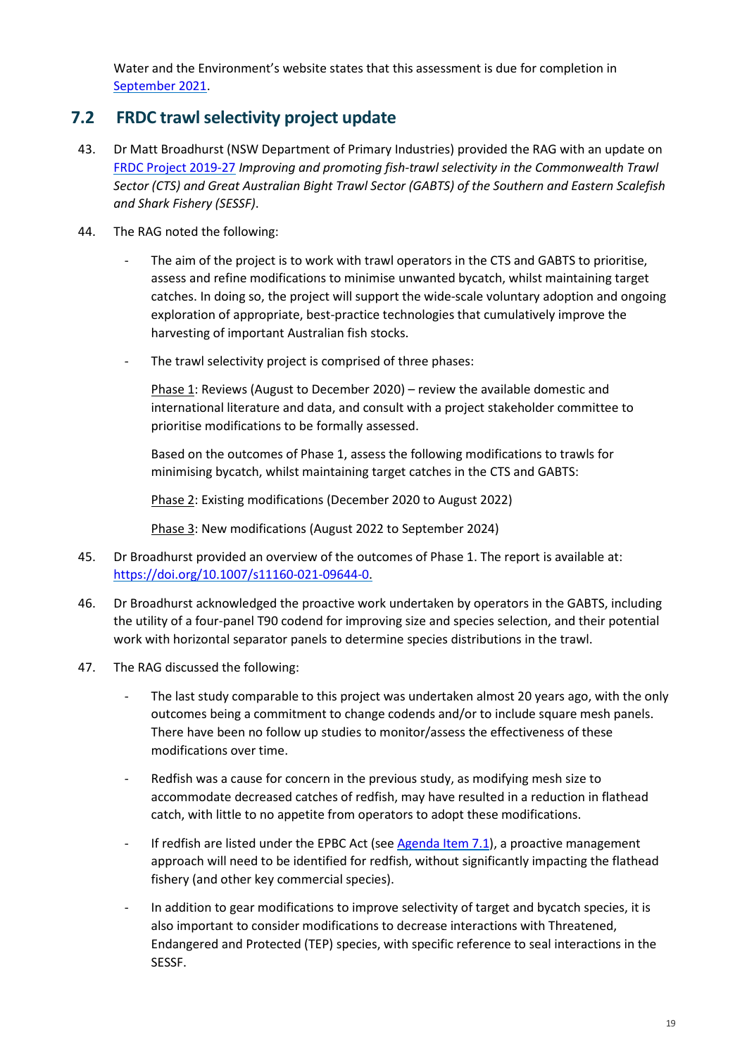Water and the Environment's website states that this assessment is due for completion in September 2021.

## 7.2 FRDC trawl selectivity project update

43. Dr Matt Broadhurst (NSW Department of Primary Industries) provided the RAG with an update on FRDC Project 2019-27 *Improving and promoting fish-trawl selectivity in the Commonwealth Trawl Sector (CTS) and Great Australian Bight Trawl Sector (GABTS) of the Southern and Eastern Scalefish and Shark Fishery (SESSF).*

44. The RAG noted the following:

    - The aim of the project is to work with trawl operators in the CTS and GABTS to prioritise, assess and refine modifications to minimise unwanted bycatch, whilst maintaining target catches. In doing so, the project will support the wide-scale voluntary adoption and ongoing exploration of appropriate, best-practice technologies that cumulatively improve the harvesting of important Australian fish stocks.

    - The trawl selectivity project is comprised of three phases:

      Phase 1: Reviews (August to December 2020) – review the available domestic and international literature and data, and consult with a project stakeholder committee to prioritise modifications to be formally assessed.

      Based on the outcomes of Phase 1, assess the following modifications to trawls for minimising bycatch, whilst maintaining target catches in the CTS and GABTS:

      Phase 2: Existing modifications (December 2020 to August 2022)

      Phase 3: New modifications (August 2022 to September 2024)

45. Dr Broadhurst provided an overview of the outcomes of Phase 1. The report is available at: https://doi.org/10.1007/s11160-021-09644-0.

46. Dr Broadhurst acknowledged the proactive work undertaken by operators in the GABTS, including the utility of a four-panel T90 codend for improving size and species selection, and their potential work with horizontal separator panels to determine species distributions in the trawl.

47. The RAG discussed the following:

    - The last study comparable to this project was undertaken almost 20 years ago, with the only outcomes being a commitment to change codends and/or to include square mesh panels. There have been no follow up studies to monitor/assess the effectiveness of these modifications over time.

    - Redfish was a cause for concern in the previous study, as modifying mesh size to accommodate decreased catches of redfish, may have resulted in a reduction in flathead catch, with little to no appetite from operators to adopt these modifications.

    - If redfish are listed under the EPBC Act (see Agenda Item 7.1), a proactive management approach will need to be identified for redfish, without significantly impacting the flathead fishery (and other key commercial species).

    - In addition to gear modifications to improve selectivity of target and bycatch species, it is also important to consider modifications to decrease interactions with Threatened, Endangered and Protected (TEP) species, with specific reference to seal interactions in the SESSF.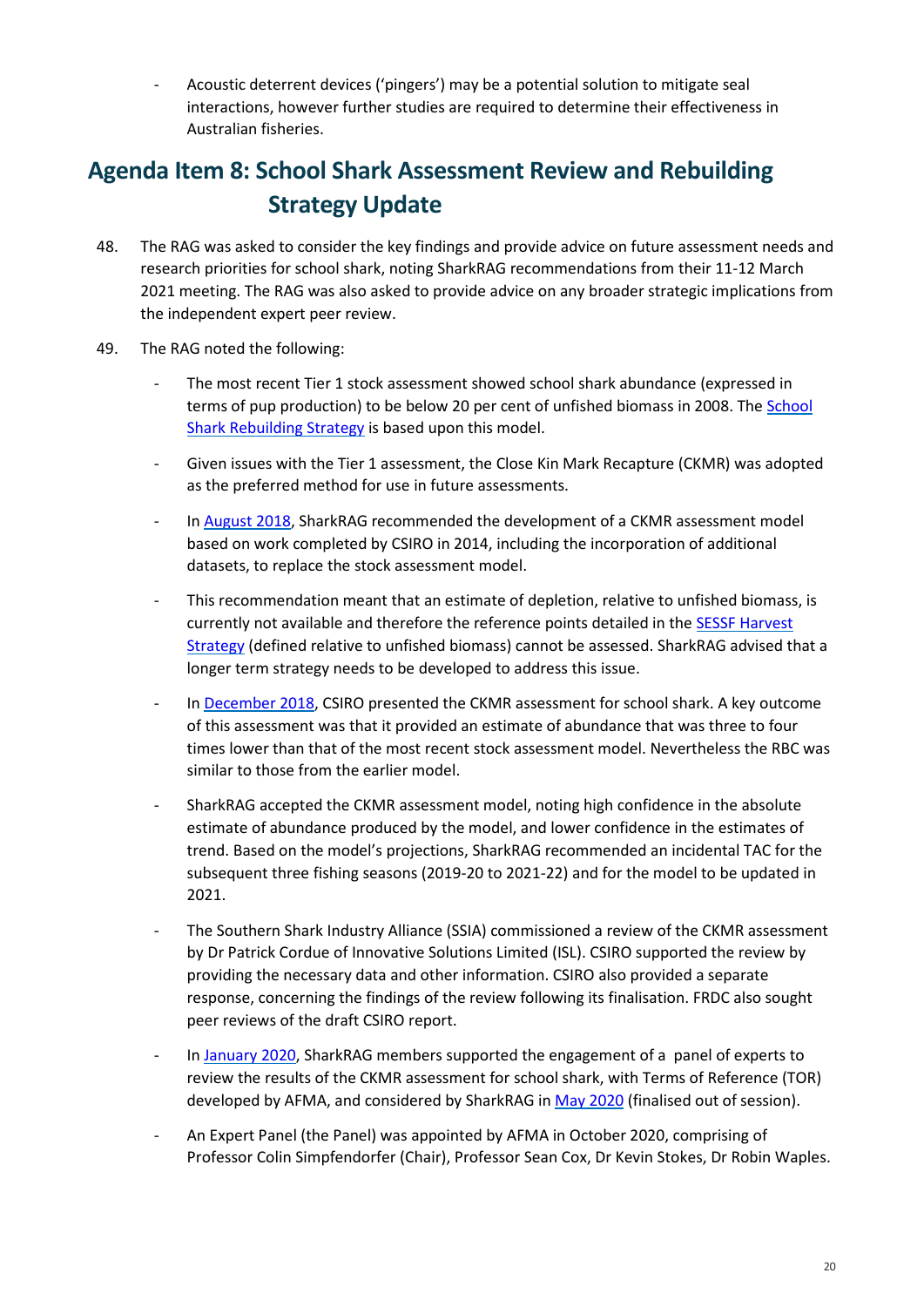- Acoustic deterrent devices ('pingers') may be a potential solution to mitigate seal interactions, however further studies are required to determine their effectiveness in Australian fisheries.

## Agenda Item 8: School Shark Assessment Review and Rebuilding Strategy Update

48. The RAG was asked to consider the key findings and provide advice on future assessment needs and research priorities for school shark, noting SharkRAG recommendations from their 11-12 March 2021 meeting. The RAG was also asked to provide advice on any broader strategic implications from the independent expert peer review.

49. The RAG noted the following:

    - The most recent Tier 1 stock assessment showed school shark abundance (expressed in terms of pup production) to be below 20 per cent of unfished biomass in 2008. The School Shark Rebuilding Strategy is based upon this model.
    - Given issues with the Tier 1 assessment, the Close Kin Mark Recapture (CKMR) was adopted as the preferred method for use in future assessments.
    - In August 2018, SharkRAG recommended the development of a CKMR assessment model based on work completed by CSIRO in 2014, including the incorporation of additional datasets, to replace the stock assessment model.
    - This recommendation meant that an estimate of depletion, relative to unfished biomass, is currently not available and therefore the reference points detailed in the SESSF Harvest Strategy (defined relative to unfished biomass) cannot be assessed. SharkRAG advised that a longer term strategy needs to be developed to address this issue.
    - In December 2018, CSIRO presented the CKMR assessment for school shark. A key outcome of this assessment was that it provided an estimate of abundance that was three to four times lower than that of the most recent stock assessment model. Nevertheless the RBC was similar to those from the earlier model.
    - SharkRAG accepted the CKMR assessment model, noting high confidence in the absolute estimate of abundance produced by the model, and lower confidence in the estimates of trend. Based on the model's projections, SharkRAG recommended an incidental TAC for the subsequent three fishing seasons (2019-20 to 2021-22) and for the model to be updated in 2021.
    - The Southern Shark Industry Alliance (SSIA) commissioned a review of the CKMR assessment by Dr Patrick Cordue of Innovative Solutions Limited (ISL). CSIRO supported the review by providing the necessary data and other information. CSIRO also provided a separate response, concerning the findings of the review following its finalisation. FRDC also sought peer reviews of the draft CSIRO report.
    - In January 2020, SharkRAG members supported the engagement of a panel of experts to review the results of the CKMR assessment for school shark, with Terms of Reference (TOR) developed by AFMA, and considered by SharkRAG in May 2020 (finalised out of session).
    - An Expert Panel (the Panel) was appointed by AFMA in October 2020, comprising of Professor Colin Simpfendorfer (Chair), Professor Sean Cox, Dr Kevin Stokes, Dr Robin Waples.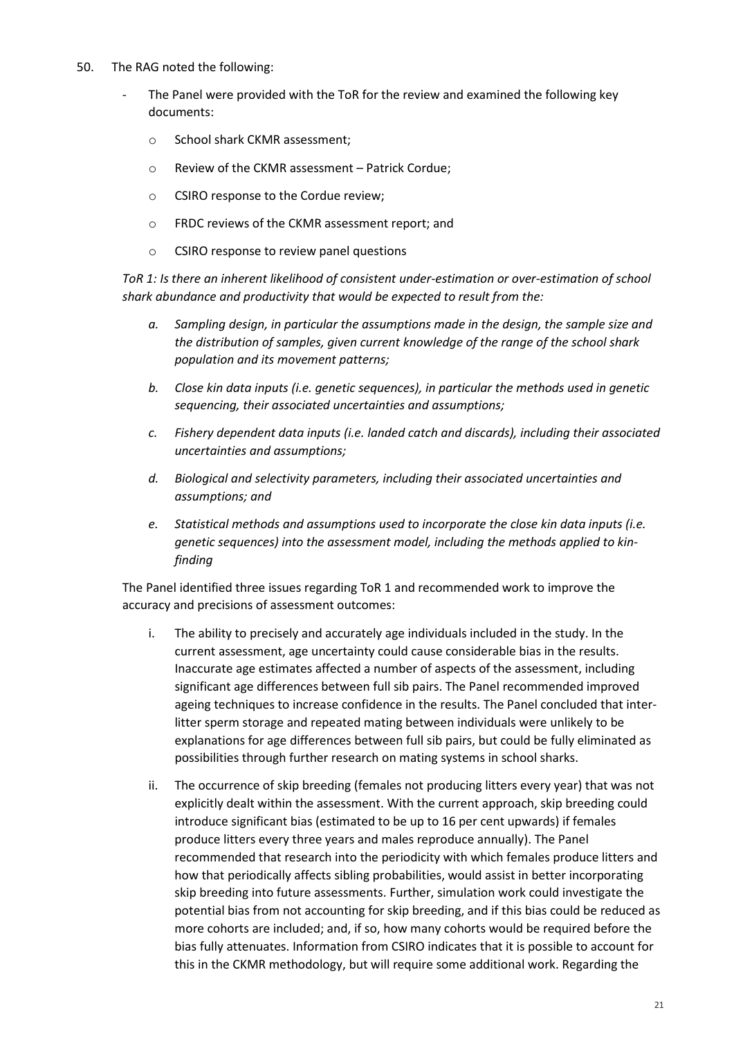50. The RAG noted the following:

   - The Panel were provided with the ToR for the review and examined the following key documents:

     - School shark CKMR assessment;
     - Review of the CKMR assessment – Patrick Cordue;
     - CSIRO response to the Cordue review;
     - FRDC reviews of the CKMR assessment report; and
     - CSIRO response to review panel questions

   *ToR 1: Is there an inherent likelihood of consistent under-estimation or over-estimation of school shark abundance and productivity that would be expected to result from the:*

   *a. Sampling design, in particular the assumptions made in the design, the sample size and the distribution of samples, given current knowledge of the range of the school shark population and its movement patterns;*

   *b. Close kin data inputs (i.e. genetic sequences), in particular the methods used in genetic sequencing, their associated uncertainties and assumptions;*

   *c. Fishery dependent data inputs (i.e. landed catch and discards), including their associated uncertainties and assumptions;*

   *d. Biological and selectivity parameters, including their associated uncertainties and assumptions; and*

   *e. Statistical methods and assumptions used to incorporate the close kin data inputs (i.e. genetic sequences) into the assessment model, including the methods applied to kin-finding*

   The Panel identified three issues regarding ToR 1 and recommended work to improve the accuracy and precisions of assessment outcomes:

   i. The ability to precisely and accurately age individuals included in the study. In the current assessment, age uncertainty could cause considerable bias in the results. Inaccurate age estimates affected a number of aspects of the assessment, including significant age differences between full sib pairs. The Panel recommended improved ageing techniques to increase confidence in the results. The Panel concluded that inter-litter sperm storage and repeated mating between individuals were unlikely to be explanations for age differences between full sib pairs, but could be fully eliminated as possibilities through further research on mating systems in school sharks.

   ii. The occurrence of skip breeding (females not producing litters every year) that was not explicitly dealt within the assessment. With the current approach, skip breeding could introduce significant bias (estimated to be up to 16 per cent upwards) if females produce litters every three years and males reproduce annually). The Panel recommended that research into the periodicity with which females produce litters and how that periodically affects sibling probabilities, would assist in better incorporating skip breeding into future assessments. Further, simulation work could investigate the potential bias from not accounting for skip breeding, and if this bias could be reduced as more cohorts are included; and, if so, how many cohorts would be required before the bias fully attenuates. Information from CSIRO indicates that it is possible to account for this in the CKMR methodology, but will require some additional work. Regarding the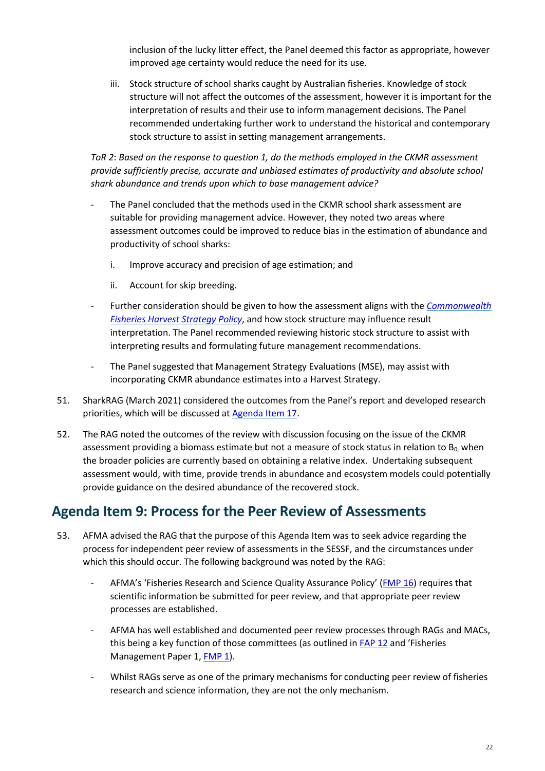inclusion of the lucky litter effect, the Panel deemed this factor as appropriate, however improved age certainty would reduce the need for its use.

iii. Stock structure of school sharks caught by Australian fisheries. Knowledge of stock structure will not affect the outcomes of the assessment, however it is important for the interpretation of results and their use to inform management decisions. The Panel recommended undertaking further work to understand the historical and contemporary stock structure to assist in setting management arrangements.

*ToR 2: Based on the response to question 1, do the methods employed in the CKMR assessment provide sufficiently precise, accurate and unbiased estimates of productivity and absolute school shark abundance and trends upon which to base management advice?*

- The Panel concluded that the methods used in the CKMR school shark assessment are suitable for providing management advice. However, they noted two areas where assessment outcomes could be improved to reduce bias in the estimation of abundance and productivity of school sharks:
  i. Improve accuracy and precision of age estimation; and
  ii. Account for skip breeding.
- Further consideration should be given to how the assessment aligns with the *Commonwealth Fisheries Harvest Strategy Policy*, and how stock structure may influence result interpretation. The Panel recommended reviewing historic stock structure to assist with interpreting results and formulating future management recommendations.
- The Panel suggested that Management Strategy Evaluations (MSE), may assist with incorporating CKMR abundance estimates into a Harvest Strategy.

51. SharkRAG (March 2021) considered the outcomes from the Panel's report and developed research priorities, which will be discussed at Agenda Item 17.

52. The RAG noted the outcomes of the review with discussion focusing on the issue of the CKMR assessment providing a biomass estimate but not a measure of stock status in relation to $B_0$, when the broader policies are currently based on obtaining a relative index. Undertaking subsequent assessment would, with time, provide trends in abundance and ecosystem models could potentially provide guidance on the desired abundance of the recovered stock.

## Agenda Item 9: Process for the Peer Review of Assessments

53. AFMA advised the RAG that the purpose of this Agenda Item was to seek advice regarding the process for independent peer review of assessments in the SESSF, and the circumstances under which this should occur. The following background was noted by the RAG:
    - AFMA's 'Fisheries Research and Science Quality Assurance Policy' (FMP 16) requires that scientific information be submitted for peer review, and that appropriate peer review processes are established.
    - AFMA has well established and documented peer review processes through RAGs and MACs, this being a key function of those committees (as outlined in FAP 12 and 'Fisheries Management Paper 1, FMP 1).
    - Whilst RAGs serve as one of the primary mechanisms for conducting peer review of fisheries research and science information, they are not the only mechanism.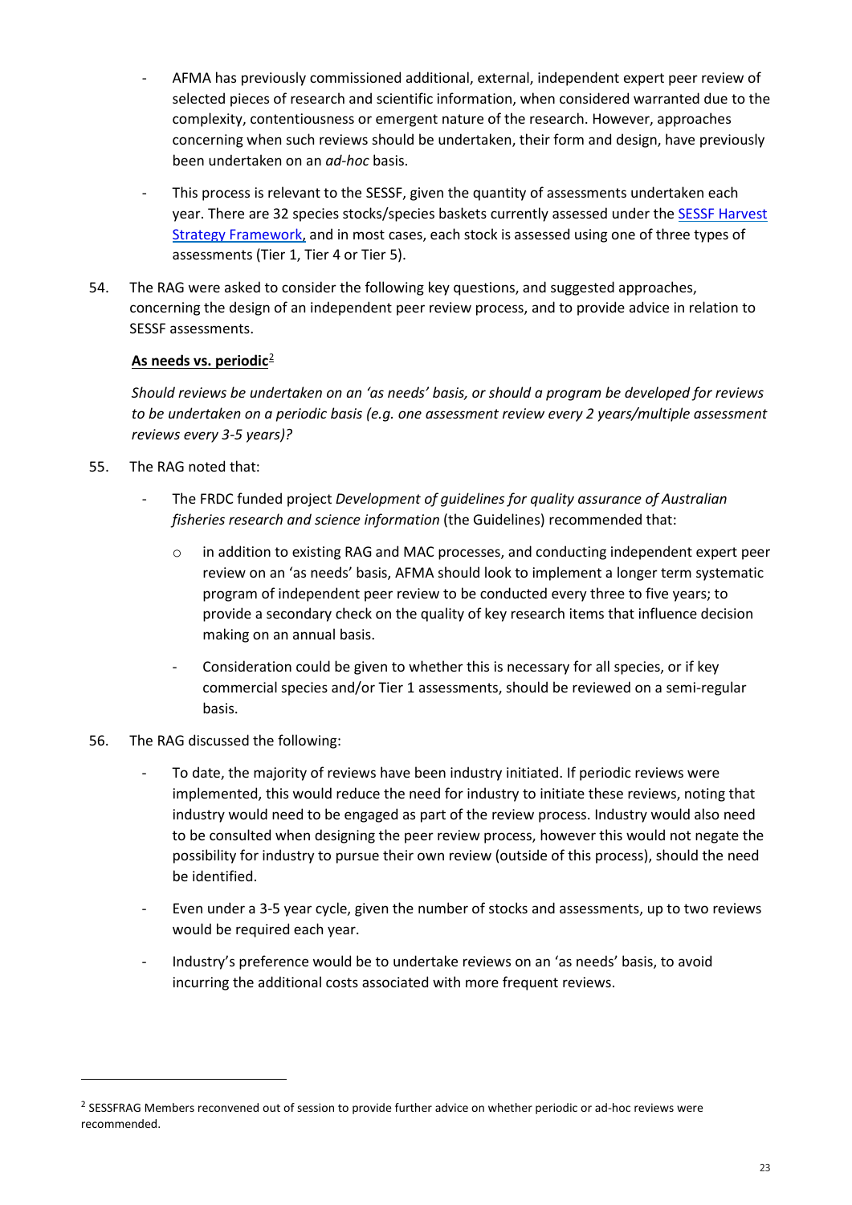- AFMA has previously commissioned additional, external, independent expert peer review of selected pieces of research and scientific information, when considered warranted due to the complexity, contentiousness or emergent nature of the research. However, approaches concerning when such reviews should be undertaken, their form and design, have previously been undertaken on an *ad-hoc* basis.
- This process is relevant to the SESSF, given the quantity of assessments undertaken each year. There are 32 species stocks/species baskets currently assessed under the SESSF Harvest Strategy Framework, and in most cases, each stock is assessed using one of three types of assessments (Tier 1, Tier 4 or Tier 5).

54. The RAG were asked to consider the following key questions, and suggested approaches, concerning the design of an independent peer review process, and to provide advice in relation to SESSF assessments.

**As needs vs. periodic**[2]

*Should reviews be undertaken on an 'as needs' basis, or should a program be developed for reviews to be undertaken on a periodic basis (e.g. one assessment review every 2 years/multiple assessment reviews every 3-5 years)?*

55. The RAG noted that:
    - The FRDC funded project *Development of guidelines for quality assurance of Australian fisheries research and science information* (the Guidelines) recommended that:
        - in addition to existing RAG and MAC processes, and conducting independent expert peer review on an 'as needs' basis, AFMA should look to implement a longer term systematic program of independent peer review to be conducted every three to five years; to provide a secondary check on the quality of key research items that influence decision making on an annual basis.
        - Consideration could be given to whether this is necessary for all species, or if key commercial species and/or Tier 1 assessments, should be reviewed on a semi-regular basis.

56. The RAG discussed the following:
    - To date, the majority of reviews have been industry initiated. If periodic reviews were implemented, this would reduce the need for industry to initiate these reviews, noting that industry would need to be engaged as part of the review process. Industry would also need to be consulted when designing the peer review process, however this would not negate the possibility for industry to pursue their own review (outside of this process), should the need be identified.
    - Even under a 3-5 year cycle, given the number of stocks and assessments, up to two reviews would be required each year.
    - Industry's preference would be to undertake reviews on an 'as needs' basis, to avoid incurring the additional costs associated with more frequent reviews.

---

[2] SESSFRAG Members reconvened out of session to provide further advice on whether periodic or ad-hoc reviews were recommended.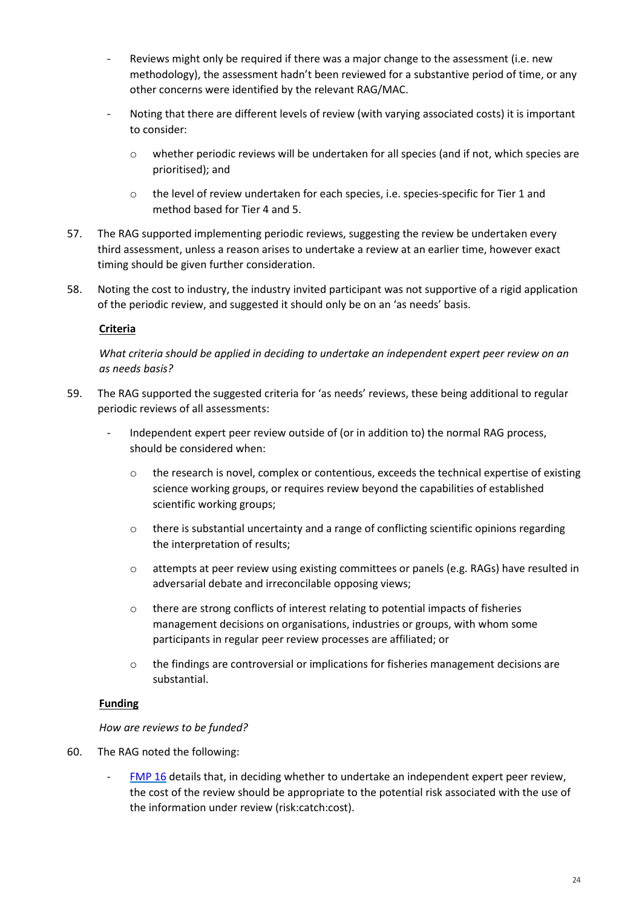- Reviews might only be required if there was a major change to the assessment (i.e. new methodology), the assessment hadn't been reviewed for a substantive period of time, or any other concerns were identified by the relevant RAG/MAC.
- Noting that there are different levels of review (with varying associated costs) it is important to consider:
  - whether periodic reviews will be undertaken for all species (and if not, which species are prioritised); and
  - the level of review undertaken for each species, i.e. species-specific for Tier 1 and method based for Tier 4 and 5.

57. The RAG supported implementing periodic reviews, suggesting the review be undertaken every third assessment, unless a reason arises to undertake a review at an earlier time, however exact timing should be given further consideration.

58. Noting the cost to industry, the industry invited participant was not supportive of a rigid application of the periodic review, and suggested it should only be on an 'as needs' basis.

**Criteria**

*What criteria should be applied in deciding to undertake an independent expert peer review on an as needs basis?*

59. The RAG supported the suggested criteria for 'as needs' reviews, these being additional to regular periodic reviews of all assessments:
    - Independent expert peer review outside of (or in addition to) the normal RAG process, should be considered when:
      - the research is novel, complex or contentious, exceeds the technical expertise of existing science working groups, or requires review beyond the capabilities of established scientific working groups;
      - there is substantial uncertainty and a range of conflicting scientific opinions regarding the interpretation of results;
      - attempts at peer review using existing committees or panels (e.g. RAGs) have resulted in adversarial debate and irreconcilable opposing views;
      - there are strong conflicts of interest relating to potential impacts of fisheries management decisions on organisations, industries or groups, with whom some participants in regular peer review processes are affiliated; or
      - the findings are controversial or implications for fisheries management decisions are substantial.

**Funding**

*How are reviews to be funded?*

60. The RAG noted the following:
    - FMP 16 details that, in deciding whether to undertake an independent expert peer review, the cost of the review should be appropriate to the potential risk associated with the use of the information under review (risk:catch:cost).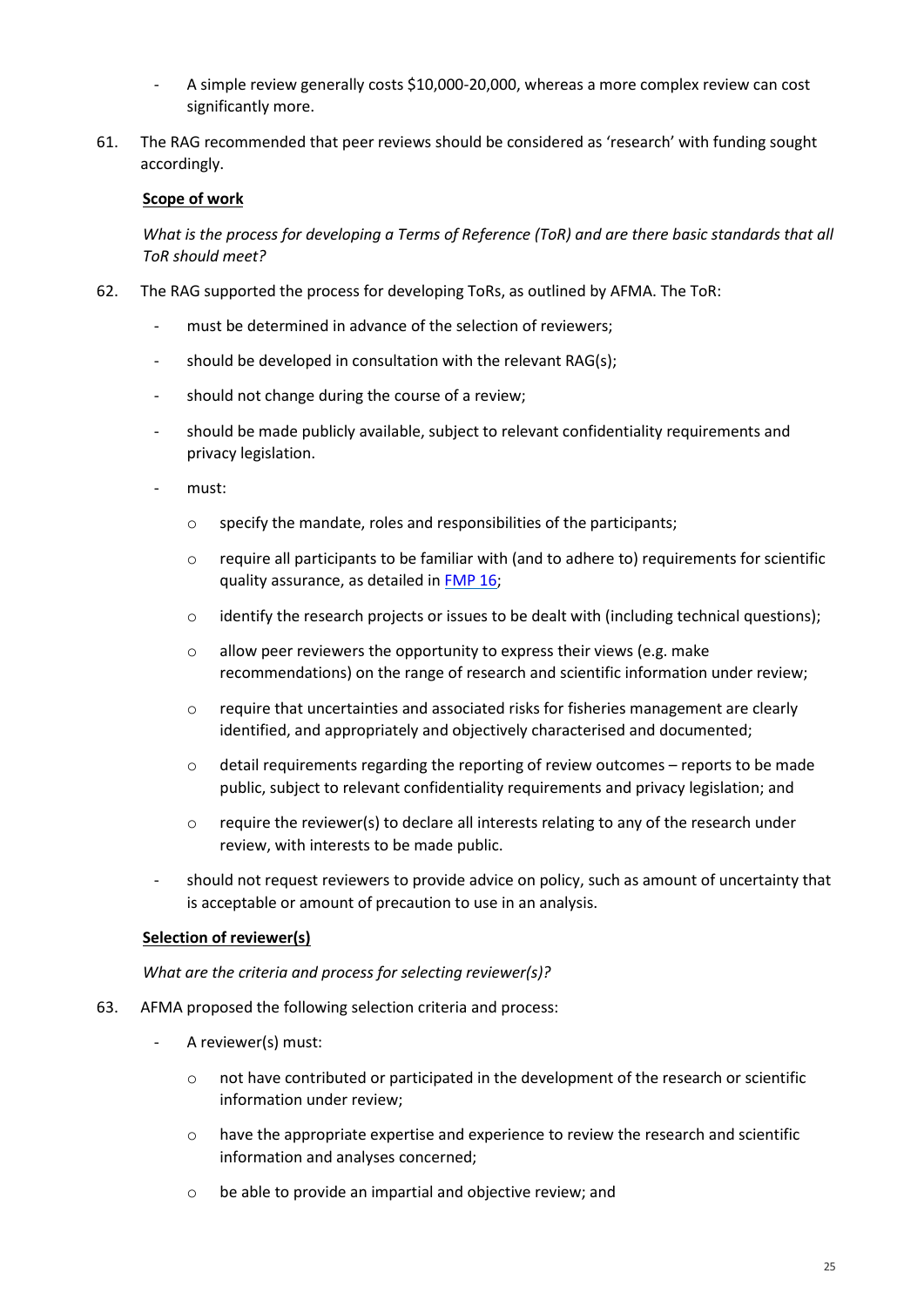- A simple review generally costs $10,000-20,000, whereas a more complex review can cost significantly more.

61. The RAG recommended that peer reviews should be considered as 'research' with funding sought accordingly.

**<u>Scope of work</u>**

*What is the process for developing a Terms of Reference (ToR) and are there basic standards that all ToR should meet?*

62. The RAG supported the process for developing ToRs, as outlined by AFMA. The ToR:
    - must be determined in advance of the selection of reviewers;
    - should be developed in consultation with the relevant RAG(s);
    - should not change during the course of a review;
    - should be made publicly available, subject to relevant confidentiality requirements and privacy legislation.
    - must:
        - specify the mandate, roles and responsibilities of the participants;
        - require all participants to be familiar with (and to adhere to) requirements for scientific quality assurance, as detailed in FMP 16;
        - identify the research projects or issues to be dealt with (including technical questions);
        - allow peer reviewers the opportunity to express their views (e.g. make recommendations) on the range of research and scientific information under review;
        - require that uncertainties and associated risks for fisheries management are clearly identified, and appropriately and objectively characterised and documented;
        - detail requirements regarding the reporting of review outcomes – reports to be made public, subject to relevant confidentiality requirements and privacy legislation; and
        - require the reviewer(s) to declare all interests relating to any of the research under review, with interests to be made public.
    - should not request reviewers to provide advice on policy, such as amount of uncertainty that is acceptable or amount of precaution to use in an analysis.

**<u>Selection of reviewer(s)</u>**

*What are the criteria and process for selecting reviewer(s)?*

63. AFMA proposed the following selection criteria and process:
    - A reviewer(s) must:
        - not have contributed or participated in the development of the research or scientific information under review;
        - have the appropriate expertise and experience to review the research and scientific information and analyses concerned;
        - be able to provide an impartial and objective review; and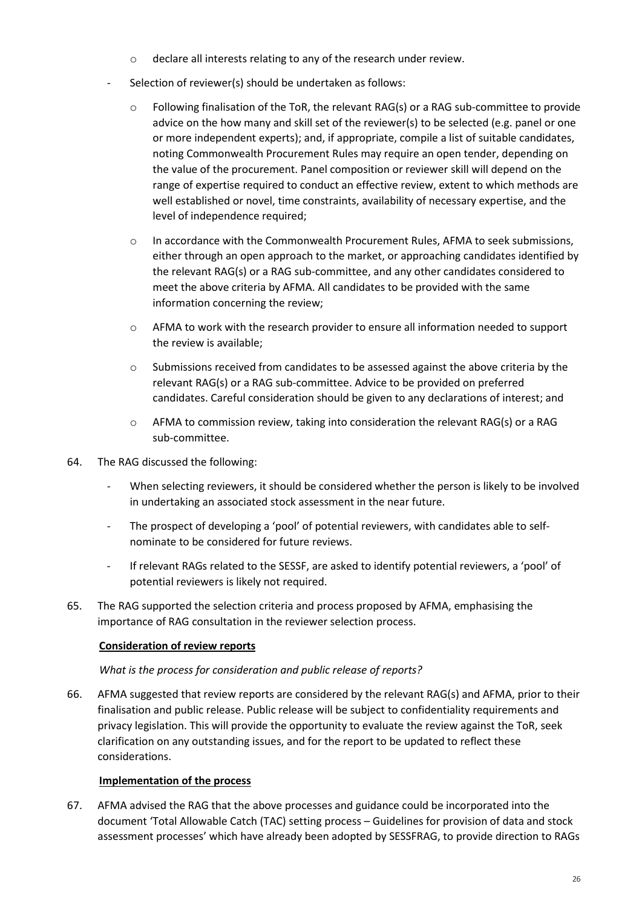- declare all interests relating to any of the research under review.
- Selection of reviewer(s) should be undertaken as follows:
    - Following finalisation of the ToR, the relevant RAG(s) or a RAG sub-committee to provide advice on the how many and skill set of the reviewer(s) to be selected (e.g. panel or one or more independent experts); and, if appropriate, compile a list of suitable candidates, noting Commonwealth Procurement Rules may require an open tender, depending on the value of the procurement. Panel composition or reviewer skill will depend on the range of expertise required to conduct an effective review, extent to which methods are well established or novel, time constraints, availability of necessary expertise, and the level of independence required;
    - In accordance with the Commonwealth Procurement Rules, AFMA to seek submissions, either through an open approach to the market, or approaching candidates identified by the relevant RAG(s) or a RAG sub-committee, and any other candidates considered to meet the above criteria by AFMA. All candidates to be provided with the same information concerning the review;
    - AFMA to work with the research provider to ensure all information needed to support the review is available;
    - Submissions received from candidates to be assessed against the above criteria by the relevant RAG(s) or a RAG sub-committee. Advice to be provided on preferred candidates. Careful consideration should be given to any declarations of interest; and
    - AFMA to commission review, taking into consideration the relevant RAG(s) or a RAG sub-committee.

64. The RAG discussed the following:
    - When selecting reviewers, it should be considered whether the person is likely to be involved in undertaking an associated stock assessment in the near future.
    - The prospect of developing a 'pool' of potential reviewers, with candidates able to self-nominate to be considered for future reviews.
    - If relevant RAGs related to the SESSF, are asked to identify potential reviewers, a 'pool' of potential reviewers is likely not required.

65. The RAG supported the selection criteria and process proposed by AFMA, emphasising the importance of RAG consultation in the reviewer selection process.

**Consideration of review reports**

*What is the process for consideration and public release of reports?*

66. AFMA suggested that review reports are considered by the relevant RAG(s) and AFMA, prior to their finalisation and public release. Public release will be subject to confidentiality requirements and privacy legislation. This will provide the opportunity to evaluate the review against the ToR, seek clarification on any outstanding issues, and for the report to be updated to reflect these considerations.

**Implementation of the process**

67. AFMA advised the RAG that the above processes and guidance could be incorporated into the document 'Total Allowable Catch (TAC) setting process – Guidelines for provision of data and stock assessment processes' which have already been adopted by SESSFRAG, to provide direction to RAGs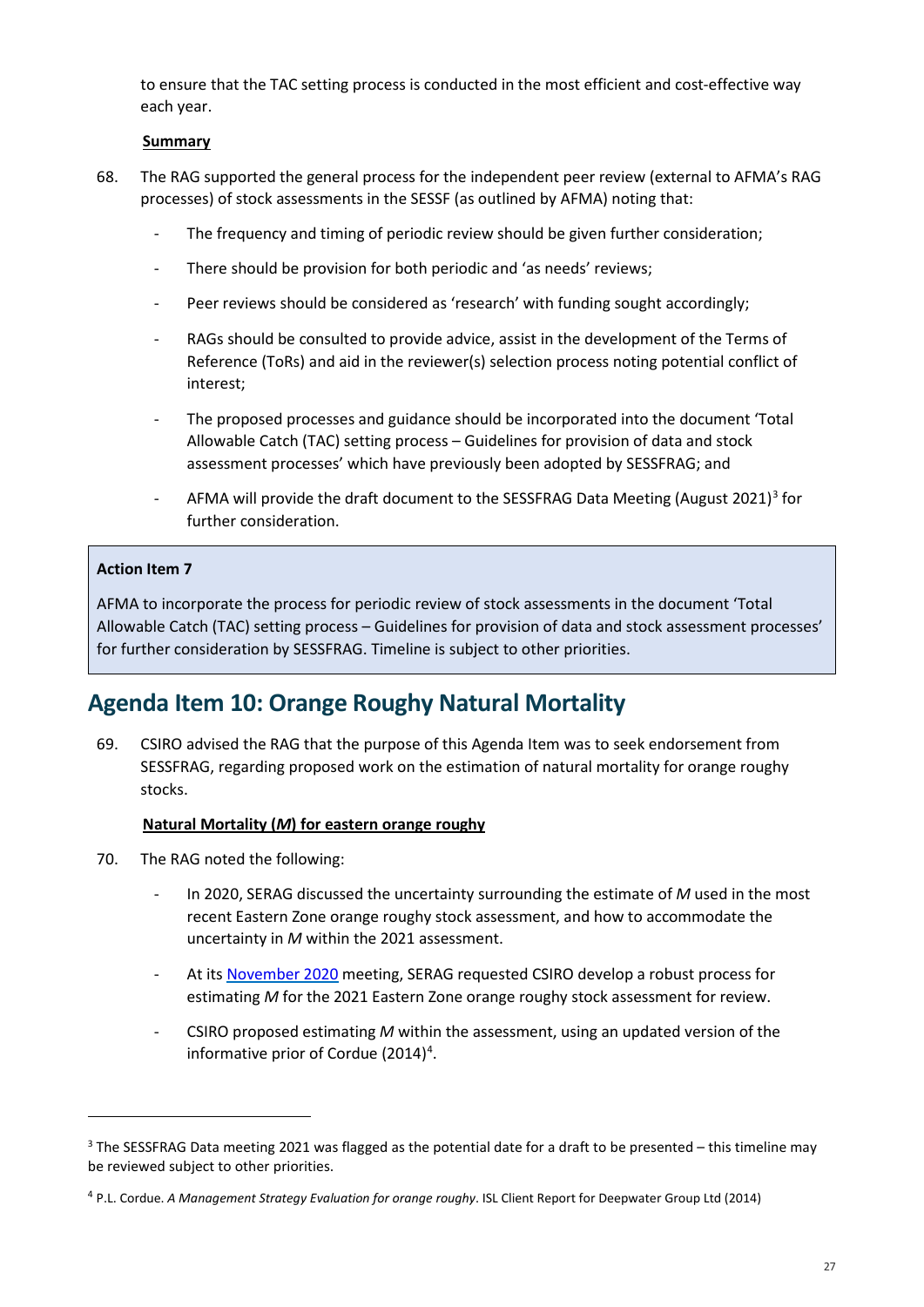to ensure that the TAC setting process is conducted in the most efficient and cost-effective way each year.

**Summary**

68. The RAG supported the general process for the independent peer review (external to AFMA's RAG processes) of stock assessments in the SESSF (as outlined by AFMA) noting that:

    - The frequency and timing of periodic review should be given further consideration;
    - There should be provision for both periodic and 'as needs' reviews;
    - Peer reviews should be considered as 'research' with funding sought accordingly;
    - RAGs should be consulted to provide advice, assist in the development of the Terms of Reference (ToRs) and aid in the reviewer(s) selection process noting potential conflict of interest;
    - The proposed processes and guidance should be incorporated into the document 'Total Allowable Catch (TAC) setting process – Guidelines for provision of data and stock assessment processes' which have previously been adopted by SESSFRAG; and
    - AFMA will provide the draft document to the SESSFRAG Data Meeting (August 2021)[3] for further consideration.

> **Action Item 7**
>
> AFMA to incorporate the process for periodic review of stock assessments in the document 'Total Allowable Catch (TAC) setting process – Guidelines for provision of data and stock assessment processes' for further consideration by SESSFRAG. Timeline is subject to other priorities.

## Agenda Item 10: Orange Roughy Natural Mortality

69. CSIRO advised the RAG that the purpose of this Agenda Item was to seek endorsement from SESSFRAG, regarding proposed work on the estimation of natural mortality for orange roughy stocks.

**Natural Mortality (*M*) for eastern orange roughy**

70. The RAG noted the following:

    - In 2020, SERAG discussed the uncertainty surrounding the estimate of *M* used in the most recent Eastern Zone orange roughy stock assessment, and how to accommodate the uncertainty in *M* within the 2021 assessment.
    - At its November 2020 meeting, SERAG requested CSIRO develop a robust process for estimating *M* for the 2021 Eastern Zone orange roughy stock assessment for review.
    - CSIRO proposed estimating *M* within the assessment, using an updated version of the informative prior of Cordue (2014)[4].

---

[3] The SESSFRAG Data meeting 2021 was flagged as the potential date for a draft to be presented – this timeline may be reviewed subject to other priorities.

[4] P.L. Cordue. *A Management Strategy Evaluation for orange roughy*. ISL Client Report for Deepwater Group Ltd (2014)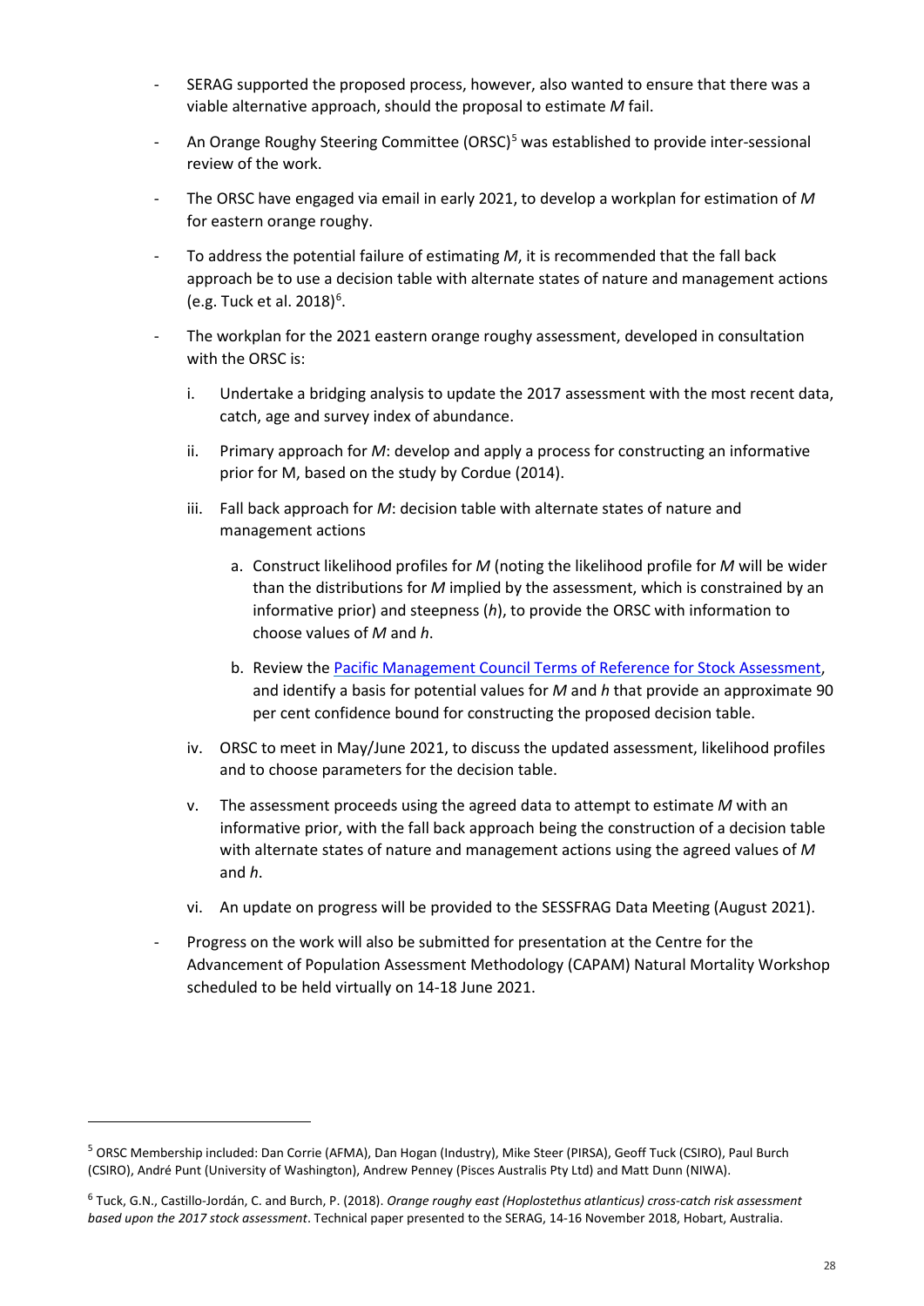- SERAG supported the proposed process, however, also wanted to ensure that there was a viable alternative approach, should the proposal to estimate *M* fail.
- An Orange Roughy Steering Committee (ORSC)[5] was established to provide inter-sessional review of the work.
- The ORSC have engaged via email in early 2021, to develop a workplan for estimation of *M* for eastern orange roughy.
- To address the potential failure of estimating *M*, it is recommended that the fall back approach be to use a decision table with alternate states of nature and management actions (e.g. Tuck et al. 2018)[6].
- The workplan for the 2021 eastern orange roughy assessment, developed in consultation with the ORSC is:
    i. Undertake a bridging analysis to update the 2017 assessment with the most recent data, catch, age and survey index of abundance.
    ii. Primary approach for *M*: develop and apply a process for constructing an informative prior for M, based on the study by Cordue (2014).
    iii. Fall back approach for *M*: decision table with alternate states of nature and management actions
        a. Construct likelihood profiles for *M* (noting the likelihood profile for *M* will be wider than the distributions for *M* implied by the assessment, which is constrained by an informative prior) and steepness (*h*), to provide the ORSC with information to choose values of *M* and *h*.
        b. Review the Pacific Management Council Terms of Reference for Stock Assessment, and identify a basis for potential values for *M* and *h* that provide an approximate 90 per cent confidence bound for constructing the proposed decision table.
    iv. ORSC to meet in May/June 2021, to discuss the updated assessment, likelihood profiles and to choose parameters for the decision table.
    v. The assessment proceeds using the agreed data to attempt to estimate *M* with an informative prior, with the fall back approach being the construction of a decision table with alternate states of nature and management actions using the agreed values of *M* and *h*.
    vi. An update on progress will be provided to the SESSFRAG Data Meeting (August 2021).
- Progress on the work will also be submitted for presentation at the Centre for the Advancement of Population Assessment Methodology (CAPAM) Natural Mortality Workshop scheduled to be held virtually on 14-18 June 2021.

[5] ORSC Membership included: Dan Corrie (AFMA), Dan Hogan (Industry), Mike Steer (PIRSA), Geoff Tuck (CSIRO), Paul Burch (CSIRO), André Punt (University of Washington), Andrew Penney (Pisces Australis Pty Ltd) and Matt Dunn (NIWA).

[6] Tuck, G.N., Castillo-Jordán, C. and Burch, P. (2018). *Orange roughy east (Hoplostethus atlanticus) cross-catch risk assessment based upon the 2017 stock assessment*. Technical paper presented to the SERAG, 14-16 November 2018, Hobart, Australia.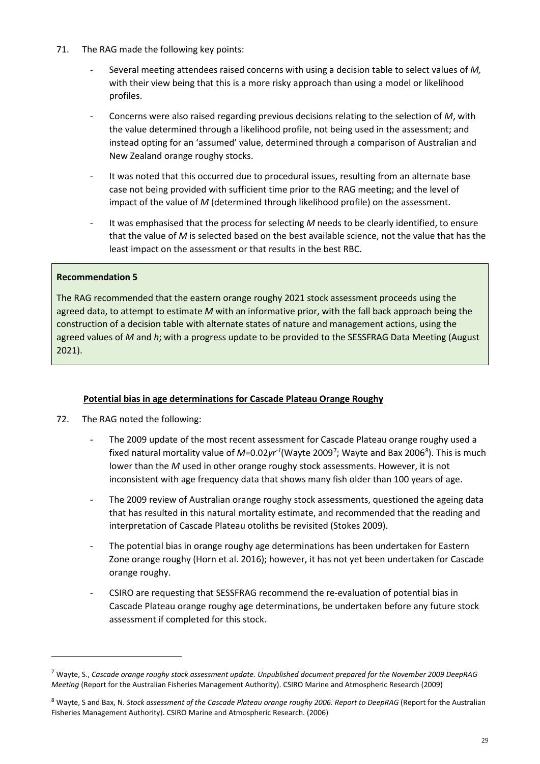71. The RAG made the following key points:

    - Several meeting attendees raised concerns with using a decision table to select values of *M,* with their view being that this is a more risky approach than using a model or likelihood profiles.
    - Concerns were also raised regarding previous decisions relating to the selection of *M*, with the value determined through a likelihood profile, not being used in the assessment; and instead opting for an 'assumed' value, determined through a comparison of Australian and New Zealand orange roughy stocks.
    - It was noted that this occurred due to procedural issues, resulting from an alternate base case not being provided with sufficient time prior to the RAG meeting; and the level of impact of the value of *M* (determined through likelihood profile) on the assessment.
    - It was emphasised that the process for selecting *M* needs to be clearly identified, to ensure that the value of *M* is selected based on the best available science, not the value that has the least impact on the assessment or that results in the best RBC.

> **Recommendation 5**
>
> The RAG recommended that the eastern orange roughy 2021 stock assessment proceeds using the agreed data, to attempt to estimate *M* with an informative prior, with the fall back approach being the construction of a decision table with alternate states of nature and management actions, using the agreed values of *M* and *h*; with a progress update to be provided to the SESSFRAG Data Meeting (August 2021).

**Potential bias in age determinations for Cascade Plateau Orange Roughy**

72. The RAG noted the following:

    - The 2009 update of the most recent assessment for Cascade Plateau orange roughy used a fixed natural mortality value of $M$=0.02$yr^{-1}$(Wayte 2009[7]; Wayte and Bax 2006[8]). This is much lower than the *M* used in other orange roughy stock assessments. However, it is not inconsistent with age frequency data that shows many fish older than 100 years of age.
    - The 2009 review of Australian orange roughy stock assessments, questioned the ageing data that has resulted in this natural mortality estimate, and recommended that the reading and interpretation of Cascade Plateau otoliths be revisited (Stokes 2009).
    - The potential bias in orange roughy age determinations has been undertaken for Eastern Zone orange roughy (Horn et al. 2016); however, it has not yet been undertaken for Cascade orange roughy.
    - CSIRO are requesting that SESSFRAG recommend the re-evaluation of potential bias in Cascade Plateau orange roughy age determinations, be undertaken before any future stock assessment if completed for this stock.

---

[7] Wayte, S., *Cascade orange roughy stock assessment update. Unpublished document prepared for the November 2009 DeepRAG Meeting* (Report for the Australian Fisheries Management Authority). CSIRO Marine and Atmospheric Research (2009)

[8] Wayte, S and Bax, N. *Stock assessment of the Cascade Plateau orange roughy 2006. Report to DeepRAG* (Report for the Australian Fisheries Management Authority). CSIRO Marine and Atmospheric Research. (2006)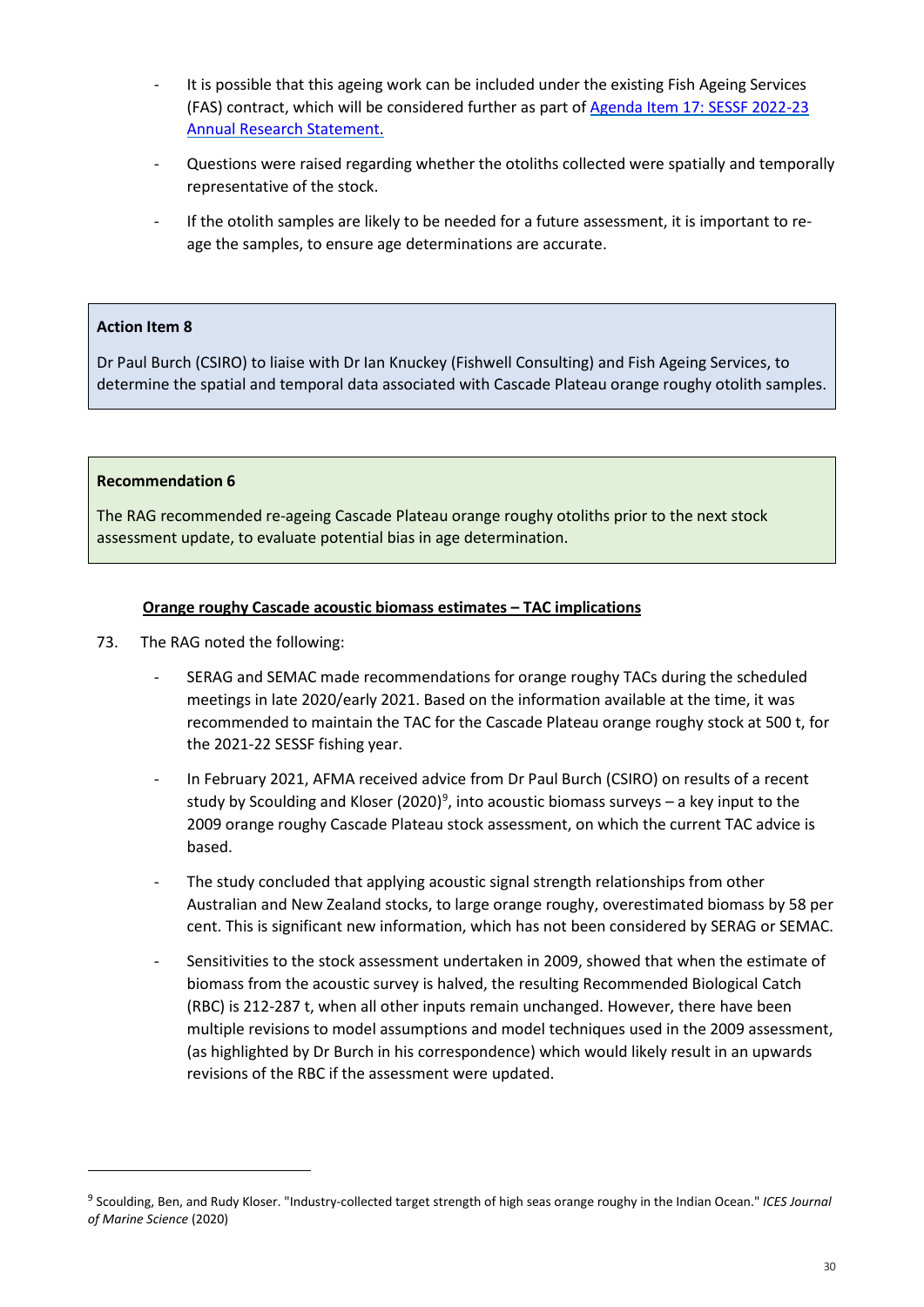- It is possible that this ageing work can be included under the existing Fish Ageing Services (FAS) contract, which will be considered further as part of Agenda Item 17: SESSF 2022-23 Annual Research Statement.
- Questions were raised regarding whether the otoliths collected were spatially and temporally representative of the stock.
- If the otolith samples are likely to be needed for a future assessment, it is important to re-age the samples, to ensure age determinations are accurate.

> **Action Item 8**
>
> Dr Paul Burch (CSIRO) to liaise with Dr Ian Knuckey (Fishwell Consulting) and Fish Ageing Services, to determine the spatial and temporal data associated with Cascade Plateau orange roughy otolith samples.

> **Recommendation 6**
>
> The RAG recommended re-ageing Cascade Plateau orange roughy otoliths prior to the next stock assessment update, to evaluate potential bias in age determination.

**Orange roughy Cascade acoustic biomass estimates – TAC implications**

73. The RAG noted the following:

- SERAG and SEMAC made recommendations for orange roughy TACs during the scheduled meetings in late 2020/early 2021. Based on the information available at the time, it was recommended to maintain the TAC for the Cascade Plateau orange roughy stock at 500 t, for the 2021-22 SESSF fishing year.
- In February 2021, AFMA received advice from Dr Paul Burch (CSIRO) on results of a recent study by Scoulding and Kloser (2020)[9], into acoustic biomass surveys – a key input to the 2009 orange roughy Cascade Plateau stock assessment, on which the current TAC advice is based.
- The study concluded that applying acoustic signal strength relationships from other Australian and New Zealand stocks, to large orange roughy, overestimated biomass by 58 per cent. This is significant new information, which has not been considered by SERAG or SEMAC.
- Sensitivities to the stock assessment undertaken in 2009, showed that when the estimate of biomass from the acoustic survey is halved, the resulting Recommended Biological Catch (RBC) is 212-287 t, when all other inputs remain unchanged. However, there have been multiple revisions to model assumptions and model techniques used in the 2009 assessment, (as highlighted by Dr Burch in his correspondence) which would likely result in an upwards revisions of the RBC if the assessment were updated.

---

[9] Scoulding, Ben, and Rudy Kloser. "Industry-collected target strength of high seas orange roughy in the Indian Ocean." *ICES Journal of Marine Science* (2020)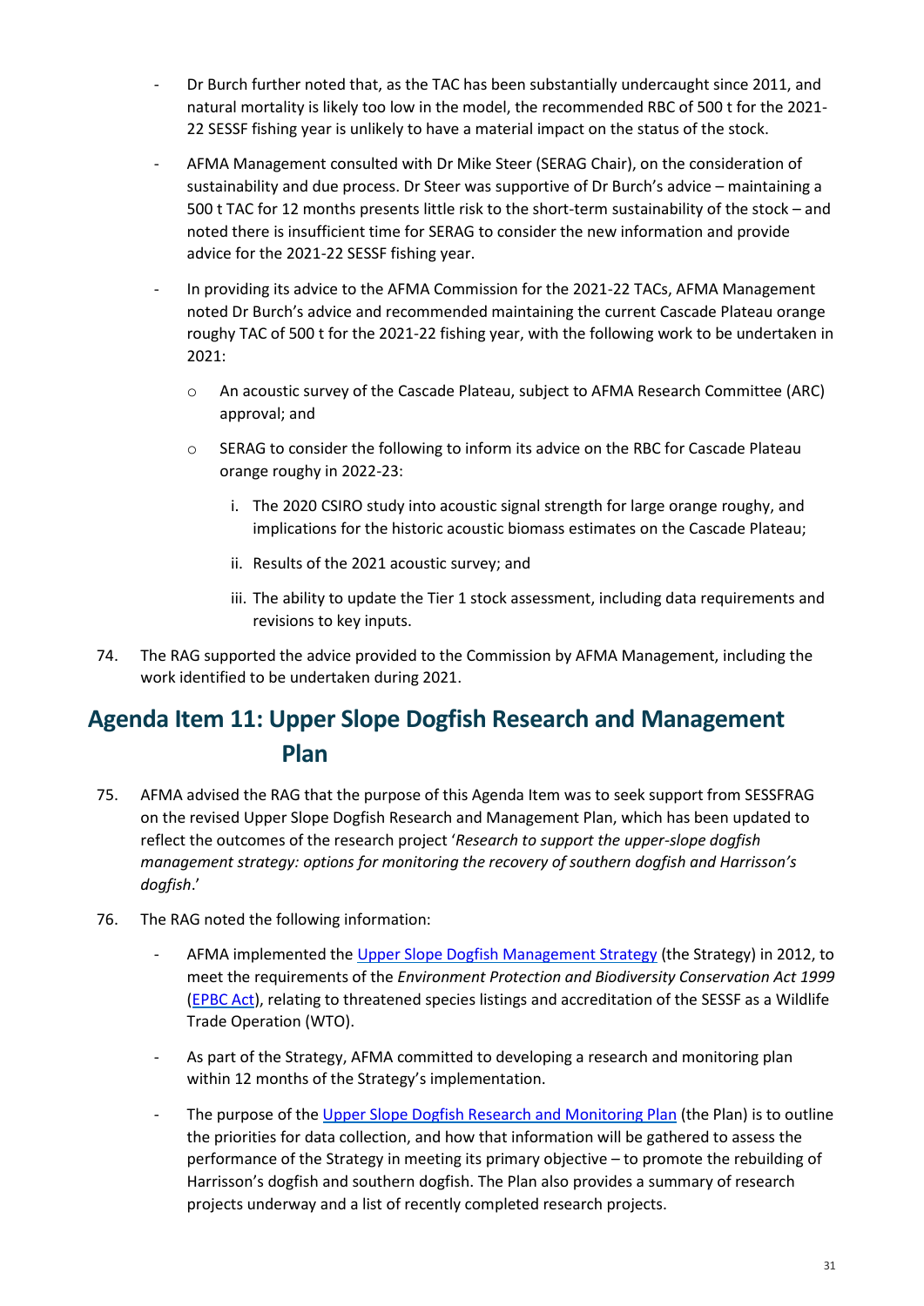- Dr Burch further noted that, as the TAC has been substantially undercaught since 2011, and natural mortality is likely too low in the model, the recommended RBC of 500 t for the 2021-22 SESSF fishing year is unlikely to have a material impact on the status of the stock.
- AFMA Management consulted with Dr Mike Steer (SERAG Chair), on the consideration of sustainability and due process. Dr Steer was supportive of Dr Burch's advice – maintaining a 500 t TAC for 12 months presents little risk to the short-term sustainability of the stock – and noted there is insufficient time for SERAG to consider the new information and provide advice for the 2021-22 SESSF fishing year.
- In providing its advice to the AFMA Commission for the 2021-22 TACs, AFMA Management noted Dr Burch's advice and recommended maintaining the current Cascade Plateau orange roughy TAC of 500 t for the 2021-22 fishing year, with the following work to be undertaken in 2021:
  - An acoustic survey of the Cascade Plateau, subject to AFMA Research Committee (ARC) approval; and
  - SERAG to consider the following to inform its advice on the RBC for Cascade Plateau orange roughy in 2022-23:
    1. The 2020 CSIRO study into acoustic signal strength for large orange roughy, and implications for the historic acoustic biomass estimates on the Cascade Plateau;
    2. Results of the 2021 acoustic survey; and
    3. The ability to update the Tier 1 stock assessment, including data requirements and revisions to key inputs.

74. The RAG supported the advice provided to the Commission by AFMA Management, including the work identified to be undertaken during 2021.

## Agenda Item 11: Upper Slope Dogfish Research and Management Plan

75. AFMA advised the RAG that the purpose of this Agenda Item was to seek support from SESSFRAG on the revised Upper Slope Dogfish Research and Management Plan, which has been updated to reflect the outcomes of the research project '*Research to support the upper-slope dogfish management strategy: options for monitoring the recovery of southern dogfish and Harrisson's dogfish*.'

76. The RAG noted the following information:
    - AFMA implemented the Upper Slope Dogfish Management Strategy (the Strategy) in 2012, to meet the requirements of the *Environment Protection and Biodiversity Conservation Act 1999* (EPBC Act), relating to threatened species listings and accreditation of the SESSF as a Wildlife Trade Operation (WTO).
    - As part of the Strategy, AFMA committed to developing a research and monitoring plan within 12 months of the Strategy's implementation.
    - The purpose of the Upper Slope Dogfish Research and Monitoring Plan (the Plan) is to outline the priorities for data collection, and how that information will be gathered to assess the performance of the Strategy in meeting its primary objective – to promote the rebuilding of Harrisson's dogfish and southern dogfish. The Plan also provides a summary of research projects underway and a list of recently completed research projects.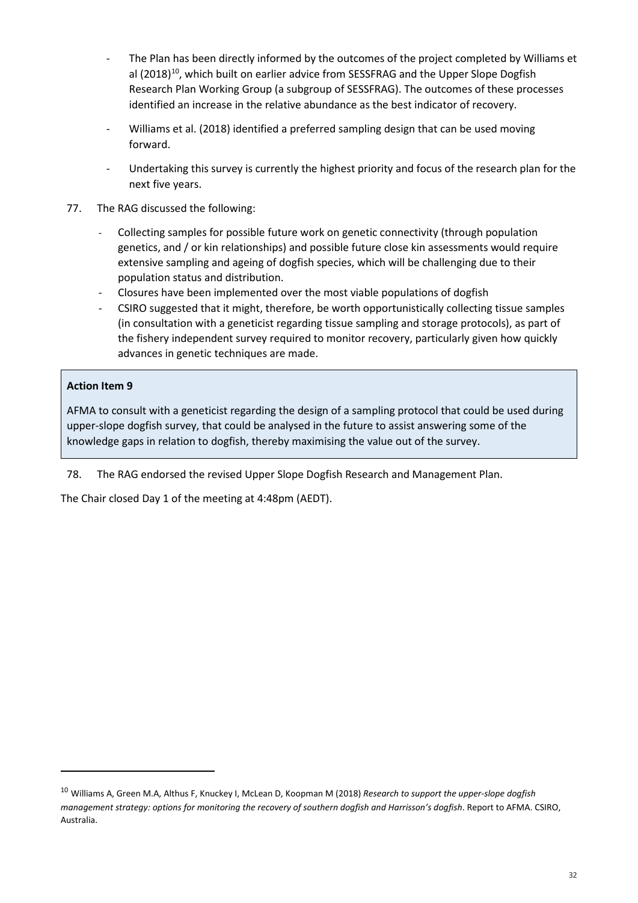- The Plan has been directly informed by the outcomes of the project completed by Williams et al (2018)[10], which built on earlier advice from SESSFRAG and the Upper Slope Dogfish Research Plan Working Group (a subgroup of SESSFRAG). The outcomes of these processes identified an increase in the relative abundance as the best indicator of recovery.
- Williams et al. (2018) identified a preferred sampling design that can be used moving forward.
- Undertaking this survey is currently the highest priority and focus of the research plan for the next five years.

77. The RAG discussed the following:
    - Collecting samples for possible future work on genetic connectivity (through population genetics, and / or kin relationships) and possible future close kin assessments would require extensive sampling and ageing of dogfish species, which will be challenging due to their population status and distribution.
    - Closures have been implemented over the most viable populations of dogfish
    - CSIRO suggested that it might, therefore, be worth opportunistically collecting tissue samples (in consultation with a geneticist regarding tissue sampling and storage protocols), as part of the fishery independent survey required to monitor recovery, particularly given how quickly advances in genetic techniques are made.

**Action Item 9**

AFMA to consult with a geneticist regarding the design of a sampling protocol that could be used during upper-slope dogfish survey, that could be analysed in the future to assist answering some of the knowledge gaps in relation to dogfish, thereby maximising the value out of the survey.

78. The RAG endorsed the revised Upper Slope Dogfish Research and Management Plan.

The Chair closed Day 1 of the meeting at 4:48pm (AEDT).

---

[10] Williams A, Green M.A, Althus F, Knuckey I, McLean D, Koopman M (2018) *Research to support the upper-slope dogfish management strategy: options for monitoring the recovery of southern dogfish and Harrisson's dogfish*. Report to AFMA. CSIRO, Australia.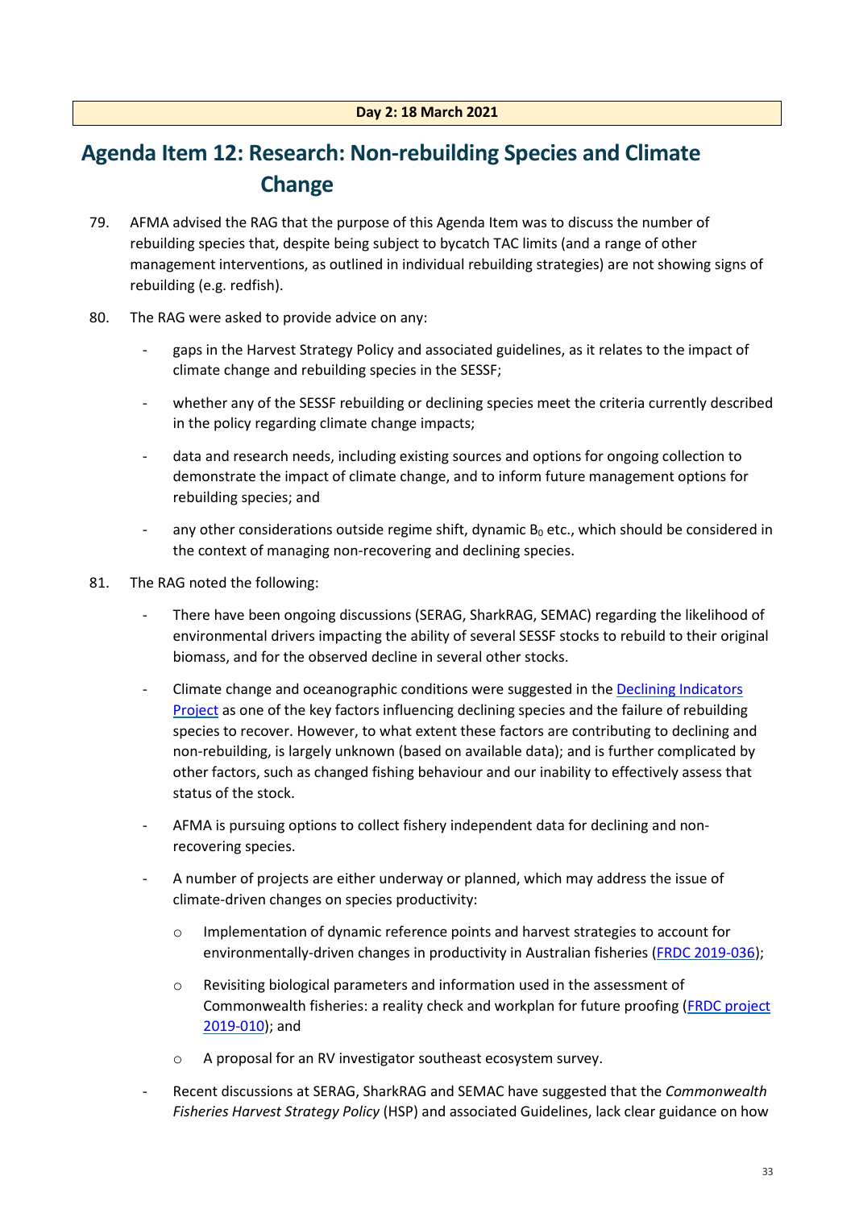**Day 2: 18 March 2021**

## Agenda Item 12: Research: Non-rebuilding Species and Climate Change

79. AFMA advised the RAG that the purpose of this Agenda Item was to discuss the number of rebuilding species that, despite being subject to bycatch TAC limits (and a range of other management interventions, as outlined in individual rebuilding strategies) are not showing signs of rebuilding (e.g. redfish).

80. The RAG were asked to provide advice on any:
    - gaps in the Harvest Strategy Policy and associated guidelines, as it relates to the impact of climate change and rebuilding species in the SESSF;
    - whether any of the SESSF rebuilding or declining species meet the criteria currently described in the policy regarding climate change impacts;
    - data and research needs, including existing sources and options for ongoing collection to demonstrate the impact of climate change, and to inform future management options for rebuilding species; and
    - any other considerations outside regime shift, dynamic $B_0$ etc., which should be considered in the context of managing non-recovering and declining species.

81. The RAG noted the following:
    - There have been ongoing discussions (SERAG, SharkRAG, SEMAC) regarding the likelihood of environmental drivers impacting the ability of several SESSF stocks to rebuild to their original biomass, and for the observed decline in several other stocks.
    - Climate change and oceanographic conditions were suggested in the Declining Indicators Project as one of the key factors influencing declining species and the failure of rebuilding species to recover. However, to what extent these factors are contributing to declining and non-rebuilding, is largely unknown (based on available data); and is further complicated by other factors, such as changed fishing behaviour and our inability to effectively assess that status of the stock.
    - AFMA is pursuing options to collect fishery independent data for declining and non-recovering species.
    - A number of projects are either underway or planned, which may address the issue of climate-driven changes on species productivity:
        - Implementation of dynamic reference points and harvest strategies to account for environmentally-driven changes in productivity in Australian fisheries (FRDC 2019-036);
        - Revisiting biological parameters and information used in the assessment of Commonwealth fisheries: a reality check and workplan for future proofing (FRDC project 2019-010); and
        - A proposal for an RV investigator southeast ecosystem survey.
    - Recent discussions at SERAG, SharkRAG and SEMAC have suggested that the *Commonwealth Fisheries Harvest Strategy Policy* (HSP) and associated Guidelines, lack clear guidance on how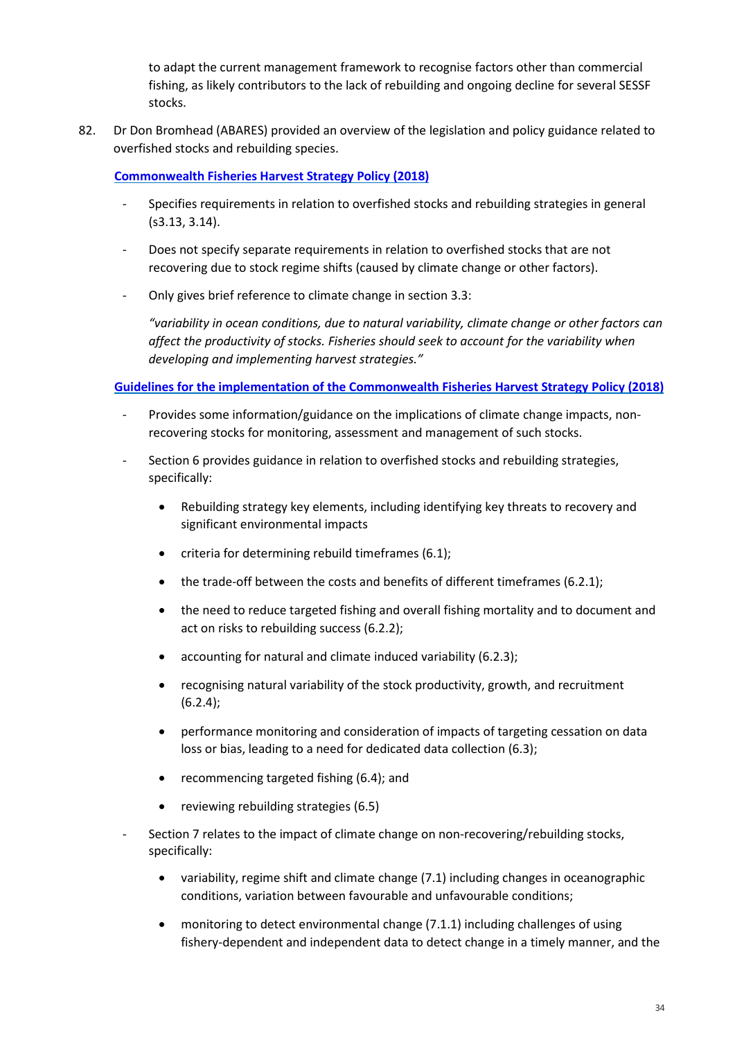to adapt the current management framework to recognise factors other than commercial fishing, as likely contributors to the lack of rebuilding and ongoing decline for several SESSF stocks.

82. Dr Don Bromhead (ABARES) provided an overview of the legislation and policy guidance related to overfished stocks and rebuilding species.

**Commonwealth Fisheries Harvest Strategy Policy (2018)**

- Specifies requirements in relation to overfished stocks and rebuilding strategies in general (s3.13, 3.14).
- Does not specify separate requirements in relation to overfished stocks that are not recovering due to stock regime shifts (caused by climate change or other factors).
- Only gives brief reference to climate change in section 3.3:

  *"variability in ocean conditions, due to natural variability, climate change or other factors can affect the productivity of stocks. Fisheries should seek to account for the variability when developing and implementing harvest strategies."*

**Guidelines for the implementation of the Commonwealth Fisheries Harvest Strategy Policy (2018)**

- Provides some information/guidance on the implications of climate change impacts, non-recovering stocks for monitoring, assessment and management of such stocks.
- Section 6 provides guidance in relation to overfished stocks and rebuilding strategies, specifically:
  - Rebuilding strategy key elements, including identifying key threats to recovery and significant environmental impacts
  - criteria for determining rebuild timeframes (6.1);
  - the trade-off between the costs and benefits of different timeframes (6.2.1);
  - the need to reduce targeted fishing and overall fishing mortality and to document and act on risks to rebuilding success (6.2.2);
  - accounting for natural and climate induced variability (6.2.3);
  - recognising natural variability of the stock productivity, growth, and recruitment (6.2.4);
  - performance monitoring and consideration of impacts of targeting cessation on data loss or bias, leading to a need for dedicated data collection (6.3);
  - recommencing targeted fishing (6.4); and
  - reviewing rebuilding strategies (6.5)
- Section 7 relates to the impact of climate change on non-recovering/rebuilding stocks, specifically:
  - variability, regime shift and climate change (7.1) including changes in oceanographic conditions, variation between favourable and unfavourable conditions;
  - monitoring to detect environmental change (7.1.1) including challenges of using fishery-dependent and independent data to detect change in a timely manner, and the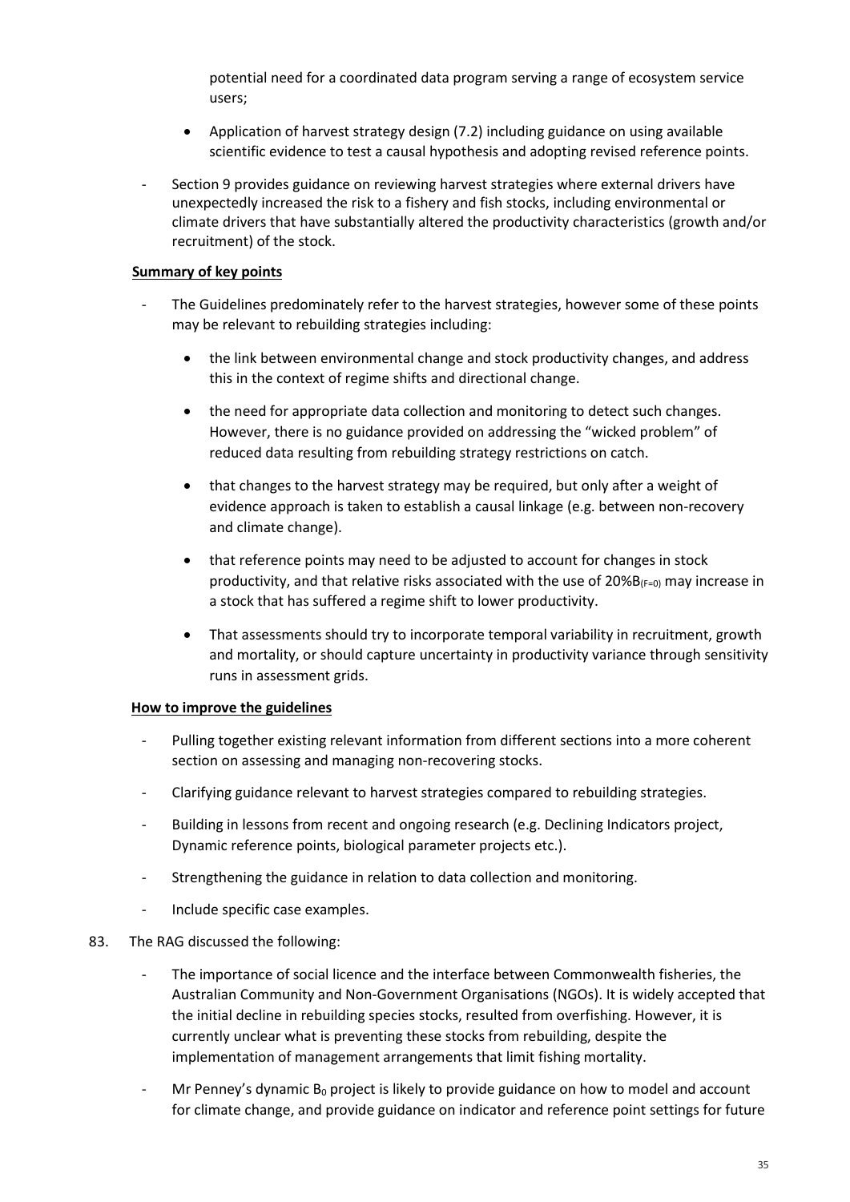potential need for a coordinated data program serving a range of ecosystem service users;

- Application of harvest strategy design (7.2) including guidance on using available scientific evidence to test a causal hypothesis and adopting revised reference points.

- Section 9 provides guidance on reviewing harvest strategies where external drivers have unexpectedly increased the risk to a fishery and fish stocks, including environmental or climate drivers that have substantially altered the productivity characteristics (growth and/or recruitment) of the stock.

**Summary of key points**

- The Guidelines predominately refer to the harvest strategies, however some of these points may be relevant to rebuilding strategies including:
  - the link between environmental change and stock productivity changes, and address this in the context of regime shifts and directional change.
  - the need for appropriate data collection and monitoring to detect such changes. However, there is no guidance provided on addressing the "wicked problem" of reduced data resulting from rebuilding strategy restrictions on catch.
  - that changes to the harvest strategy may be required, but only after a weight of evidence approach is taken to establish a causal linkage (e.g. between non-recovery and climate change).
  - that reference points may need to be adjusted to account for changes in stock productivity, and that relative risks associated with the use of 20%$B_{(F=0)}$ may increase in a stock that has suffered a regime shift to lower productivity.
  - That assessments should try to incorporate temporal variability in recruitment, growth and mortality, or should capture uncertainty in productivity variance through sensitivity runs in assessment grids.

**How to improve the guidelines**

- Pulling together existing relevant information from different sections into a more coherent section on assessing and managing non-recovering stocks.
- Clarifying guidance relevant to harvest strategies compared to rebuilding strategies.
- Building in lessons from recent and ongoing research (e.g. Declining Indicators project, Dynamic reference points, biological parameter projects etc.).
- Strengthening the guidance in relation to data collection and monitoring.
- Include specific case examples.

83. The RAG discussed the following:

- The importance of social licence and the interface between Commonwealth fisheries, the Australian Community and Non-Government Organisations (NGOs). It is widely accepted that the initial decline in rebuilding species stocks, resulted from overfishing. However, it is currently unclear what is preventing these stocks from rebuilding, despite the implementation of management arrangements that limit fishing mortality.
- Mr Penney's dynamic $B_0$ project is likely to provide guidance on how to model and account for climate change, and provide guidance on indicator and reference point settings for future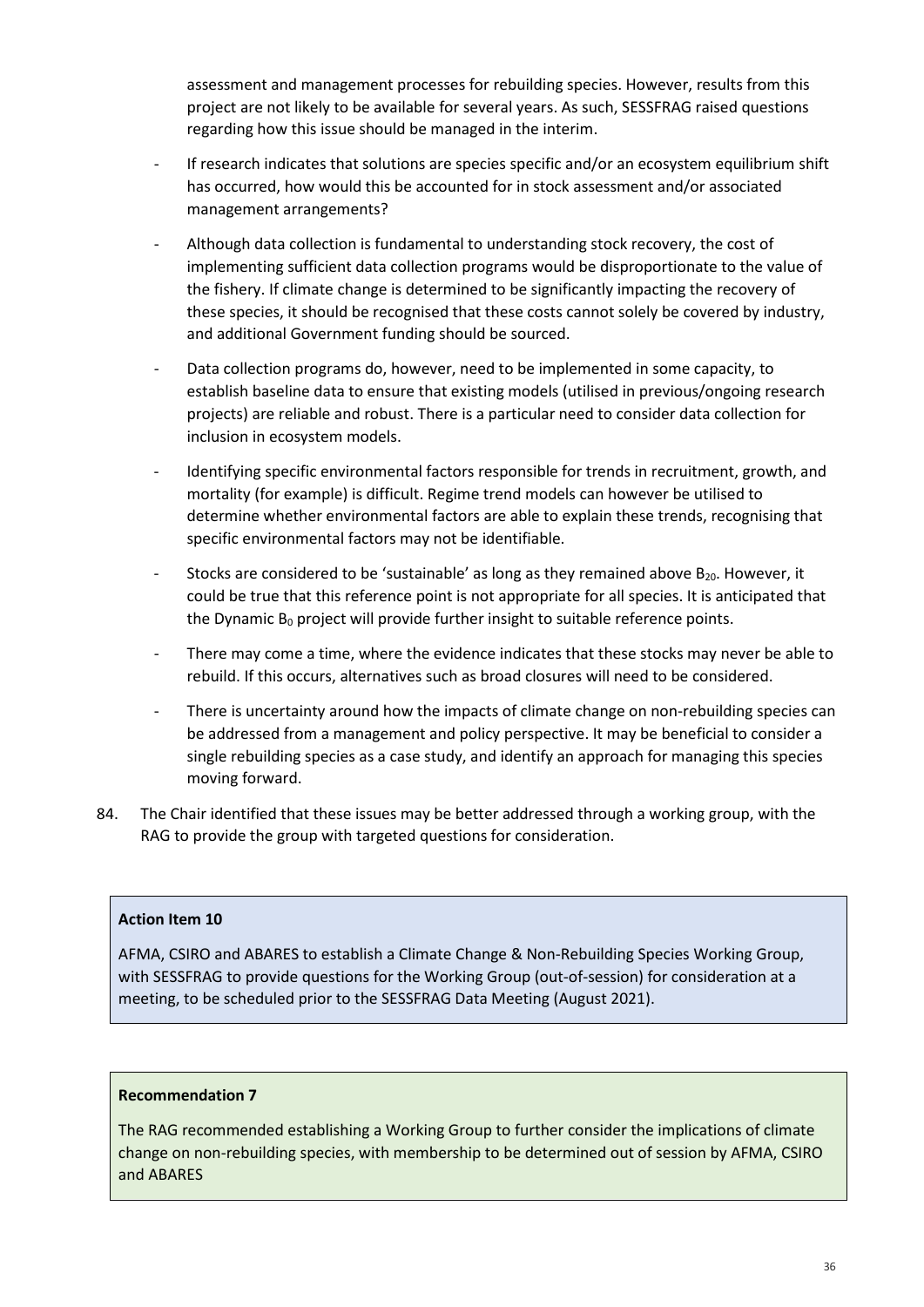assessment and management processes for rebuilding species. However, results from this project are not likely to be available for several years. As such, SESSFRAG raised questions regarding how this issue should be managed in the interim.

- If research indicates that solutions are species specific and/or an ecosystem equilibrium shift has occurred, how would this be accounted for in stock assessment and/or associated management arrangements?
- Although data collection is fundamental to understanding stock recovery, the cost of implementing sufficient data collection programs would be disproportionate to the value of the fishery. If climate change is determined to be significantly impacting the recovery of these species, it should be recognised that these costs cannot solely be covered by industry, and additional Government funding should be sourced.
- Data collection programs do, however, need to be implemented in some capacity, to establish baseline data to ensure that existing models (utilised in previous/ongoing research projects) are reliable and robust. There is a particular need to consider data collection for inclusion in ecosystem models.
- Identifying specific environmental factors responsible for trends in recruitment, growth, and mortality (for example) is difficult. Regime trend models can however be utilised to determine whether environmental factors are able to explain these trends, recognising that specific environmental factors may not be identifiable.
- Stocks are considered to be 'sustainable' as long as they remained above $B_{20}$. However, it could be true that this reference point is not appropriate for all species. It is anticipated that the Dynamic $B_0$ project will provide further insight to suitable reference points.
- There may come a time, where the evidence indicates that these stocks may never be able to rebuild. If this occurs, alternatives such as broad closures will need to be considered.
- There is uncertainty around how the impacts of climate change on non-rebuilding species can be addressed from a management and policy perspective. It may be beneficial to consider a single rebuilding species as a case study, and identify an approach for managing this species moving forward.

84. The Chair identified that these issues may be better addressed through a working group, with the RAG to provide the group with targeted questions for consideration.

**Action Item 10**

AFMA, CSIRO and ABARES to establish a Climate Change & Non-Rebuilding Species Working Group, with SESSFRAG to provide questions for the Working Group (out-of-session) for consideration at a meeting, to be scheduled prior to the SESSFRAG Data Meeting (August 2021).

**Recommendation 7**

The RAG recommended establishing a Working Group to further consider the implications of climate change on non-rebuilding species, with membership to be determined out of session by AFMA, CSIRO and ABARES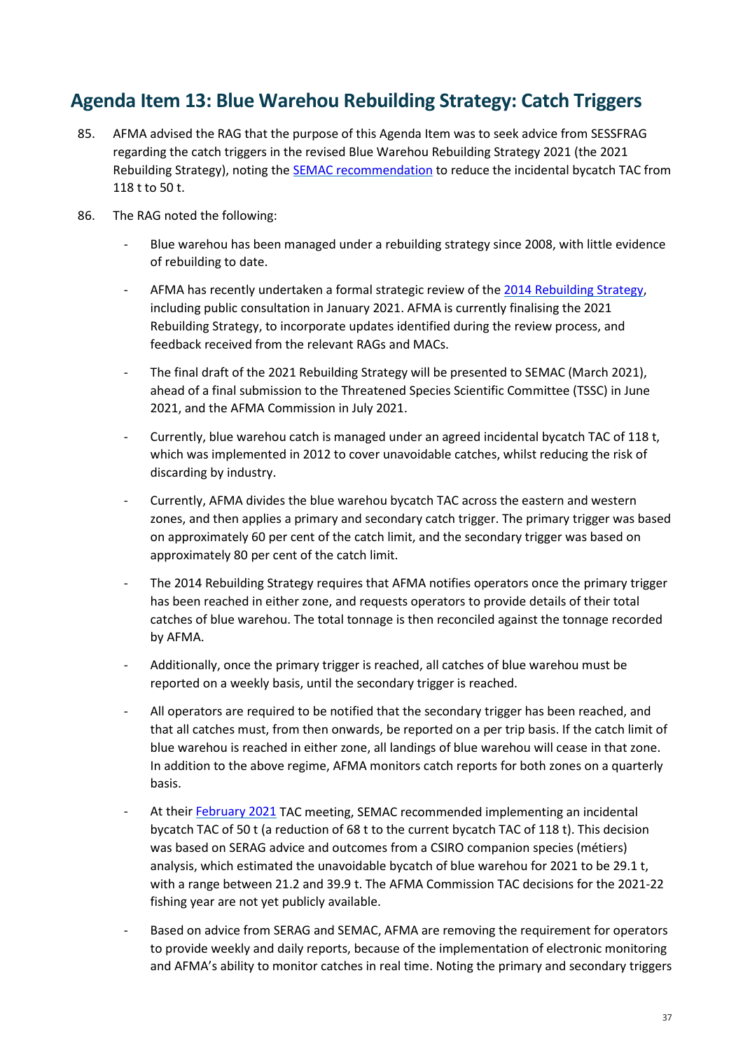## Agenda Item 13: Blue Warehou Rebuilding Strategy: Catch Triggers

85. AFMA advised the RAG that the purpose of this Agenda Item was to seek advice from SESSFRAG regarding the catch triggers in the revised Blue Warehou Rebuilding Strategy 2021 (the 2021 Rebuilding Strategy), noting the SEMAC recommendation to reduce the incidental bycatch TAC from 118 t to 50 t.

86. The RAG noted the following:

    - Blue warehou has been managed under a rebuilding strategy since 2008, with little evidence of rebuilding to date.
    - AFMA has recently undertaken a formal strategic review of the 2014 Rebuilding Strategy, including public consultation in January 2021. AFMA is currently finalising the 2021 Rebuilding Strategy, to incorporate updates identified during the review process, and feedback received from the relevant RAGs and MACs.
    - The final draft of the 2021 Rebuilding Strategy will be presented to SEMAC (March 2021), ahead of a final submission to the Threatened Species Scientific Committee (TSSC) in June 2021, and the AFMA Commission in July 2021.
    - Currently, blue warehou catch is managed under an agreed incidental bycatch TAC of 118 t, which was implemented in 2012 to cover unavoidable catches, whilst reducing the risk of discarding by industry.
    - Currently, AFMA divides the blue warehou bycatch TAC across the eastern and western zones, and then applies a primary and secondary catch trigger. The primary trigger was based on approximately 60 per cent of the catch limit, and the secondary trigger was based on approximately 80 per cent of the catch limit.
    - The 2014 Rebuilding Strategy requires that AFMA notifies operators once the primary trigger has been reached in either zone, and requests operators to provide details of their total catches of blue warehou. The total tonnage is then reconciled against the tonnage recorded by AFMA.
    - Additionally, once the primary trigger is reached, all catches of blue warehou must be reported on a weekly basis, until the secondary trigger is reached.
    - All operators are required to be notified that the secondary trigger has been reached, and that all catches must, from then onwards, be reported on a per trip basis. If the catch limit of blue warehou is reached in either zone, all landings of blue warehou will cease in that zone. In addition to the above regime, AFMA monitors catch reports for both zones on a quarterly basis.
    - At their February 2021 TAC meeting, SEMAC recommended implementing an incidental bycatch TAC of 50 t (a reduction of 68 t to the current bycatch TAC of 118 t). This decision was based on SERAG advice and outcomes from a CSIRO companion species (métiers) analysis, which estimated the unavoidable bycatch of blue warehou for 2021 to be 29.1 t, with a range between 21.2 and 39.9 t. The AFMA Commission TAC decisions for the 2021-22 fishing year are not yet publicly available.
    - Based on advice from SERAG and SEMAC, AFMA are removing the requirement for operators to provide weekly and daily reports, because of the implementation of electronic monitoring and AFMA's ability to monitor catches in real time. Noting the primary and secondary triggers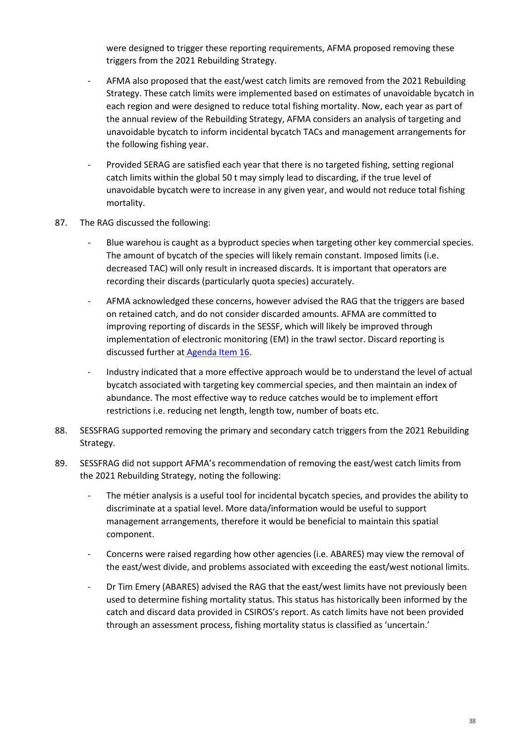were designed to trigger these reporting requirements, AFMA proposed removing these triggers from the 2021 Rebuilding Strategy.

- AFMA also proposed that the east/west catch limits are removed from the 2021 Rebuilding Strategy. These catch limits were implemented based on estimates of unavoidable bycatch in each region and were designed to reduce total fishing mortality. Now, each year as part of the annual review of the Rebuilding Strategy, AFMA considers an analysis of targeting and unavoidable bycatch to inform incidental bycatch TACs and management arrangements for the following fishing year.
- Provided SERAG are satisfied each year that there is no targeted fishing, setting regional catch limits within the global 50 t may simply lead to discarding, if the true level of unavoidable bycatch were to increase in any given year, and would not reduce total fishing mortality.

87. The RAG discussed the following:

    - Blue warehou is caught as a byproduct species when targeting other key commercial species. The amount of bycatch of the species will likely remain constant. Imposed limits (i.e. decreased TAC) will only result in increased discards. It is important that operators are recording their discards (particularly quota species) accurately.
    - AFMA acknowledged these concerns, however advised the RAG that the triggers are based on retained catch, and do not consider discarded amounts. AFMA are committed to improving reporting of discards in the SESSF, which will likely be improved through implementation of electronic monitoring (EM) in the trawl sector. Discard reporting is discussed further at Agenda Item 16.
    - Industry indicated that a more effective approach would be to understand the level of actual bycatch associated with targeting key commercial species, and then maintain an index of abundance. The most effective way to reduce catches would be to implement effort restrictions i.e. reducing net length, length tow, number of boats etc.

88. SESSFRAG supported removing the primary and secondary catch triggers from the 2021 Rebuilding Strategy.

89. SESSFRAG did not support AFMA's recommendation of removing the east/west catch limits from the 2021 Rebuilding Strategy, noting the following:

    - The métier analysis is a useful tool for incidental bycatch species, and provides the ability to discriminate at a spatial level. More data/information would be useful to support management arrangements, therefore it would be beneficial to maintain this spatial component.
    - Concerns were raised regarding how other agencies (i.e. ABARES) may view the removal of the east/west divide, and problems associated with exceeding the east/west notional limits.
    - Dr Tim Emery (ABARES) advised the RAG that the east/west limits have not previously been used to determine fishing mortality status. This status has historically been informed by the catch and discard data provided in CSIROS's report. As catch limits have not been provided through an assessment process, fishing mortality status is classified as 'uncertain.'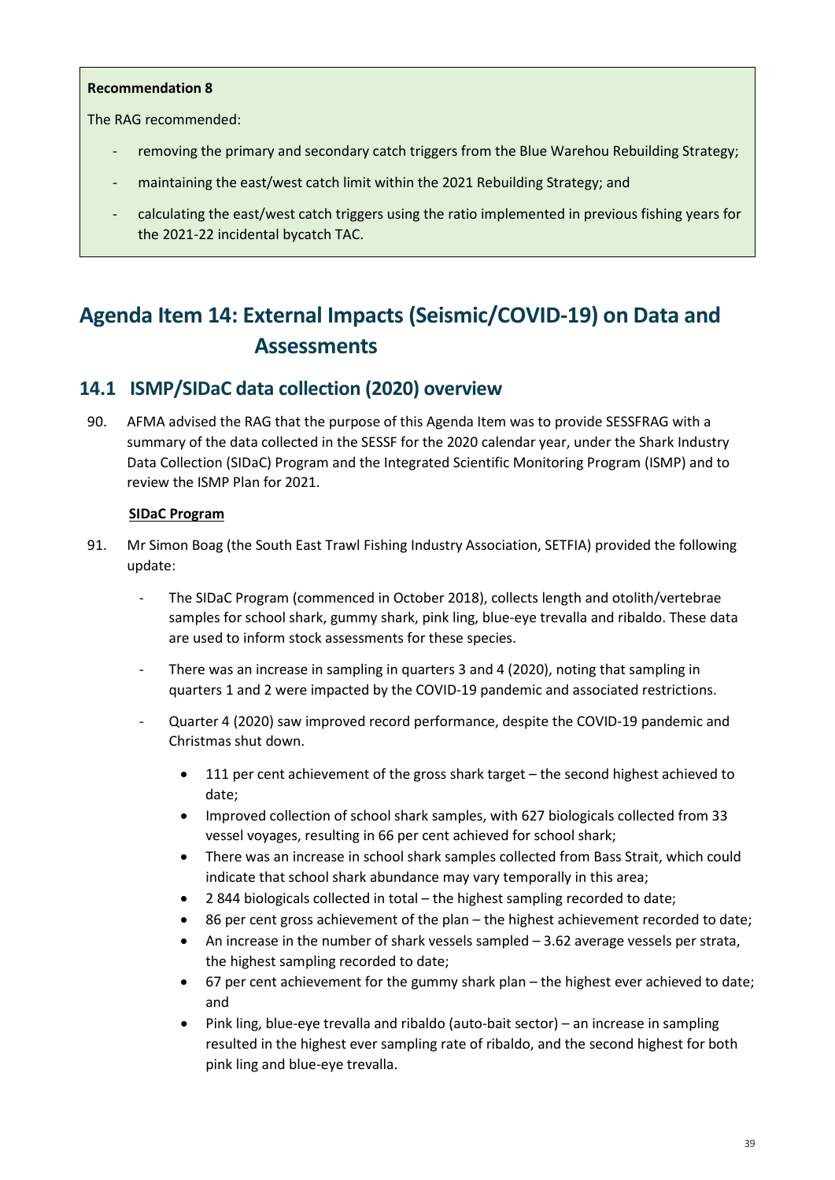**Recommendation 8**

The RAG recommended:

- removing the primary and secondary catch triggers from the Blue Warehou Rebuilding Strategy;
- maintaining the east/west catch limit within the 2021 Rebuilding Strategy; and
- calculating the east/west catch triggers using the ratio implemented in previous fishing years for the 2021-22 incidental bycatch TAC.

# Agenda Item 14: External Impacts (Seismic/COVID-19) on Data and Assessments

## 14.1 ISMP/SIDaC data collection (2020) overview

90. AFMA advised the RAG that the purpose of this Agenda Item was to provide SESSFRAG with a summary of the data collected in the SESSF for the 2020 calendar year, under the Shark Industry Data Collection (SIDaC) Program and the Integrated Scientific Monitoring Program (ISMP) and to review the ISMP Plan for 2021.

**SIDaC Program**

91. Mr Simon Boag (the South East Trawl Fishing Industry Association, SETFIA) provided the following update:
    - The SIDaC Program (commenced in October 2018), collects length and otolith/vertebrae samples for school shark, gummy shark, pink ling, blue-eye trevalla and ribaldo. These data are used to inform stock assessments for these species.
    - There was an increase in sampling in quarters 3 and 4 (2020), noting that sampling in quarters 1 and 2 were impacted by the COVID-19 pandemic and associated restrictions.
    - Quarter 4 (2020) saw improved record performance, despite the COVID-19 pandemic and Christmas shut down.
        - 111 per cent achievement of the gross shark target – the second highest achieved to date;
        - Improved collection of school shark samples, with 627 biologicals collected from 33 vessel voyages, resulting in 66 per cent achieved for school shark;
        - There was an increase in school shark samples collected from Bass Strait, which could indicate that school shark abundance may vary temporally in this area;
        - 2 844 biologicals collected in total – the highest sampling recorded to date;
        - 86 per cent gross achievement of the plan – the highest achievement recorded to date;
        - An increase in the number of shark vessels sampled – 3.62 average vessels per strata, the highest sampling recorded to date;
        - 67 per cent achievement for the gummy shark plan – the highest ever achieved to date; and
        - Pink ling, blue-eye trevalla and ribaldo (auto-bait sector) – an increase in sampling resulted in the highest ever sampling rate of ribaldo, and the second highest for both pink ling and blue-eye trevalla.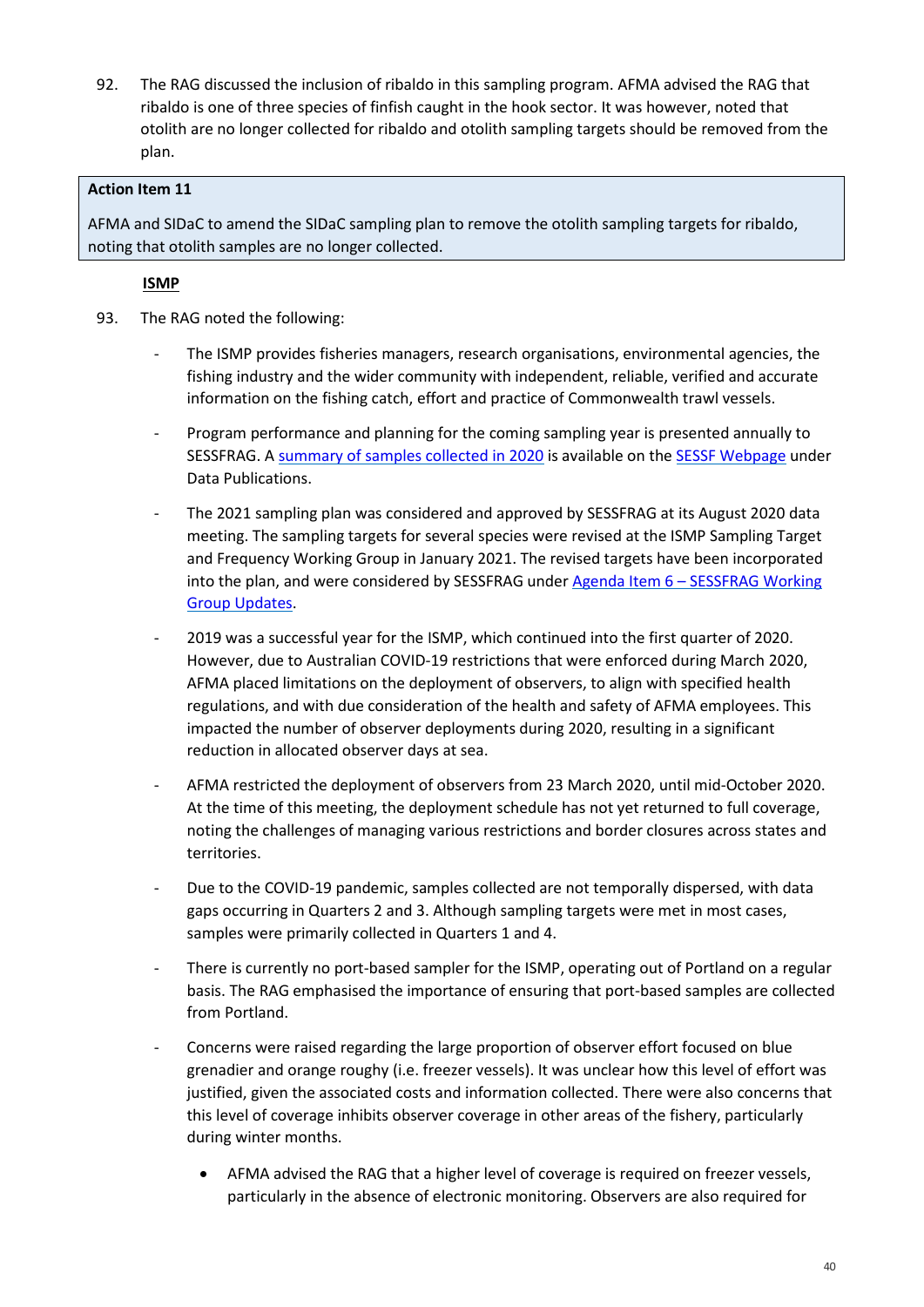92. The RAG discussed the inclusion of ribaldo in this sampling program. AFMA advised the RAG that ribaldo is one of three species of finfish caught in the hook sector. It was however, noted that otolith are no longer collected for ribaldo and otolith sampling targets should be removed from the plan.

> **Action Item 11**
>
> AFMA and SIDaC to amend the SIDaC sampling plan to remove the otolith sampling targets for ribaldo, noting that otolith samples are no longer collected.

**ISMP**

93. The RAG noted the following:

   - The ISMP provides fisheries managers, research organisations, environmental agencies, the fishing industry and the wider community with independent, reliable, verified and accurate information on the fishing catch, effort and practice of Commonwealth trawl vessels.
   - Program performance and planning for the coming sampling year is presented annually to SESSFRAG. A summary of samples collected in 2020 is available on the SESSF Webpage under Data Publications.
   - The 2021 sampling plan was considered and approved by SESSFRAG at its August 2020 data meeting. The sampling targets for several species were revised at the ISMP Sampling Target and Frequency Working Group in January 2021. The revised targets have been incorporated into the plan, and were considered by SESSFRAG under Agenda Item 6 – SESSFRAG Working Group Updates.
   - 2019 was a successful year for the ISMP, which continued into the first quarter of 2020. However, due to Australian COVID-19 restrictions that were enforced during March 2020, AFMA placed limitations on the deployment of observers, to align with specified health regulations, and with due consideration of the health and safety of AFMA employees. This impacted the number of observer deployments during 2020, resulting in a significant reduction in allocated observer days at sea.
   - AFMA restricted the deployment of observers from 23 March 2020, until mid-October 2020. At the time of this meeting, the deployment schedule has not yet returned to full coverage, noting the challenges of managing various restrictions and border closures across states and territories.
   - Due to the COVID-19 pandemic, samples collected are not temporally dispersed, with data gaps occurring in Quarters 2 and 3. Although sampling targets were met in most cases, samples were primarily collected in Quarters 1 and 4.
   - There is currently no port-based sampler for the ISMP, operating out of Portland on a regular basis. The RAG emphasised the importance of ensuring that port-based samples are collected from Portland.
   - Concerns were raised regarding the large proportion of observer effort focused on blue grenadier and orange roughy (i.e. freezer vessels). It was unclear how this level of effort was justified, given the associated costs and information collected. There were also concerns that this level of coverage inhibits observer coverage in other areas of the fishery, particularly during winter months.
     - AFMA advised the RAG that a higher level of coverage is required on freezer vessels, particularly in the absence of electronic monitoring. Observers are also required for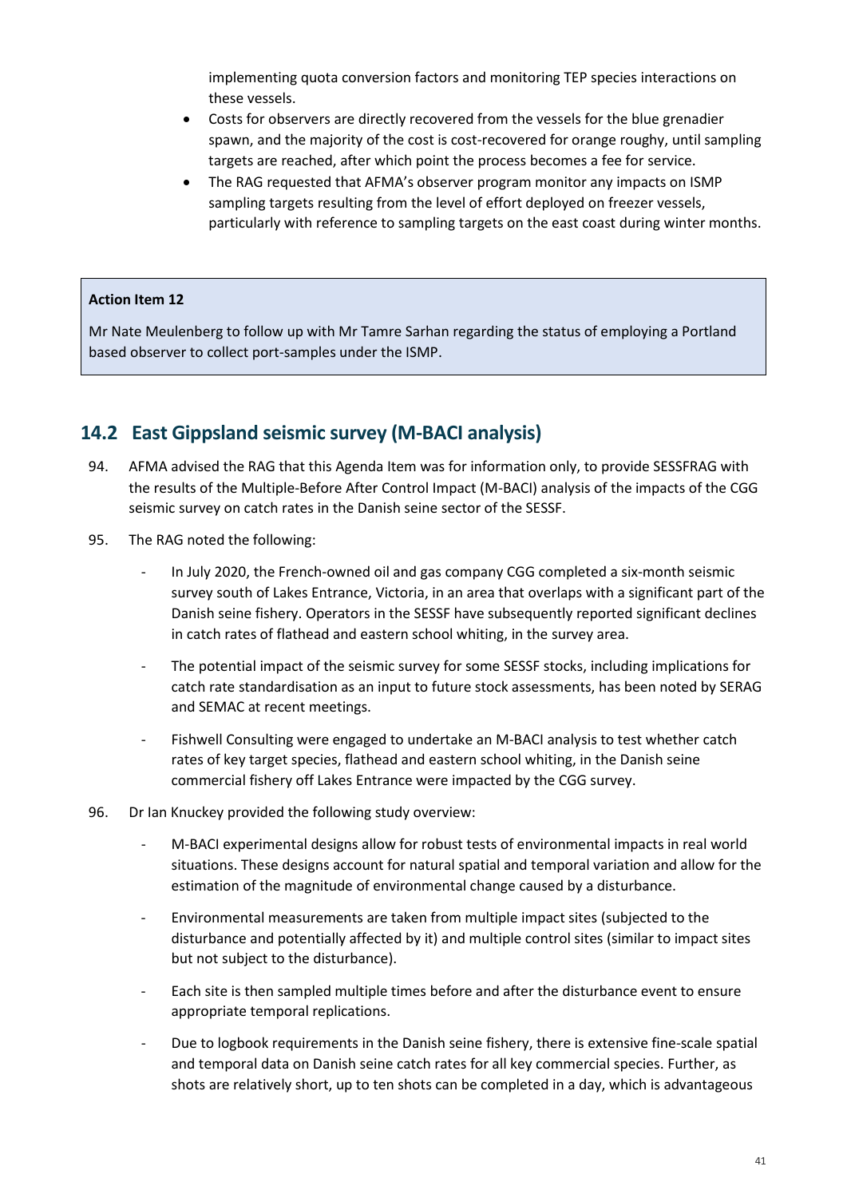implementing quota conversion factors and monitoring TEP species interactions on these vessels.

- Costs for observers are directly recovered from the vessels for the blue grenadier spawn, and the majority of the cost is cost-recovered for orange roughy, until sampling targets are reached, after which point the process becomes a fee for service.
- The RAG requested that AFMA's observer program monitor any impacts on ISMP sampling targets resulting from the level of effort deployed on freezer vessels, particularly with reference to sampling targets on the east coast during winter months.

> **Action Item 12**
>
> Mr Nate Meulenberg to follow up with Mr Tamre Sarhan regarding the status of employing a Portland based observer to collect port-samples under the ISMP.

## 14.2 East Gippsland seismic survey (M-BACI analysis)

94. AFMA advised the RAG that this Agenda Item was for information only, to provide SESSFRAG with the results of the Multiple-Before After Control Impact (M-BACI) analysis of the impacts of the CGG seismic survey on catch rates in the Danish seine sector of the SESSF.

95. The RAG noted the following:

    - In July 2020, the French-owned oil and gas company CGG completed a six-month seismic survey south of Lakes Entrance, Victoria, in an area that overlaps with a significant part of the Danish seine fishery. Operators in the SESSF have subsequently reported significant declines in catch rates of flathead and eastern school whiting, in the survey area.
    - The potential impact of the seismic survey for some SESSF stocks, including implications for catch rate standardisation as an input to future stock assessments, has been noted by SERAG and SEMAC at recent meetings.
    - Fishwell Consulting were engaged to undertake an M-BACI analysis to test whether catch rates of key target species, flathead and eastern school whiting, in the Danish seine commercial fishery off Lakes Entrance were impacted by the CGG survey.

96. Dr Ian Knuckey provided the following study overview:

    - M-BACI experimental designs allow for robust tests of environmental impacts in real world situations. These designs account for natural spatial and temporal variation and allow for the estimation of the magnitude of environmental change caused by a disturbance.
    - Environmental measurements are taken from multiple impact sites (subjected to the disturbance and potentially affected by it) and multiple control sites (similar to impact sites but not subject to the disturbance).
    - Each site is then sampled multiple times before and after the disturbance event to ensure appropriate temporal replications.
    - Due to logbook requirements in the Danish seine fishery, there is extensive fine-scale spatial and temporal data on Danish seine catch rates for all key commercial species. Further, as shots are relatively short, up to ten shots can be completed in a day, which is advantageous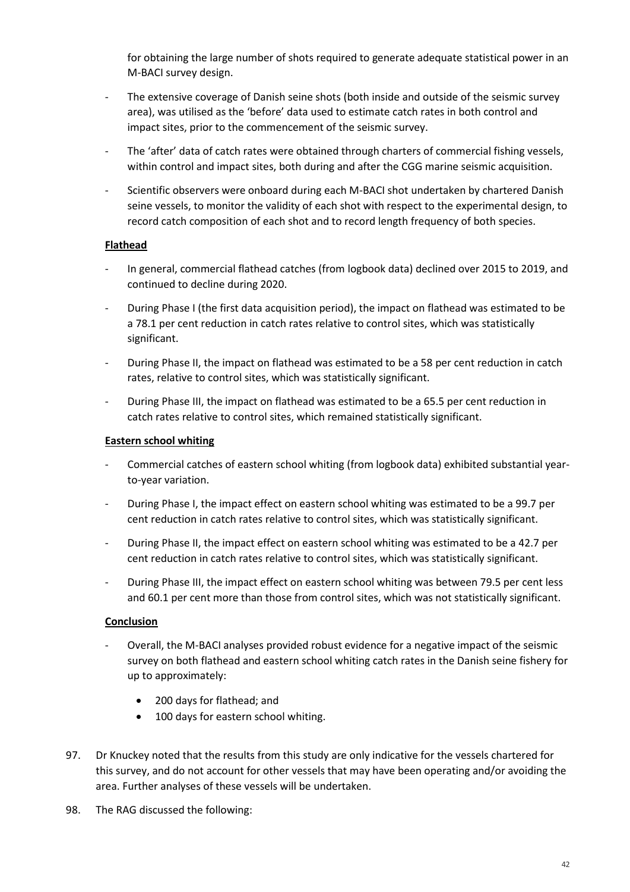for obtaining the large number of shots required to generate adequate statistical power in an M-BACI survey design.

- The extensive coverage of Danish seine shots (both inside and outside of the seismic survey area), was utilised as the 'before' data used to estimate catch rates in both control and impact sites, prior to the commencement of the seismic survey.
- The 'after' data of catch rates were obtained through charters of commercial fishing vessels, within control and impact sites, both during and after the CGG marine seismic acquisition.
- Scientific observers were onboard during each M-BACI shot undertaken by chartered Danish seine vessels, to monitor the validity of each shot with respect to the experimental design, to record catch composition of each shot and to record length frequency of both species.

**Flathead**

- In general, commercial flathead catches (from logbook data) declined over 2015 to 2019, and continued to decline during 2020.
- During Phase I (the first data acquisition period), the impact on flathead was estimated to be a 78.1 per cent reduction in catch rates relative to control sites, which was statistically significant.
- During Phase II, the impact on flathead was estimated to be a 58 per cent reduction in catch rates, relative to control sites, which was statistically significant.
- During Phase III, the impact on flathead was estimated to be a 65.5 per cent reduction in catch rates relative to control sites, which remained statistically significant.

**Eastern school whiting**

- Commercial catches of eastern school whiting (from logbook data) exhibited substantial year-to-year variation.
- During Phase I, the impact effect on eastern school whiting was estimated to be a 99.7 per cent reduction in catch rates relative to control sites, which was statistically significant.
- During Phase II, the impact effect on eastern school whiting was estimated to be a 42.7 per cent reduction in catch rates relative to control sites, which was statistically significant.
- During Phase III, the impact effect on eastern school whiting was between 79.5 per cent less and 60.1 per cent more than those from control sites, which was not statistically significant.

**Conclusion**

- Overall, the M-BACI analyses provided robust evidence for a negative impact of the seismic survey on both flathead and eastern school whiting catch rates in the Danish seine fishery for up to approximately:
    - 200 days for flathead; and
    - 100 days for eastern school whiting.

97. Dr Knuckey noted that the results from this study are only indicative for the vessels chartered for this survey, and do not account for other vessels that may have been operating and/or avoiding the area. Further analyses of these vessels will be undertaken.

98. The RAG discussed the following: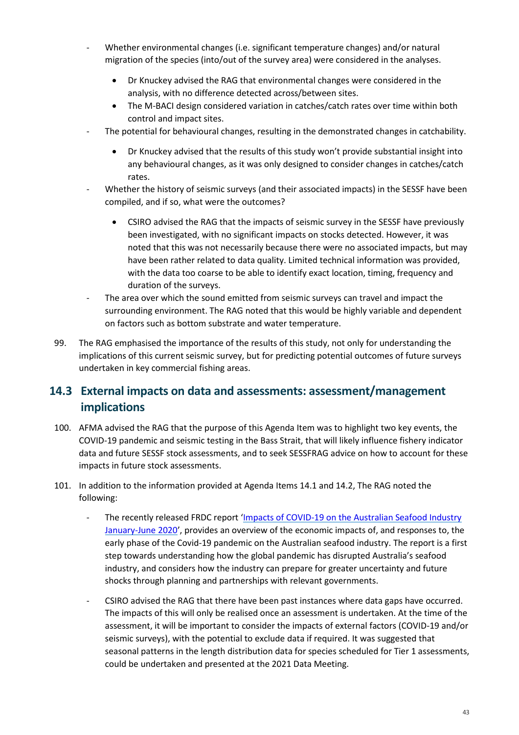- Whether environmental changes (i.e. significant temperature changes) and/or natural migration of the species (into/out of the survey area) were considered in the analyses.

    - Dr Knuckey advised the RAG that environmental changes were considered in the analysis, with no difference detected across/between sites.
    - The M-BACI design considered variation in catches/catch rates over time within both control and impact sites.

- The potential for behavioural changes, resulting in the demonstrated changes in catchability.

    - Dr Knuckey advised that the results of this study won't provide substantial insight into any behavioural changes, as it was only designed to consider changes in catches/catch rates.

- Whether the history of seismic surveys (and their associated impacts) in the SESSF have been compiled, and if so, what were the outcomes?

    - CSIRO advised the RAG that the impacts of seismic survey in the SESSF have previously been investigated, with no significant impacts on stocks detected. However, it was noted that this was not necessarily because there were no associated impacts, but may have been rather related to data quality. Limited technical information was provided, with the data too coarse to be able to identify exact location, timing, frequency and duration of the surveys.

- The area over which the sound emitted from seismic surveys can travel and impact the surrounding environment. The RAG noted that this would be highly variable and dependent on factors such as bottom substrate and water temperature.

99. The RAG emphasised the importance of the results of this study, not only for understanding the implications of this current seismic survey, but for predicting potential outcomes of future surveys undertaken in key commercial fishing areas.

## 14.3 External impacts on data and assessments: assessment/management implications

100. AFMA advised the RAG that the purpose of this Agenda Item was to highlight two key events, the COVID-19 pandemic and seismic testing in the Bass Strait, that will likely influence fishery indicator data and future SESSF stock assessments, and to seek SESSFRAG advice on how to account for these impacts in future stock assessments.

101. In addition to the information provided at Agenda Items 14.1 and 14.2, The RAG noted the following:

    - The recently released FRDC report 'Impacts of COVID-19 on the Australian Seafood Industry January-June 2020', provides an overview of the economic impacts of, and responses to, the early phase of the Covid-19 pandemic on the Australian seafood industry. The report is a first step towards understanding how the global pandemic has disrupted Australia's seafood industry, and considers how the industry can prepare for greater uncertainty and future shocks through planning and partnerships with relevant governments.

    - CSIRO advised the RAG that there have been past instances where data gaps have occurred. The impacts of this will only be realised once an assessment is undertaken. At the time of the assessment, it will be important to consider the impacts of external factors (COVID-19 and/or seismic surveys), with the potential to exclude data if required. It was suggested that seasonal patterns in the length distribution data for species scheduled for Tier 1 assessments, could be undertaken and presented at the 2021 Data Meeting.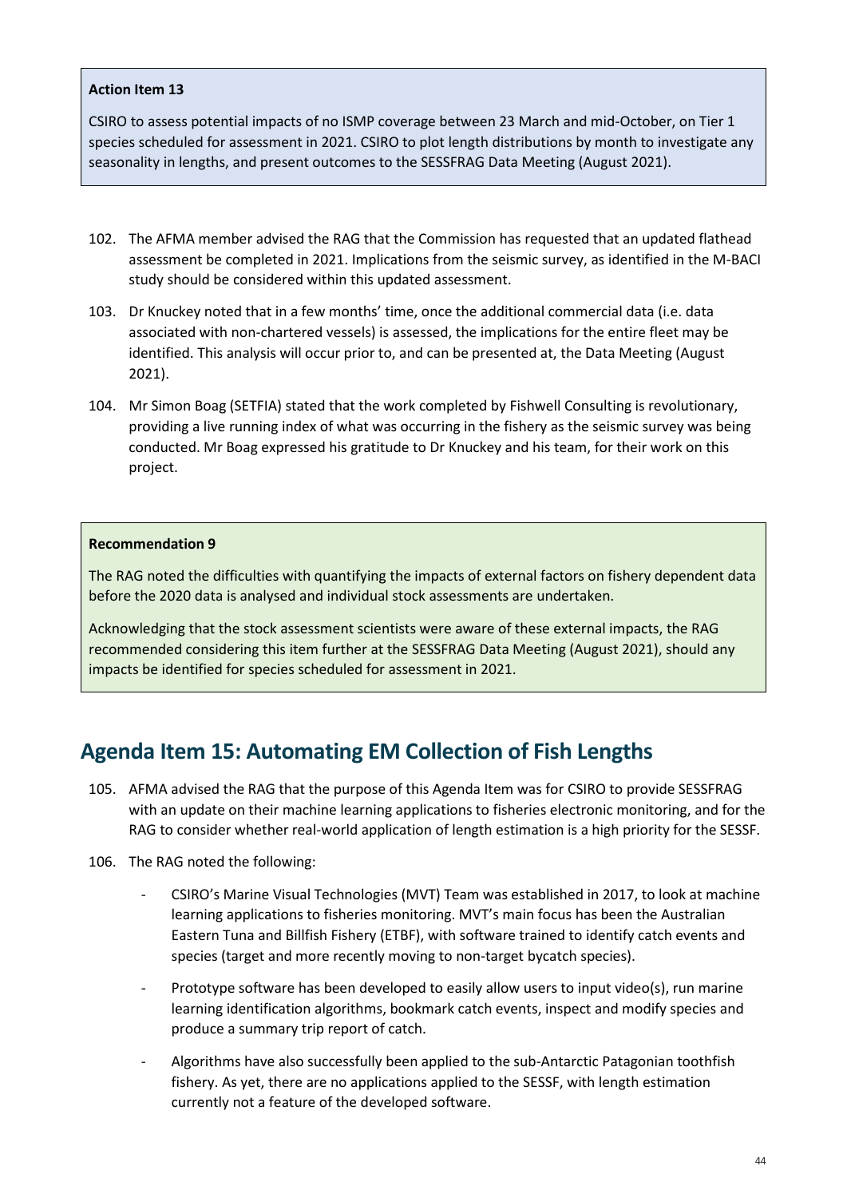**Action Item 13**

CSIRO to assess potential impacts of no ISMP coverage between 23 March and mid-October, on Tier 1 species scheduled for assessment in 2021. CSIRO to plot length distributions by month to investigate any seasonality in lengths, and present outcomes to the SESSFRAG Data Meeting (August 2021).

102. The AFMA member advised the RAG that the Commission has requested that an updated flathead assessment be completed in 2021. Implications from the seismic survey, as identified in the M-BACI study should be considered within this updated assessment.

103. Dr Knuckey noted that in a few months' time, once the additional commercial data (i.e. data associated with non-chartered vessels) is assessed, the implications for the entire fleet may be identified. This analysis will occur prior to, and can be presented at, the Data Meeting (August 2021).

104. Mr Simon Boag (SETFIA) stated that the work completed by Fishwell Consulting is revolutionary, providing a live running index of what was occurring in the fishery as the seismic survey was being conducted. Mr Boag expressed his gratitude to Dr Knuckey and his team, for their work on this project.

**Recommendation 9**

The RAG noted the difficulties with quantifying the impacts of external factors on fishery dependent data before the 2020 data is analysed and individual stock assessments are undertaken.

Acknowledging that the stock assessment scientists were aware of these external impacts, the RAG recommended considering this item further at the SESSFRAG Data Meeting (August 2021), should any impacts be identified for species scheduled for assessment in 2021.

## Agenda Item 15: Automating EM Collection of Fish Lengths

105. AFMA advised the RAG that the purpose of this Agenda Item was for CSIRO to provide SESSFRAG with an update on their machine learning applications to fisheries electronic monitoring, and for the RAG to consider whether real-world application of length estimation is a high priority for the SESSF.

106. The RAG noted the following:

    - CSIRO's Marine Visual Technologies (MVT) Team was established in 2017, to look at machine learning applications to fisheries monitoring. MVT's main focus has been the Australian Eastern Tuna and Billfish Fishery (ETBF), with software trained to identify catch events and species (target and more recently moving to non-target bycatch species).
    - Prototype software has been developed to easily allow users to input video(s), run marine learning identification algorithms, bookmark catch events, inspect and modify species and produce a summary trip report of catch.
    - Algorithms have also successfully been applied to the sub-Antarctic Patagonian toothfish fishery. As yet, there are no applications applied to the SESSF, with length estimation currently not a feature of the developed software.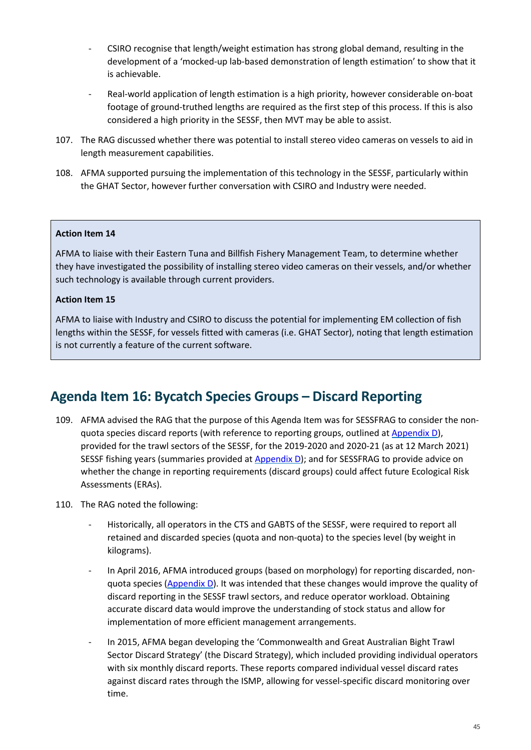- CSIRO recognise that length/weight estimation has strong global demand, resulting in the development of a 'mocked-up lab-based demonstration of length estimation' to show that it is achievable.

- Real-world application of length estimation is a high priority, however considerable on-boat footage of ground-truthed lengths are required as the first step of this process. If this is also considered a high priority in the SESSF, then MVT may be able to assist.

107. The RAG discussed whether there was potential to install stereo video cameras on vessels to aid in length measurement capabilities.

108. AFMA supported pursuing the implementation of this technology in the SESSF, particularly within the GHAT Sector, however further conversation with CSIRO and Industry were needed.

**Action Item 14**

AFMA to liaise with their Eastern Tuna and Billfish Fishery Management Team, to determine whether they have investigated the possibility of installing stereo video cameras on their vessels, and/or whether such technology is available through current providers.

**Action Item 15**

AFMA to liaise with Industry and CSIRO to discuss the potential for implementing EM collection of fish lengths within the SESSF, for vessels fitted with cameras (i.e. GHAT Sector), noting that length estimation is not currently a feature of the current software.

## Agenda Item 16: Bycatch Species Groups – Discard Reporting

109. AFMA advised the RAG that the purpose of this Agenda Item was for SESSFRAG to consider the non-quota species discard reports (with reference to reporting groups, outlined at Appendix D), provided for the trawl sectors of the SESSF, for the 2019-2020 and 2020-21 (as at 12 March 2021) SESSF fishing years (summaries provided at Appendix D); and for SESSFRAG to provide advice on whether the change in reporting requirements (discard groups) could affect future Ecological Risk Assessments (ERAs).

110. The RAG noted the following:

- Historically, all operators in the CTS and GABTS of the SESSF, were required to report all retained and discarded species (quota and non-quota) to the species level (by weight in kilograms).

- In April 2016, AFMA introduced groups (based on morphology) for reporting discarded, non-quota species (Appendix D). It was intended that these changes would improve the quality of discard reporting in the SESSF trawl sectors, and reduce operator workload. Obtaining accurate discard data would improve the understanding of stock status and allow for implementation of more efficient management arrangements.

- In 2015, AFMA began developing the 'Commonwealth and Great Australian Bight Trawl Sector Discard Strategy' (the Discard Strategy), which included providing individual operators with six monthly discard reports. These reports compared individual vessel discard rates against discard rates through the ISMP, allowing for vessel-specific discard monitoring over time.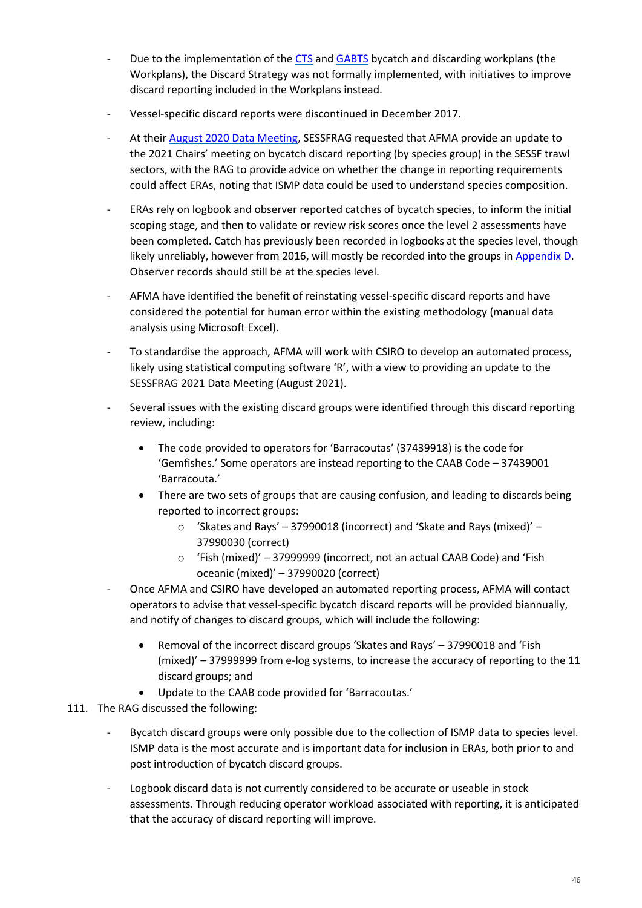- Due to the implementation of the CTS and GABTS bycatch and discarding workplans (the Workplans), the Discard Strategy was not formally implemented, with initiatives to improve discard reporting included in the Workplans instead.

- Vessel-specific discard reports were discontinued in December 2017.

- At their August 2020 Data Meeting, SESSFRAG requested that AFMA provide an update to the 2021 Chairs' meeting on bycatch discard reporting (by species group) in the SESSF trawl sectors, with the RAG to provide advice on whether the change in reporting requirements could affect ERAs, noting that ISMP data could be used to understand species composition.

- ERAs rely on logbook and observer reported catches of bycatch species, to inform the initial scoping stage, and then to validate or review risk scores once the level 2 assessments have been completed. Catch has previously been recorded in logbooks at the species level, though likely unreliably, however from 2016, will mostly be recorded into the groups in Appendix D. Observer records should still be at the species level.

- AFMA have identified the benefit of reinstating vessel-specific discard reports and have considered the potential for human error within the existing methodology (manual data analysis using Microsoft Excel).

- To standardise the approach, AFMA will work with CSIRO to develop an automated process, likely using statistical computing software 'R', with a view to providing an update to the SESSFRAG 2021 Data Meeting (August 2021).

- Several issues with the existing discard groups were identified through this discard reporting review, including:
  - The code provided to operators for 'Barracoutas' (37439918) is the code for 'Gemfishes.' Some operators are instead reporting to the CAAB Code – 37439001 'Barracouta.'
  - There are two sets of groups that are causing confusion, and leading to discards being reported to incorrect groups:
    - 'Skates and Rays' – 37990018 (incorrect) and 'Skate and Rays (mixed)' – 37990030 (correct)
    - 'Fish (mixed)' – 37999999 (incorrect, not an actual CAAB Code) and 'Fish oceanic (mixed)' – 37990020 (correct)

- Once AFMA and CSIRO have developed an automated reporting process, AFMA will contact operators to advise that vessel-specific bycatch discard reports will be provided biannually, and notify of changes to discard groups, which will include the following:
  - Removal of the incorrect discard groups 'Skates and Rays' – 37990018 and 'Fish (mixed)' – 37999999 from e-log systems, to increase the accuracy of reporting to the 11 discard groups; and
  - Update to the CAAB code provided for 'Barracoutas.'

111. The RAG discussed the following:

- Bycatch discard groups were only possible due to the collection of ISMP data to species level. ISMP data is the most accurate and is important data for inclusion in ERAs, both prior to and post introduction of bycatch discard groups.

- Logbook discard data is not currently considered to be accurate or useable in stock assessments. Through reducing operator workload associated with reporting, it is anticipated that the accuracy of discard reporting will improve.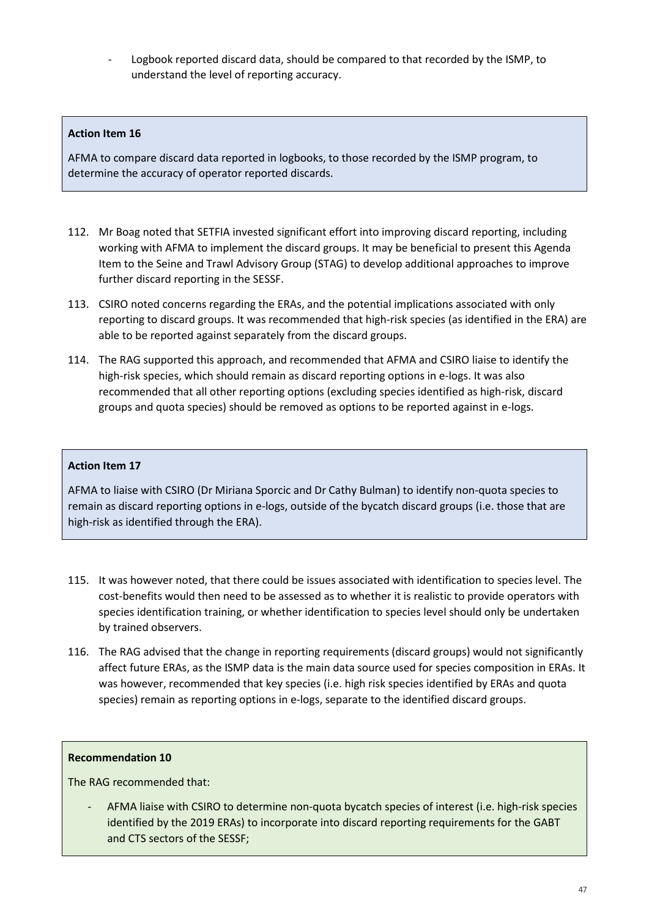- Logbook reported discard data, should be compared to that recorded by the ISMP, to understand the level of reporting accuracy.

> **Action Item 16**
>
> AFMA to compare discard data reported in logbooks, to those recorded by the ISMP program, to determine the accuracy of operator reported discards.

112. Mr Boag noted that SETFIA invested significant effort into improving discard reporting, including working with AFMA to implement the discard groups. It may be beneficial to present this Agenda Item to the Seine and Trawl Advisory Group (STAG) to develop additional approaches to improve further discard reporting in the SESSF.
113. CSIRO noted concerns regarding the ERAs, and the potential implications associated with only reporting to discard groups. It was recommended that high-risk species (as identified in the ERA) are able to be reported against separately from the discard groups.
114. The RAG supported this approach, and recommended that AFMA and CSIRO liaise to identify the high-risk species, which should remain as discard reporting options in e-logs. It was also recommended that all other reporting options (excluding species identified as high-risk, discard groups and quota species) should be removed as options to be reported against in e-logs.

> **Action Item 17**
>
> AFMA to liaise with CSIRO (Dr Miriana Sporcic and Dr Cathy Bulman) to identify non-quota species to remain as discard reporting options in e-logs, outside of the bycatch discard groups (i.e. those that are high-risk as identified through the ERA).

115. It was however noted, that there could be issues associated with identification to species level. The cost-benefits would then need to be assessed as to whether it is realistic to provide operators with species identification training, or whether identification to species level should only be undertaken by trained observers.
116. The RAG advised that the change in reporting requirements (discard groups) would not significantly affect future ERAs, as the ISMP data is the main data source used for species composition in ERAs. It was however, recommended that key species (i.e. high risk species identified by ERAs and quota species) remain as reporting options in e-logs, separate to the identified discard groups.

> **Recommendation 10**
>
> The RAG recommended that:
>
> - AFMA liaise with CSIRO to determine non-quota bycatch species of interest (i.e. high-risk species identified by the 2019 ERAs) to incorporate into discard reporting requirements for the GABT and CTS sectors of the SESSF;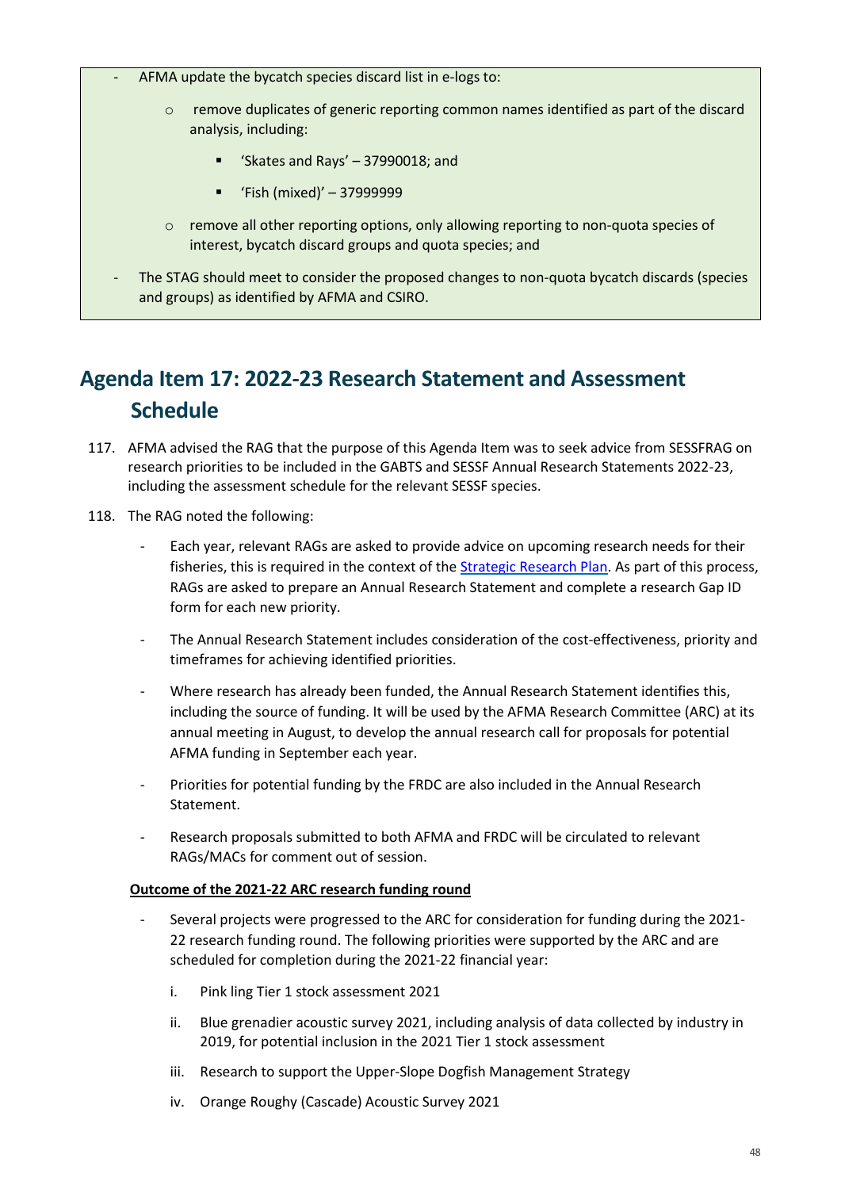- AFMA update the bycatch species discard list in e-logs to:
    - remove duplicates of generic reporting common names identified as part of the discard analysis, including:
        - 'Skates and Rays' – 37990018; and
        - 'Fish (mixed)' – 37999999
    - remove all other reporting options, only allowing reporting to non-quota species of interest, bycatch discard groups and quota species; and
- The STAG should meet to consider the proposed changes to non-quota bycatch discards (species and groups) as identified by AFMA and CSIRO.

## Agenda Item 17: 2022-23 Research Statement and Assessment Schedule

117. AFMA advised the RAG that the purpose of this Agenda Item was to seek advice from SESSFRAG on research priorities to be included in the GABTS and SESSF Annual Research Statements 2022-23, including the assessment schedule for the relevant SESSF species.

118. The RAG noted the following:

    - Each year, relevant RAGs are asked to provide advice on upcoming research needs for their fisheries, this is required in the context of the Strategic Research Plan. As part of this process, RAGs are asked to prepare an Annual Research Statement and complete a research Gap ID form for each new priority.
    - The Annual Research Statement includes consideration of the cost-effectiveness, priority and timeframes for achieving identified priorities.
    - Where research has already been funded, the Annual Research Statement identifies this, including the source of funding. It will be used by the AFMA Research Committee (ARC) at its annual meeting in August, to develop the annual research call for proposals for potential AFMA funding in September each year.
    - Priorities for potential funding by the FRDC are also included in the Annual Research Statement.
    - Research proposals submitted to both AFMA and FRDC will be circulated to relevant RAGs/MACs for comment out of session.

    **Outcome of the 2021-22 ARC research funding round**

    - Several projects were progressed to the ARC for consideration for funding during the 2021-22 research funding round. The following priorities were supported by the ARC and are scheduled for completion during the 2021-22 financial year:

        i. Pink ling Tier 1 stock assessment 2021

        ii. Blue grenadier acoustic survey 2021, including analysis of data collected by industry in 2019, for potential inclusion in the 2021 Tier 1 stock assessment

        iii. Research to support the Upper-Slope Dogfish Management Strategy

        iv. Orange Roughy (Cascade) Acoustic Survey 2021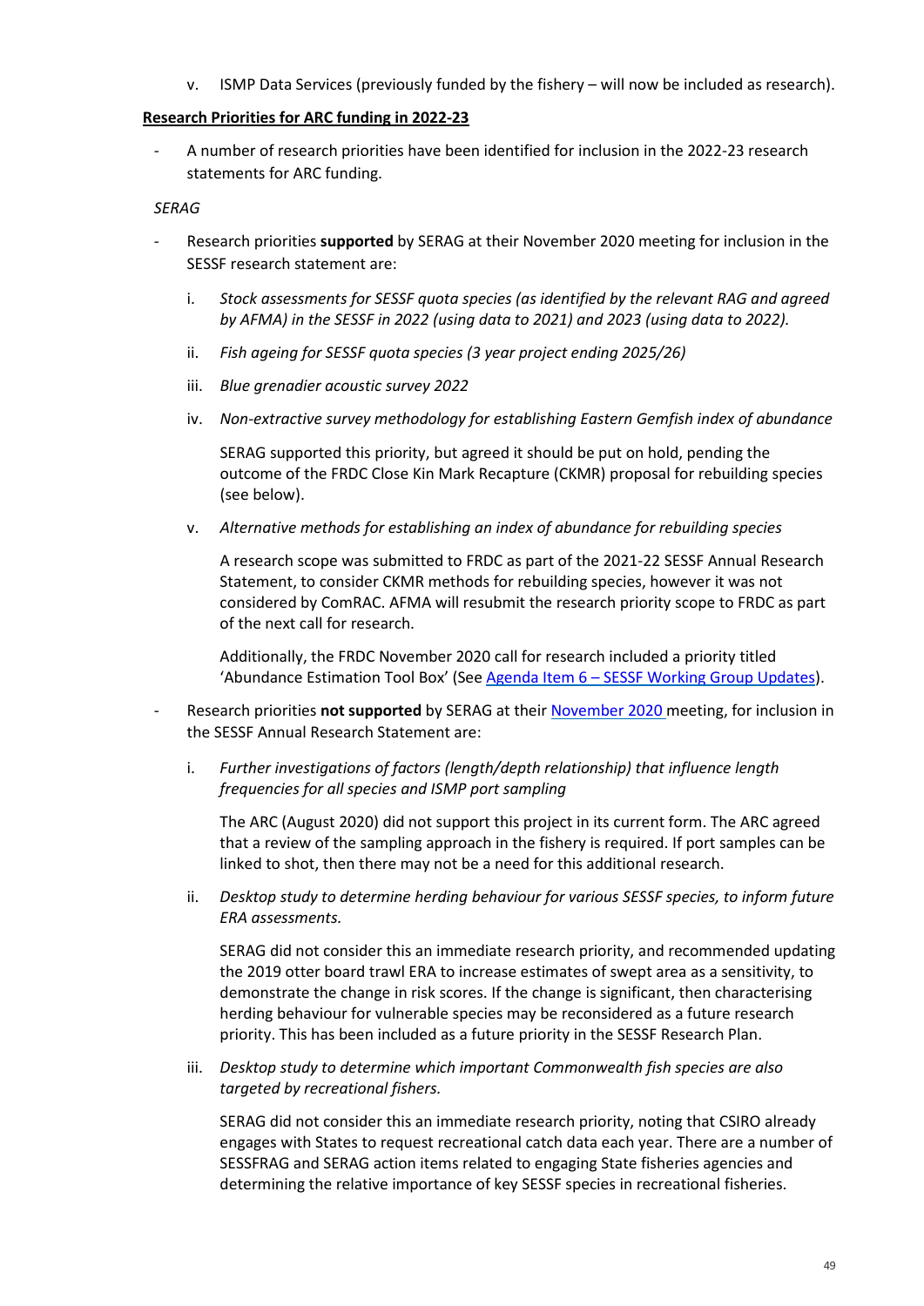v. ISMP Data Services (previously funded by the fishery – will now be included as research).

**Research Priorities for ARC funding in 2022-23**

- A number of research priorities have been identified for inclusion in the 2022-23 research statements for ARC funding.

*SERAG*

- Research priorities **supported** by SERAG at their November 2020 meeting for inclusion in the SESSF research statement are:

  i. *Stock assessments for SESSF quota species (as identified by the relevant RAG and agreed by AFMA) in the SESSF in 2022 (using data to 2021) and 2023 (using data to 2022).*

  ii. *Fish ageing for SESSF quota species (3 year project ending 2025/26)*

  iii. *Blue grenadier acoustic survey 2022*

  iv. *Non-extractive survey methodology for establishing Eastern Gemfish index of abundance*

     SERAG supported this priority, but agreed it should be put on hold, pending the outcome of the FRDC Close Kin Mark Recapture (CKMR) proposal for rebuilding species (see below).

  v. *Alternative methods for establishing an index of abundance for rebuilding species*

     A research scope was submitted to FRDC as part of the 2021-22 SESSF Annual Research Statement, to consider CKMR methods for rebuilding species, however it was not considered by ComRAC. AFMA will resubmit the research priority scope to FRDC as part of the next call for research.

     Additionally, the FRDC November 2020 call for research included a priority titled 'Abundance Estimation Tool Box' (See Agenda Item 6 – SESSF Working Group Updates).

- Research priorities **not supported** by SERAG at their November 2020 meeting, for inclusion in the SESSF Annual Research Statement are:

  i. *Further investigations of factors (length/depth relationship) that influence length frequencies for all species and ISMP port sampling*

     The ARC (August 2020) did not support this project in its current form. The ARC agreed that a review of the sampling approach in the fishery is required. If port samples can be linked to shot, then there may not be a need for this additional research.

  ii. *Desktop study to determine herding behaviour for various SESSF species, to inform future ERA assessments.*

     SERAG did not consider this an immediate research priority, and recommended updating the 2019 otter board trawl ERA to increase estimates of swept area as a sensitivity, to demonstrate the change in risk scores. If the change is significant, then characterising herding behaviour for vulnerable species may be reconsidered as a future research priority. This has been included as a future priority in the SESSF Research Plan.

  iii. *Desktop study to determine which important Commonwealth fish species are also targeted by recreational fishers.*

     SERAG did not consider this an immediate research priority, noting that CSIRO already engages with States to request recreational catch data each year. There are a number of SESSFRAG and SERAG action items related to engaging State fisheries agencies and determining the relative importance of key SESSF species in recreational fisheries.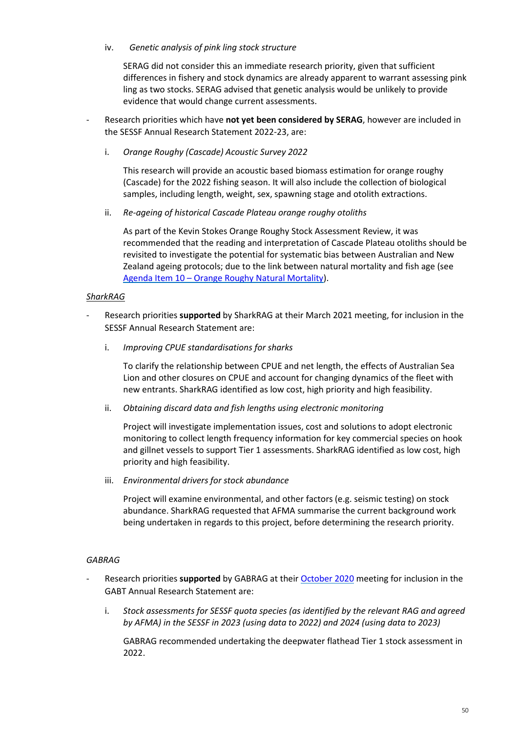iv. *Genetic analysis of pink ling stock structure*

    SERAG did not consider this an immediate research priority, given that sufficient differences in fishery and stock dynamics are already apparent to warrant assessing pink ling as two stocks. SERAG advised that genetic analysis would be unlikely to provide evidence that would change current assessments.

- Research priorities which have **not yet been considered by SERAG**, however are included in the SESSF Annual Research Statement 2022-23, are:

    i. *Orange Roughy (Cascade) Acoustic Survey 2022*

    This research will provide an acoustic based biomass estimation for orange roughy (Cascade) for the 2022 fishing season. It will also include the collection of biological samples, including length, weight, sex, spawning stage and otolith extractions.

    ii. *Re-ageing of historical Cascade Plateau orange roughy otoliths*

    As part of the Kevin Stokes Orange Roughy Stock Assessment Review, it was recommended that the reading and interpretation of Cascade Plateau otoliths should be revisited to investigate the potential for systematic bias between Australian and New Zealand ageing protocols; due to the link between natural mortality and fish age (see Agenda Item 10 – Orange Roughy Natural Mortality).

*SharkRAG*

- Research priorities **supported** by SharkRAG at their March 2021 meeting, for inclusion in the SESSF Annual Research Statement are:

    i. *Improving CPUE standardisations for sharks*

    To clarify the relationship between CPUE and net length, the effects of Australian Sea Lion and other closures on CPUE and account for changing dynamics of the fleet with new entrants. SharkRAG identified as low cost, high priority and high feasibility.

    ii. *Obtaining discard data and fish lengths using electronic monitoring*

    Project will investigate implementation issues, cost and solutions to adopt electronic monitoring to collect length frequency information for key commercial species on hook and gillnet vessels to support Tier 1 assessments. SharkRAG identified as low cost, high priority and high feasibility.

    iii. *Environmental drivers for stock abundance*

    Project will examine environmental, and other factors (e.g. seismic testing) on stock abundance. SharkRAG requested that AFMA summarise the current background work being undertaken in regards to this project, before determining the research priority.

*GABRAG*

- Research priorities **supported** by GABRAG at their October 2020 meeting for inclusion in the GABT Annual Research Statement are:

    i. *Stock assessments for SESSF quota species (as identified by the relevant RAG and agreed by AFMA) in the SESSF in 2023 (using data to 2022) and 2024 (using data to 2023)*

    GABRAG recommended undertaking the deepwater flathead Tier 1 stock assessment in 2022.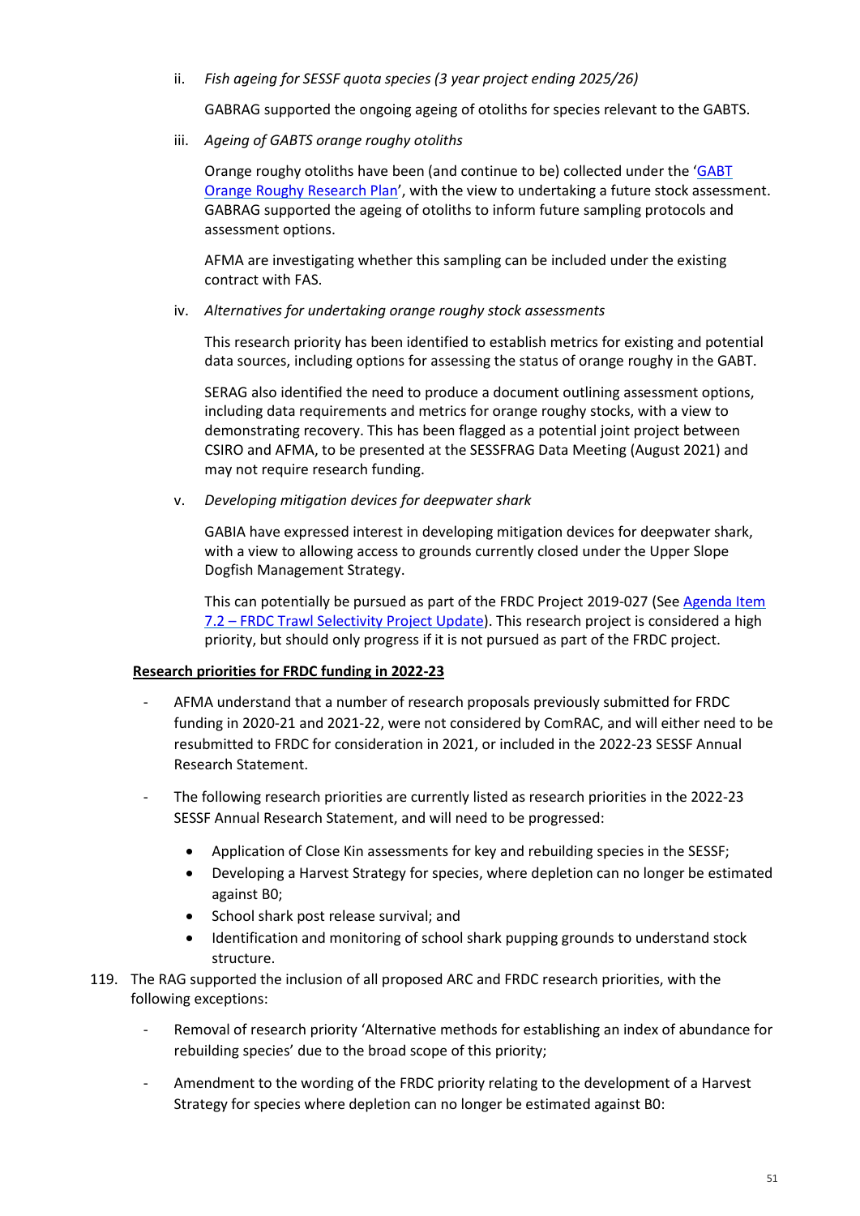ii. *Fish ageing for SESSF quota species (3 year project ending 2025/26)*

GABRAG supported the ongoing ageing of otoliths for species relevant to the GABTS.

iii. *Ageing of GABTS orange roughy otoliths*

Orange roughy otoliths have been (and continue to be) collected under the '[GABT Orange Roughy Research Plan]', with the view to undertaking a future stock assessment. GABRAG supported the ageing of otoliths to inform future sampling protocols and assessment options.

AFMA are investigating whether this sampling can be included under the existing contract with FAS.

iv. *Alternatives for undertaking orange roughy stock assessments*

This research priority has been identified to establish metrics for existing and potential data sources, including options for assessing the status of orange roughy in the GABT.

SERAG also identified the need to produce a document outlining assessment options, including data requirements and metrics for orange roughy stocks, with a view to demonstrating recovery. This has been flagged as a potential joint project between CSIRO and AFMA, to be presented at the SESSFRAG Data Meeting (August 2021) and may not require research funding.

v. *Developing mitigation devices for deepwater shark*

GABIA have expressed interest in developing mitigation devices for deepwater shark, with a view to allowing access to grounds currently closed under the Upper Slope Dogfish Management Strategy.

This can potentially be pursued as part of the FRDC Project 2019-027 (See Agenda Item 7.2 – FRDC Trawl Selectivity Project Update). This research project is considered a high priority, but should only progress if it is not pursued as part of the FRDC project.

**Research priorities for FRDC funding in 2022-23**

- AFMA understand that a number of research proposals previously submitted for FRDC funding in 2020-21 and 2021-22, were not considered by ComRAC, and will either need to be resubmitted to FRDC for consideration in 2021, or included in the 2022-23 SESSF Annual Research Statement.
- The following research priorities are currently listed as research priorities in the 2022-23 SESSF Annual Research Statement, and will need to be progressed:
    - Application of Close Kin assessments for key and rebuilding species in the SESSF;
    - Developing a Harvest Strategy for species, where depletion can no longer be estimated against B0;
    - School shark post release survival; and
    - Identification and monitoring of school shark pupping grounds to understand stock structure.

119. The RAG supported the inclusion of all proposed ARC and FRDC research priorities, with the following exceptions:

- Removal of research priority 'Alternative methods for establishing an index of abundance for rebuilding species' due to the broad scope of this priority;
- Amendment to the wording of the FRDC priority relating to the development of a Harvest Strategy for species where depletion can no longer be estimated against B0: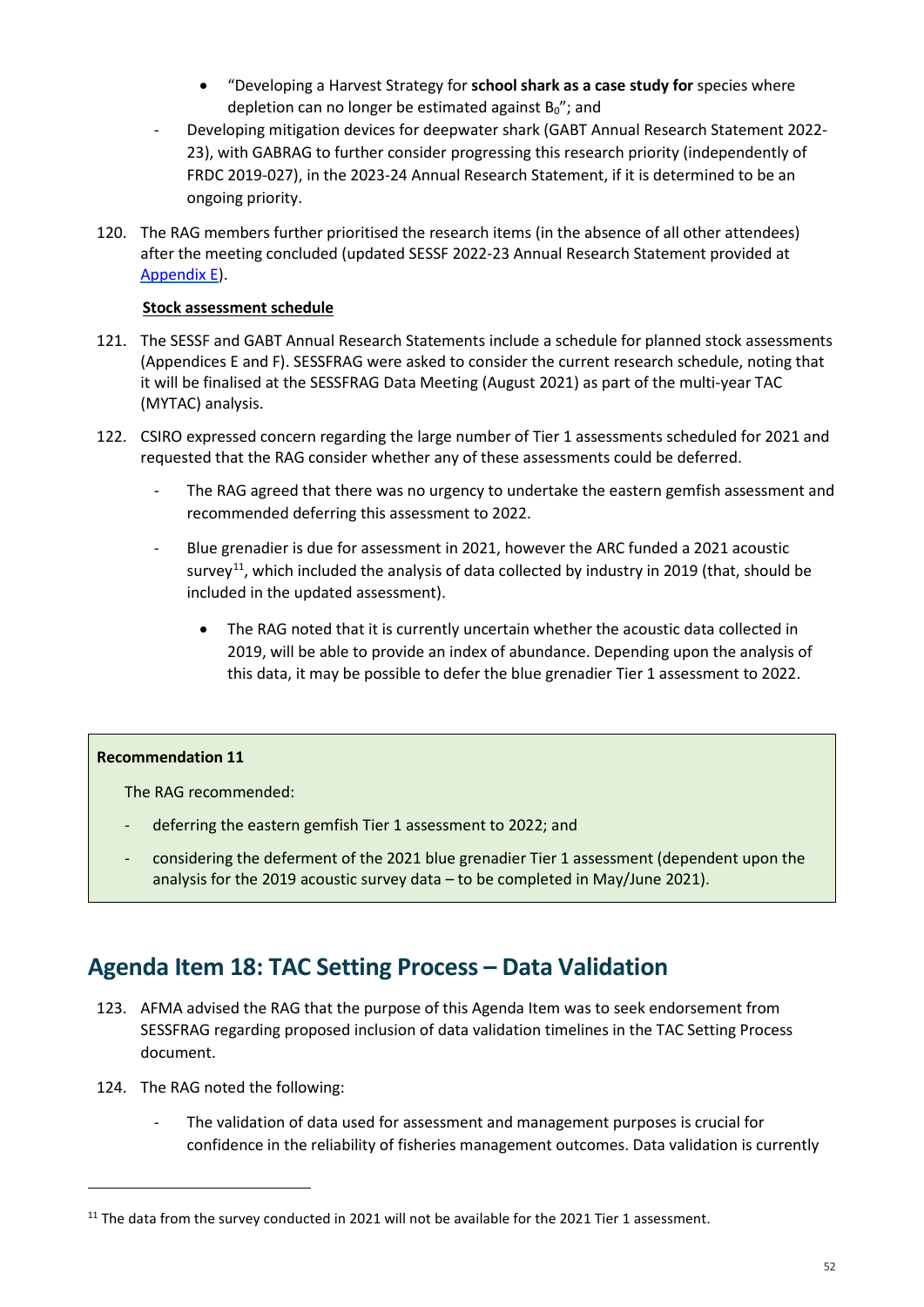- "Developing a Harvest Strategy for **school shark as a case study for** species where depletion can no longer be estimated against $B_0$"; and
    - Developing mitigation devices for deepwater shark (GABT Annual Research Statement 2022-23), with GABRAG to further consider progressing this research priority (independently of FRDC 2019-027), in the 2023-24 Annual Research Statement, if it is determined to be an ongoing priority.

120. The RAG members further prioritised the research items (in the absence of all other attendees) after the meeting concluded (updated SESSF 2022-23 Annual Research Statement provided at Appendix E).

**Stock assessment schedule**

121. The SESSF and GABT Annual Research Statements include a schedule for planned stock assessments (Appendices E and F). SESSFRAG were asked to consider the current research schedule, noting that it will be finalised at the SESSFRAG Data Meeting (August 2021) as part of the multi-year TAC (MYTAC) analysis.

122. CSIRO expressed concern regarding the large number of Tier 1 assessments scheduled for 2021 and requested that the RAG consider whether any of these assessments could be deferred.
    - The RAG agreed that there was no urgency to undertake the eastern gemfish assessment and recommended deferring this assessment to 2022.
    - Blue grenadier is due for assessment in 2021, however the ARC funded a 2021 acoustic survey[11], which included the analysis of data collected by industry in 2019 (that, should be included in the updated assessment).
        - The RAG noted that it is currently uncertain whether the acoustic data collected in 2019, will be able to provide an index of abundance. Depending upon the analysis of this data, it may be possible to defer the blue grenadier Tier 1 assessment to 2022.

> **Recommendation 11**
>
> The RAG recommended:
>
> - deferring the eastern gemfish Tier 1 assessment to 2022; and
> - considering the deferment of the 2021 blue grenadier Tier 1 assessment (dependent upon the analysis for the 2019 acoustic survey data – to be completed in May/June 2021).

## Agenda Item 18: TAC Setting Process – Data Validation

123. AFMA advised the RAG that the purpose of this Agenda Item was to seek endorsement from SESSFRAG regarding proposed inclusion of data validation timelines in the TAC Setting Process document.

124. The RAG noted the following:
    - The validation of data used for assessment and management purposes is crucial for confidence in the reliability of fisheries management outcomes. Data validation is currently

[11] The data from the survey conducted in 2021 will not be available for the 2021 Tier 1 assessment.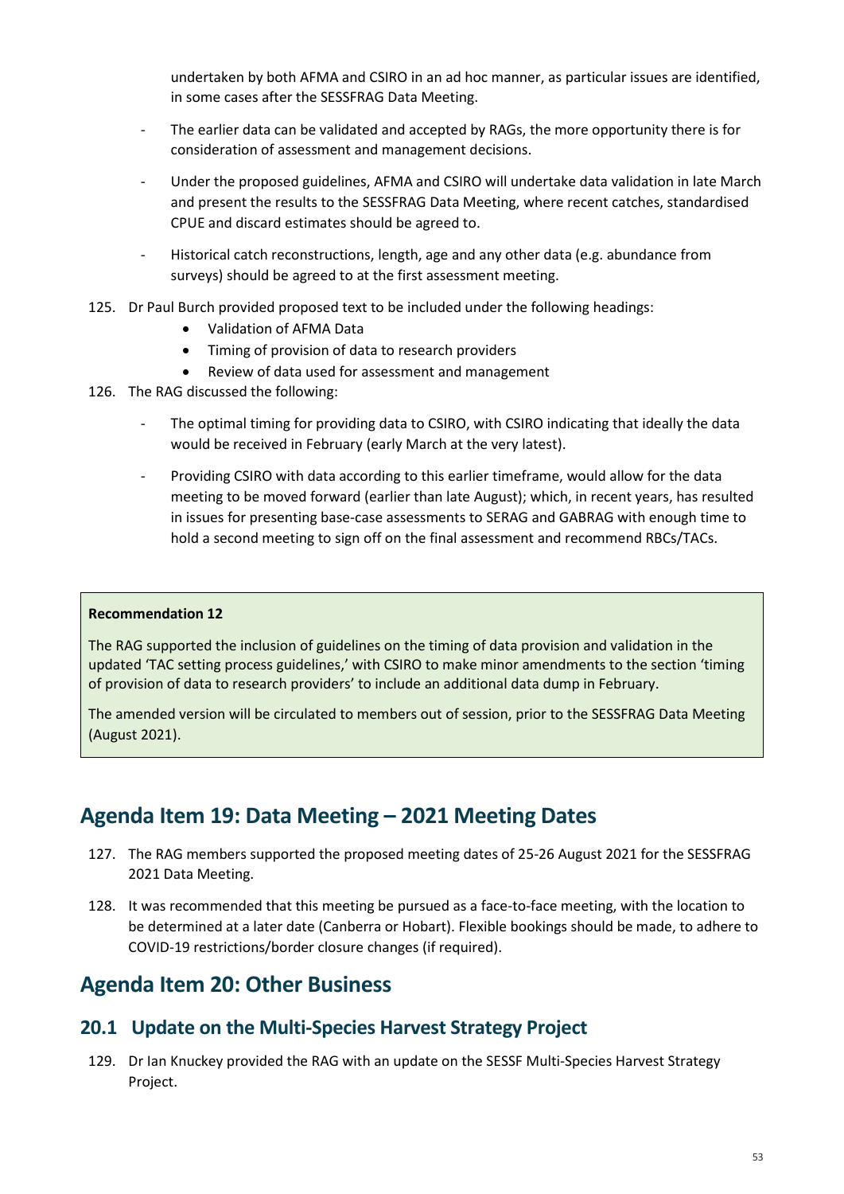undertaken by both AFMA and CSIRO in an ad hoc manner, as particular issues are identified, in some cases after the SESSFRAG Data Meeting.

- The earlier data can be validated and accepted by RAGs, the more opportunity there is for consideration of assessment and management decisions.
- Under the proposed guidelines, AFMA and CSIRO will undertake data validation in late March and present the results to the SESSFRAG Data Meeting, where recent catches, standardised CPUE and discard estimates should be agreed to.
- Historical catch reconstructions, length, age and any other data (e.g. abundance from surveys) should be agreed to at the first assessment meeting.

125. Dr Paul Burch provided proposed text to be included under the following headings:
    - Validation of AFMA Data
    - Timing of provision of data to research providers
    - Review of data used for assessment and management

126. The RAG discussed the following:
    - The optimal timing for providing data to CSIRO, with CSIRO indicating that ideally the data would be received in February (early March at the very latest).
    - Providing CSIRO with data according to this earlier timeframe, would allow for the data meeting to be moved forward (earlier than late August); which, in recent years, has resulted in issues for presenting base-case assessments to SERAG and GABRAG with enough time to hold a second meeting to sign off on the final assessment and recommend RBCs/TACs.

**Recommendation 12**

The RAG supported the inclusion of guidelines on the timing of data provision and validation in the updated 'TAC setting process guidelines,' with CSIRO to make minor amendments to the section 'timing of provision of data to research providers' to include an additional data dump in February.

The amended version will be circulated to members out of session, prior to the SESSFRAG Data Meeting (August 2021).

## Agenda Item 19: Data Meeting – 2021 Meeting Dates

127. The RAG members supported the proposed meeting dates of 25-26 August 2021 for the SESSFRAG 2021 Data Meeting.

128. It was recommended that this meeting be pursued as a face-to-face meeting, with the location to be determined at a later date (Canberra or Hobart). Flexible bookings should be made, to adhere to COVID-19 restrictions/border closure changes (if required).

## Agenda Item 20: Other Business

### 20.1 Update on the Multi-Species Harvest Strategy Project

129. Dr Ian Knuckey provided the RAG with an update on the SESSF Multi-Species Harvest Strategy Project.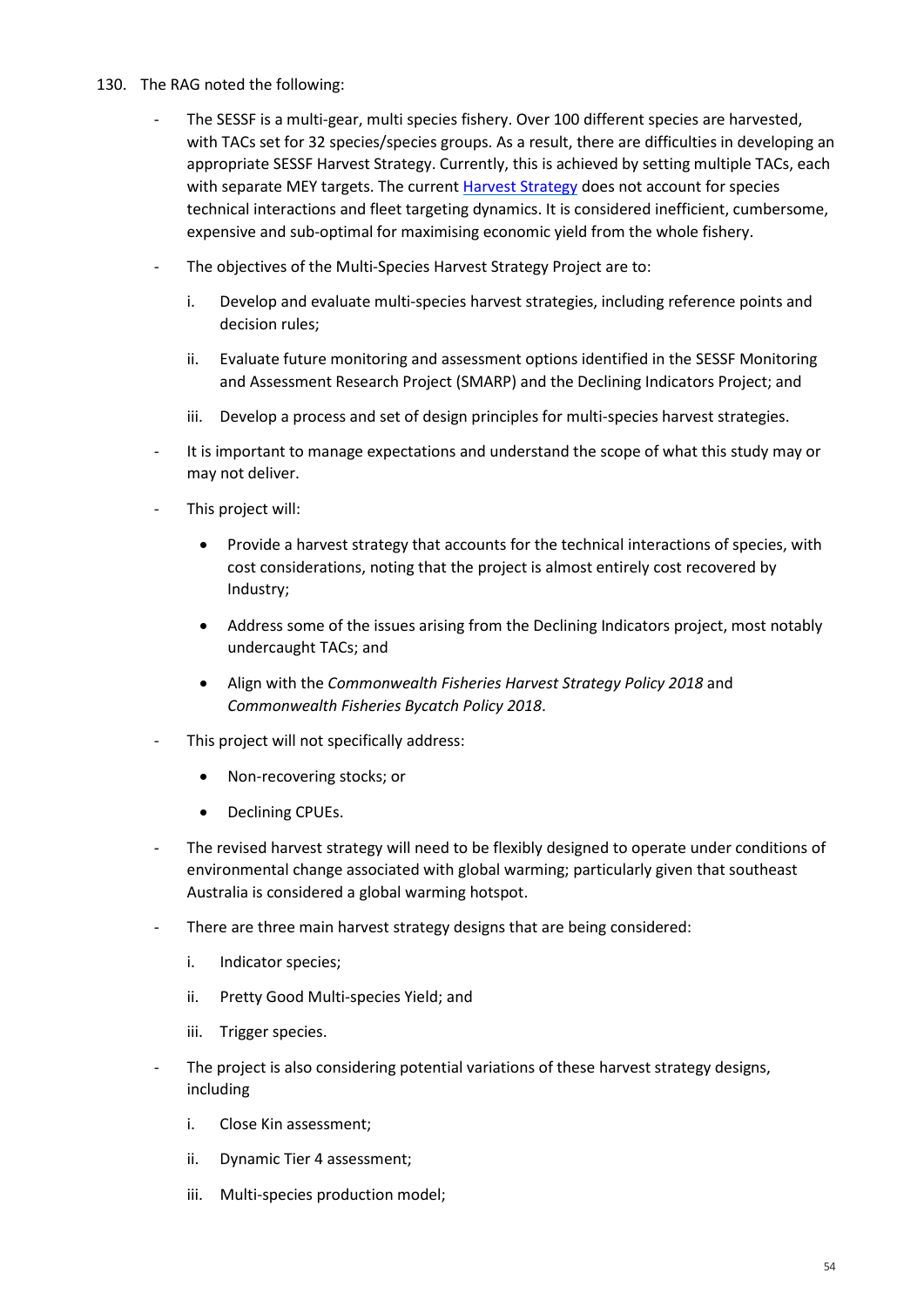130. The RAG noted the following:

- The SESSF is a multi-gear, multi species fishery. Over 100 different species are harvested, with TACs set for 32 species/species groups. As a result, there are difficulties in developing an appropriate SESSF Harvest Strategy. Currently, this is achieved by setting multiple TACs, each with separate MEY targets. The current Harvest Strategy does not account for species technical interactions and fleet targeting dynamics. It is considered inefficient, cumbersome, expensive and sub-optimal for maximising economic yield from the whole fishery.
- The objectives of the Multi-Species Harvest Strategy Project are to:
  - i. Develop and evaluate multi-species harvest strategies, including reference points and decision rules;
  - ii. Evaluate future monitoring and assessment options identified in the SESSF Monitoring and Assessment Research Project (SMARP) and the Declining Indicators Project; and
  - iii. Develop a process and set of design principles for multi-species harvest strategies.
- It is important to manage expectations and understand the scope of what this study may or may not deliver.
- This project will:
  - Provide a harvest strategy that accounts for the technical interactions of species, with cost considerations, noting that the project is almost entirely cost recovered by Industry;
  - Address some of the issues arising from the Declining Indicators project, most notably undercaught TACs; and
  - Align with the *Commonwealth Fisheries Harvest Strategy Policy 2018* and *Commonwealth Fisheries Bycatch Policy 2018*.
- This project will not specifically address:
  - Non-recovering stocks; or
  - Declining CPUEs.
- The revised harvest strategy will need to be flexibly designed to operate under conditions of environmental change associated with global warming; particularly given that southeast Australia is considered a global warming hotspot.
- There are three main harvest strategy designs that are being considered:
  - i. Indicator species;
  - ii. Pretty Good Multi-species Yield; and
  - iii. Trigger species.
- The project is also considering potential variations of these harvest strategy designs, including
  - i. Close Kin assessment;
  - ii. Dynamic Tier 4 assessment;
  - iii. Multi-species production model;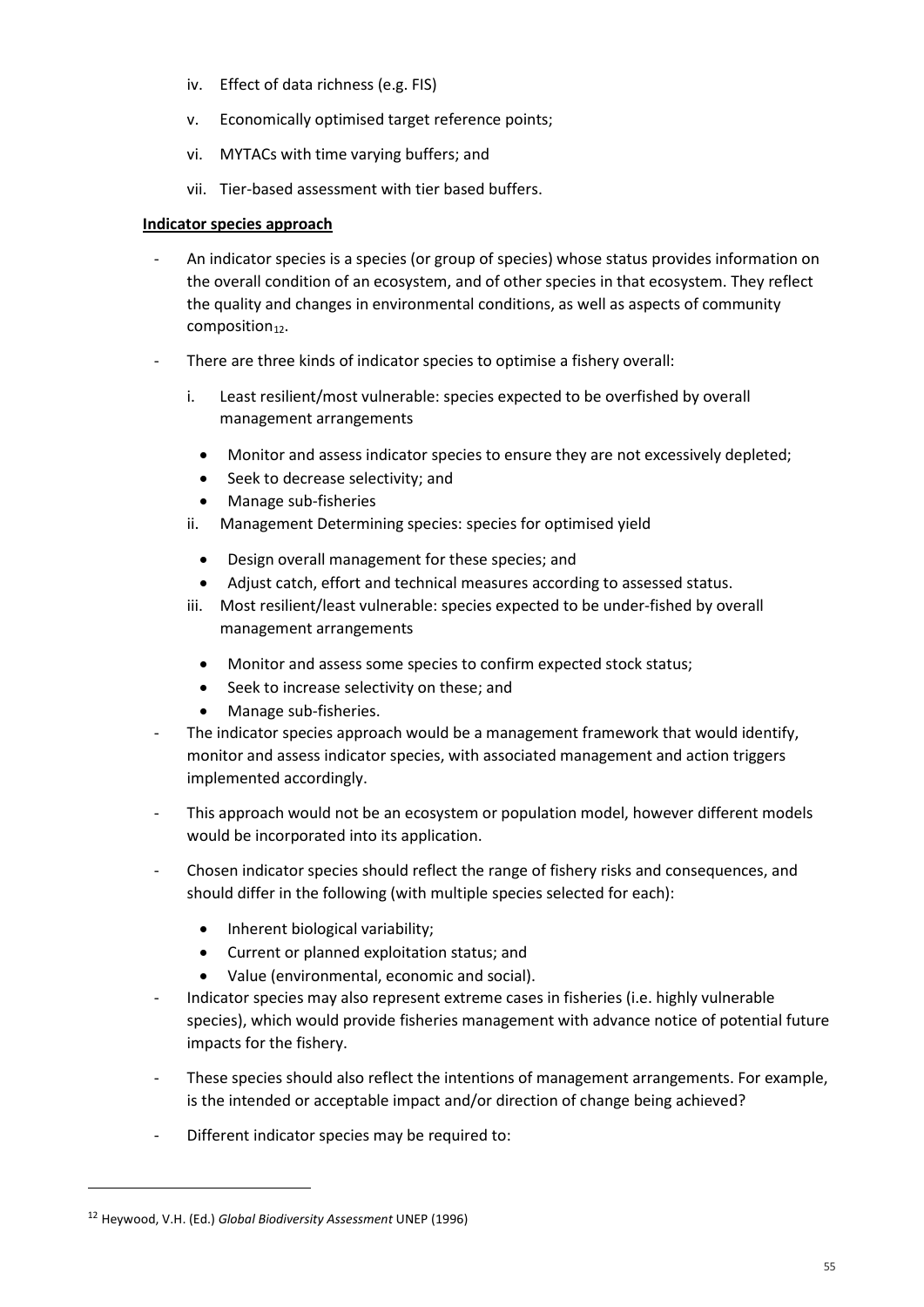iv. Effect of data richness (e.g. FIS)

v. Economically optimised target reference points;

vi. MYTACs with time varying buffers; and

vii. Tier-based assessment with tier based buffers.

**Indicator species approach**

- An indicator species is a species (or group of species) whose status provides information on the overall condition of an ecosystem, and of other species in that ecosystem. They reflect the quality and changes in environmental conditions, as well as aspects of community composition[12].
- There are three kinds of indicator species to optimise a fishery overall:
  i. Least resilient/most vulnerable: species expected to be overfished by overall management arrangements
     - Monitor and assess indicator species to ensure they are not excessively depleted;
     - Seek to decrease selectivity; and
     - Manage sub-fisheries
  ii. Management Determining species: species for optimised yield
     - Design overall management for these species; and
     - Adjust catch, effort and technical measures according to assessed status.
  iii. Most resilient/least vulnerable: species expected to be under-fished by overall management arrangements
     - Monitor and assess some species to confirm expected stock status;
     - Seek to increase selectivity on these; and
     - Manage sub-fisheries.
- The indicator species approach would be a management framework that would identify, monitor and assess indicator species, with associated management and action triggers implemented accordingly.
- This approach would not be an ecosystem or population model, however different models would be incorporated into its application.
- Chosen indicator species should reflect the range of fishery risks and consequences, and should differ in the following (with multiple species selected for each):
  - Inherent biological variability;
  - Current or planned exploitation status; and
  - Value (environmental, economic and social).
- Indicator species may also represent extreme cases in fisheries (i.e. highly vulnerable species), which would provide fisheries management with advance notice of potential future impacts for the fishery.
- These species should also reflect the intentions of management arrangements. For example, is the intended or acceptable impact and/or direction of change being achieved?
- Different indicator species may be required to:

[12] Heywood, V.H. (Ed.) *Global Biodiversity Assessment* UNEP (1996)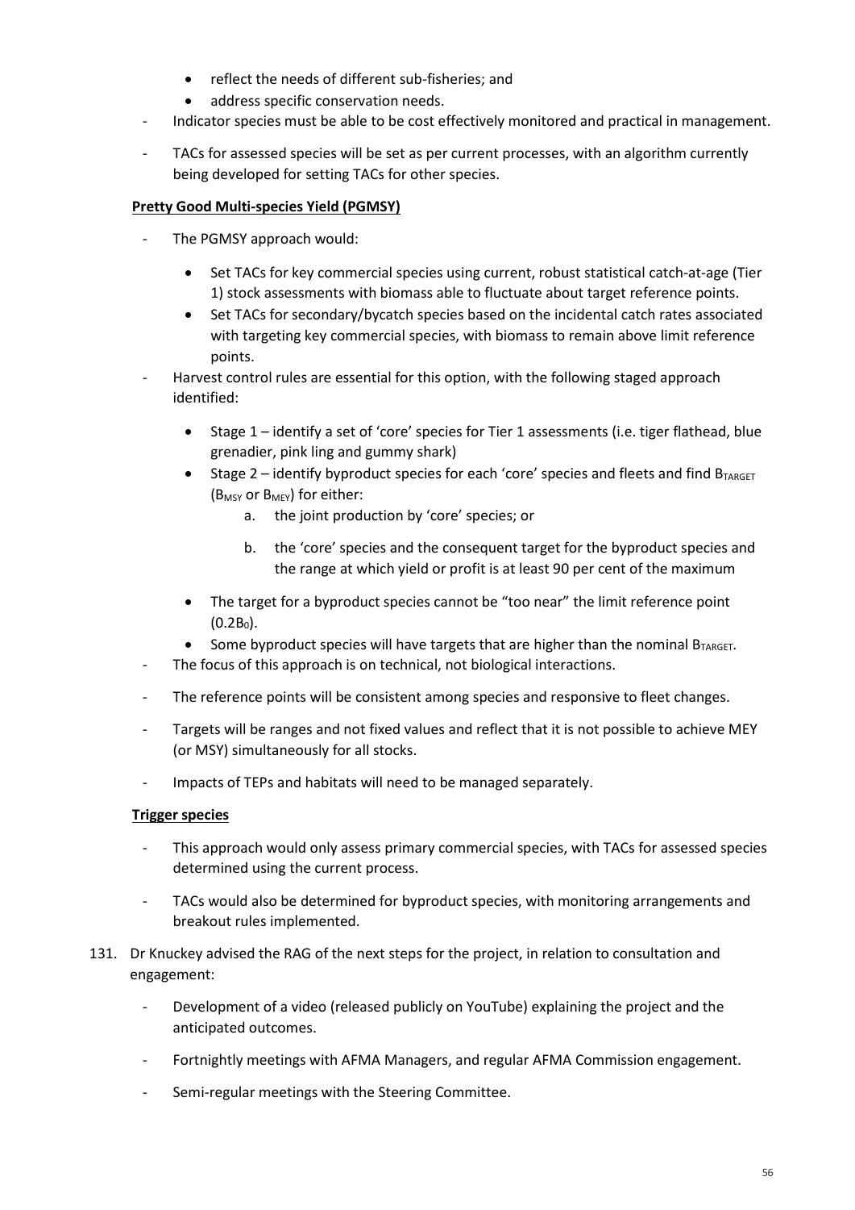- reflect the needs of different sub-fisheries; and
- address specific conservation needs.

- Indicator species must be able to be cost effectively monitored and practical in management.
- TACs for assessed species will be set as per current processes, with an algorithm currently being developed for setting TACs for other species.

**Pretty Good Multi-species Yield (PGMSY)**

- The PGMSY approach would:
  - Set TACs for key commercial species using current, robust statistical catch-at-age (Tier 1) stock assessments with biomass able to fluctuate about target reference points.
  - Set TACs for secondary/bycatch species based on the incidental catch rates associated with targeting key commercial species, with biomass to remain above limit reference points.
- Harvest control rules are essential for this option, with the following staged approach identified:
  - Stage 1 – identify a set of 'core' species for Tier 1 assessments (i.e. tiger flathead, blue grenadier, pink ling and gummy shark)
  - Stage 2 – identify byproduct species for each 'core' species and fleets and find $B_{TARGET}$ ($B_{MSY}$ or $B_{MEY}$) for either:
    a. the joint production by 'core' species; or
    b. the 'core' species and the consequent target for the byproduct species and the range at which yield or profit is at least 90 per cent of the maximum
  - The target for a byproduct species cannot be "too near" the limit reference point ($0.2B_0$).
  - Some byproduct species will have targets that are higher than the nominal $B_{TARGET}$.
- The focus of this approach is on technical, not biological interactions.
- The reference points will be consistent among species and responsive to fleet changes.
- Targets will be ranges and not fixed values and reflect that it is not possible to achieve MEY (or MSY) simultaneously for all stocks.
- Impacts of TEPs and habitats will need to be managed separately.

**Trigger species**

- This approach would only assess primary commercial species, with TACs for assessed species determined using the current process.
- TACs would also be determined for byproduct species, with monitoring arrangements and breakout rules implemented.

131. Dr Knuckey advised the RAG of the next steps for the project, in relation to consultation and engagement:

- Development of a video (released publicly on YouTube) explaining the project and the anticipated outcomes.
- Fortnightly meetings with AFMA Managers, and regular AFMA Commission engagement.
- Semi-regular meetings with the Steering Committee.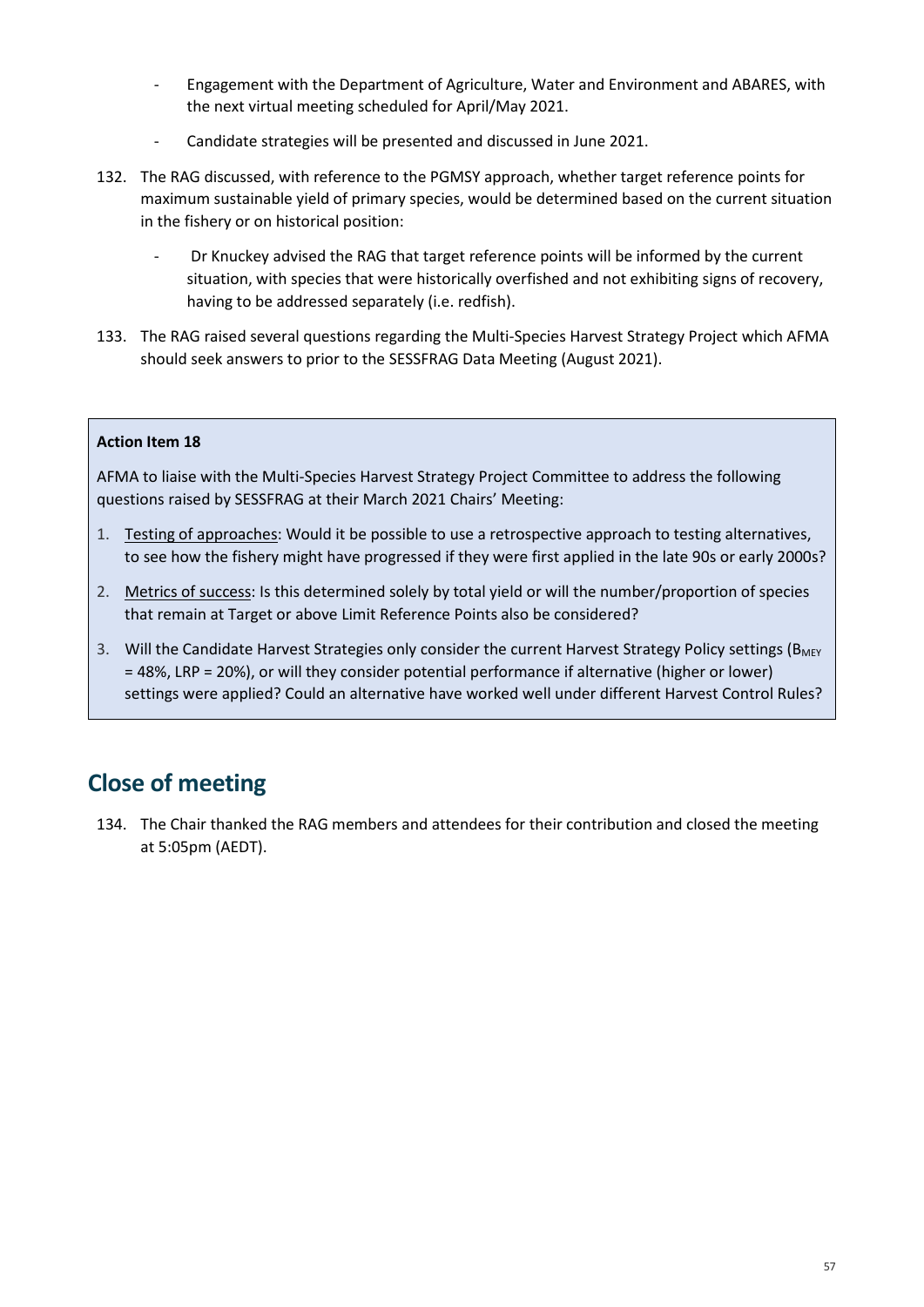- Engagement with the Department of Agriculture, Water and Environment and ABARES, with the next virtual meeting scheduled for April/May 2021.
- Candidate strategies will be presented and discussed in June 2021.

132. The RAG discussed, with reference to the PGMSY approach, whether target reference points for maximum sustainable yield of primary species, would be determined based on the current situation in the fishery or on historical position:
    - Dr Knuckey advised the RAG that target reference points will be informed by the current situation, with species that were historically overfished and not exhibiting signs of recovery, having to be addressed separately (i.e. redfish).

133. The RAG raised several questions regarding the Multi-Species Harvest Strategy Project which AFMA should seek answers to prior to the SESSFRAG Data Meeting (August 2021).

> **Action Item 18**
>
> AFMA to liaise with the Multi-Species Harvest Strategy Project Committee to address the following questions raised by SESSFRAG at their March 2021 Chairs' Meeting:
>
> 1. Testing of approaches: Would it be possible to use a retrospective approach to testing alternatives, to see how the fishery might have progressed if they were first applied in the late 90s or early 2000s?
> 2. Metrics of success: Is this determined solely by total yield or will the number/proportion of species that remain at Target or above Limit Reference Points also be considered?
> 3. Will the Candidate Harvest Strategies only consider the current Harvest Strategy Policy settings ($B_{MEY}$ = 48%, LRP = 20%), or will they consider potential performance if alternative (higher or lower) settings were applied? Could an alternative have worked well under different Harvest Control Rules?

## Close of meeting

134. The Chair thanked the RAG members and attendees for their contribution and closed the meeting at 5:05pm (AEDT).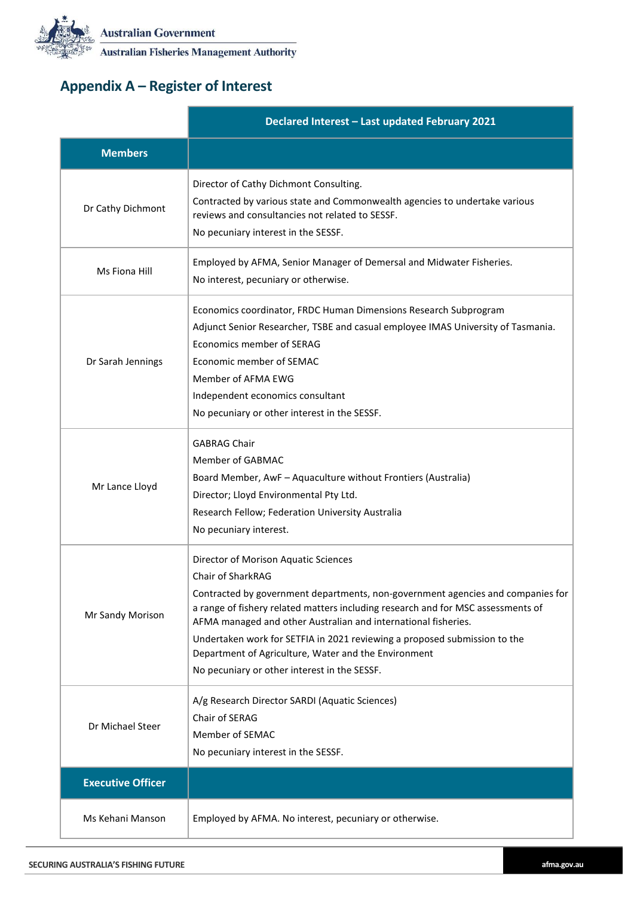## Appendix A – Register of Interest

| | Declared Interest – Last updated February 2021 |
|---|---|
| **Members** | |
| Dr Cathy Dichmont | Director of Cathy Dichmont Consulting.<br>Contracted by various state and Commonwealth agencies to undertake various reviews and consultancies not related to SESSF.<br>No pecuniary interest in the SESSF. |
| Ms Fiona Hill | Employed by AFMA, Senior Manager of Demersal and Midwater Fisheries.<br>No interest, pecuniary or otherwise. |
| Dr Sarah Jennings | Economics coordinator, FRDC Human Dimensions Research Subprogram<br>Adjunct Senior Researcher, TSBE and casual employee IMAS University of Tasmania.<br>Economics member of SERAG<br>Economic member of SEMAC<br>Member of AFMA EWG<br>Independent economics consultant<br>No pecuniary or other interest in the SESSF. |
| Mr Lance Lloyd | GABRAG Chair<br>Member of GABMAC<br>Board Member, AwF – Aquaculture without Frontiers (Australia)<br>Director; Lloyd Environmental Pty Ltd.<br>Research Fellow; Federation University Australia<br>No pecuniary interest. |
| Mr Sandy Morison | Director of Morison Aquatic Sciences<br>Chair of SharkRAG<br>Contracted by government departments, non-government agencies and companies for a range of fishery related matters including research and for MSC assessments of AFMA managed and other Australian and international fisheries.<br>Undertaken work for SETFIA in 2021 reviewing a proposed submission to the Department of Agriculture, Water and the Environment<br>No pecuniary or other interest in the SESSF. |
| Dr Michael Steer | A/g Research Director SARDI (Aquatic Sciences)<br>Chair of SERAG<br>Member of SEMAC<br>No pecuniary interest in the SESSF. |
| **Executive Officer** | |
| Ms Kehani Manson | Employed by AFMA. No interest, pecuniary or otherwise. |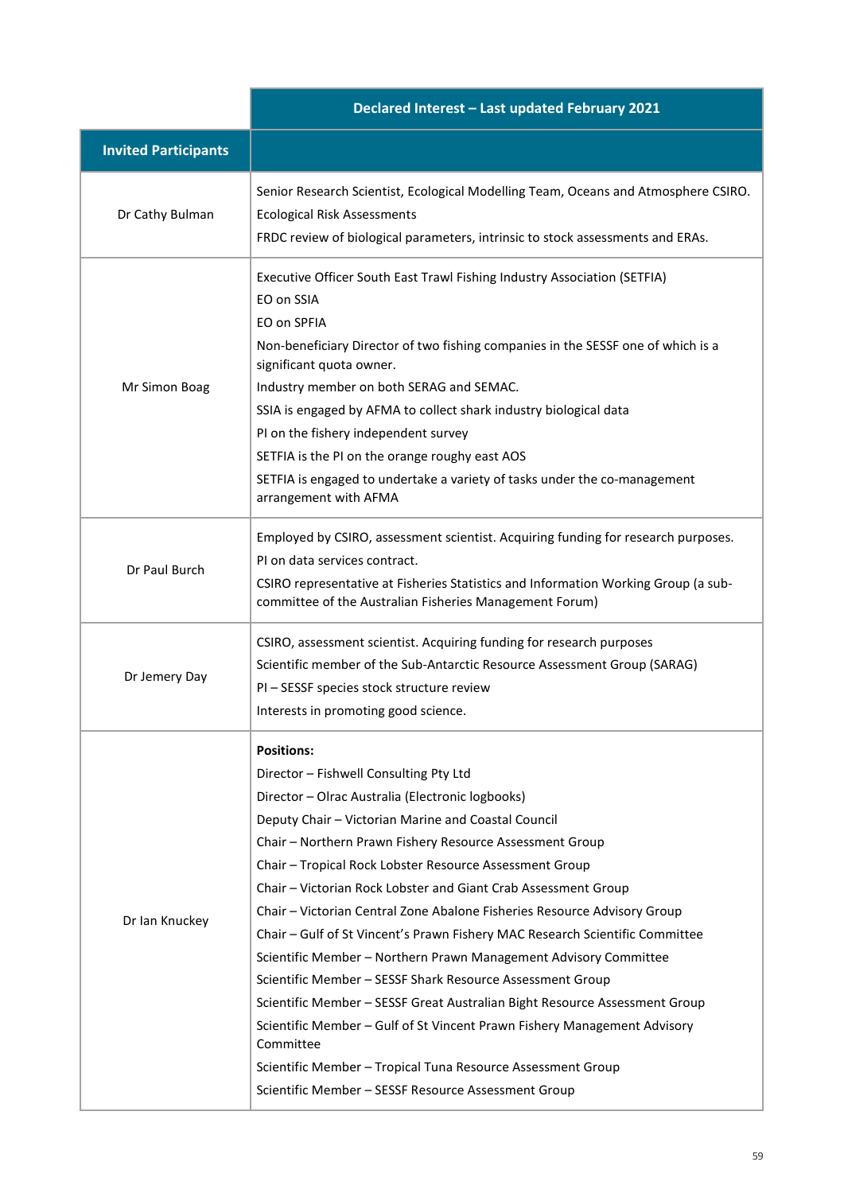| | Declared Interest – Last updated February 2021 |
|---|---|
| **Invited Participants** | |
| Dr Cathy Bulman | Senior Research Scientist, Ecological Modelling Team, Oceans and Atmosphere CSIRO.<br>Ecological Risk Assessments<br>FRDC review of biological parameters, intrinsic to stock assessments and ERAs. |
| Mr Simon Boag | Executive Officer South East Trawl Fishing Industry Association (SETFIA)<br>EO on SSIA<br>EO on SPFIA<br>Non-beneficiary Director of two fishing companies in the SESSF one of which is a significant quota owner.<br>Industry member on both SERAG and SEMAC.<br>SSIA is engaged by AFMA to collect shark industry biological data<br>PI on the fishery independent survey<br>SETFIA is the PI on the orange roughy east AOS<br>SETFIA is engaged to undertake a variety of tasks under the co-management arrangement with AFMA |
| Dr Paul Burch | Employed by CSIRO, assessment scientist. Acquiring funding for research purposes.<br>PI on data services contract.<br>CSIRO representative at Fisheries Statistics and Information Working Group (a sub-committee of the Australian Fisheries Management Forum) |
| Dr Jemery Day | CSIRO, assessment scientist. Acquiring funding for research purposes<br>Scientific member of the Sub-Antarctic Resource Assessment Group (SARAG)<br>PI – SESSF species stock structure review<br>Interests in promoting good science. |
| Dr Ian Knuckey | **Positions:**<br>Director – Fishwell Consulting Pty Ltd<br>Director – Olrac Australia (Electronic logbooks)<br>Deputy Chair – Victorian Marine and Coastal Council<br>Chair – Northern Prawn Fishery Resource Assessment Group<br>Chair – Tropical Rock Lobster Resource Assessment Group<br>Chair – Victorian Rock Lobster and Giant Crab Assessment Group<br>Chair – Victorian Central Zone Abalone Fisheries Resource Advisory Group<br>Chair – Gulf of St Vincent's Prawn Fishery MAC Research Scientific Committee<br>Scientific Member – Northern Prawn Management Advisory Committee<br>Scientific Member – SESSF Shark Resource Assessment Group<br>Scientific Member – SESSF Great Australian Bight Resource Assessment Group<br>Scientific Member – Gulf of St Vincent Prawn Fishery Management Advisory Committee<br>Scientific Member – Tropical Tuna Resource Assessment Group<br>Scientific Member – SESSF Resource Assessment Group |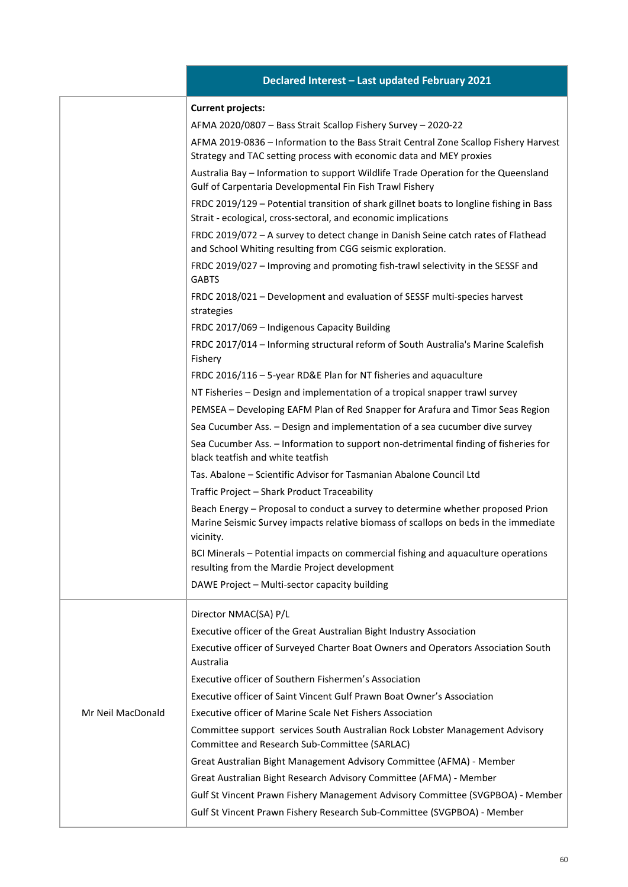| | Declared Interest – Last updated February 2021 |
|---|---|
| | **Current projects:**<br>AFMA 2020/0807 – Bass Strait Scallop Fishery Survey – 2020-22<br>AFMA 2019-0836 – Information to the Bass Strait Central Zone Scallop Fishery Harvest Strategy and TAC setting process with economic data and MEY proxies<br>Australia Bay – Information to support Wildlife Trade Operation for the Queensland Gulf of Carpentaria Developmental Fin Fish Trawl Fishery<br>FRDC 2019/129 – Potential transition of shark gillnet boats to longline fishing in Bass Strait - ecological, cross-sectoral, and economic implications<br>FRDC 2019/072 – A survey to detect change in Danish Seine catch rates of Flathead and School Whiting resulting from CGG seismic exploration.<br>FRDC 2019/027 – Improving and promoting fish-trawl selectivity in the SESSF and GABTS<br>FRDC 2018/021 – Development and evaluation of SESSF multi-species harvest strategies<br>FRDC 2017/069 – Indigenous Capacity Building<br>FRDC 2017/014 – Informing structural reform of South Australia's Marine Scalefish Fishery<br>FRDC 2016/116 – 5-year RD&E Plan for NT fisheries and aquaculture<br>NT Fisheries – Design and implementation of a tropical snapper trawl survey<br>PEMSEA – Developing EAFM Plan of Red Snapper for Arafura and Timor Seas Region<br>Sea Cucumber Ass. – Design and implementation of a sea cucumber dive survey<br>Sea Cucumber Ass. – Information to support non-detrimental finding of fisheries for black teatfish and white teatfish<br>Tas. Abalone – Scientific Advisor for Tasmanian Abalone Council Ltd<br>Traffic Project – Shark Product Traceability<br>Beach Energy – Proposal to conduct a survey to determine whether proposed Prion Marine Seismic Survey impacts relative biomass of scallops on beds in the immediate vicinity.<br>BCI Minerals – Potential impacts on commercial fishing and aquaculture operations resulting from the Mardie Project development<br>DAWE Project – Multi-sector capacity building |
| Mr Neil MacDonald | Director NMAC(SA) P/L<br>Executive officer of the Great Australian Bight Industry Association<br>Executive officer of Surveyed Charter Boat Owners and Operators Association South Australia<br>Executive officer of Southern Fishermen's Association<br>Executive officer of Saint Vincent Gulf Prawn Boat Owner's Association<br>Executive officer of Marine Scale Net Fishers Association<br>Committee support services South Australian Rock Lobster Management Advisory Committee and Research Sub-Committee (SARLAC)<br>Great Australian Bight Management Advisory Committee (AFMA) - Member<br>Great Australian Bight Research Advisory Committee (AFMA) - Member<br>Gulf St Vincent Prawn Fishery Management Advisory Committee (SVGPBOA) - Member<br>Gulf St Vincent Prawn Fishery Research Sub-Committee (SVGPBOA) - Member |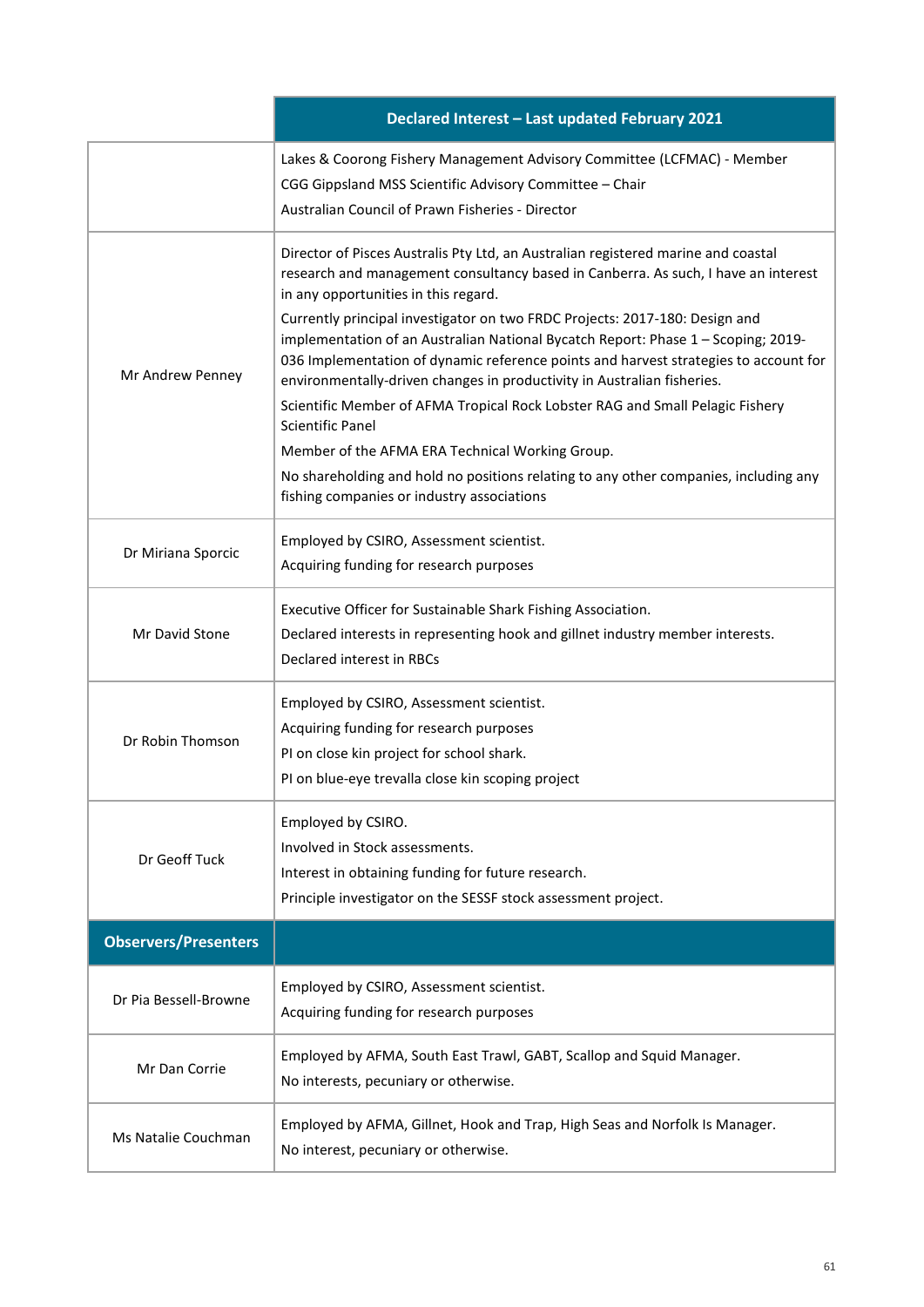| | Declared Interest – Last updated February 2021 |
|---|---|
| | Lakes & Coorong Fishery Management Advisory Committee (LCFMAC) - Member<br>CGG Gippsland MSS Scientific Advisory Committee – Chair<br>Australian Council of Prawn Fisheries - Director |
| Mr Andrew Penney | Director of Pisces Australis Pty Ltd, an Australian registered marine and coastal research and management consultancy based in Canberra. As such, I have an interest in any opportunities in this regard.<br>Currently principal investigator on two FRDC Projects: 2017-180: Design and implementation of an Australian National Bycatch Report: Phase 1 – Scoping; 2019-036 Implementation of dynamic reference points and harvest strategies to account for environmentally-driven changes in productivity in Australian fisheries.<br>Scientific Member of AFMA Tropical Rock Lobster RAG and Small Pelagic Fishery Scientific Panel<br>Member of the AFMA ERA Technical Working Group.<br>No shareholding and hold no positions relating to any other companies, including any fishing companies or industry associations |
| Dr Miriana Sporcic | Employed by CSIRO, Assessment scientist.<br>Acquiring funding for research purposes |
| Mr David Stone | Executive Officer for Sustainable Shark Fishing Association.<br>Declared interests in representing hook and gillnet industry member interests.<br>Declared interest in RBCs |
| Dr Robin Thomson | Employed by CSIRO, Assessment scientist.<br>Acquiring funding for research purposes<br>PI on close kin project for school shark.<br>PI on blue-eye trevalla close kin scoping project |
| Dr Geoff Tuck | Employed by CSIRO.<br>Involved in Stock assessments.<br>Interest in obtaining funding for future research.<br>Principle investigator on the SESSF stock assessment project. |
| **Observers/Presenters** | |
| Dr Pia Bessell-Browne | Employed by CSIRO, Assessment scientist.<br>Acquiring funding for research purposes |
| Mr Dan Corrie | Employed by AFMA, South East Trawl, GABT, Scallop and Squid Manager.<br>No interests, pecuniary or otherwise. |
| Ms Natalie Couchman | Employed by AFMA, Gillnet, Hook and Trap, High Seas and Norfolk Is Manager.<br>No interest, pecuniary or otherwise. |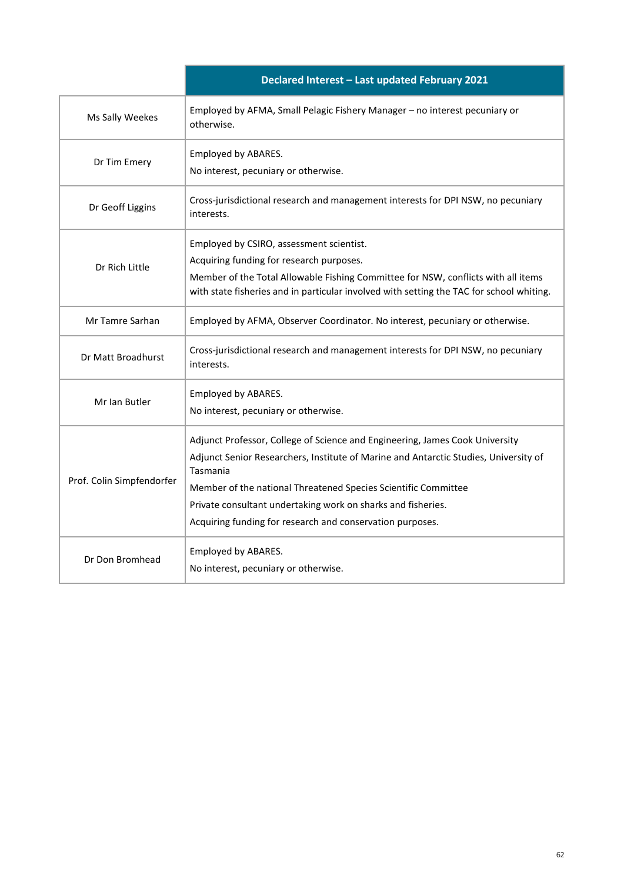| | Declared Interest – Last updated February 2021 |
|---|---|
| Ms Sally Weekes | Employed by AFMA, Small Pelagic Fishery Manager – no interest pecuniary or otherwise. |
| Dr Tim Emery | Employed by ABARES.<br>No interest, pecuniary or otherwise. |
| Dr Geoff Liggins | Cross-jurisdictional research and management interests for DPI NSW, no pecuniary interests. |
| Dr Rich Little | Employed by CSIRO, assessment scientist.<br>Acquiring funding for research purposes.<br>Member of the Total Allowable Fishing Committee for NSW, conflicts with all items with state fisheries and in particular involved with setting the TAC for school whiting. |
| Mr Tamre Sarhan | Employed by AFMA, Observer Coordinator. No interest, pecuniary or otherwise. |
| Dr Matt Broadhurst | Cross-jurisdictional research and management interests for DPI NSW, no pecuniary interests. |
| Mr Ian Butler | Employed by ABARES.<br>No interest, pecuniary or otherwise. |
| Prof. Colin Simpfendorfer | Adjunct Professor, College of Science and Engineering, James Cook University<br>Adjunct Senior Researchers, Institute of Marine and Antarctic Studies, University of Tasmania<br>Member of the national Threatened Species Scientific Committee<br>Private consultant undertaking work on sharks and fisheries.<br>Acquiring funding for research and conservation purposes. |
| Dr Don Bromhead | Employed by ABARES.<br>No interest, pecuniary or otherwise. |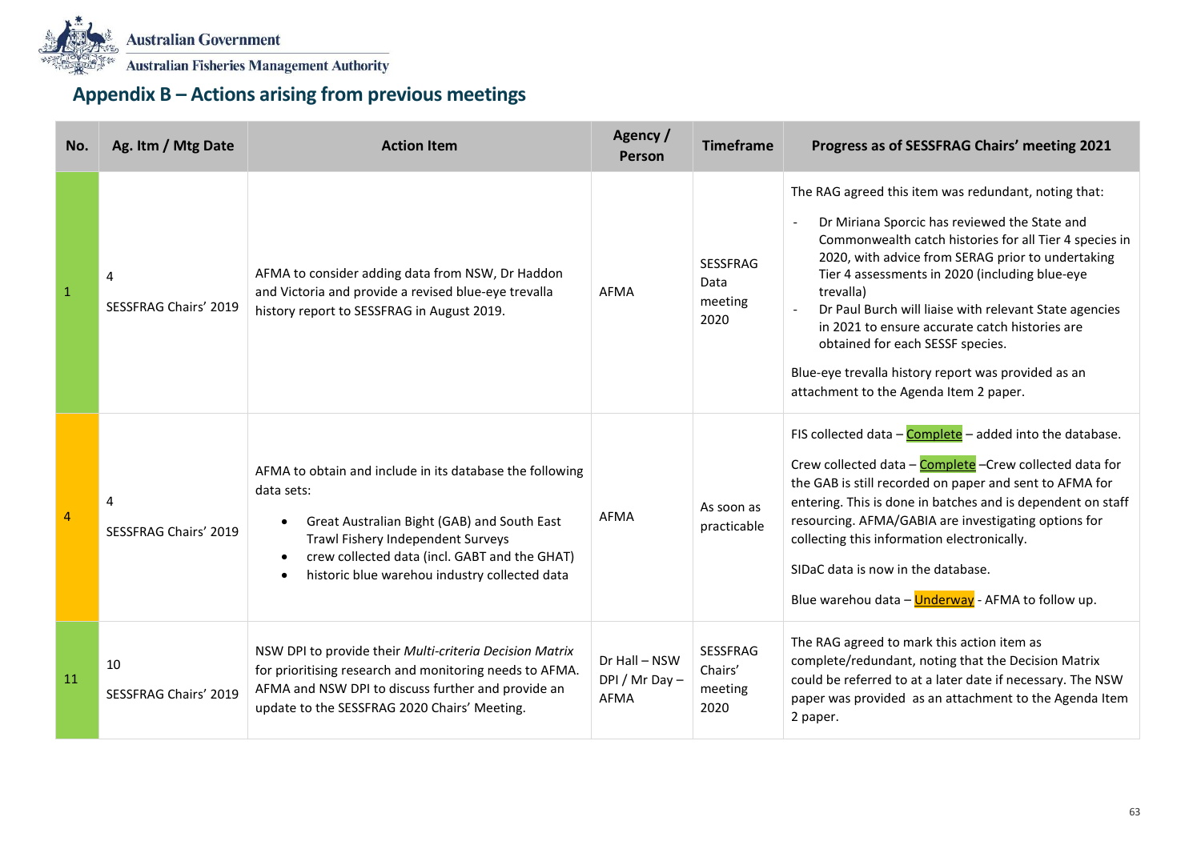## Appendix B – Actions arising from previous meetings

| No. | Ag. Itm / Mtg Date | Action Item | Agency / Person | Timeframe | Progress as of SESSFRAG Chairs' meeting 2021 |
|---|---|---|---|---|---|
| 1 | 4<br>SESSFRAG Chairs' 2019 | AFMA to consider adding data from NSW, Dr Haddon and Victoria and provide a revised blue-eye trevalla history report to SESSFRAG in August 2019. | AFMA | SESSFRAG Data meeting 2020 | The RAG agreed this item was redundant, noting that:<br>- Dr Miriana Sporcic has reviewed the State and Commonwealth catch histories for all Tier 4 species in 2020, with advice from SERAG prior to undertaking Tier 4 assessments in 2020 (including blue-eye trevalla)<br>- Dr Paul Burch will liaise with relevant State agencies in 2021 to ensure accurate catch histories are obtained for each SESSF species.<br>Blue-eye trevalla history report was provided as an attachment to the Agenda Item 2 paper. |
| 4 | 4<br>SESSFRAG Chairs' 2019 | AFMA to obtain and include in its database the following data sets:<br>• Great Australian Bight (GAB) and South East Trawl Fishery Independent Surveys<br>• crew collected data (incl. GABT and the GHAT)<br>• historic blue warehou industry collected data | AFMA | As soon as practicable | FIS collected data – Complete – added into the database.<br>Crew collected data – Complete –Crew collected data for the GAB is still recorded on paper and sent to AFMA for entering. This is done in batches and is dependent on staff resourcing. AFMA/GABIA are investigating options for collecting this information electronically.<br>SIDaC data is now in the database.<br>Blue warehou data – Underway - AFMA to follow up. |
| 11 | 10<br>SESSFRAG Chairs' 2019 | NSW DPI to provide their *Multi-criteria Decision Matrix* for prioritising research and monitoring needs to AFMA. AFMA and NSW DPI to discuss further and provide an update to the SESSFRAG 2020 Chairs' Meeting. | Dr Hall – NSW DPI / Mr Day – AFMA | SESSFRAG Chairs' meeting 2020 | The RAG agreed to mark this action item as complete/redundant, noting that the Decision Matrix could be referred to at a later date if necessary. The NSW paper was provided as an attachment to the Agenda Item 2 paper. |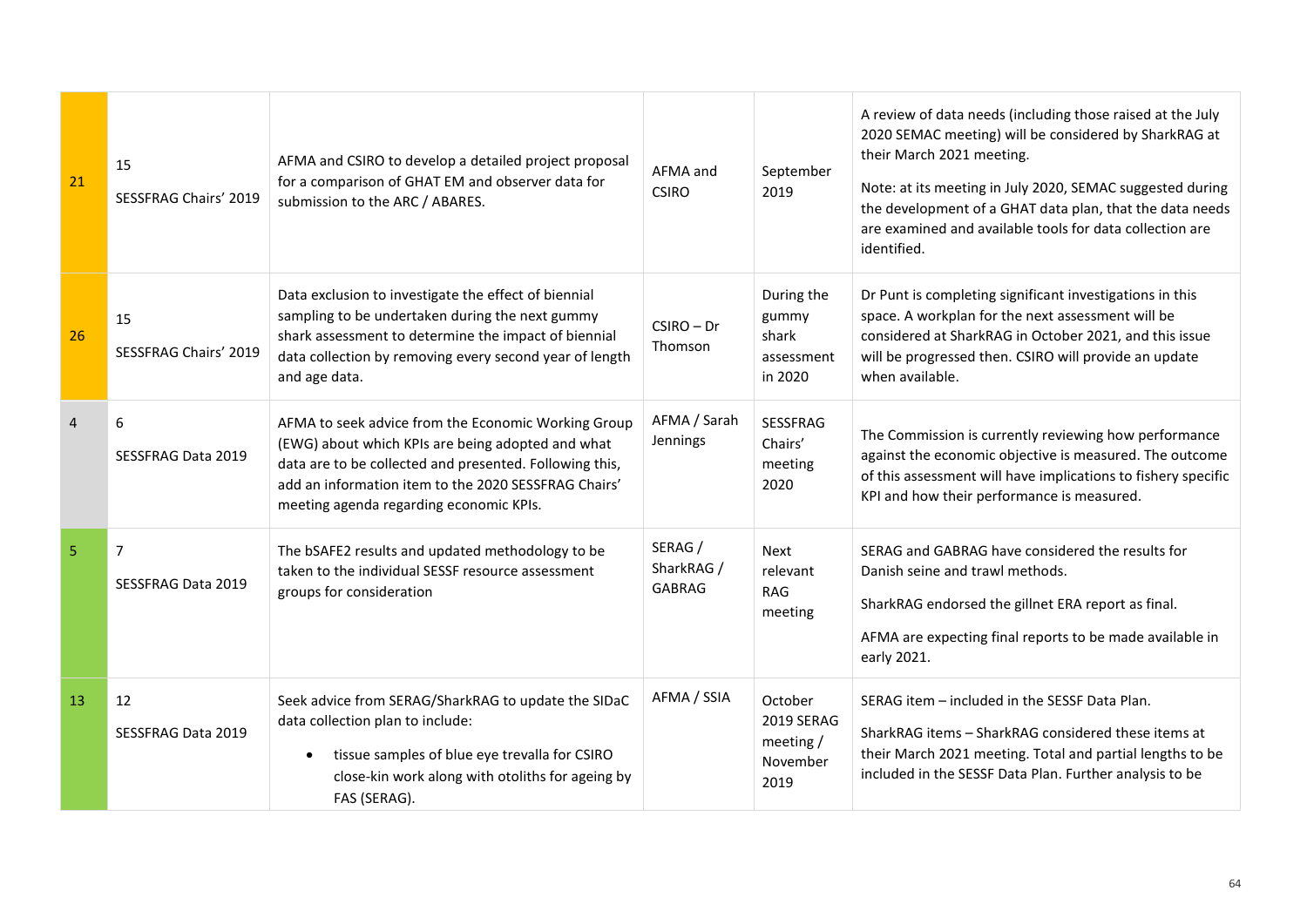| | | | | | |
|---|---|---|---|---|---|
| 21 | 15<br>SESSFRAG Chairs' 2019 | AFMA and CSIRO to develop a detailed project proposal for a comparison of GHAT EM and observer data for submission to the ARC / ABARES. | AFMA and CSIRO | September 2019 | A review of data needs (including those raised at the July 2020 SEMAC meeting) will be considered by SharkRAG at their March 2021 meeting.<br><br>Note: at its meeting in July 2020, SEMAC suggested during the development of a GHAT data plan, that the data needs are examined and available tools for data collection are identified. |
| 26 | 15<br>SESSFRAG Chairs' 2019 | Data exclusion to investigate the effect of biennial sampling to be undertaken during the next gummy shark assessment to determine the impact of biennial data collection by removing every second year of length and age data. | CSIRO – Dr Thomson | During the gummy shark assessment in 2020 | Dr Punt is completing significant investigations in this space. A workplan for the next assessment will be considered at SharkRAG in October 2021, and this issue will be progressed then. CSIRO will provide an update when available. |
| 4 | 6<br>SESSFRAG Data 2019 | AFMA to seek advice from the Economic Working Group (EWG) about which KPIs are being adopted and what data are to be collected and presented. Following this, add an information item to the 2020 SESSFRAG Chairs' meeting agenda regarding economic KPIs. | AFMA / Sarah Jennings | SESSFRAG Chairs' meeting 2020 | The Commission is currently reviewing how performance against the economic objective is measured. The outcome of this assessment will have implications to fishery specific KPI and how their performance is measured. |
| 5 | 7<br>SESSFRAG Data 2019 | The bSAFE2 results and updated methodology to be taken to the individual SESSF resource assessment groups for consideration | SERAG / SharkRAG / GABRAG | Next relevant RAG meeting | SERAG and GABRAG have considered the results for Danish seine and trawl methods.<br><br>SharkRAG endorsed the gillnet ERA report as final.<br><br>AFMA are expecting final reports to be made available in early 2021. |
| 13 | 12<br>SESSFRAG Data 2019 | Seek advice from SERAG/SharkRAG to update the SIDaC data collection plan to include:<br><br>• tissue samples of blue eye trevalla for CSIRO close-kin work along with otoliths for ageing by FAS (SERAG). | AFMA / SSIA | October 2019 SERAG meeting / November 2019 | SERAG item – included in the SESSF Data Plan.<br><br>SharkRAG items – SharkRAG considered these items at their March 2021 meeting. Total and partial lengths to be included in the SESSF Data Plan. Further analysis to be |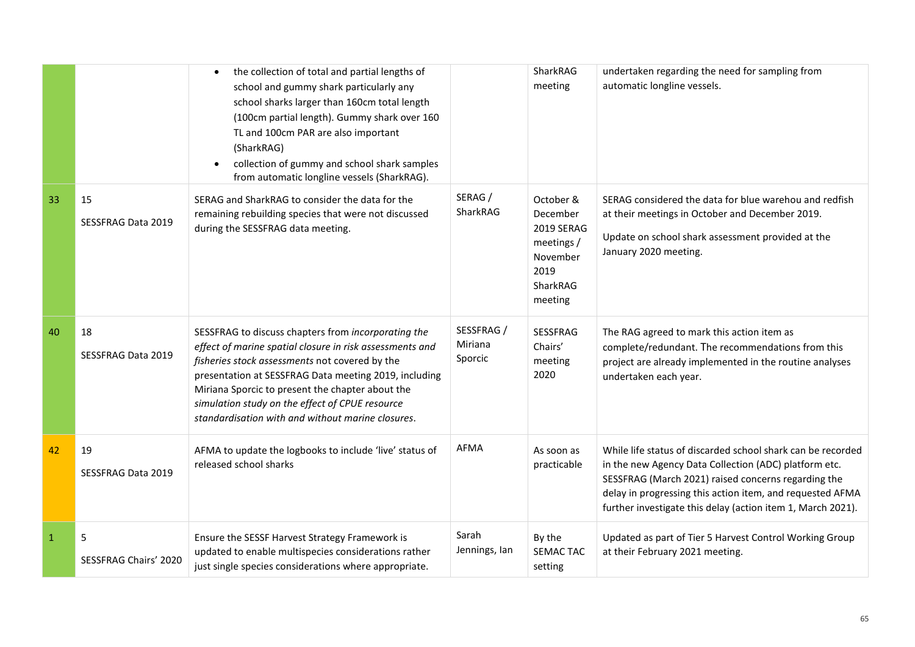| | | | | | |
|---|---|---|---|---|---|
| | | • the collection of total and partial lengths of school and gummy shark particularly any school sharks larger than 160cm total length (100cm partial length). Gummy shark over 160 TL and 100cm PAR are also important (SharkRAG)<br>• collection of gummy and school shark samples from automatic longline vessels (SharkRAG). | | SharkRAG meeting | undertaken regarding the need for sampling from automatic longline vessels. |
| 33 | 15<br>SESSFRAG Data 2019 | SERAG and SharkRAG to consider the data for the remaining rebuilding species that were not discussed during the SESSFRAG data meeting. | SERAG / SharkRAG | October & December 2019 SERAG meetings / November 2019 SharkRAG meeting | SERAG considered the data for blue warehou and redfish at their meetings in October and December 2019.<br>Update on school shark assessment provided at the January 2020 meeting. |
| 40 | 18<br>SESSFRAG Data 2019 | SESSFRAG to discuss chapters from *incorporating the effect of marine spatial closure in risk assessments and fisheries stock assessments* not covered by the presentation at SESSFRAG Data meeting 2019, including Miriana Sporcic to present the chapter about the *simulation study on the effect of CPUE resource standardisation with and without marine closures*. | SESSFRAG / Miriana Sporcic | SESSFRAG Chairs' meeting 2020 | The RAG agreed to mark this action item as complete/redundant. The recommendations from this project are already implemented in the routine analyses undertaken each year. |
| 42 | 19<br>SESSFRAG Data 2019 | AFMA to update the logbooks to include 'live' status of released school sharks | AFMA | As soon as practicable | While life status of discarded school shark can be recorded in the new Agency Data Collection (ADC) platform etc. SESSFRAG (March 2021) raised concerns regarding the delay in progressing this action item, and requested AFMA further investigate this delay (action item 1, March 2021). |
| 1 | 5<br>SESSFRAG Chairs' 2020 | Ensure the SESSF Harvest Strategy Framework is updated to enable multispecies considerations rather just single species considerations where appropriate. | Sarah Jennings, Ian | By the SEMAC TAC setting | Updated as part of Tier 5 Harvest Control Working Group at their February 2021 meeting. |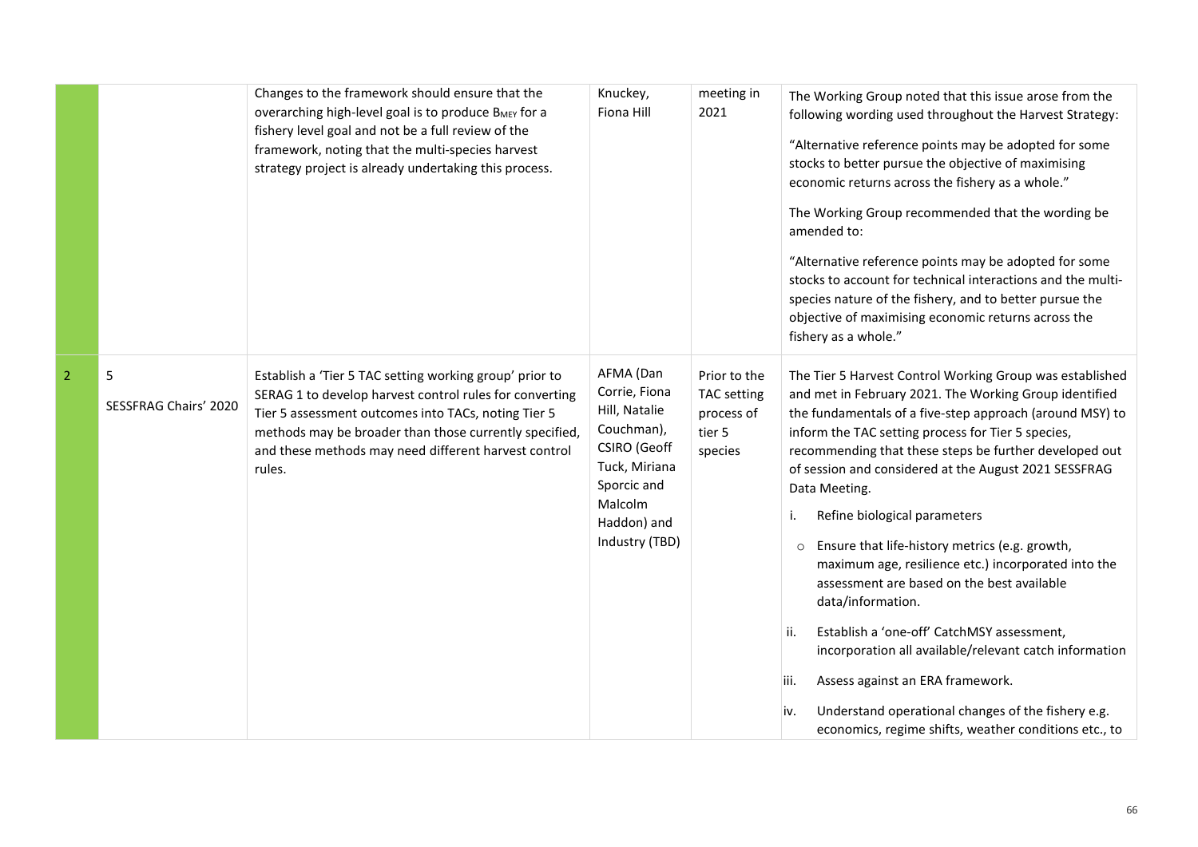| | | | | | |
|---|---|---|---|---|---|
| | | Changes to the framework should ensure that the overarching high-level goal is to produce $B_{MEY}$ for a fishery level goal and not be a full review of the framework, noting that the multi-species harvest strategy project is already undertaking this process. | Knuckey, Fiona Hill | meeting in 2021 | The Working Group noted that this issue arose from the following wording used throughout the Harvest Strategy:<br><br>"Alternative reference points may be adopted for some stocks to better pursue the objective of maximising economic returns across the fishery as a whole."<br><br>The Working Group recommended that the wording be amended to:<br><br>"Alternative reference points may be adopted for some stocks to account for technical interactions and the multi-species nature of the fishery, and to better pursue the objective of maximising economic returns across the fishery as a whole." |
| 2 | 5<br><br>SESSFRAG Chairs' 2020 | Establish a 'Tier 5 TAC setting working group' prior to SERAG 1 to develop harvest control rules for converting Tier 5 assessment outcomes into TACs, noting Tier 5 methods may be broader than those currently specified, and these methods may need different harvest control rules. | AFMA (Dan Corrie, Fiona Hill, Natalie Couchman), CSIRO (Geoff Tuck, Miriana Sporcic and Malcolm Haddon) and Industry (TBD) | Prior to the TAC setting process of tier 5 species | The Tier 5 Harvest Control Working Group was established and met in February 2021. The Working Group identified the fundamentals of a five-step approach (around MSY) to inform the TAC setting process for Tier 5 species, recommending that these steps be further developed out of session and considered at the August 2021 SESSFRAG Data Meeting.<br><br>i. Refine biological parameters<br>- Ensure that life-history metrics (e.g. growth, maximum age, resilience etc.) incorporated into the assessment are based on the best available data/information.<br><br>ii. Establish a 'one-off' CatchMSY assessment, incorporation all available/relevant catch information<br><br>iii. Assess against an ERA framework.<br><br>iv. Understand operational changes of the fishery e.g. economics, regime shifts, weather conditions etc., to |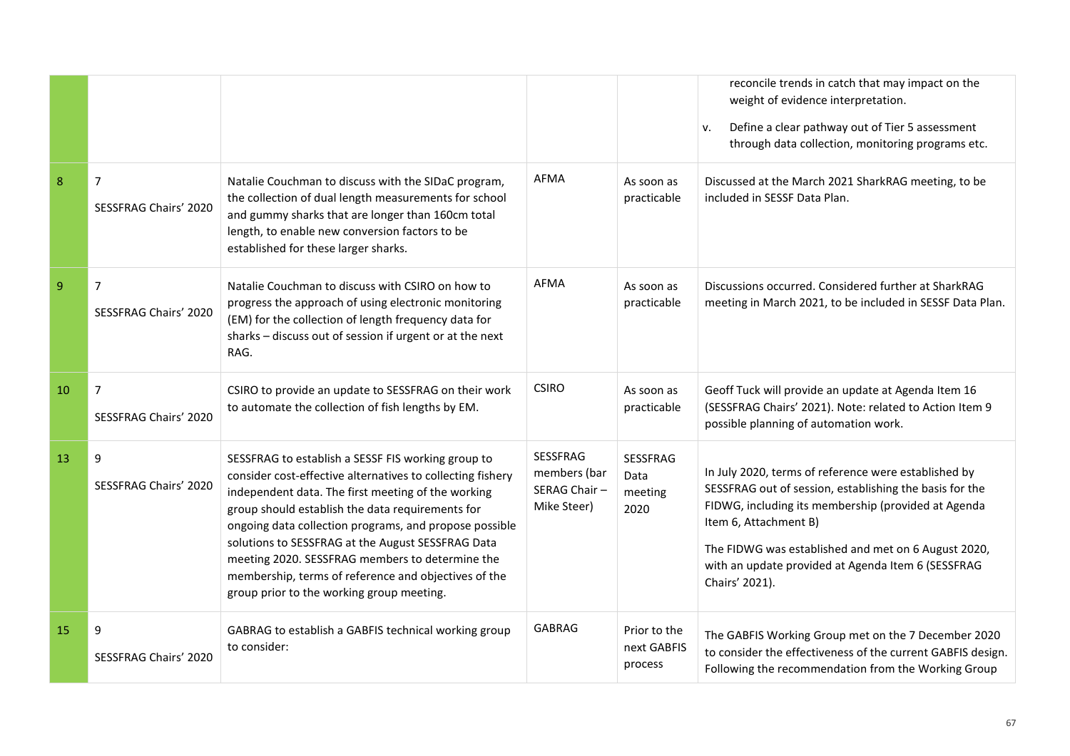| | | | | | |
|---|---|---|---|---|---|
| | | | | | reconcile trends in catch that may impact on the weight of evidence interpretation.<br>v. Define a clear pathway out of Tier 5 assessment through data collection, monitoring programs etc. |
| 8 | 7<br>SESSFRAG Chairs' 2020 | Natalie Couchman to discuss with the SIDaC program, the collection of dual length measurements for school and gummy sharks that are longer than 160cm total length, to enable new conversion factors to be established for these larger sharks. | AFMA | As soon as practicable | Discussed at the March 2021 SharkRAG meeting, to be included in SESSF Data Plan. |
| 9 | 7<br>SESSFRAG Chairs' 2020 | Natalie Couchman to discuss with CSIRO on how to progress the approach of using electronic monitoring (EM) for the collection of length frequency data for sharks – discuss out of session if urgent or at the next RAG. | AFMA | As soon as practicable | Discussions occurred. Considered further at SharkRAG meeting in March 2021, to be included in SESSF Data Plan. |
| 10 | 7<br>SESSFRAG Chairs' 2020 | CSIRO to provide an update to SESSFRAG on their work to automate the collection of fish lengths by EM. | CSIRO | As soon as practicable | Geoff Tuck will provide an update at Agenda Item 16 (SESSFRAG Chairs' 2021). Note: related to Action Item 9 possible planning of automation work. |
| 13 | 9<br>SESSFRAG Chairs' 2020 | SESSFRAG to establish a SESSF FIS working group to consider cost-effective alternatives to collecting fishery independent data. The first meeting of the working group should establish the data requirements for ongoing data collection programs, and propose possible solutions to SESSFRAG at the August SESSFRAG Data meeting 2020. SESSFRAG members to determine the membership, terms of reference and objectives of the group prior to the working group meeting. | SESSFRAG members (bar SERAG Chair – Mike Steer) | SESSFRAG Data meeting 2020 | In July 2020, terms of reference were established by SESSFRAG out of session, establishing the basis for the FIDWG, including its membership (provided at Agenda Item 6, Attachment B)<br>The FIDWG was established and met on 6 August 2020, with an update provided at Agenda Item 6 (SESSFRAG Chairs' 2021). |
| 15 | 9<br>SESSFRAG Chairs' 2020 | GABRAG to establish a GABFIS technical working group to consider: | GABRAG | Prior to the next GABFIS process | The GABFIS Working Group met on the 7 December 2020 to consider the effectiveness of the current GABFIS design. Following the recommendation from the Working Group |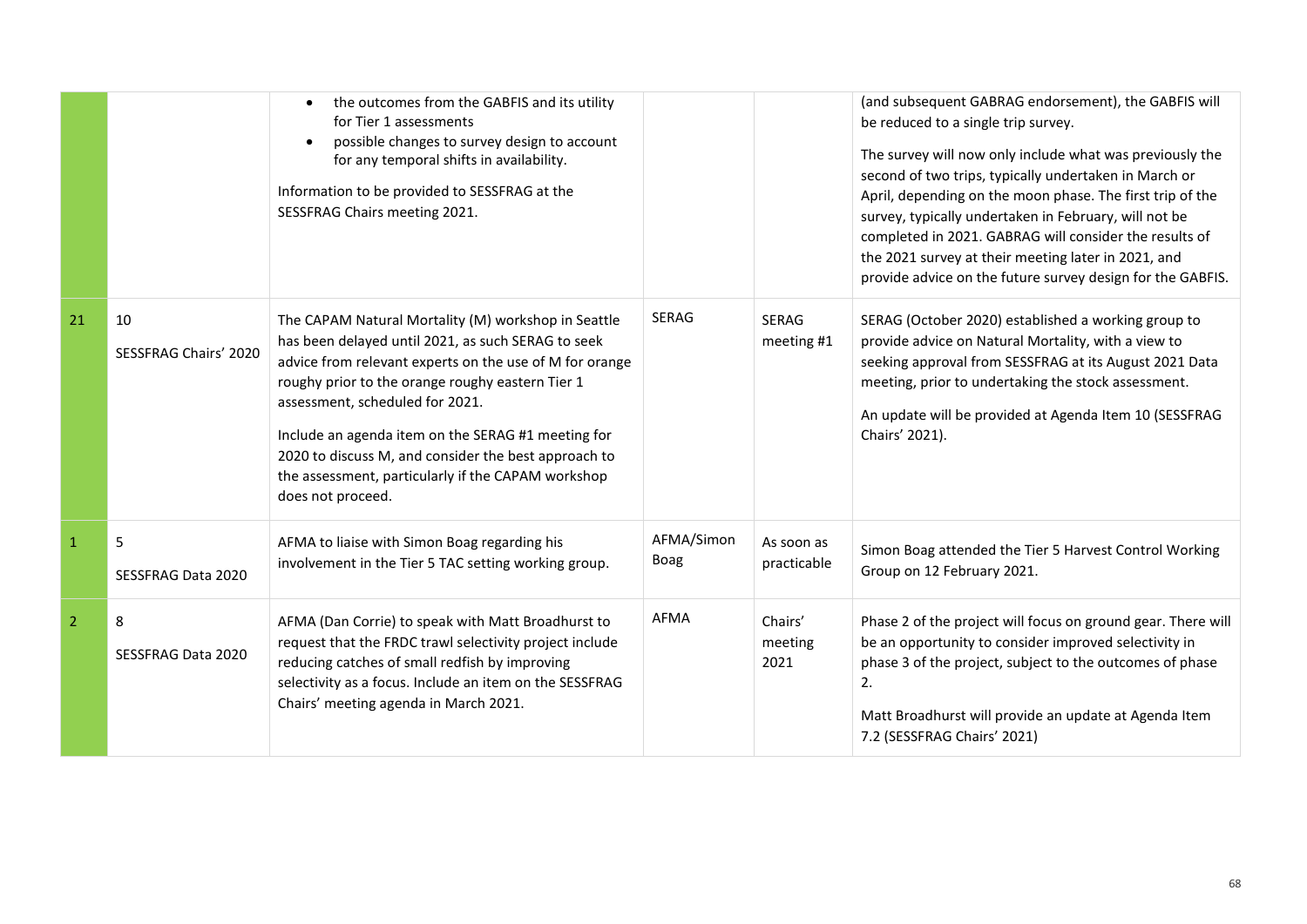| | | | | | |
|---|---|---|---|---|---|
| | | • the outcomes from the GABFIS and its utility for Tier 1 assessments<br>• possible changes to survey design to account for any temporal shifts in availability.<br><br>Information to be provided to SESSFRAG at the SESSFRAG Chairs meeting 2021. | | | (and subsequent GABRAG endorsement), the GABFIS will be reduced to a single trip survey.<br><br>The survey will now only include what was previously the second of two trips, typically undertaken in March or April, depending on the moon phase. The first trip of the survey, typically undertaken in February, will not be completed in 2021. GABRAG will consider the results of the 2021 survey at their meeting later in 2021, and provide advice on the future survey design for the GABFIS. |
| 21 | 10<br>SESSFRAG Chairs' 2020 | The CAPAM Natural Mortality (M) workshop in Seattle has been delayed until 2021, as such SERAG to seek advice from relevant experts on the use of M for orange roughy prior to the orange roughy eastern Tier 1 assessment, scheduled for 2021.<br><br>Include an agenda item on the SERAG #1 meeting for 2020 to discuss M, and consider the best approach to the assessment, particularly if the CAPAM workshop does not proceed. | SERAG | SERAG meeting #1 | SERAG (October 2020) established a working group to provide advice on Natural Mortality, with a view to seeking approval from SESSFRAG at its August 2021 Data meeting, prior to undertaking the stock assessment.<br><br>An update will be provided at Agenda Item 10 (SESSFRAG Chairs' 2021). |
| 1 | 5<br>SESSFRAG Data 2020 | AFMA to liaise with Simon Boag regarding his involvement in the Tier 5 TAC setting working group. | AFMA/Simon Boag | As soon as practicable | Simon Boag attended the Tier 5 Harvest Control Working Group on 12 February 2021. |
| 2 | 8<br>SESSFRAG Data 2020 | AFMA (Dan Corrie) to speak with Matt Broadhurst to request that the FRDC trawl selectivity project include reducing catches of small redfish by improving selectivity as a focus. Include an item on the SESSFRAG Chairs' meeting agenda in March 2021. | AFMA | Chairs' meeting 2021 | Phase 2 of the project will focus on ground gear. There will be an opportunity to consider improved selectivity in phase 3 of the project, subject to the outcomes of phase 2.<br><br>Matt Broadhurst will provide an update at Agenda Item 7.2 (SESSFRAG Chairs' 2021) |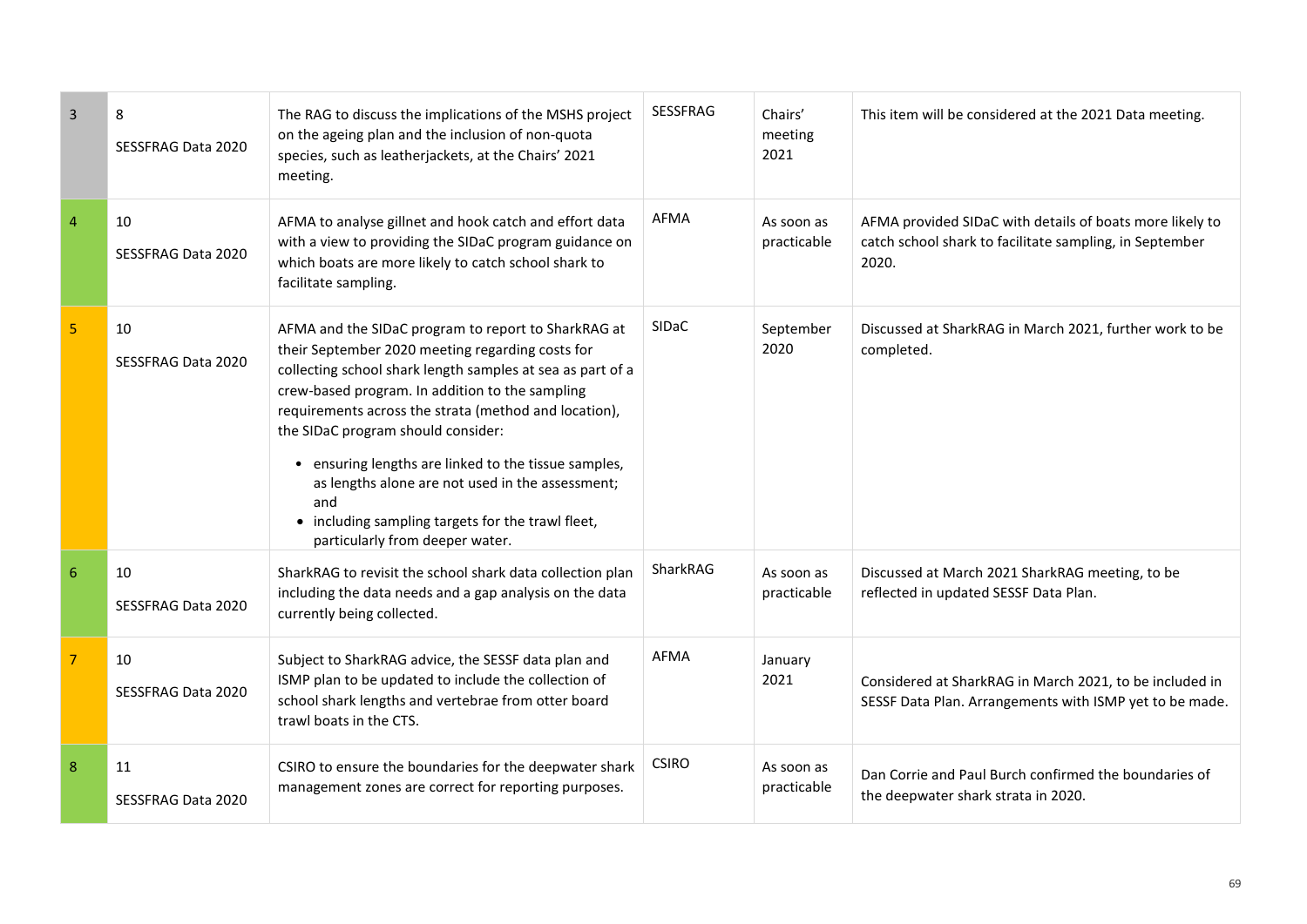| | | | | | |
|---|---|---|---|---|---|
| 3 | 8<br>SESSFRAG Data 2020 | The RAG to discuss the implications of the MSHS project on the ageing plan and the inclusion of non-quota species, such as leatherjackets, at the Chairs' 2021 meeting. | SESSFRAG | Chairs' meeting 2021 | This item will be considered at the 2021 Data meeting. |
| 4 | 10<br>SESSFRAG Data 2020 | AFMA to analyse gillnet and hook catch and effort data with a view to providing the SIDaC program guidance on which boats are more likely to catch school shark to facilitate sampling. | AFMA | As soon as practicable | AFMA provided SIDaC with details of boats more likely to catch school shark to facilitate sampling, in September 2020. |
| 5 | 10<br>SESSFRAG Data 2020 | AFMA and the SIDaC program to report to SharkRAG at their September 2020 meeting regarding costs for collecting school shark length samples at sea as part of a crew-based program. In addition to the sampling requirements across the strata (method and location), the SIDaC program should consider:<br>• ensuring lengths are linked to the tissue samples, as lengths alone are not used in the assessment; and<br>• including sampling targets for the trawl fleet, particularly from deeper water. | SIDaC | September 2020 | Discussed at SharkRAG in March 2021, further work to be completed. |
| 6 | 10<br>SESSFRAG Data 2020 | SharkRAG to revisit the school shark data collection plan including the data needs and a gap analysis on the data currently being collected. | SharkRAG | As soon as practicable | Discussed at March 2021 SharkRAG meeting, to be reflected in updated SESSF Data Plan. |
| 7 | 10<br>SESSFRAG Data 2020 | Subject to SharkRAG advice, the SESSF data plan and ISMP plan to be updated to include the collection of school shark lengths and vertebrae from otter board trawl boats in the CTS. | AFMA | January 2021 | Considered at SharkRAG in March 2021, to be included in SESSF Data Plan. Arrangements with ISMP yet to be made. |
| 8 | 11<br>SESSFRAG Data 2020 | CSIRO to ensure the boundaries for the deepwater shark management zones are correct for reporting purposes. | CSIRO | As soon as practicable | Dan Corrie and Paul Burch confirmed the boundaries of the deepwater shark strata in 2020. |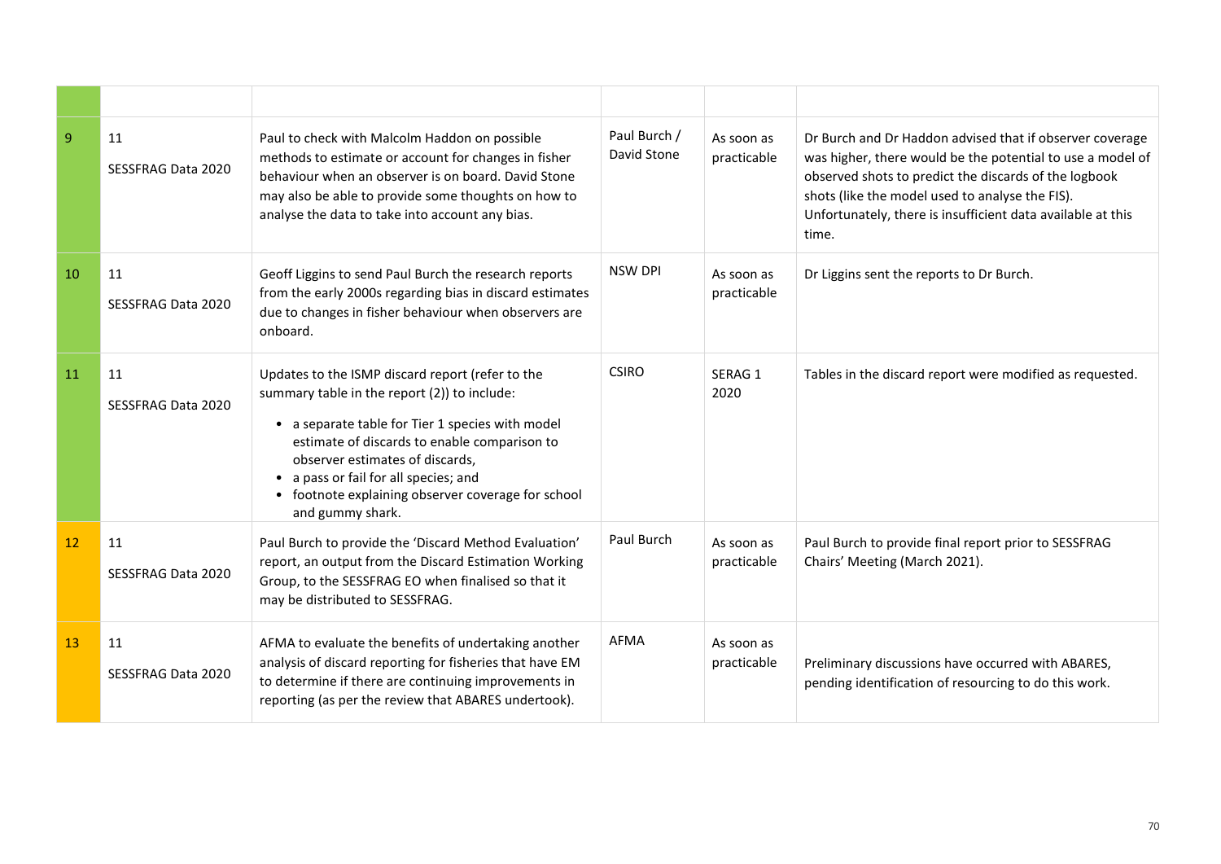| | | | | | |
|---|---|---|---|---|---|
| 9 | 11<br>SESSFRAG Data 2020 | Paul to check with Malcolm Haddon on possible methods to estimate or account for changes in fisher behaviour when an observer is on board. David Stone may also be able to provide some thoughts on how to analyse the data to take into account any bias. | Paul Burch / David Stone | As soon as practicable | Dr Burch and Dr Haddon advised that if observer coverage was higher, there would be the potential to use a model of observed shots to predict the discards of the logbook shots (like the model used to analyse the FIS). Unfortunately, there is insufficient data available at this time. |
| 10 | 11<br>SESSFRAG Data 2020 | Geoff Liggins to send Paul Burch the research reports from the early 2000s regarding bias in discard estimates due to changes in fisher behaviour when observers are onboard. | NSW DPI | As soon as practicable | Dr Liggins sent the reports to Dr Burch. |
| 11 | 11<br>SESSFRAG Data 2020 | Updates to the ISMP discard report (refer to the summary table in the report (2)) to include:<br>• a separate table for Tier 1 species with model estimate of discards to enable comparison to observer estimates of discards,<br>• a pass or fail for all species; and<br>• footnote explaining observer coverage for school and gummy shark. | CSIRO | SERAG 1 2020 | Tables in the discard report were modified as requested. |
| 12 | 11<br>SESSFRAG Data 2020 | Paul Burch to provide the 'Discard Method Evaluation' report, an output from the Discard Estimation Working Group, to the SESSFRAG EO when finalised so that it may be distributed to SESSFRAG. | Paul Burch | As soon as practicable | Paul Burch to provide final report prior to SESSFRAG Chairs' Meeting (March 2021). |
| 13 | 11<br>SESSFRAG Data 2020 | AFMA to evaluate the benefits of undertaking another analysis of discard reporting for fisheries that have EM to determine if there are continuing improvements in reporting (as per the review that ABARES undertook). | AFMA | As soon as practicable | Preliminary discussions have occurred with ABARES, pending identification of resourcing to do this work. |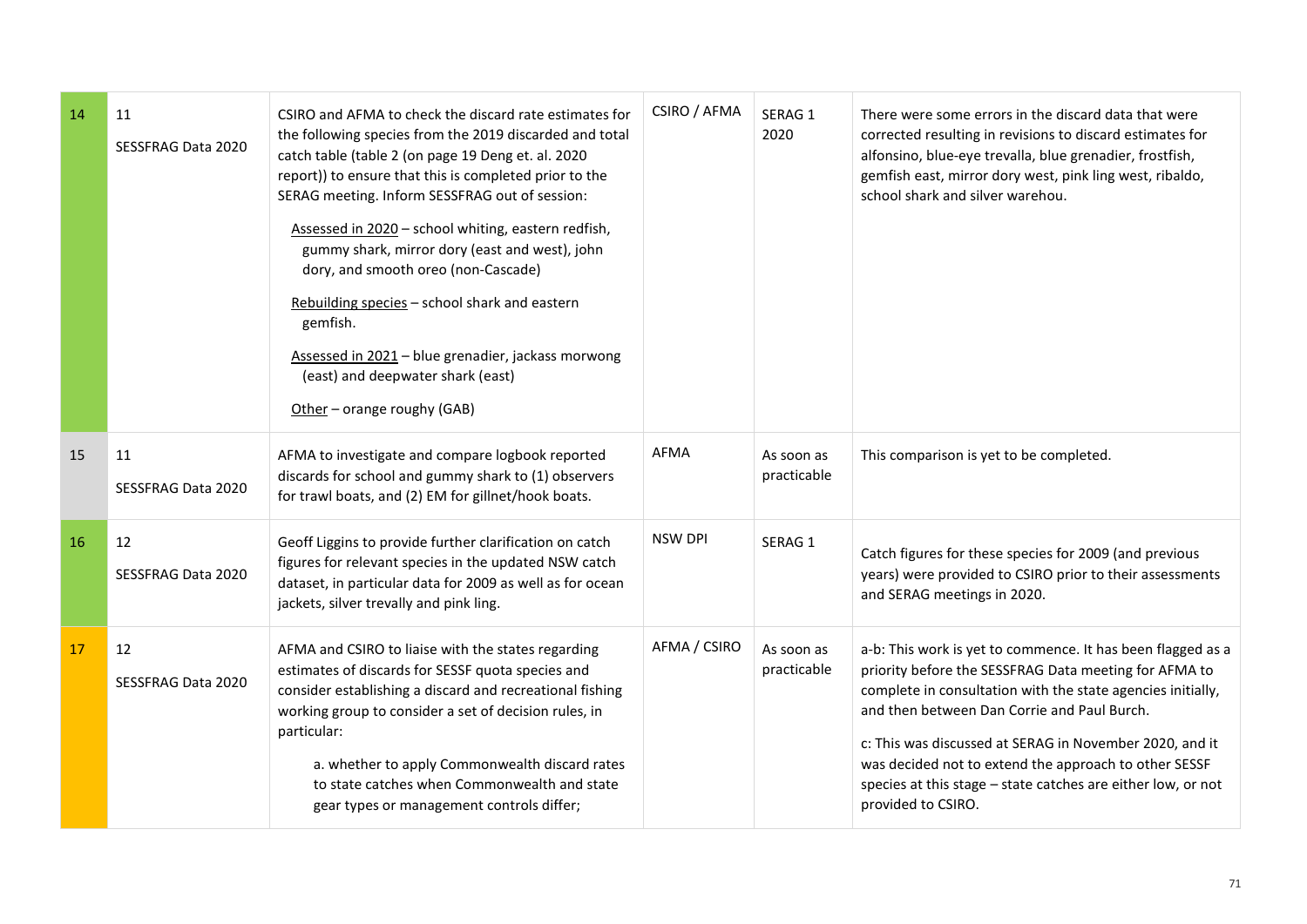| | | | | | |
|---|---|---|---|---|---|
| 14 | 11<br>SESSFRAG Data 2020 | CSIRO and AFMA to check the discard rate estimates for the following species from the 2019 discarded and total catch table (table 2 (on page 19 Deng et. al. 2020 report)) to ensure that this is completed prior to the SERAG meeting. Inform SESSFRAG out of session:<br>Assessed in 2020 – school whiting, eastern redfish, gummy shark, mirror dory (east and west), john dory, and smooth oreo (non-Cascade)<br>Rebuilding species – school shark and eastern gemfish.<br>Assessed in 2021 – blue grenadier, jackass morwong (east) and deepwater shark (east)<br>Other – orange roughy (GAB) | CSIRO / AFMA | SERAG 1 2020 | There were some errors in the discard data that were corrected resulting in revisions to discard estimates for alfonsino, blue-eye trevalla, blue grenadier, frostfish, gemfish east, mirror dory west, pink ling west, ribaldo, school shark and silver warehou. |
| 15 | 11<br>SESSFRAG Data 2020 | AFMA to investigate and compare logbook reported discards for school and gummy shark to (1) observers for trawl boats, and (2) EM for gillnet/hook boats. | AFMA | As soon as practicable | This comparison is yet to be completed. |
| 16 | 12<br>SESSFRAG Data 2020 | Geoff Liggins to provide further clarification on catch figures for relevant species in the updated NSW catch dataset, in particular data for 2009 as well as for ocean jackets, silver trevally and pink ling. | NSW DPI | SERAG 1 | Catch figures for these species for 2009 (and previous years) were provided to CSIRO prior to their assessments and SERAG meetings in 2020. |
| 17 | 12<br>SESSFRAG Data 2020 | AFMA and CSIRO to liaise with the states regarding estimates of discards for SESSF quota species and consider establishing a discard and recreational fishing working group to consider a set of decision rules, in particular:<br>a. whether to apply Commonwealth discard rates to state catches when Commonwealth and state gear types or management controls differ; | AFMA / CSIRO | As soon as practicable | a-b: This work is yet to commence. It has been flagged as a priority before the SESSFRAG Data meeting for AFMA to complete in consultation with the state agencies initially, and then between Dan Corrie and Paul Burch.<br>c: This was discussed at SERAG in November 2020, and it was decided not to extend the approach to other SESSF species at this stage – state catches are either low, or not provided to CSIRO. |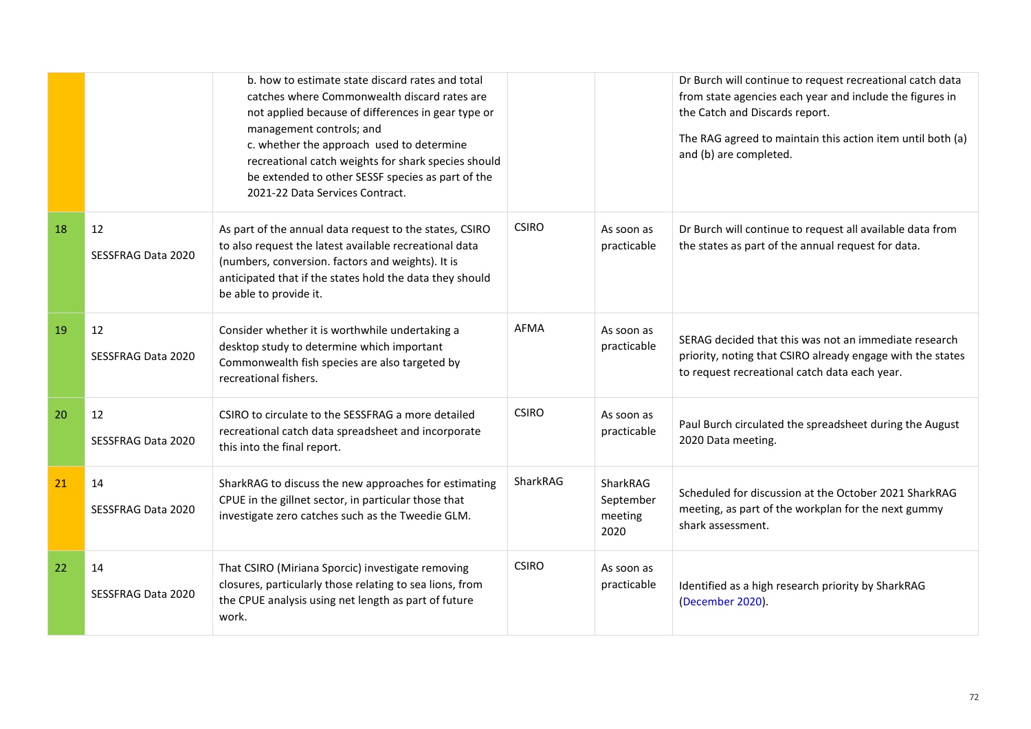|  |  |  |  |  |  |
|---|---|---|---|---|---|
|  |  | b. how to estimate state discard rates and total catches where Commonwealth discard rates are not applied because of differences in gear type or management controls; and<br>c. whether the approach used to determine recreational catch weights for shark species should be extended to other SESSF species as part of the 2021-22 Data Services Contract. |  |  | Dr Burch will continue to request recreational catch data from state agencies each year and include the figures in the Catch and Discards report.<br><br>The RAG agreed to maintain this action item until both (a) and (b) are completed. |
| 18 | 12<br><br>SESSFRAG Data 2020 | As part of the annual data request to the states, CSIRO to also request the latest available recreational data (numbers, conversion. factors and weights). It is anticipated that if the states hold the data they should be able to provide it. | CSIRO | As soon as practicable | Dr Burch will continue to request all available data from the states as part of the annual request for data. |
| 19 | 12<br><br>SESSFRAG Data 2020 | Consider whether it is worthwhile undertaking a desktop study to determine which important Commonwealth fish species are also targeted by recreational fishers. | AFMA | As soon as practicable | SERAG decided that this was not an immediate research priority, noting that CSIRO already engage with the states to request recreational catch data each year. |
| 20 | 12<br><br>SESSFRAG Data 2020 | CSIRO to circulate to the SESSFRAG a more detailed recreational catch data spreadsheet and incorporate this into the final report. | CSIRO | As soon as practicable | Paul Burch circulated the spreadsheet during the August 2020 Data meeting. |
| 21 | 14<br><br>SESSFRAG Data 2020 | SharkRAG to discuss the new approaches for estimating CPUE in the gillnet sector, in particular those that investigate zero catches such as the Tweedie GLM. | SharkRAG | SharkRAG September meeting 2020 | Scheduled for discussion at the October 2021 SharkRAG meeting, as part of the workplan for the next gummy shark assessment. |
| 22 | 14<br><br>SESSFRAG Data 2020 | That CSIRO (Miriana Sporcic) investigate removing closures, particularly those relating to sea lions, from the CPUE analysis using net length as part of future work. | CSIRO | As soon as practicable | Identified as a high research priority by SharkRAG (December 2020). |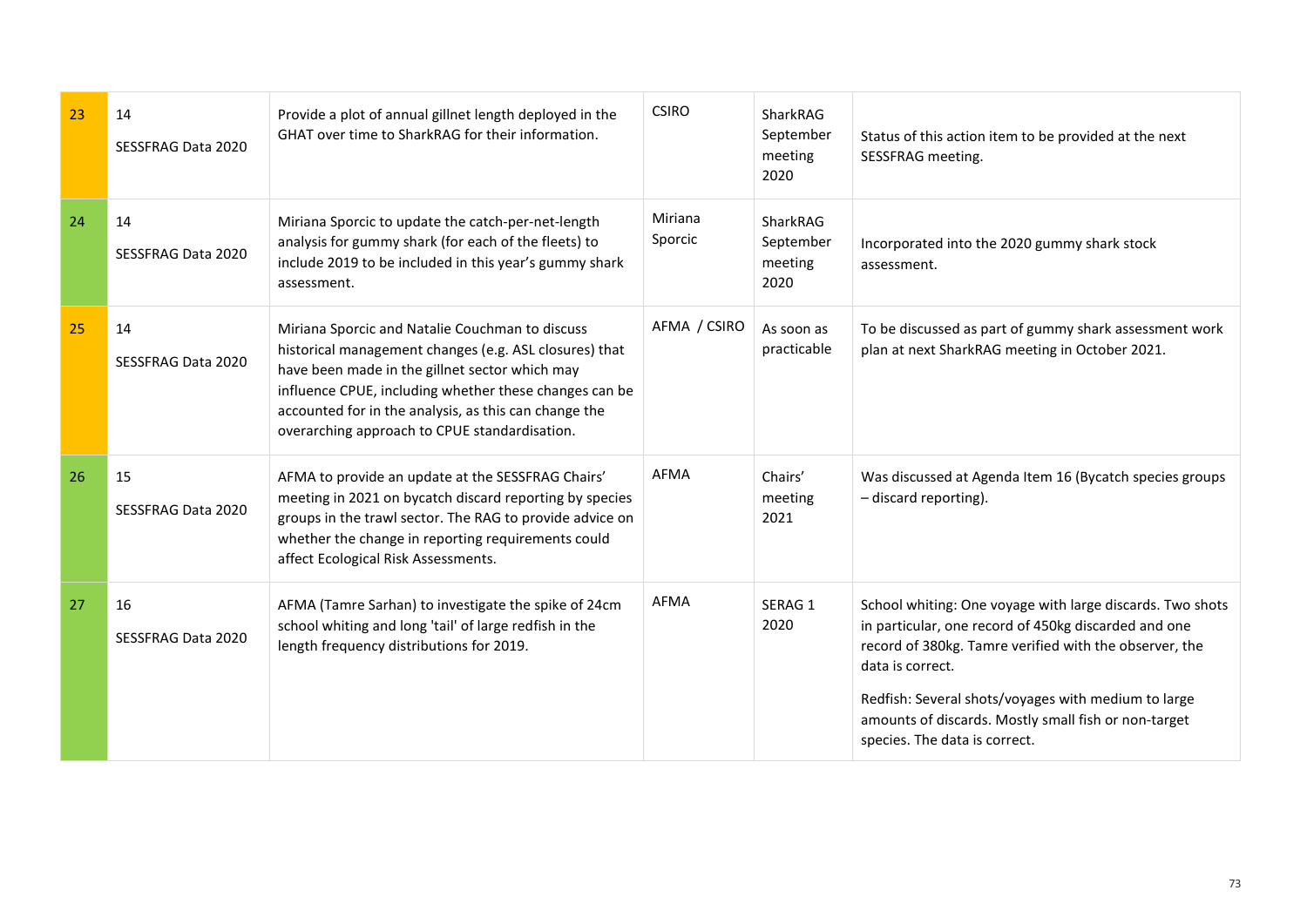| | | | | | |
|---|---|---|---|---|---|
| 23 | 14<br>SESSFRAG Data 2020 | Provide a plot of annual gillnet length deployed in the GHAT over time to SharkRAG for their information. | CSIRO | SharkRAG September meeting 2020 | Status of this action item to be provided at the next SESSFRAG meeting. |
| 24 | 14<br>SESSFRAG Data 2020 | Miriana Sporcic to update the catch-per-net-length analysis for gummy shark (for each of the fleets) to include 2019 to be included in this year's gummy shark assessment. | Miriana Sporcic | SharkRAG September meeting 2020 | Incorporated into the 2020 gummy shark stock assessment. |
| 25 | 14<br>SESSFRAG Data 2020 | Miriana Sporcic and Natalie Couchman to discuss historical management changes (e.g. ASL closures) that have been made in the gillnet sector which may influence CPUE, including whether these changes can be accounted for in the analysis, as this can change the overarching approach to CPUE standardisation. | AFMA / CSIRO | As soon as practicable | To be discussed as part of gummy shark assessment work plan at next SharkRAG meeting in October 2021. |
| 26 | 15<br>SESSFRAG Data 2020 | AFMA to provide an update at the SESSFRAG Chairs' meeting in 2021 on bycatch discard reporting by species groups in the trawl sector. The RAG to provide advice on whether the change in reporting requirements could affect Ecological Risk Assessments. | AFMA | Chairs' meeting 2021 | Was discussed at Agenda Item 16 (Bycatch species groups – discard reporting). |
| 27 | 16<br>SESSFRAG Data 2020 | AFMA (Tamre Sarhan) to investigate the spike of 24cm school whiting and long 'tail' of large redfish in the length frequency distributions for 2019. | AFMA | SERAG 1 2020 | School whiting: One voyage with large discards. Two shots in particular, one record of 450kg discarded and one record of 380kg. Tamre verified with the observer, the data is correct.<br><br>Redfish: Several shots/voyages with medium to large amounts of discards. Mostly small fish or non-target species. The data is correct. |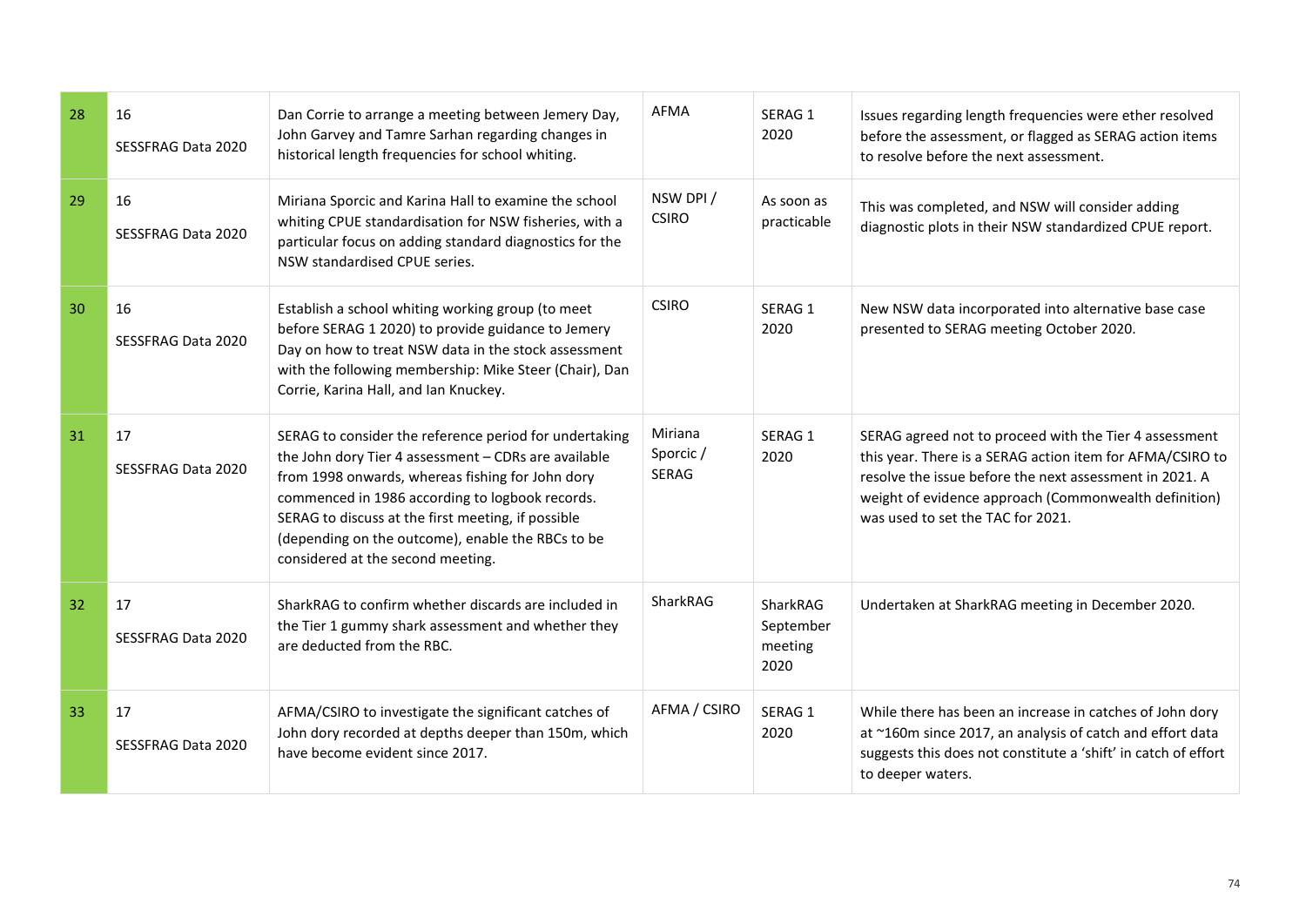| 28 | 16<br>SESSFRAG Data 2020 | Dan Corrie to arrange a meeting between Jemery Day, John Garvey and Tamre Sarhan regarding changes in historical length frequencies for school whiting. | AFMA | SERAG 1 2020 | Issues regarding length frequencies were ether resolved before the assessment, or flagged as SERAG action items to resolve before the next assessment. |
|---|---|---|---|---|---|
| 29 | 16<br>SESSFRAG Data 2020 | Miriana Sporcic and Karina Hall to examine the school whiting CPUE standardisation for NSW fisheries, with a particular focus on adding standard diagnostics for the NSW standardised CPUE series. | NSW DPI / CSIRO | As soon as practicable | This was completed, and NSW will consider adding diagnostic plots in their NSW standardized CPUE report. |
| 30 | 16<br>SESSFRAG Data 2020 | Establish a school whiting working group (to meet before SERAG 1 2020) to provide guidance to Jemery Day on how to treat NSW data in the stock assessment with the following membership: Mike Steer (Chair), Dan Corrie, Karina Hall, and Ian Knuckey. | CSIRO | SERAG 1 2020 | New NSW data incorporated into alternative base case presented to SERAG meeting October 2020. |
| 31 | 17<br>SESSFRAG Data 2020 | SERAG to consider the reference period for undertaking the John dory Tier 4 assessment – CDRs are available from 1998 onwards, whereas fishing for John dory commenced in 1986 according to logbook records. SERAG to discuss at the first meeting, if possible (depending on the outcome), enable the RBCs to be considered at the second meeting. | Miriana Sporcic / SERAG | SERAG 1 2020 | SERAG agreed not to proceed with the Tier 4 assessment this year. There is a SERAG action item for AFMA/CSIRO to resolve the issue before the next assessment in 2021. A weight of evidence approach (Commonwealth definition) was used to set the TAC for 2021. |
| 32 | 17<br>SESSFRAG Data 2020 | SharkRAG to confirm whether discards are included in the Tier 1 gummy shark assessment and whether they are deducted from the RBC. | SharkRAG | SharkRAG September meeting 2020 | Undertaken at SharkRAG meeting in December 2020. |
| 33 | 17<br>SESSFRAG Data 2020 | AFMA/CSIRO to investigate the significant catches of John dory recorded at depths deeper than 150m, which have become evident since 2017. | AFMA / CSIRO | SERAG 1 2020 | While there has been an increase in catches of John dory at ~160m since 2017, an analysis of catch and effort data suggests this does not constitute a 'shift' in catch of effort to deeper waters. |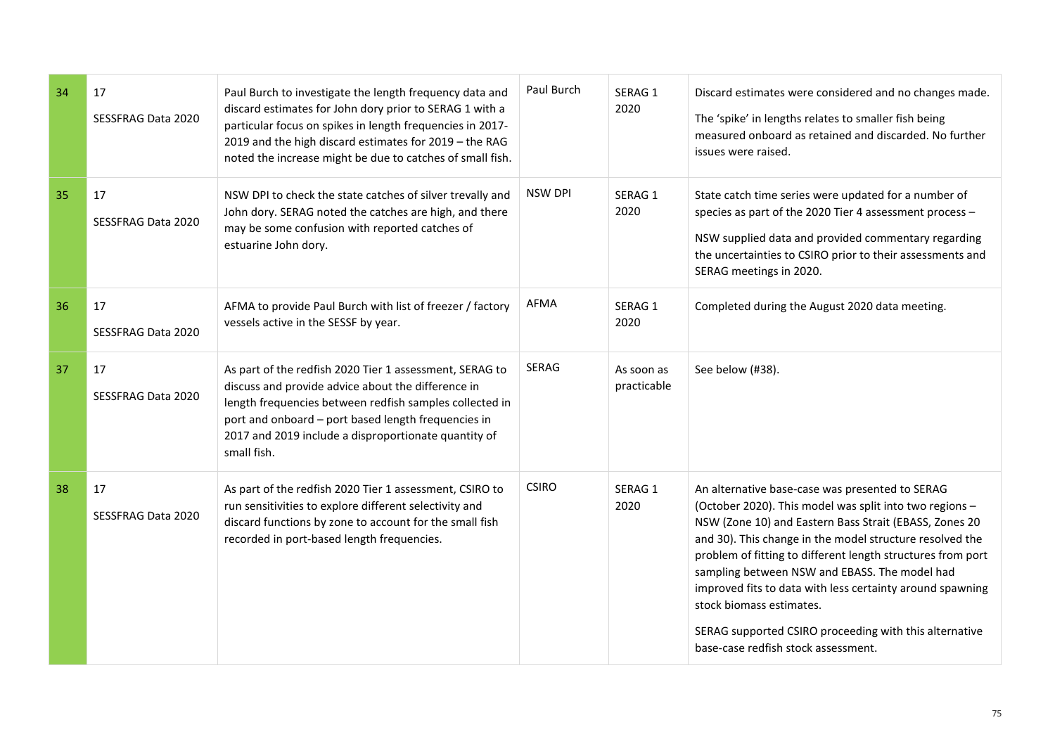| 34 | 17<br>SESSFRAG Data 2020 | Paul Burch to investigate the length frequency data and discard estimates for John dory prior to SERAG 1 with a particular focus on spikes in length frequencies in 2017-2019 and the high discard estimates for 2019 – the RAG noted the increase might be due to catches of small fish. | Paul Burch | SERAG 1 2020 | Discard estimates were considered and no changes made.<br>The 'spike' in lengths relates to smaller fish being measured onboard as retained and discarded. No further issues were raised. |
|---|---|---|---|---|---|
| 35 | 17<br>SESSFRAG Data 2020 | NSW DPI to check the state catches of silver trevally and John dory. SERAG noted the catches are high, and there may be some confusion with reported catches of estuarine John dory. | NSW DPI | SERAG 1 2020 | State catch time series were updated for a number of species as part of the 2020 Tier 4 assessment process –<br>NSW supplied data and provided commentary regarding the uncertainties to CSIRO prior to their assessments and SERAG meetings in 2020. |
| 36 | 17<br>SESSFRAG Data 2020 | AFMA to provide Paul Burch with list of freezer / factory vessels active in the SESSF by year. | AFMA | SERAG 1 2020 | Completed during the August 2020 data meeting. |
| 37 | 17<br>SESSFRAG Data 2020 | As part of the redfish 2020 Tier 1 assessment, SERAG to discuss and provide advice about the difference in length frequencies between redfish samples collected in port and onboard – port based length frequencies in 2017 and 2019 include a disproportionate quantity of small fish. | SERAG | As soon as practicable | See below (#38). |
| 38 | 17<br>SESSFRAG Data 2020 | As part of the redfish 2020 Tier 1 assessment, CSIRO to run sensitivities to explore different selectivity and discard functions by zone to account for the small fish recorded in port-based length frequencies. | CSIRO | SERAG 1 2020 | An alternative base-case was presented to SERAG (October 2020). This model was split into two regions – NSW (Zone 10) and Eastern Bass Strait (EBASS, Zones 20 and 30). This change in the model structure resolved the problem of fitting to different length structures from port sampling between NSW and EBASS. The model had improved fits to data with less certainty around spawning stock biomass estimates.<br>SERAG supported CSIRO proceeding with this alternative base-case redfish stock assessment. |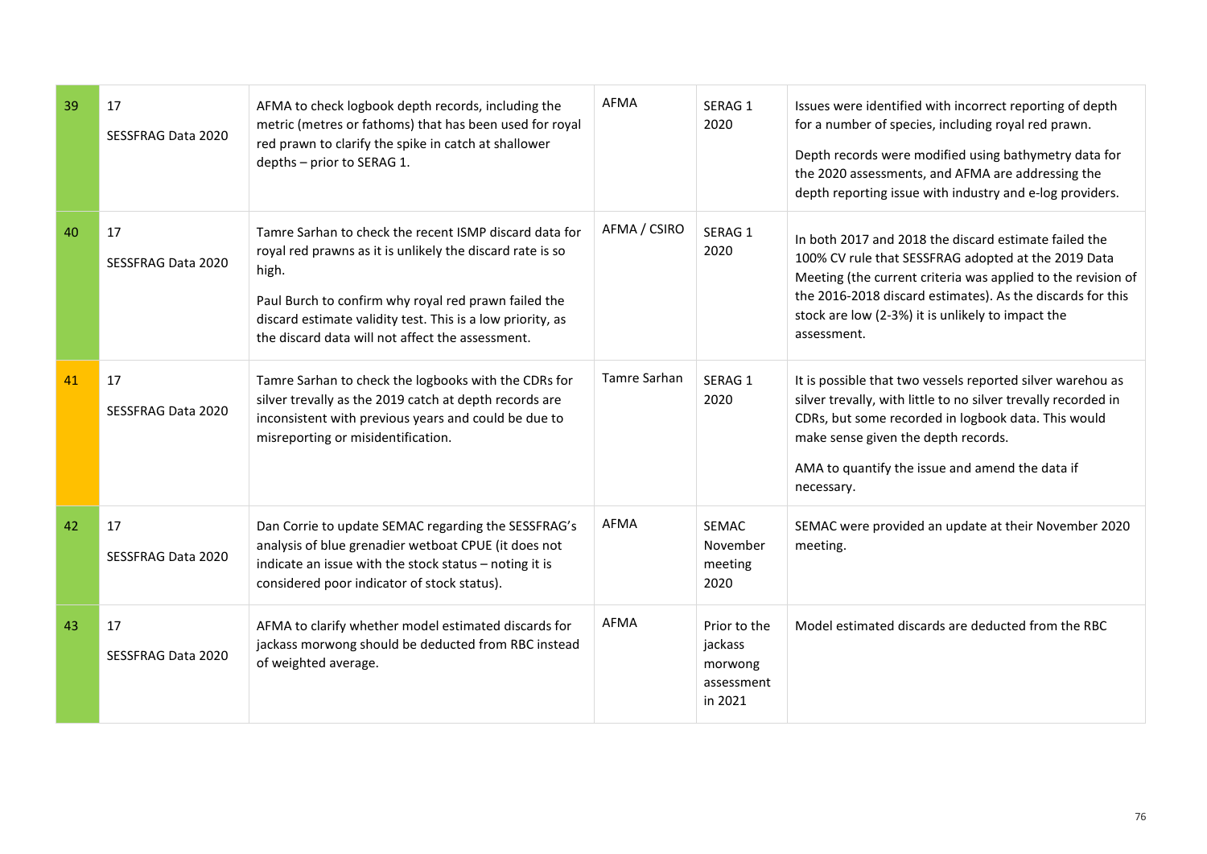| 39 | 17<br>SESSFRAG Data 2020 | AFMA to check logbook depth records, including the metric (metres or fathoms) that has been used for royal red prawn to clarify the spike in catch at shallower depths – prior to SERAG 1. | AFMA | SERAG 1 2020 | Issues were identified with incorrect reporting of depth for a number of species, including royal red prawn.<br>Depth records were modified using bathymetry data for the 2020 assessments, and AFMA are addressing the depth reporting issue with industry and e-log providers. |
|---|---|---|---|---|---|
| 40 | 17<br>SESSFRAG Data 2020 | Tamre Sarhan to check the recent ISMP discard data for royal red prawns as it is unlikely the discard rate is so high.<br>Paul Burch to confirm why royal red prawn failed the discard estimate validity test. This is a low priority, as the discard data will not affect the assessment. | AFMA / CSIRO | SERAG 1 2020 | In both 2017 and 2018 the discard estimate failed the 100% CV rule that SESSFRAG adopted at the 2019 Data Meeting (the current criteria was applied to the revision of the 2016-2018 discard estimates). As the discards for this stock are low (2-3%) it is unlikely to impact the assessment. |
| 41 | 17<br>SESSFRAG Data 2020 | Tamre Sarhan to check the logbooks with the CDRs for silver trevally as the 2019 catch at depth records are inconsistent with previous years and could be due to misreporting or misidentification. | Tamre Sarhan | SERAG 1 2020 | It is possible that two vessels reported silver warehou as silver trevally, with little to no silver trevally recorded in CDRs, but some recorded in logbook data. This would make sense given the depth records.<br>AMA to quantify the issue and amend the data if necessary. |
| 42 | 17<br>SESSFRAG Data 2020 | Dan Corrie to update SEMAC regarding the SESSFRAG's analysis of blue grenadier wetboat CPUE (it does not indicate an issue with the stock status – noting it is considered poor indicator of stock status). | AFMA | SEMAC November meeting 2020 | SEMAC were provided an update at their November 2020 meeting. |
| 43 | 17<br>SESSFRAG Data 2020 | AFMA to clarify whether model estimated discards for jackass morwong should be deducted from RBC instead of weighted average. | AFMA | Prior to the jackass morwong assessment in 2021 | Model estimated discards are deducted from the RBC |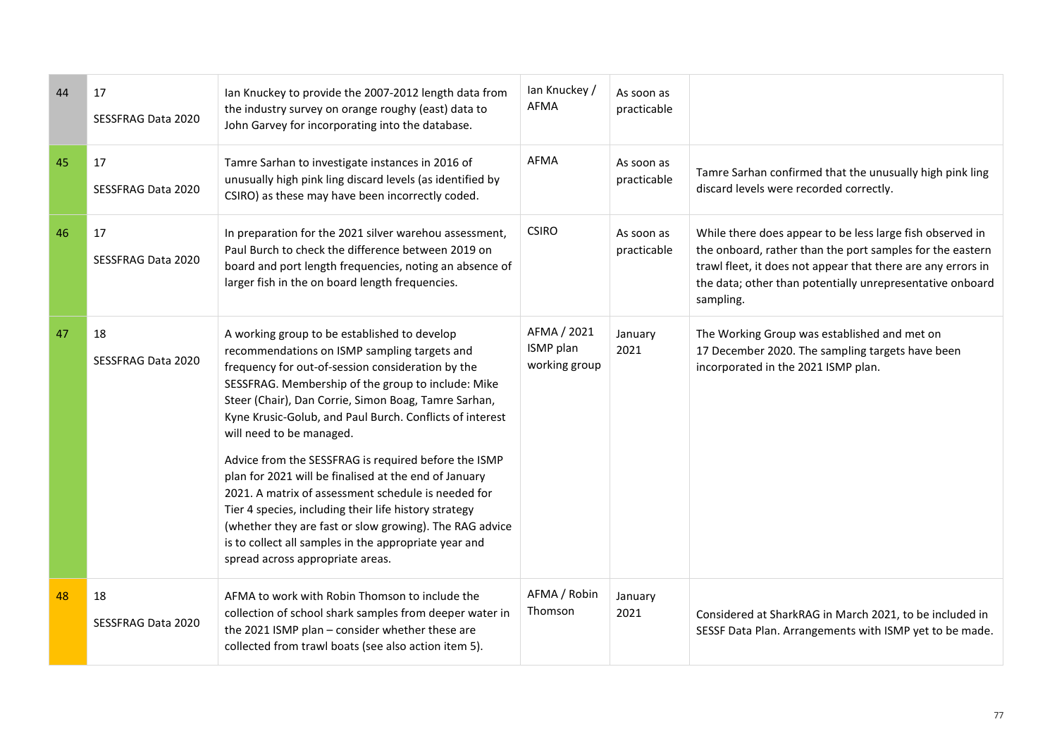| 44 | 17<br>SESSFRAG Data 2020 | Ian Knuckey to provide the 2007-2012 length data from the industry survey on orange roughy (east) data to John Garvey for incorporating into the database. | Ian Knuckey / AFMA | As soon as practicable | |
|---|---|---|---|---|---|
| 45 | 17<br>SESSFRAG Data 2020 | Tamre Sarhan to investigate instances in 2016 of unusually high pink ling discard levels (as identified by CSIRO) as these may have been incorrectly coded. | AFMA | As soon as practicable | Tamre Sarhan confirmed that the unusually high pink ling discard levels were recorded correctly. |
| 46 | 17<br>SESSFRAG Data 2020 | In preparation for the 2021 silver warehou assessment, Paul Burch to check the difference between 2019 on board and port length frequencies, noting an absence of larger fish in the on board length frequencies. | CSIRO | As soon as practicable | While there does appear to be less large fish observed in the onboard, rather than the port samples for the eastern trawl fleet, it does not appear that there are any errors in the data; other than potentially unrepresentative onboard sampling. |
| 47 | 18<br>SESSFRAG Data 2020 | A working group to be established to develop recommendations on ISMP sampling targets and frequency for out-of-session consideration by the SESSFRAG. Membership of the group to include: Mike Steer (Chair), Dan Corrie, Simon Boag, Tamre Sarhan, Kyne Krusic-Golub, and Paul Burch. Conflicts of interest will need to be managed.<br><br>Advice from the SESSFRAG is required before the ISMP plan for 2021 will be finalised at the end of January 2021. A matrix of assessment schedule is needed for Tier 4 species, including their life history strategy (whether they are fast or slow growing). The RAG advice is to collect all samples in the appropriate year and spread across appropriate areas. | AFMA / 2021 ISMP plan working group | January 2021 | The Working Group was established and met on 17 December 2020. The sampling targets have been incorporated in the 2021 ISMP plan. |
| 48 | 18<br>SESSFRAG Data 2020 | AFMA to work with Robin Thomson to include the collection of school shark samples from deeper water in the 2021 ISMP plan – consider whether these are collected from trawl boats (see also action item 5). | AFMA / Robin Thomson | January 2021 | Considered at SharkRAG in March 2021, to be included in SESSF Data Plan. Arrangements with ISMP yet to be made. |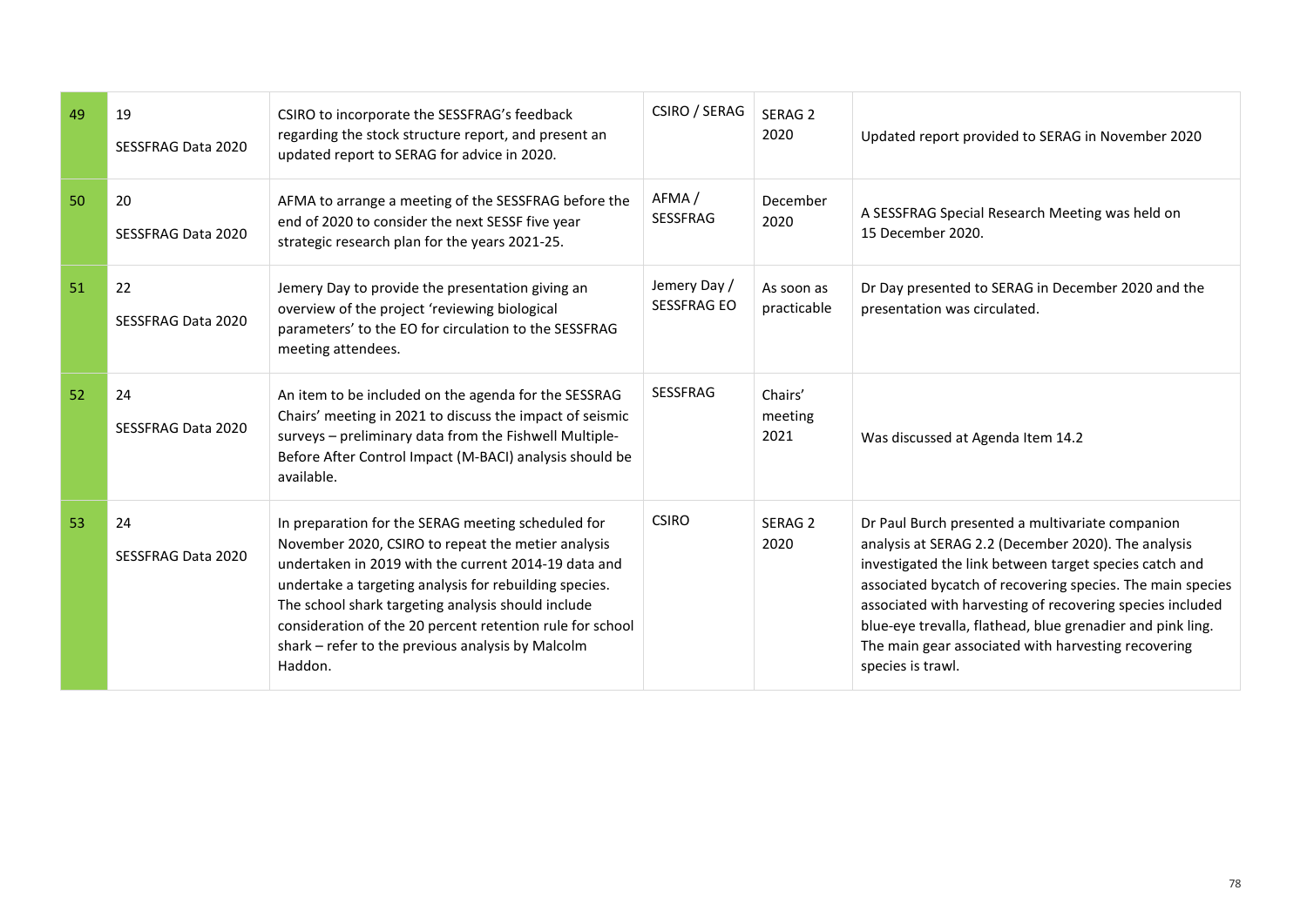| | | | | | |
|---|---|---|---|---|---|
| 49 | 19<br>SESSFRAG Data 2020 | CSIRO to incorporate the SESSFRAG's feedback regarding the stock structure report, and present an updated report to SERAG for advice in 2020. | CSIRO / SERAG | SERAG 2 2020 | Updated report provided to SERAG in November 2020 |
| 50 | 20<br>SESSFRAG Data 2020 | AFMA to arrange a meeting of the SESSFRAG before the end of 2020 to consider the next SESSF five year strategic research plan for the years 2021-25. | AFMA / SESSFRAG | December 2020 | A SESSFRAG Special Research Meeting was held on 15 December 2020. |
| 51 | 22<br>SESSFRAG Data 2020 | Jemery Day to provide the presentation giving an overview of the project 'reviewing biological parameters' to the EO for circulation to the SESSFRAG meeting attendees. | Jemery Day / SESSFRAG EO | As soon as practicable | Dr Day presented to SERAG in December 2020 and the presentation was circulated. |
| 52 | 24<br>SESSFRAG Data 2020 | An item to be included on the agenda for the SESSRAG Chairs' meeting in 2021 to discuss the impact of seismic surveys – preliminary data from the Fishwell Multiple-Before After Control Impact (M-BACI) analysis should be available. | SESSFRAG | Chairs' meeting 2021 | Was discussed at Agenda Item 14.2 |
| 53 | 24<br>SESSFRAG Data 2020 | In preparation for the SERAG meeting scheduled for November 2020, CSIRO to repeat the metier analysis undertaken in 2019 with the current 2014-19 data and undertake a targeting analysis for rebuilding species. The school shark targeting analysis should include consideration of the 20 percent retention rule for school shark – refer to the previous analysis by Malcolm Haddon. | CSIRO | SERAG 2 2020 | Dr Paul Burch presented a multivariate companion analysis at SERAG 2.2 (December 2020). The analysis investigated the link between target species catch and associated bycatch of recovering species. The main species associated with harvesting of recovering species included blue-eye trevalla, flathead, blue grenadier and pink ling. The main gear associated with harvesting recovering species is trawl. |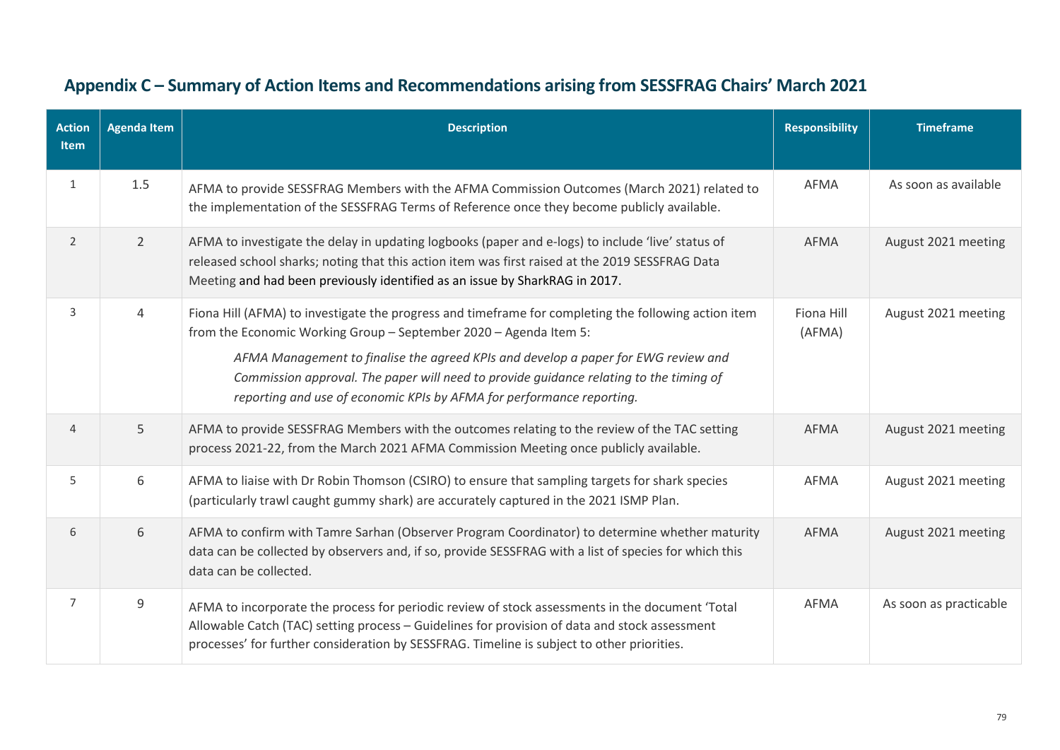## Appendix C – Summary of Action Items and Recommendations arising from SESSFRAG Chairs' March 2021

| Action Item | Agenda Item | Description | Responsibility | Timeframe |
|---|---|---|---|---|
| 1 | 1.5 | AFMA to provide SESSFRAG Members with the AFMA Commission Outcomes (March 2021) related to the implementation of the SESSFRAG Terms of Reference once they become publicly available. | AFMA | As soon as available |
| 2 | 2 | AFMA to investigate the delay in updating logbooks (paper and e-logs) to include 'live' status of released school sharks; noting that this action item was first raised at the 2019 SESSFRAG Data Meeting and had been previously identified as an issue by SharkRAG in 2017. | AFMA | August 2021 meeting |
| 3 | 4 | Fiona Hill (AFMA) to investigate the progress and timeframe for completing the following action item from the Economic Working Group – September 2020 – Agenda Item 5: *AFMA Management to finalise the agreed KPIs and develop a paper for EWG review and Commission approval. The paper will need to provide guidance relating to the timing of reporting and use of economic KPIs by AFMA for performance reporting.* | Fiona Hill (AFMA) | August 2021 meeting |
| 4 | 5 | AFMA to provide SESSFRAG Members with the outcomes relating to the review of the TAC setting process 2021-22, from the March 2021 AFMA Commission Meeting once publicly available. | AFMA | August 2021 meeting |
| 5 | 6 | AFMA to liaise with Dr Robin Thomson (CSIRO) to ensure that sampling targets for shark species (particularly trawl caught gummy shark) are accurately captured in the 2021 ISMP Plan. | AFMA | August 2021 meeting |
| 6 | 6 | AFMA to confirm with Tamre Sarhan (Observer Program Coordinator) to determine whether maturity data can be collected by observers and, if so, provide SESSFRAG with a list of species for which this data can be collected. | AFMA | August 2021 meeting |
| 7 | 9 | AFMA to incorporate the process for periodic review of stock assessments in the document 'Total Allowable Catch (TAC) setting process – Guidelines for provision of data and stock assessment processes' for further consideration by SESSFRAG. Timeline is subject to other priorities. | AFMA | As soon as practicable |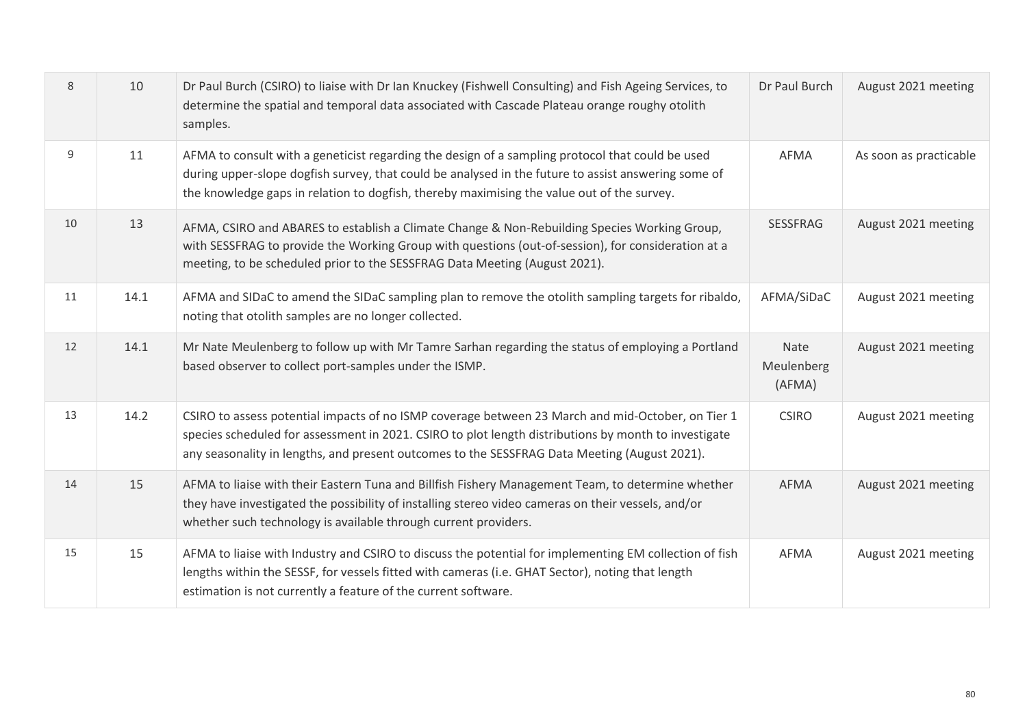| 8 | 10 | Dr Paul Burch (CSIRO) to liaise with Dr Ian Knuckey (Fishwell Consulting) and Fish Ageing Services, to determine the spatial and temporal data associated with Cascade Plateau orange roughy otolith samples. | Dr Paul Burch | August 2021 meeting |
|---|---|---|---|---|
| 9 | 11 | AFMA to consult with a geneticist regarding the design of a sampling protocol that could be used during upper-slope dogfish survey, that could be analysed in the future to assist answering some of the knowledge gaps in relation to dogfish, thereby maximising the value out of the survey. | AFMA | As soon as practicable |
| 10 | 13 | AFMA, CSIRO and ABARES to establish a Climate Change & Non-Rebuilding Species Working Group, with SESSFRAG to provide the Working Group with questions (out-of-session), for consideration at a meeting, to be scheduled prior to the SESSFRAG Data Meeting (August 2021). | SESSFRAG | August 2021 meeting |
| 11 | 14.1 | AFMA and SIDaC to amend the SIDaC sampling plan to remove the otolith sampling targets for ribaldo, noting that otolith samples are no longer collected. | AFMA/SiDaC | August 2021 meeting |
| 12 | 14.1 | Mr Nate Meulenberg to follow up with Mr Tamre Sarhan regarding the status of employing a Portland based observer to collect port-samples under the ISMP. | Nate Meulenberg (AFMA) | August 2021 meeting |
| 13 | 14.2 | CSIRO to assess potential impacts of no ISMP coverage between 23 March and mid-October, on Tier 1 species scheduled for assessment in 2021. CSIRO to plot length distributions by month to investigate any seasonality in lengths, and present outcomes to the SESSFRAG Data Meeting (August 2021). | CSIRO | August 2021 meeting |
| 14 | 15 | AFMA to liaise with their Eastern Tuna and Billfish Fishery Management Team, to determine whether they have investigated the possibility of installing stereo video cameras on their vessels, and/or whether such technology is available through current providers. | AFMA | August 2021 meeting |
| 15 | 15 | AFMA to liaise with Industry and CSIRO to discuss the potential for implementing EM collection of fish lengths within the SESSF, for vessels fitted with cameras (i.e. GHAT Sector), noting that length estimation is not currently a feature of the current software. | AFMA | August 2021 meeting |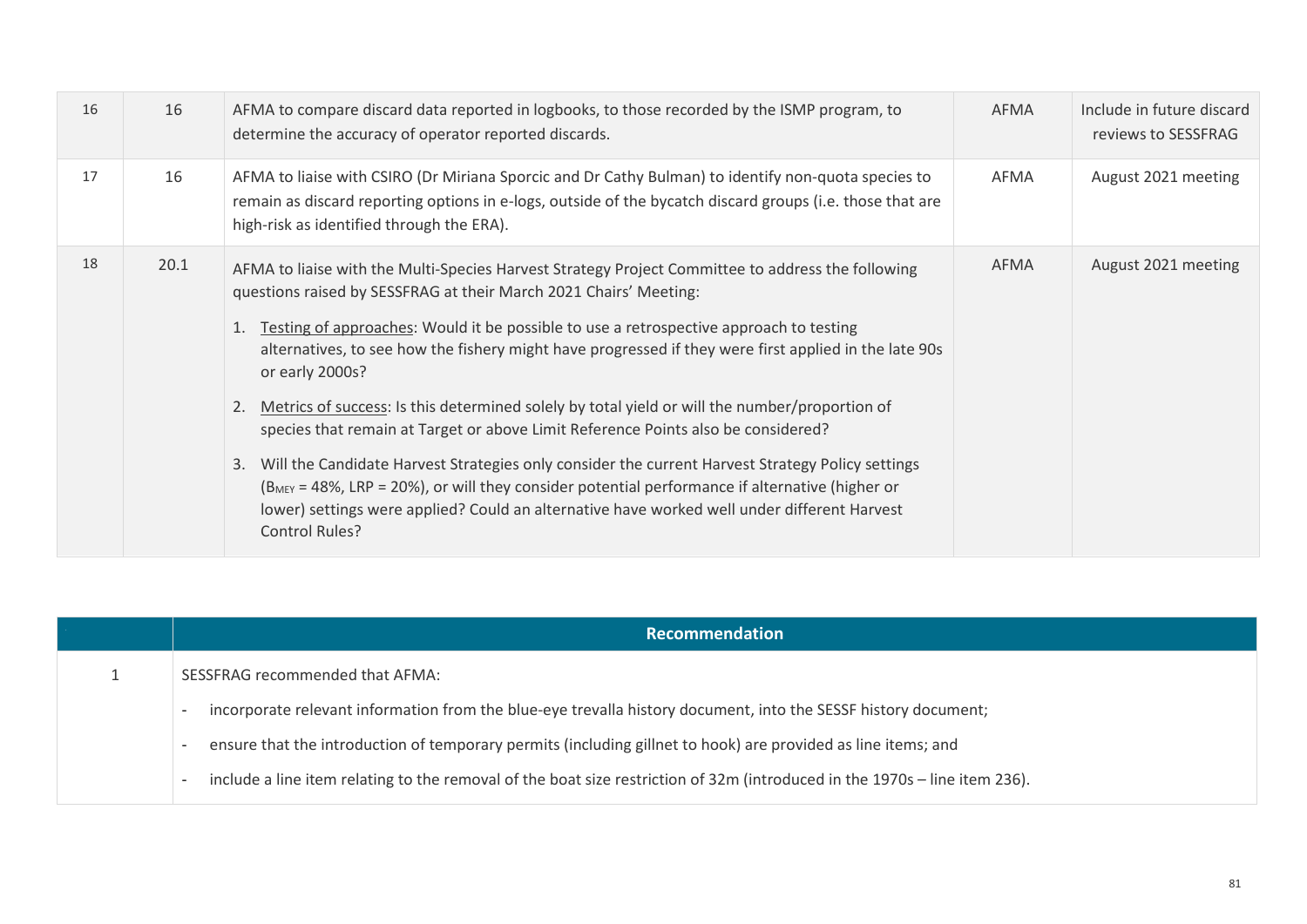| | | | | |
|---|---|---|---|---|
| 16 | 16 | AFMA to compare discard data reported in logbooks, to those recorded by the ISMP program, to determine the accuracy of operator reported discards. | AFMA | Include in future discard reviews to SESSFRAG |
| 17 | 16 | AFMA to liaise with CSIRO (Dr Miriana Sporcic and Dr Cathy Bulman) to identify non-quota species to remain as discard reporting options in e-logs, outside of the bycatch discard groups (i.e. those that are high-risk as identified through the ERA). | AFMA | August 2021 meeting |
| 18 | 20.1 | AFMA to liaise with the Multi-Species Harvest Strategy Project Committee to address the following questions raised by SESSFRAG at their March 2021 Chairs' Meeting:<br>1. Testing of approaches: Would it be possible to use a retrospective approach to testing alternatives, to see how the fishery might have progressed if they were first applied in the late 90s or early 2000s?<br>2. Metrics of success: Is this determined solely by total yield or will the number/proportion of species that remain at Target or above Limit Reference Points also be considered?<br>3. Will the Candidate Harvest Strategies only consider the current Harvest Strategy Policy settings ($B_{MEY}$ = 48%, LRP = 20%), or will they consider potential performance if alternative (higher or lower) settings were applied? Could an alternative have worked well under different Harvest Control Rules? | AFMA | August 2021 meeting |

| | Recommendation |
|---|---|
| 1 | SESSFRAG recommended that AFMA:<br>- incorporate relevant information from the blue-eye trevalla history document, into the SESSF history document;<br>- ensure that the introduction of temporary permits (including gillnet to hook) are provided as line items; and<br>- include a line item relating to the removal of the boat size restriction of 32m (introduced in the 1970s – line item 236). |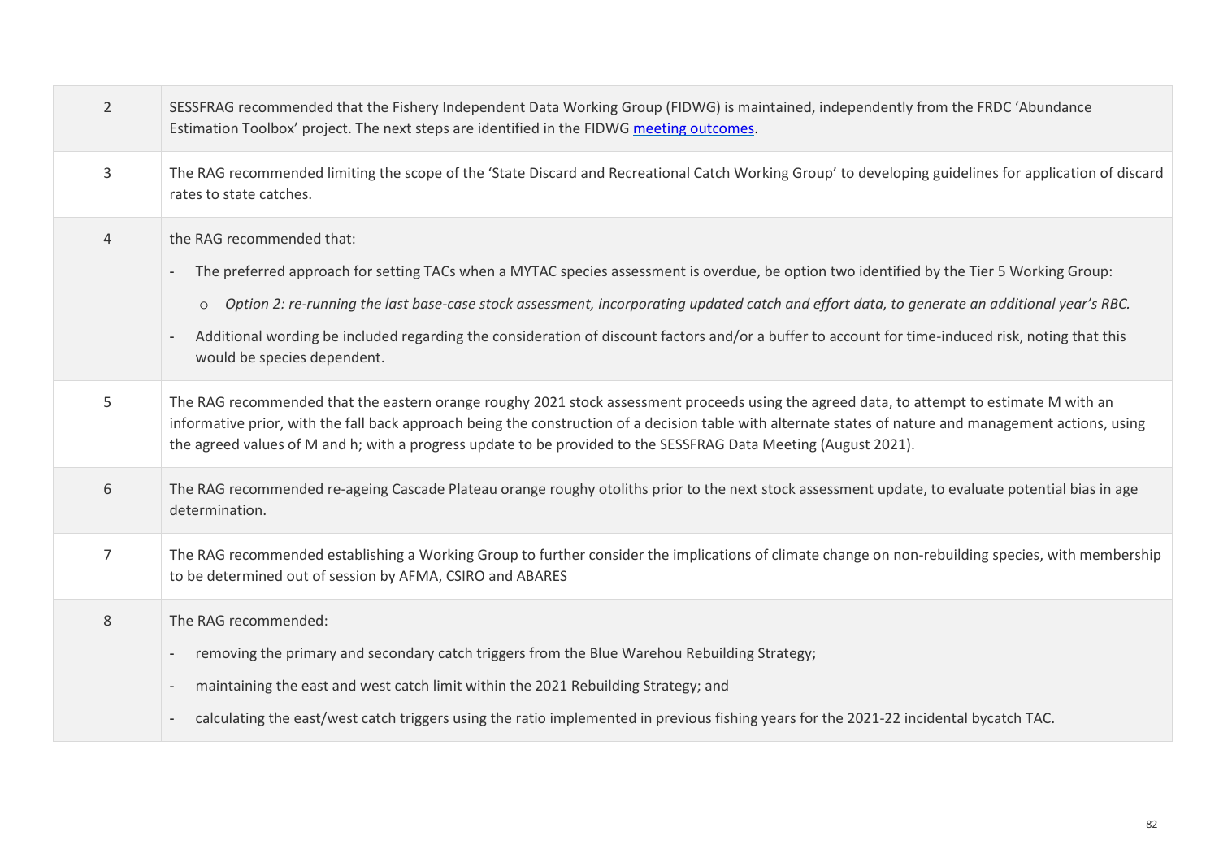| | |
|---|---|
| 2 | SESSFRAG recommended that the Fishery Independent Data Working Group (FIDWG) is maintained, independently from the FRDC 'Abundance Estimation Toolbox' project. The next steps are identified in the FIDWG meeting outcomes. |
| 3 | The RAG recommended limiting the scope of the 'State Discard and Recreational Catch Working Group' to developing guidelines for application of discard rates to state catches. |
| 4 | the RAG recommended that:<br>- The preferred approach for setting TACs when a MYTAC species assessment is overdue, be option two identified by the Tier 5 Working Group:<br>&nbsp;&nbsp;&nbsp;&nbsp;o *Option 2: re-running the last base-case stock assessment, incorporating updated catch and effort data, to generate an additional year's RBC.*<br>- Additional wording be included regarding the consideration of discount factors and/or a buffer to account for time-induced risk, noting that this would be species dependent. |
| 5 | The RAG recommended that the eastern orange roughy 2021 stock assessment proceeds using the agreed data, to attempt to estimate M with an informative prior, with the fall back approach being the construction of a decision table with alternate states of nature and management actions, using the agreed values of M and h; with a progress update to be provided to the SESSFRAG Data Meeting (August 2021). |
| 6 | The RAG recommended re-ageing Cascade Plateau orange roughy otoliths prior to the next stock assessment update, to evaluate potential bias in age determination. |
| 7 | The RAG recommended establishing a Working Group to further consider the implications of climate change on non-rebuilding species, with membership to be determined out of session by AFMA, CSIRO and ABARES |
| 8 | The RAG recommended:<br>- removing the primary and secondary catch triggers from the Blue Warehou Rebuilding Strategy;<br>- maintaining the east and west catch limit within the 2021 Rebuilding Strategy; and<br>- calculating the east/west catch triggers using the ratio implemented in previous fishing years for the 2021-22 incidental bycatch TAC. |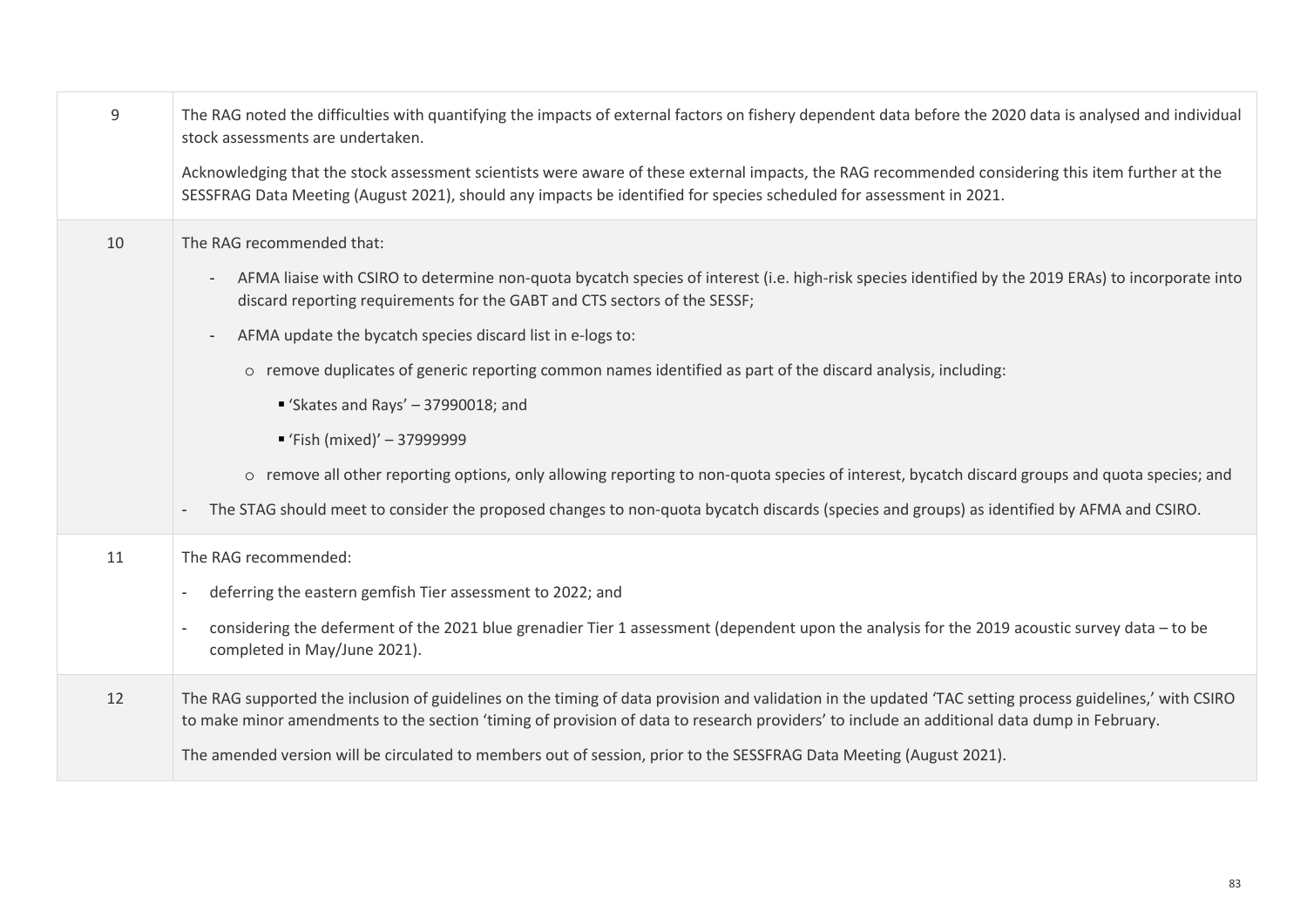| | |
|---|---|
| 9 | The RAG noted the difficulties with quantifying the impacts of external factors on fishery dependent data before the 2020 data is analysed and individual stock assessments are undertaken.<br><br>Acknowledging that the stock assessment scientists were aware of these external impacts, the RAG recommended considering this item further at the SESSFRAG Data Meeting (August 2021), should any impacts be identified for species scheduled for assessment in 2021. |
| 10 | The RAG recommended that:<br><br>- AFMA liaise with CSIRO to determine non-quota bycatch species of interest (i.e. high-risk species identified by the 2019 ERAs) to incorporate into discard reporting requirements for the GABT and CTS sectors of the SESSF;<br>- AFMA update the bycatch species discard list in e-logs to:<br>&nbsp;&nbsp;&nbsp;&nbsp;o remove duplicates of generic reporting common names identified as part of the discard analysis, including:<br>&nbsp;&nbsp;&nbsp;&nbsp;&nbsp;&nbsp;&nbsp;&nbsp;▪ 'Skates and Rays' – 37990018; and<br>&nbsp;&nbsp;&nbsp;&nbsp;&nbsp;&nbsp;&nbsp;&nbsp;▪ 'Fish (mixed)' – 37999999<br>&nbsp;&nbsp;&nbsp;&nbsp;o remove all other reporting options, only allowing reporting to non-quota species of interest, bycatch discard groups and quota species; and<br>- The STAG should meet to consider the proposed changes to non-quota bycatch discards (species and groups) as identified by AFMA and CSIRO. |
| 11 | The RAG recommended:<br><br>- deferring the eastern gemfish Tier assessment to 2022; and<br>- considering the deferment of the 2021 blue grenadier Tier 1 assessment (dependent upon the analysis for the 2019 acoustic survey data – to be completed in May/June 2021). |
| 12 | The RAG supported the inclusion of guidelines on the timing of data provision and validation in the updated 'TAC setting process guidelines,' with CSIRO to make minor amendments to the section 'timing of provision of data to research providers' to include an additional data dump in February.<br><br>The amended version will be circulated to members out of session, prior to the SESSFRAG Data Meeting (August 2021). |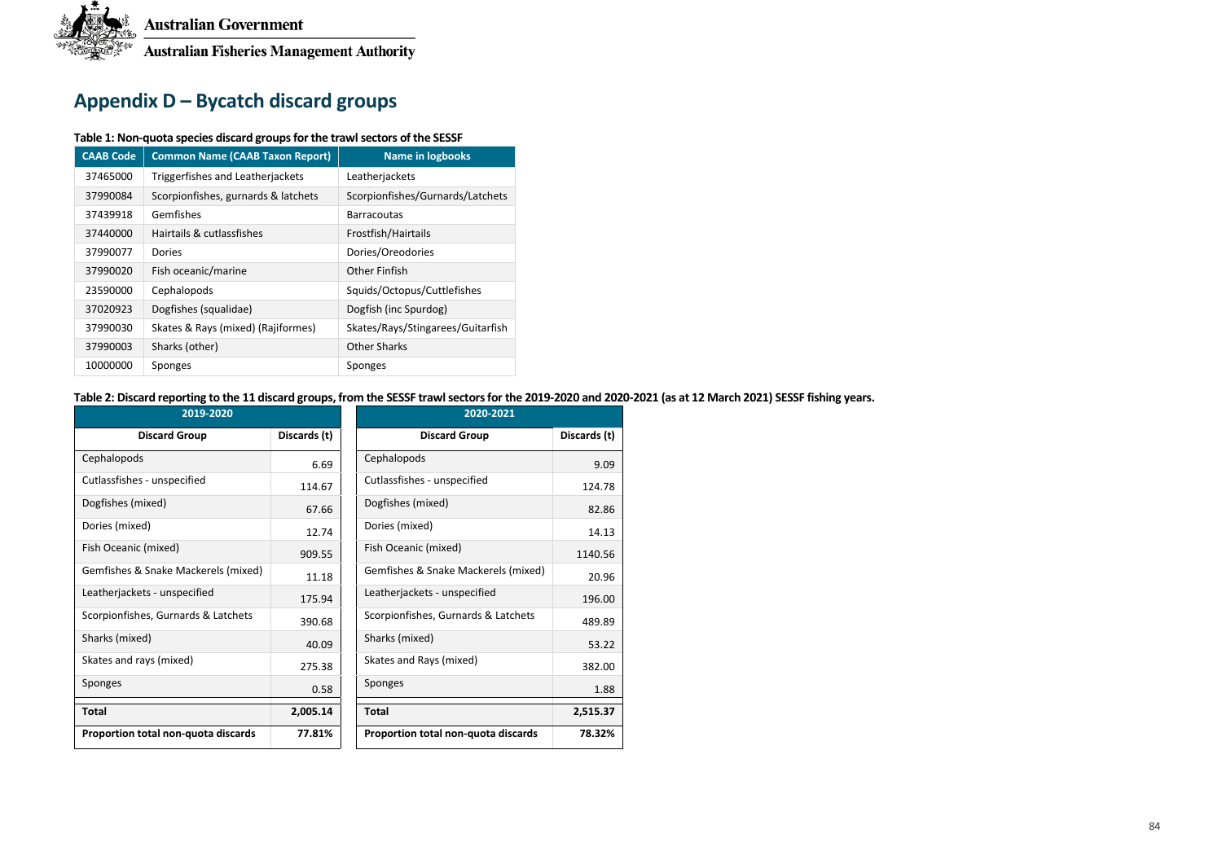# Appendix D – Bycatch discard groups

**Table 1: Non-quota species discard groups for the trawl sectors of the SESSF**

| CAAB Code | Common Name (CAAB Taxon Report) | Name in logbooks |
|---|---|---|
| 37465000 | Triggerfishes and Leatherjackets | Leatherjackets |
| 37990084 | Scorpionfishes, gurnards & latchets | Scorpionfishes/Gurnards/Latchets |
| 37439918 | Gemfishes | Barracoutas |
| 37440000 | Hairtails & cutlassfishes | Frostfish/Hairtails |
| 37990077 | Dories | Dories/Oreodories |
| 37990020 | Fish oceanic/marine | Other Finfish |
| 23590000 | Cephalopods | Squids/Octopus/Cuttlefishes |
| 37020923 | Dogfishes (squalidae) | Dogfish (inc Spurdog) |
| 37990030 | Skates & Rays (mixed) (Rajiformes) | Skates/Rays/Stingarees/Guitarfish |
| 37990003 | Sharks (other) | Other Sharks |
| 10000000 | Sponges | Sponges |

**Table 2: Discard reporting to the 11 discard groups, from the SESSF trawl sectors for the 2019-2020 and 2020-2021 (as at 12 March 2021) SESSF fishing years.**

| 2019-2020 | |
|---|---|
| **Discard Group** | **Discards (t)** |
| Cephalopods | 6.69 |
| Cutlassfishes - unspecified | 114.67 |
| Dogfishes (mixed) | 67.66 |
| Dories (mixed) | 12.74 |
| Fish Oceanic (mixed) | 909.55 |
| Gemfishes & Snake Mackerels (mixed) | 11.18 |
| Leatherjackets - unspecified | 175.94 |
| Scorpionfishes, Gurnards & Latchets | 390.68 |
| Sharks (mixed) | 40.09 |
| Skates and rays (mixed) | 275.38 |
| Sponges | 0.58 |
| **Total** | **2,005.14** |
| **Proportion total non-quota discards** | **77.81%** |

| 2020-2021 | |
|---|---|
| **Discard Group** | **Discards (t)** |
| Cephalopods | 9.09 |
| Cutlassfishes - unspecified | 124.78 |
| Dogfishes (mixed) | 82.86 |
| Dories (mixed) | 14.13 |
| Fish Oceanic (mixed) | 1140.56 |
| Gemfishes & Snake Mackerels (mixed) | 20.96 |
| Leatherjackets - unspecified | 196.00 |
| Scorpionfishes, Gurnards & Latchets | 489.89 |
| Sharks (mixed) | 53.22 |
| Skates and Rays (mixed) | 382.00 |
| Sponges | 1.88 |
| **Total** | **2,515.37** |
| **Proportion total non-quota discards** | **78.32%** |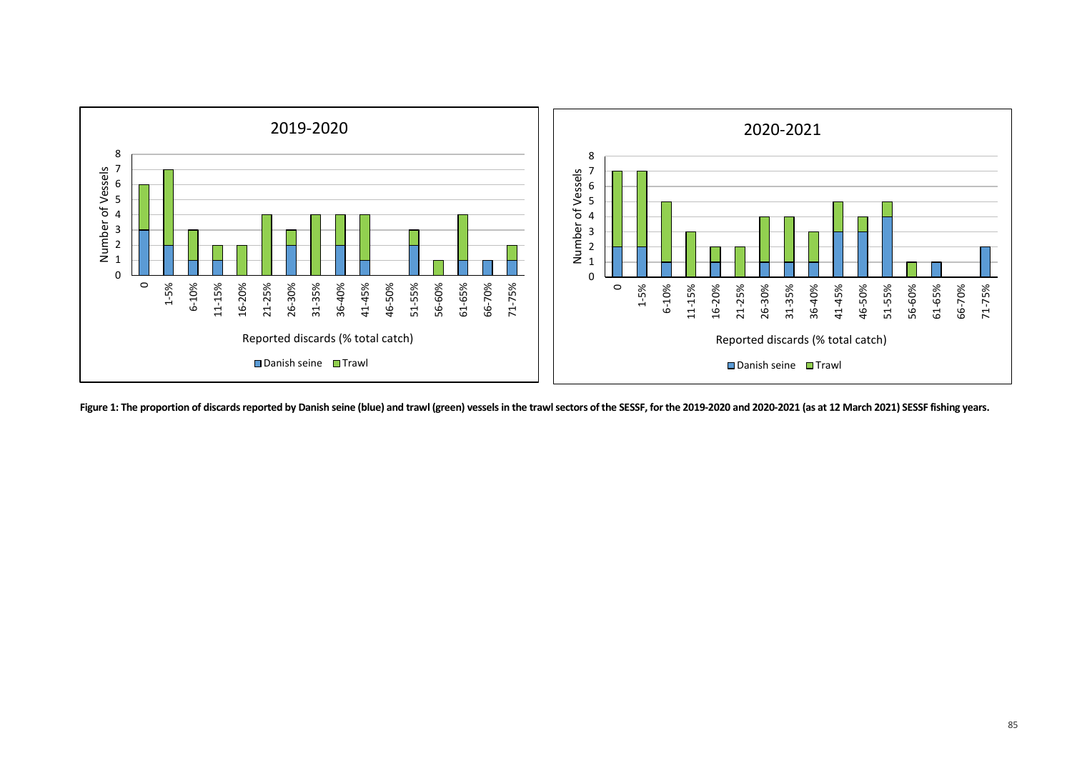**Figure 1: The proportion of discards reported by Danish seine (blue) and trawl (green) vessels in the trawl sectors of the SESSF, for the 2019-2020 and 2020-2021 (as at 12 March 2021) SESSF fishing years.**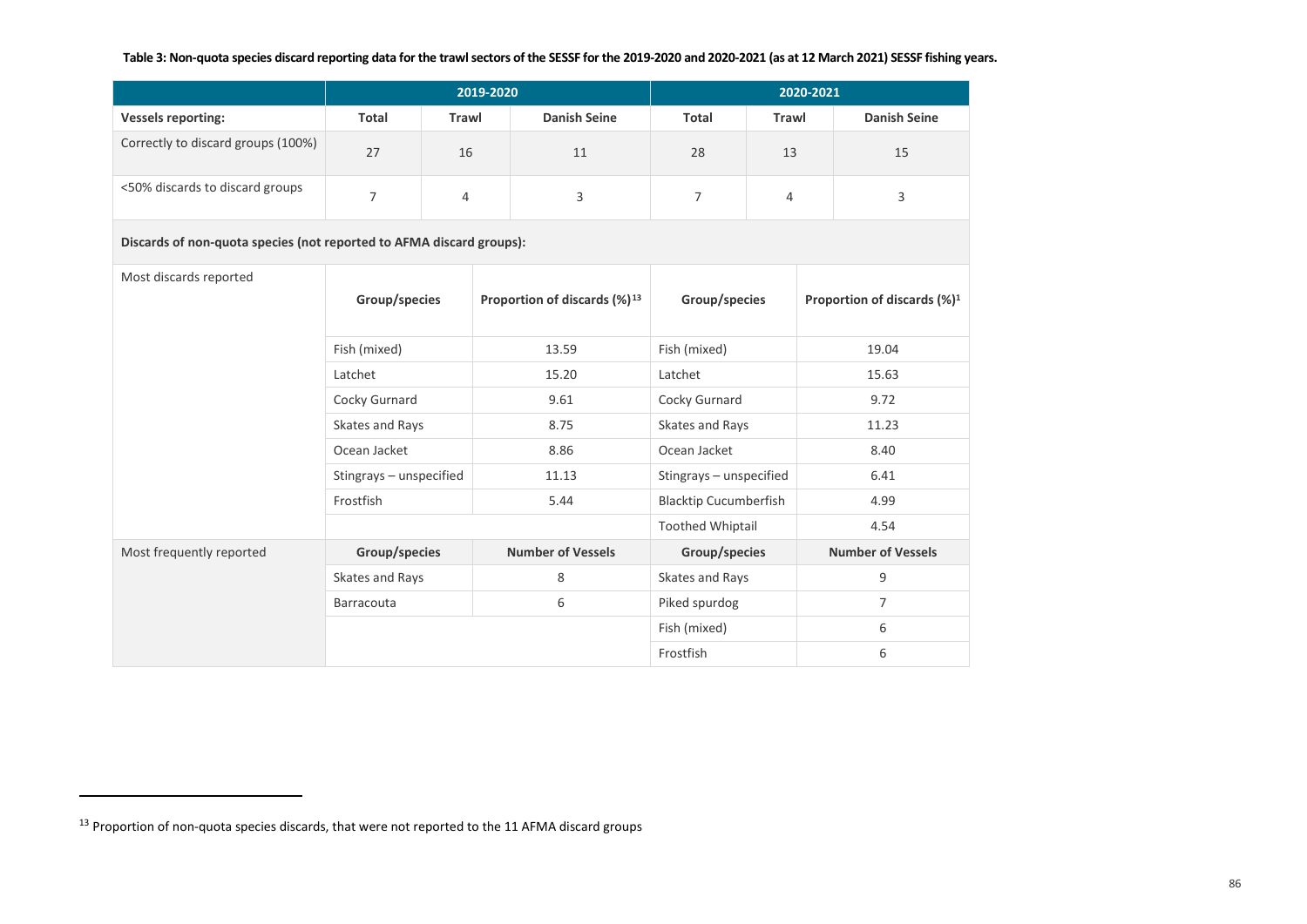**Table 3: Non-quota species discard reporting data for the trawl sectors of the SESSF for the 2019-2020 and 2020-2021 (as at 12 March 2021) SESSF fishing years.**

| | 2019-2020 | | | 2020-2021 | | |
|---|---|---|---|---|---|---|
| **Vessels reporting:** | **Total** | **Trawl** | **Danish Seine** | **Total** | **Trawl** | **Danish Seine** |
| Correctly to discard groups (100%) | 27 | 16 | 11 | 28 | 13 | 15 |
| <50% discards to discard groups | 7 | 4 | 3 | 7 | 4 | 3 |
| **Discards of non-quota species (not reported to AFMA discard groups):** | | | | | | |
| Most discards reported | **Group/species** | **Proportion of discards (%)**[13] | | **Group/species** | **Proportion of discards (%)**[1] | |
| | Fish (mixed) | 13.59 | | Fish (mixed) | 19.04 | |
| | Latchet | 15.20 | | Latchet | 15.63 | |
| | Cocky Gurnard | 9.61 | | Cocky Gurnard | 9.72 | |
| | Skates and Rays | 8.75 | | Skates and Rays | 11.23 | |
| | Ocean Jacket | 8.86 | | Ocean Jacket | 8.40 | |
| | Stingrays – unspecified | 11.13 | | Stingrays – unspecified | 6.41 | |
| | Frostfish | 5.44 | | Blacktip Cucumberfish | 4.99 | |
| | | | | Toothed Whiptail | 4.54 | |
| Most frequently reported | **Group/species** | **Number of Vessels** | | **Group/species** | **Number of Vessels** | |
| | Skates and Rays | 8 | | Skates and Rays | 9 | |
| | Barracouta | 6 | | Piked spurdog | 7 | |
| | | | | Fish (mixed) | 6 | |
| | | | | Frostfish | 6 | |

[13] Proportion of non-quota species discards, that were not reported to the 11 AFMA discard groups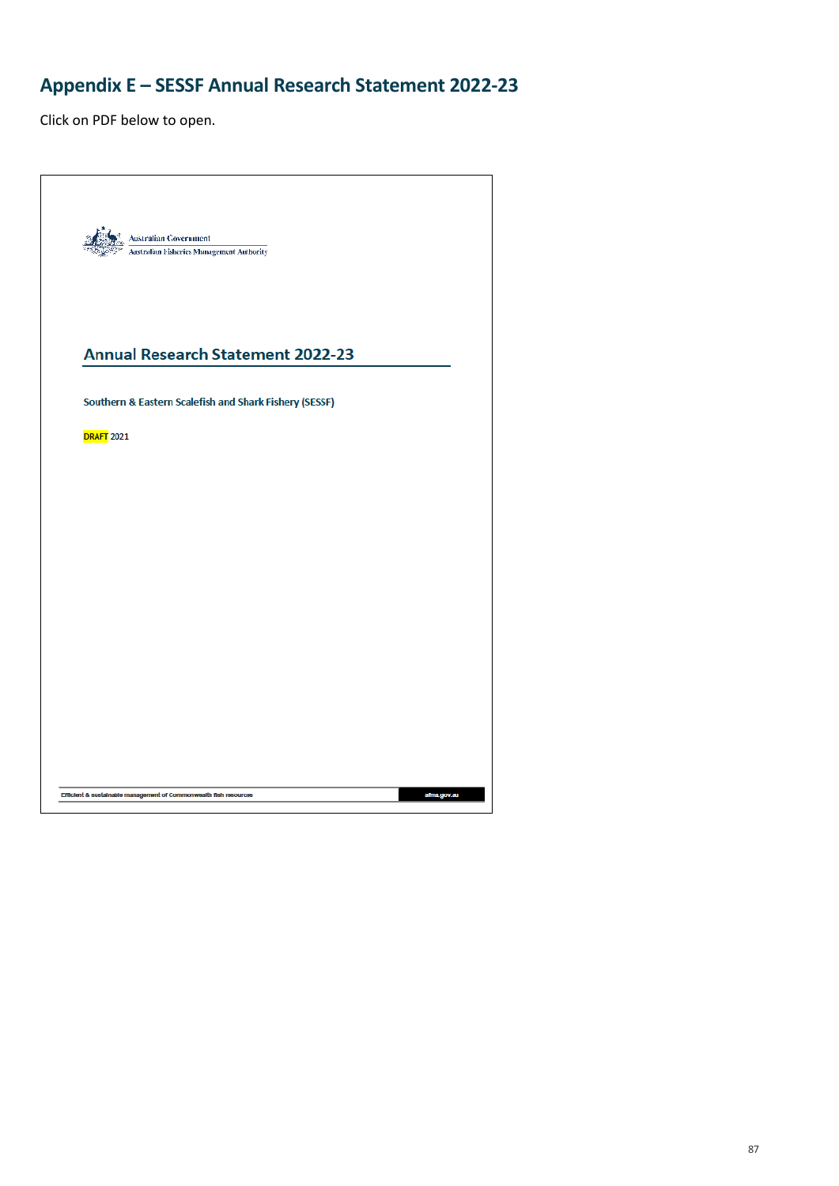## Appendix E – SESSF Annual Research Statement 2022-23

Click on PDF below to open.

Australian Government
Australian Fisheries Management Authority

### Annual Research Statement 2022-23

**Southern & Eastern Scalefish and Shark Fishery (SESSF)**

**DRAFT** 2021

Efficient & sustainable management of Commonwealth fish resources

afma.gov.au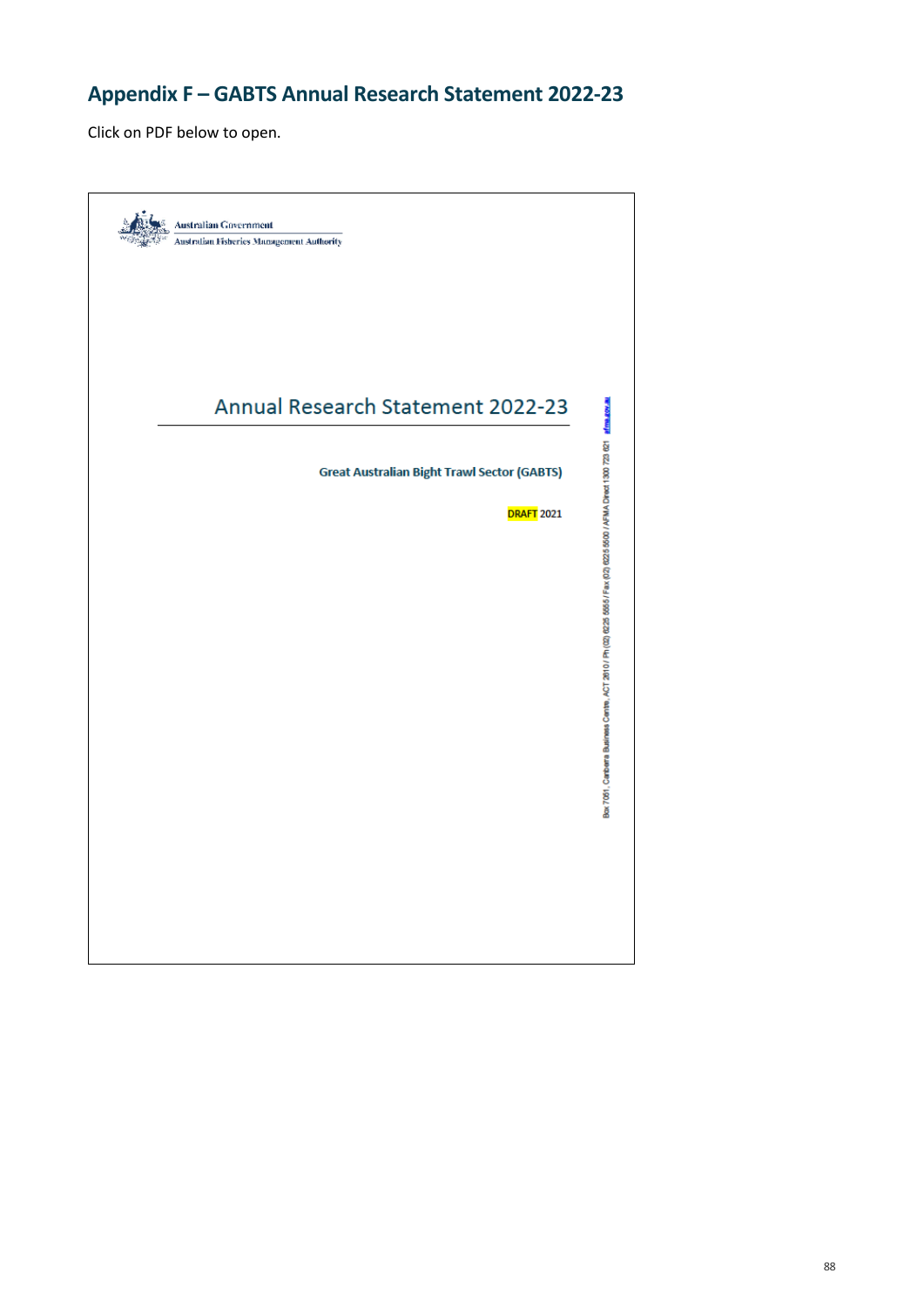## Appendix F – GABTS Annual Research Statement 2022-23

Click on PDF below to open.

Australian Government

Australian Fisheries Management Authority

# Annual Research Statement 2022-23

**Great Australian Bight Trawl Sector (GABTS)**

**DRAFT** 2021

Box 7051, Canberra Business Centre, ACT 2610 / Ph (02) 6225 5555 / Fax (02) 6225 5500 / AFMA Direct 1300 723 621 afma.gov.au